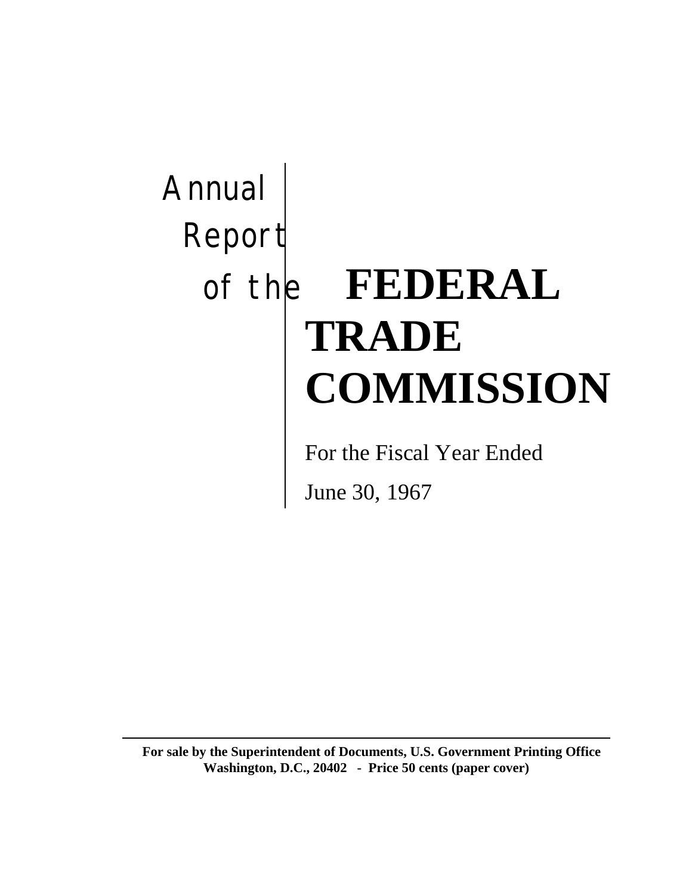Annual Report of the

# FEDERAL TRADE COMMISSION

For the Fiscal Year Ended

June 30, 1967

---

**For sale by the Superintendent of Documents, U.S. Government Printing Office Washington, D.C., 20402 - Price 50 cents (paper cover)**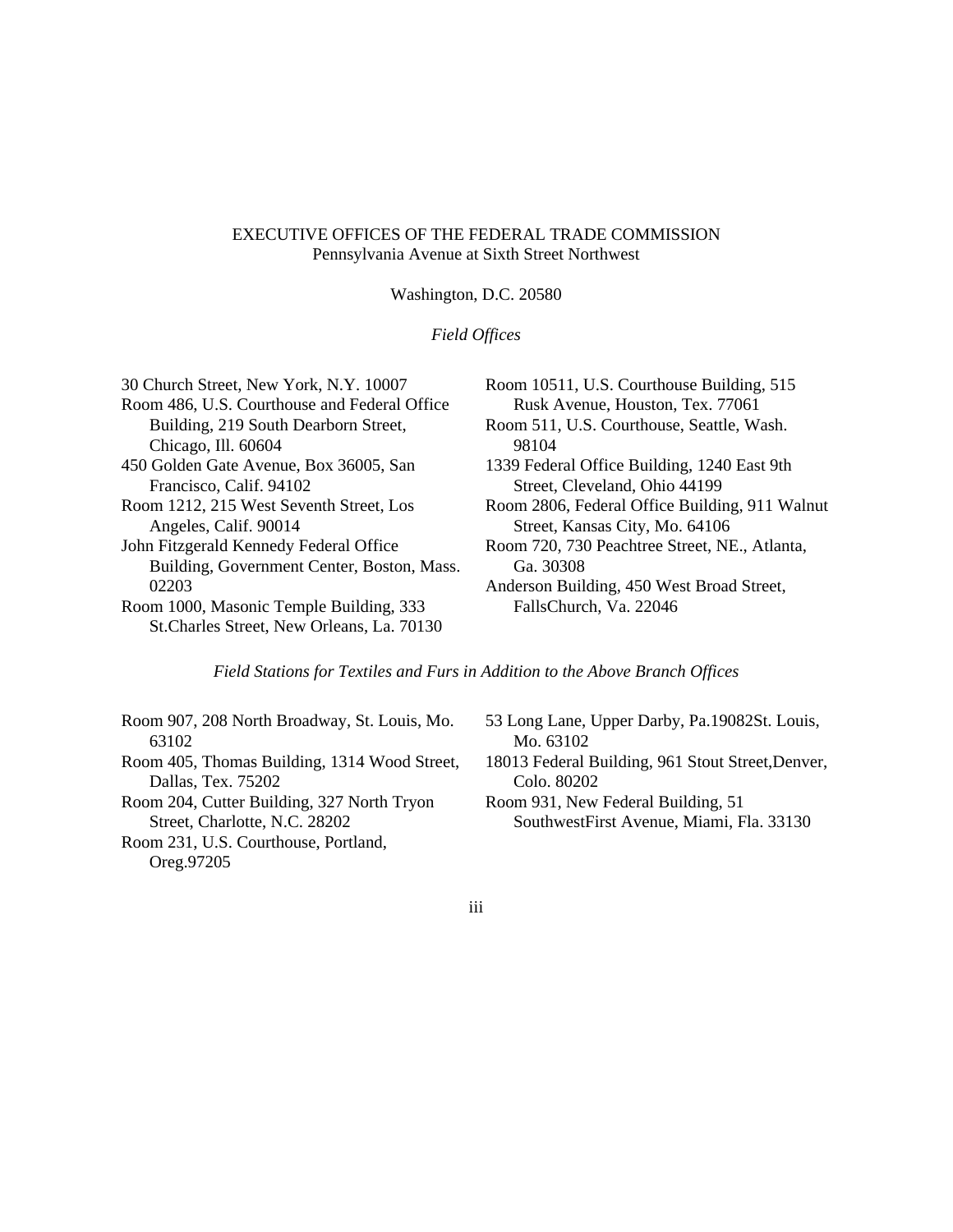EXECUTIVE OFFICES OF THE FEDERAL TRADE COMMISSION
Pennsylvania Avenue at Sixth Street Northwest

Washington, D.C. 20580

*Field Offices*

30 Church Street, New York, N.Y. 10007

Room 486, U.S. Courthouse and Federal Office Building, 219 South Dearborn Street, Chicago, Ill. 60604

450 Golden Gate Avenue, Box 36005, San Francisco, Calif. 94102

Room 1212, 215 West Seventh Street, Los Angeles, Calif. 90014

John Fitzgerald Kennedy Federal Office Building, Government Center, Boston, Mass. 02203

Room 1000, Masonic Temple Building, 333 St.Charles Street, New Orleans, La. 70130

Room 10511, U.S. Courthouse Building, 515 Rusk Avenue, Houston, Tex. 77061

Room 511, U.S. Courthouse, Seattle, Wash. 98104

1339 Federal Office Building, 1240 East 9th Street, Cleveland, Ohio 44199

Room 2806, Federal Office Building, 911 Walnut Street, Kansas City, Mo. 64106

Room 720, 730 Peachtree Street, NE., Atlanta, Ga. 30308

Anderson Building, 450 West Broad Street, FallsChurch, Va. 22046

*Field Stations for Textiles and Furs in Addition to the Above Branch Offices*

Room 907, 208 North Broadway, St. Louis, Mo. 63102

Room 405, Thomas Building, 1314 Wood Street, Dallas, Tex. 75202

Room 204, Cutter Building, 327 North Tryon Street, Charlotte, N.C. 28202

Room 231, U.S. Courthouse, Portland, Oreg.97205

53 Long Lane, Upper Darby, Pa.19082St. Louis, Mo. 63102

18013 Federal Building, 961 Stout Street,Denver, Colo. 80202

Room 931, New Federal Building, 51 SouthwestFirst Avenue, Miami, Fla. 33130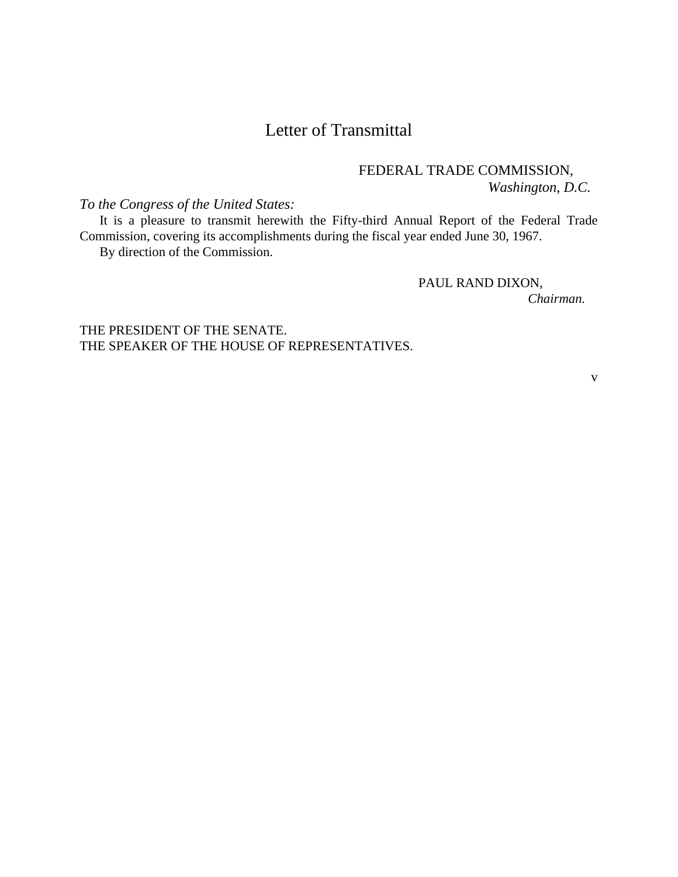# Letter of Transmittal

FEDERAL TRADE COMMISSION,
*Washington, D.C.*

*To the Congress of the United States:*

It is a pleasure to transmit herewith the Fifty-third Annual Report of the Federal Trade Commission, covering its accomplishments during the fiscal year ended June 30, 1967.

By direction of the Commission.

PAUL RAND DIXON,
*Chairman.*

THE PRESIDENT OF THE SENATE.
THE SPEAKER OF THE HOUSE OF REPRESENTATIVES.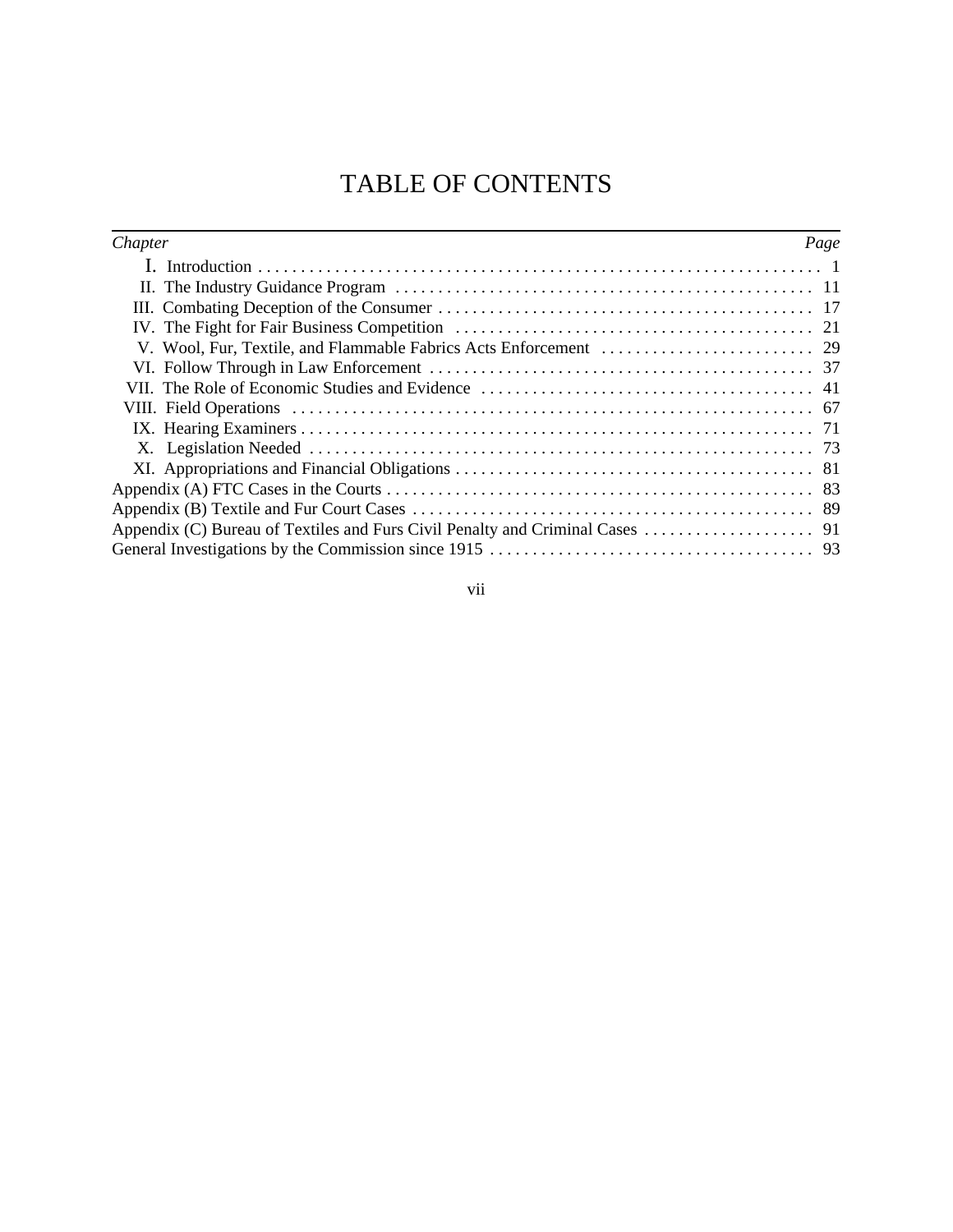# TABLE OF CONTENTS

| *Chapter* | *Page* |
|---|---|
| I. Introduction | 1 |
| II. The Industry Guidance Program | 11 |
| III. Combating Deception of the Consumer | 17 |
| IV. The Fight for Fair Business Competition | 21 |
| V. Wool, Fur, Textile, and Flammable Fabrics Acts Enforcement | 29 |
| VI. Follow Through in Law Enforcement | 37 |
| VII. The Role of Economic Studies and Evidence | 41 |
| VIII. Field Operations | 67 |
| IX. Hearing Examiners | 71 |
| X. Legislation Needed | 73 |
| XI. Appropriations and Financial Obligations | 81 |
| Appendix (A) FTC Cases in the Courts | 83 |
| Appendix (B) Textile and Fur Court Cases | 89 |
| Appendix (C) Bureau of Textiles and Furs Civil Penalty and Criminal Cases | 91 |
| General Investigations by the Commission since 1915 | 93 |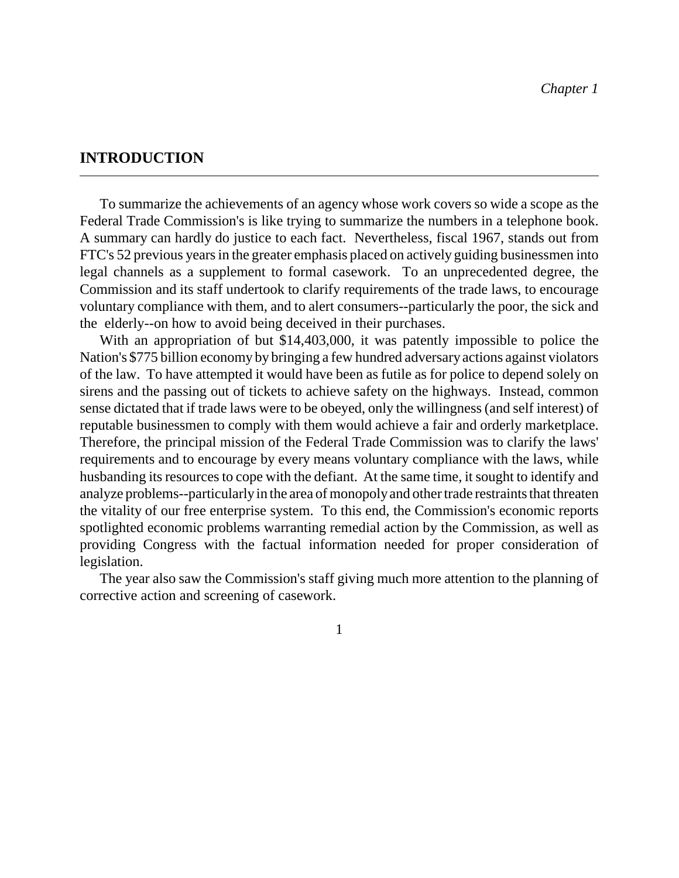*Chapter 1*

## INTRODUCTION

To summarize the achievements of an agency whose work covers so wide a scope as the Federal Trade Commission's is like trying to summarize the numbers in a telephone book. A summary can hardly do justice to each fact. Nevertheless, fiscal 1967, stands out from FTC's 52 previous years in the greater emphasis placed on actively guiding businessmen into legal channels as a supplement to formal casework. To an unprecedented degree, the Commission and its staff undertook to clarify requirements of the trade laws, to encourage voluntary compliance with them, and to alert consumers--particularly the poor, the sick and the elderly--on how to avoid being deceived in their purchases.

With an appropriation of but $14,403,000, it was patently impossible to police the Nation's $775 billion economy by bringing a few hundred adversary actions against violators of the law. To have attempted it would have been as futile as for police to depend solely on sirens and the passing out of tickets to achieve safety on the highways. Instead, common sense dictated that if trade laws were to be obeyed, only the willingness (and self interest) of reputable businessmen to comply with them would achieve a fair and orderly marketplace. Therefore, the principal mission of the Federal Trade Commission was to clarify the laws' requirements and to encourage by every means voluntary compliance with the laws, while husbanding its resources to cope with the defiant. At the same time, it sought to identify and analyze problems--particularly in the area of monopoly and other trade restraints that threaten the vitality of our free enterprise system. To this end, the Commission's economic reports spotlighted economic problems warranting remedial action by the Commission, as well as providing Congress with the factual information needed for proper consideration of legislation.

The year also saw the Commission's staff giving much more attention to the planning of corrective action and screening of casework.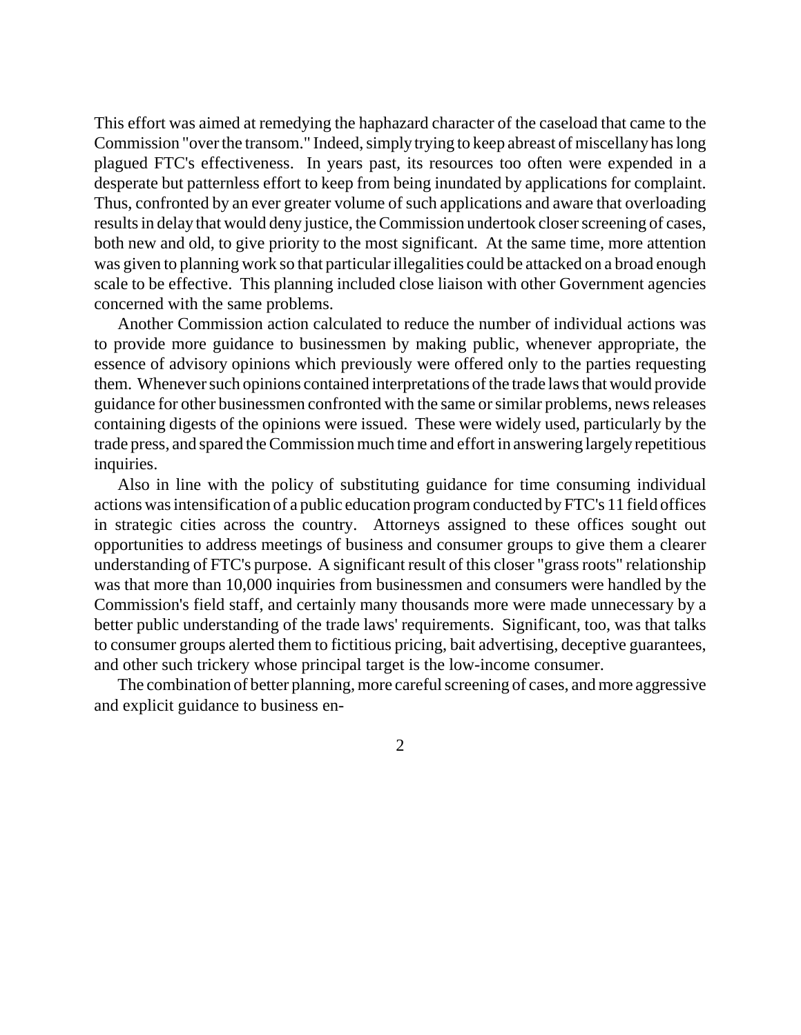This effort was aimed at remedying the haphazard character of the caseload that came to the Commission "over the transom." Indeed, simply trying to keep abreast of miscellany has long plagued FTC's effectiveness. In years past, its resources too often were expended in a desperate but patternless effort to keep from being inundated by applications for complaint. Thus, confronted by an ever greater volume of such applications and aware that overloading results in delay that would deny justice, the Commission undertook closer screening of cases, both new and old, to give priority to the most significant. At the same time, more attention was given to planning work so that particular illegalities could be attacked on a broad enough scale to be effective. This planning included close liaison with other Government agencies concerned with the same problems.

Another Commission action calculated to reduce the number of individual actions was to provide more guidance to businessmen by making public, whenever appropriate, the essence of advisory opinions which previously were offered only to the parties requesting them. Whenever such opinions contained interpretations of the trade laws that would provide guidance for other businessmen confronted with the same or similar problems, news releases containing digests of the opinions were issued. These were widely used, particularly by the trade press, and spared the Commission much time and effort in answering largely repetitious inquiries.

Also in line with the policy of substituting guidance for time consuming individual actions was intensification of a public education program conducted by FTC's 11 field offices in strategic cities across the country. Attorneys assigned to these offices sought out opportunities to address meetings of business and consumer groups to give them a clearer understanding of FTC's purpose. A significant result of this closer "grass roots" relationship was that more than 10,000 inquiries from businessmen and consumers were handled by the Commission's field staff, and certainly many thousands more were made unnecessary by a better public understanding of the trade laws' requirements. Significant, too, was that talks to consumer groups alerted them to fictitious pricing, bait advertising, deceptive guarantees, and other such trickery whose principal target is the low-income consumer.

The combination of better planning, more careful screening of cases, and more aggressive and explicit guidance to business en-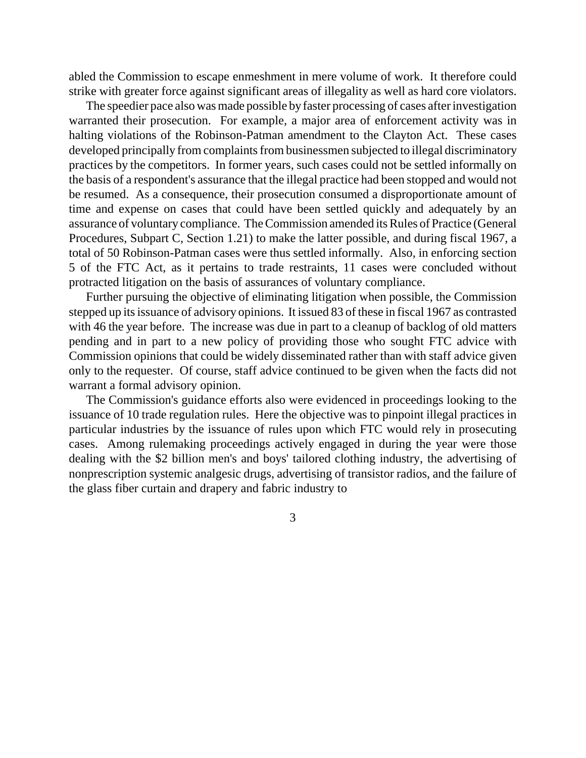abled the Commission to escape enmeshment in mere volume of work. It therefore could strike with greater force against significant areas of illegality as well as hard core violators.

The speedier pace also was made possible by faster processing of cases after investigation warranted their prosecution. For example, a major area of enforcement activity was in halting violations of the Robinson-Patman amendment to the Clayton Act. These cases developed principally from complaints from businessmen subjected to illegal discriminatory practices by the competitors. In former years, such cases could not be settled informally on the basis of a respondent's assurance that the illegal practice had been stopped and would not be resumed. As a consequence, their prosecution consumed a disproportionate amount of time and expense on cases that could have been settled quickly and adequately by an assurance of voluntary compliance. The Commission amended its Rules of Practice (General Procedures, Subpart C, Section 1.21) to make the latter possible, and during fiscal 1967, a total of 50 Robinson-Patman cases were thus settled informally. Also, in enforcing section 5 of the FTC Act, as it pertains to trade restraints, 11 cases were concluded without protracted litigation on the basis of assurances of voluntary compliance.

Further pursuing the objective of eliminating litigation when possible, the Commission stepped up its issuance of advisory opinions. It issued 83 of these in fiscal 1967 as contrasted with 46 the year before. The increase was due in part to a cleanup of backlog of old matters pending and in part to a new policy of providing those who sought FTC advice with Commission opinions that could be widely disseminated rather than with staff advice given only to the requester. Of course, staff advice continued to be given when the facts did not warrant a formal advisory opinion.

The Commission's guidance efforts also were evidenced in proceedings looking to the issuance of 10 trade regulation rules. Here the objective was to pinpoint illegal practices in particular industries by the issuance of rules upon which FTC would rely in prosecuting cases. Among rulemaking proceedings actively engaged in during the year were those dealing with the $2 billion men's and boys' tailored clothing industry, the advertising of nonprescription systemic analgesic drugs, advertising of transistor radios, and the failure of the glass fiber curtain and drapery and fabric industry to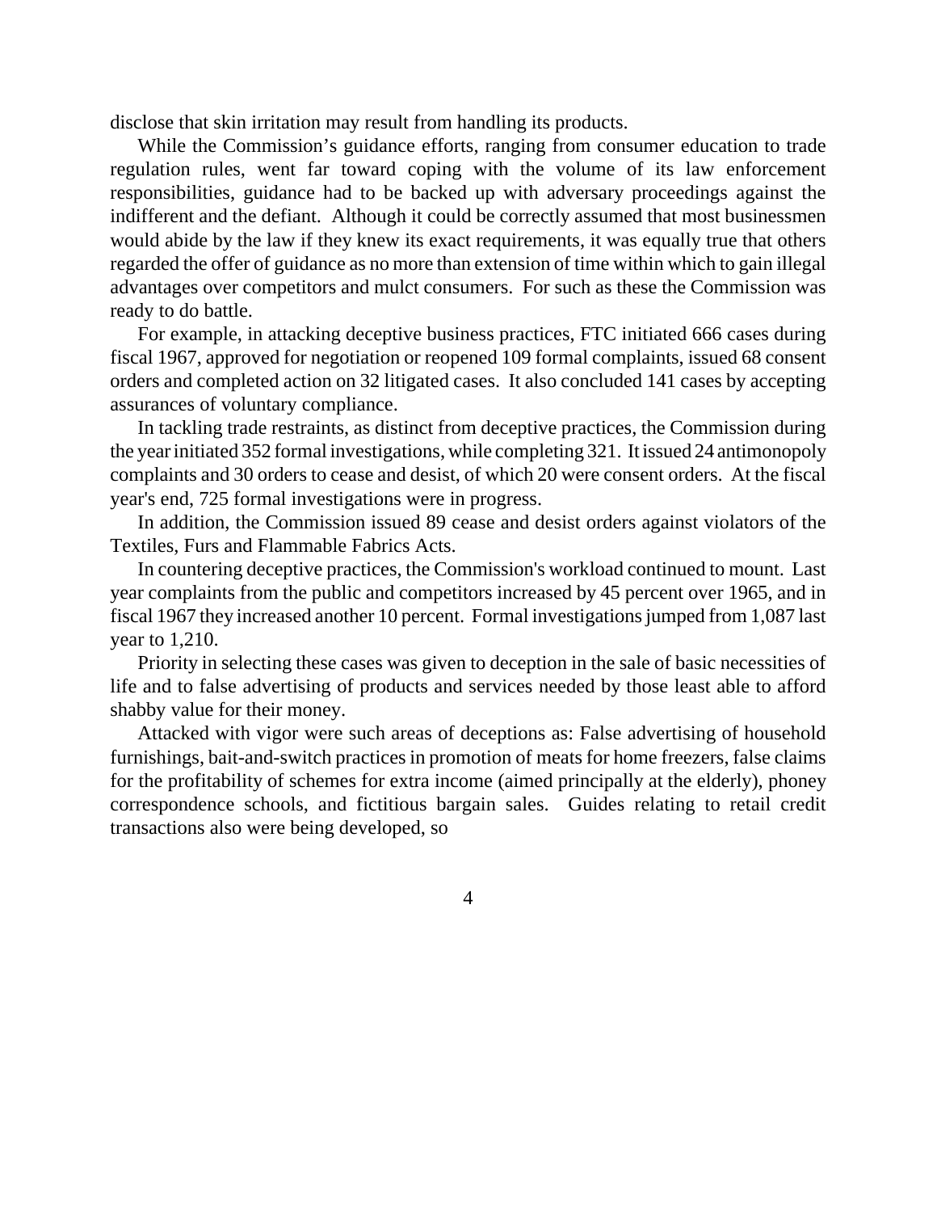disclose that skin irritation may result from handling its products.

While the Commission's guidance efforts, ranging from consumer education to trade regulation rules, went far toward coping with the volume of its law enforcement responsibilities, guidance had to be backed up with adversary proceedings against the indifferent and the defiant. Although it could be correctly assumed that most businessmen would abide by the law if they knew its exact requirements, it was equally true that others regarded the offer of guidance as no more than extension of time within which to gain illegal advantages over competitors and mulct consumers. For such as these the Commission was ready to do battle.

For example, in attacking deceptive business practices, FTC initiated 666 cases during fiscal 1967, approved for negotiation or reopened 109 formal complaints, issued 68 consent orders and completed action on 32 litigated cases. It also concluded 141 cases by accepting assurances of voluntary compliance.

In tackling trade restraints, as distinct from deceptive practices, the Commission during the year initiated 352 formal investigations, while completing 321. It issued 24 antimonopoly complaints and 30 orders to cease and desist, of which 20 were consent orders. At the fiscal year's end, 725 formal investigations were in progress.

In addition, the Commission issued 89 cease and desist orders against violators of the Textiles, Furs and Flammable Fabrics Acts.

In countering deceptive practices, the Commission's workload continued to mount. Last year complaints from the public and competitors increased by 45 percent over 1965, and in fiscal 1967 they increased another 10 percent. Formal investigations jumped from 1,087 last year to 1,210.

Priority in selecting these cases was given to deception in the sale of basic necessities of life and to false advertising of products and services needed by those least able to afford shabby value for their money.

Attacked with vigor were such areas of deceptions as: False advertising of household furnishings, bait-and-switch practices in promotion of meats for home freezers, false claims for the profitability of schemes for extra income (aimed principally at the elderly), phoney correspondence schools, and fictitious bargain sales. Guides relating to retail credit transactions also were being developed, so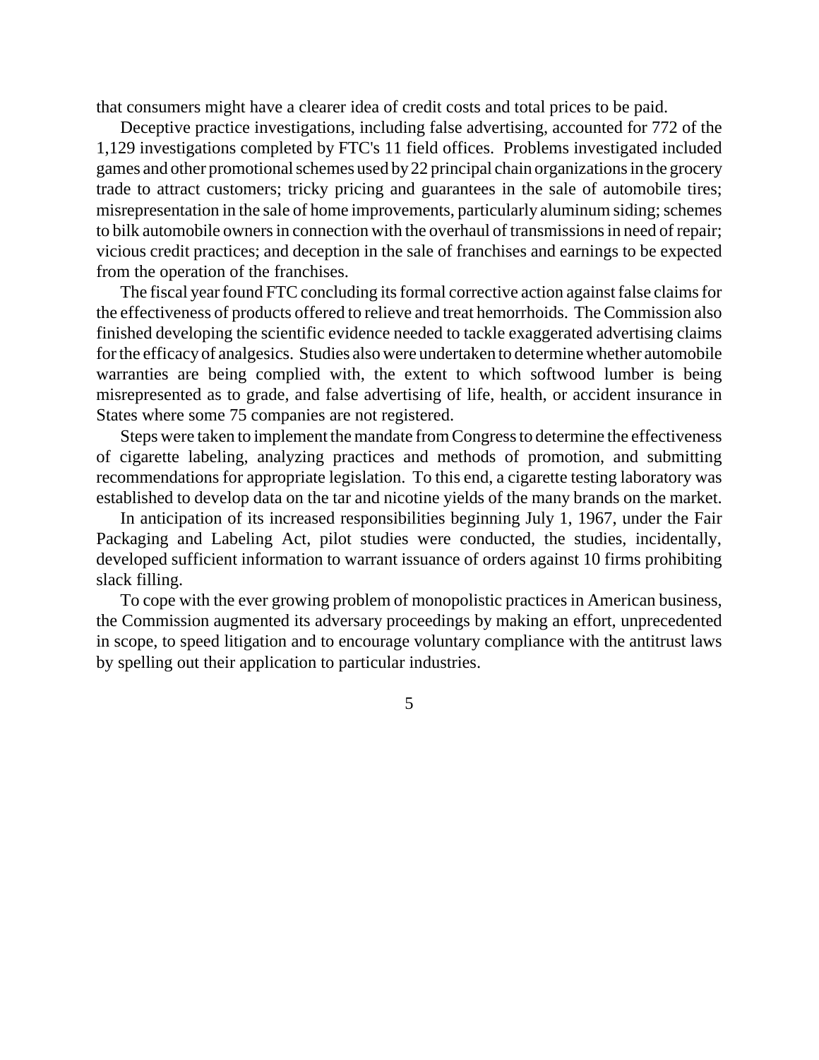that consumers might have a clearer idea of credit costs and total prices to be paid.

Deceptive practice investigations, including false advertising, accounted for 772 of the 1,129 investigations completed by FTC's 11 field offices. Problems investigated included games and other promotional schemes used by 22 principal chain organizations in the grocery trade to attract customers; tricky pricing and guarantees in the sale of automobile tires; misrepresentation in the sale of home improvements, particularly aluminum siding; schemes to bilk automobile owners in connection with the overhaul of transmissions in need of repair; vicious credit practices; and deception in the sale of franchises and earnings to be expected from the operation of the franchises.

The fiscal year found FTC concluding its formal corrective action against false claims for the effectiveness of products offered to relieve and treat hemorrhoids. The Commission also finished developing the scientific evidence needed to tackle exaggerated advertising claims for the efficacy of analgesics. Studies also were undertaken to determine whether automobile warranties are being complied with, the extent to which softwood lumber is being misrepresented as to grade, and false advertising of life, health, or accident insurance in States where some 75 companies are not registered.

Steps were taken to implement the mandate from Congress to determine the effectiveness of cigarette labeling, analyzing practices and methods of promotion, and submitting recommendations for appropriate legislation. To this end, a cigarette testing laboratory was established to develop data on the tar and nicotine yields of the many brands on the market.

In anticipation of its increased responsibilities beginning July 1, 1967, under the Fair Packaging and Labeling Act, pilot studies were conducted, the studies, incidentally, developed sufficient information to warrant issuance of orders against 10 firms prohibiting slack filling.

To cope with the ever growing problem of monopolistic practices in American business, the Commission augmented its adversary proceedings by making an effort, unprecedented in scope, to speed litigation and to encourage voluntary compliance with the antitrust laws by spelling out their application to particular industries.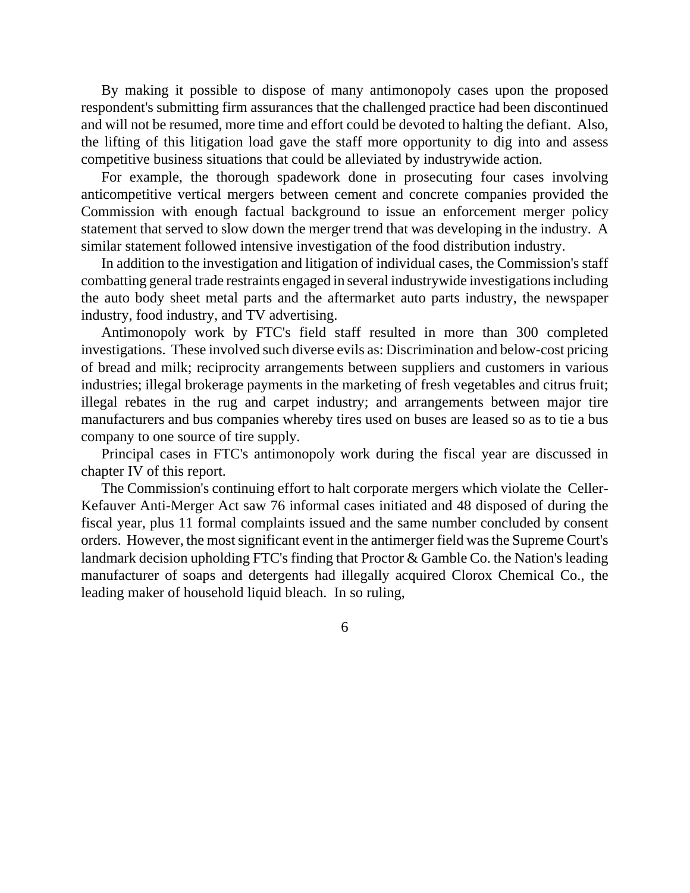By making it possible to dispose of many antimonopoly cases upon the proposed respondent's submitting firm assurances that the challenged practice had been discontinued and will not be resumed, more time and effort could be devoted to halting the defiant. Also, the lifting of this litigation load gave the staff more opportunity to dig into and assess competitive business situations that could be alleviated by industrywide action.

For example, the thorough spadework done in prosecuting four cases involving anticompetitive vertical mergers between cement and concrete companies provided the Commission with enough factual background to issue an enforcement merger policy statement that served to slow down the merger trend that was developing in the industry. A similar statement followed intensive investigation of the food distribution industry.

In addition to the investigation and litigation of individual cases, the Commission's staff combatting general trade restraints engaged in several industrywide investigations including the auto body sheet metal parts and the aftermarket auto parts industry, the newspaper industry, food industry, and TV advertising.

Antimonopoly work by FTC's field staff resulted in more than 300 completed investigations. These involved such diverse evils as: Discrimination and below-cost pricing of bread and milk; reciprocity arrangements between suppliers and customers in various industries; illegal brokerage payments in the marketing of fresh vegetables and citrus fruit; illegal rebates in the rug and carpet industry; and arrangements between major tire manufacturers and bus companies whereby tires used on buses are leased so as to tie a bus company to one source of tire supply.

Principal cases in FTC's antimonopoly work during the fiscal year are discussed in chapter IV of this report.

The Commission's continuing effort to halt corporate mergers which violate the Celler-Kefauver Anti-Merger Act saw 76 informal cases initiated and 48 disposed of during the fiscal year, plus 11 formal complaints issued and the same number concluded by consent orders. However, the most significant event in the antimerger field was the Supreme Court's landmark decision upholding FTC's finding that Proctor & Gamble Co. the Nation's leading manufacturer of soaps and detergents had illegally acquired Clorox Chemical Co., the leading maker of household liquid bleach. In so ruling,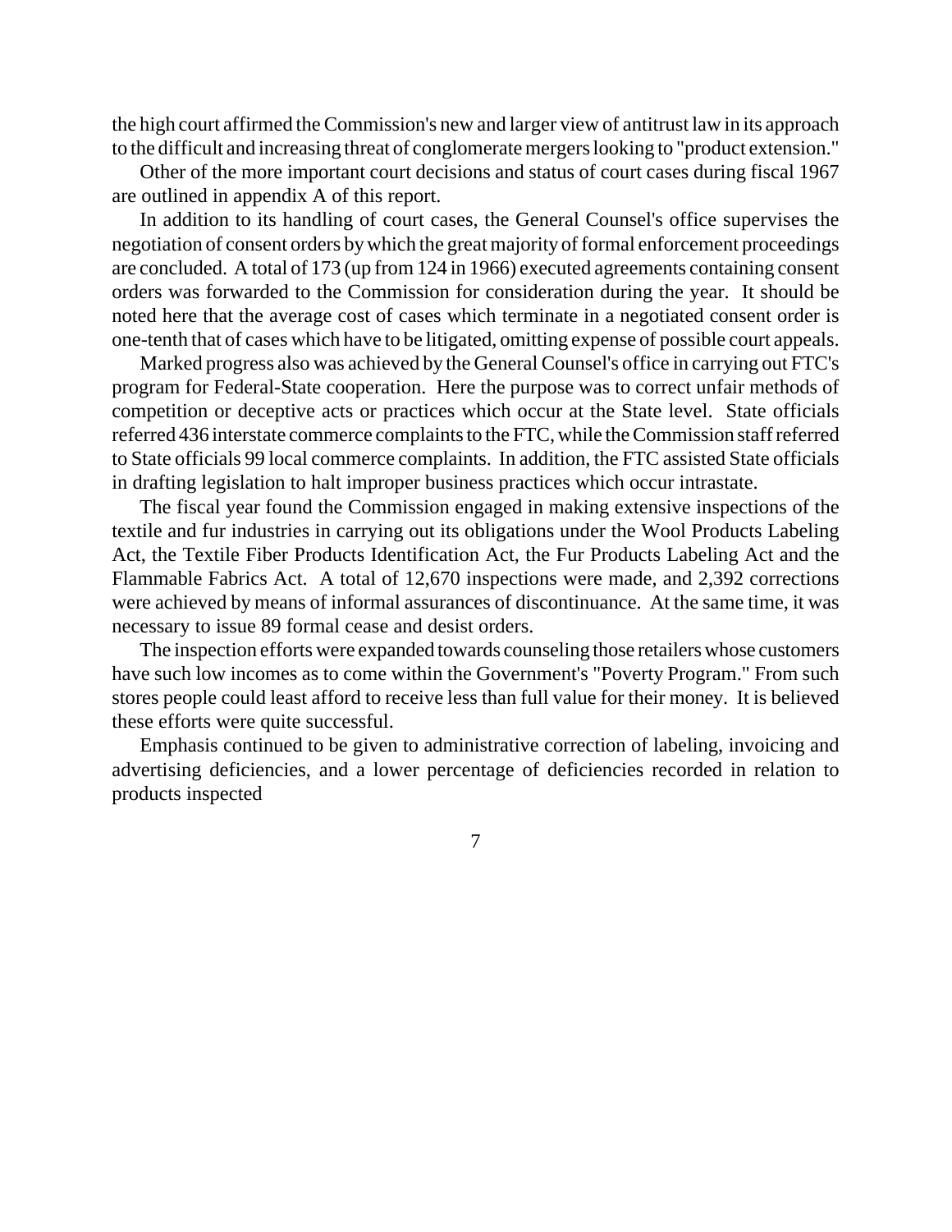the high court affirmed the Commission's new and larger view of antitrust law in its approach to the difficult and increasing threat of conglomerate mergers looking to "product extension."

Other of the more important court decisions and status of court cases during fiscal 1967 are outlined in appendix A of this report.

In addition to its handling of court cases, the General Counsel's office supervises the negotiation of consent orders by which the great majority of formal enforcement proceedings are concluded. A total of 173 (up from 124 in 1966) executed agreements containing consent orders was forwarded to the Commission for consideration during the year. It should be noted here that the average cost of cases which terminate in a negotiated consent order is one-tenth that of cases which have to be litigated, omitting expense of possible court appeals.

Marked progress also was achieved by the General Counsel's office in carrying out FTC's program for Federal-State cooperation. Here the purpose was to correct unfair methods of competition or deceptive acts or practices which occur at the State level. State officials referred 436 interstate commerce complaints to the FTC, while the Commission staff referred to State officials 99 local commerce complaints. In addition, the FTC assisted State officials in drafting legislation to halt improper business practices which occur intrastate.

The fiscal year found the Commission engaged in making extensive inspections of the textile and fur industries in carrying out its obligations under the Wool Products Labeling Act, the Textile Fiber Products Identification Act, the Fur Products Labeling Act and the Flammable Fabrics Act. A total of 12,670 inspections were made, and 2,392 corrections were achieved by means of informal assurances of discontinuance. At the same time, it was necessary to issue 89 formal cease and desist orders.

The inspection efforts were expanded towards counseling those retailers whose customers have such low incomes as to come within the Government's "Poverty Program." From such stores people could least afford to receive less than full value for their money. It is believed these efforts were quite successful.

Emphasis continued to be given to administrative correction of labeling, invoicing and advertising deficiencies, and a lower percentage of deficiencies recorded in relation to products inspected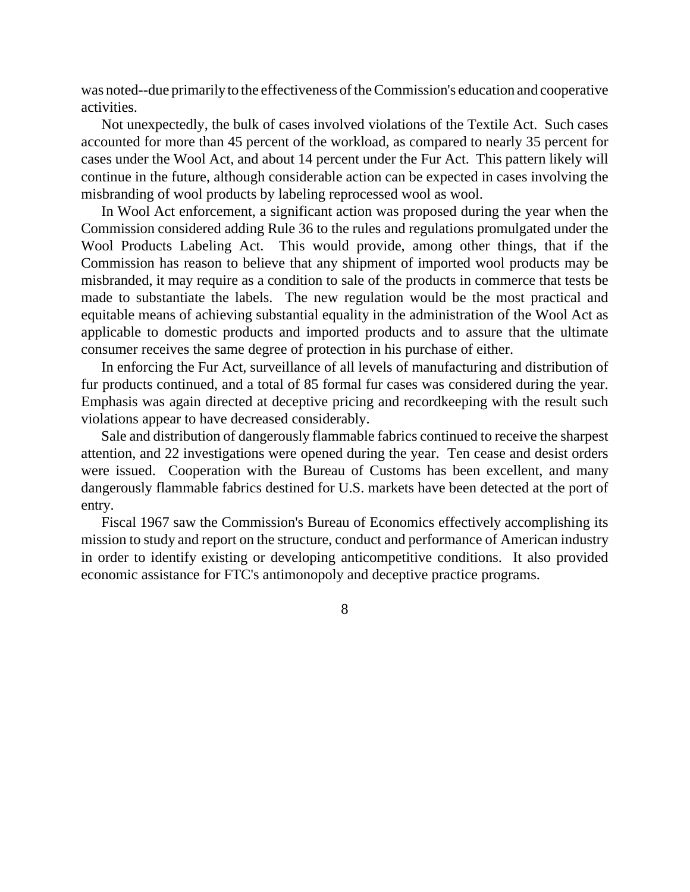was noted--due primarily to the effectiveness of the Commission's education and cooperative activities.

Not unexpectedly, the bulk of cases involved violations of the Textile Act. Such cases accounted for more than 45 percent of the workload, as compared to nearly 35 percent for cases under the Wool Act, and about 14 percent under the Fur Act. This pattern likely will continue in the future, although considerable action can be expected in cases involving the misbranding of wool products by labeling reprocessed wool as wool.

In Wool Act enforcement, a significant action was proposed during the year when the Commission considered adding Rule 36 to the rules and regulations promulgated under the Wool Products Labeling Act. This would provide, among other things, that if the Commission has reason to believe that any shipment of imported wool products may be misbranded, it may require as a condition to sale of the products in commerce that tests be made to substantiate the labels. The new regulation would be the most practical and equitable means of achieving substantial equality in the administration of the Wool Act as applicable to domestic products and imported products and to assure that the ultimate consumer receives the same degree of protection in his purchase of either.

In enforcing the Fur Act, surveillance of all levels of manufacturing and distribution of fur products continued, and a total of 85 formal fur cases was considered during the year. Emphasis was again directed at deceptive pricing and recordkeeping with the result such violations appear to have decreased considerably.

Sale and distribution of dangerously flammable fabrics continued to receive the sharpest attention, and 22 investigations were opened during the year. Ten cease and desist orders were issued. Cooperation with the Bureau of Customs has been excellent, and many dangerously flammable fabrics destined for U.S. markets have been detected at the port of entry.

Fiscal 1967 saw the Commission's Bureau of Economics effectively accomplishing its mission to study and report on the structure, conduct and performance of American industry in order to identify existing or developing anticompetitive conditions. It also provided economic assistance for FTC's antimonopoly and deceptive practice programs.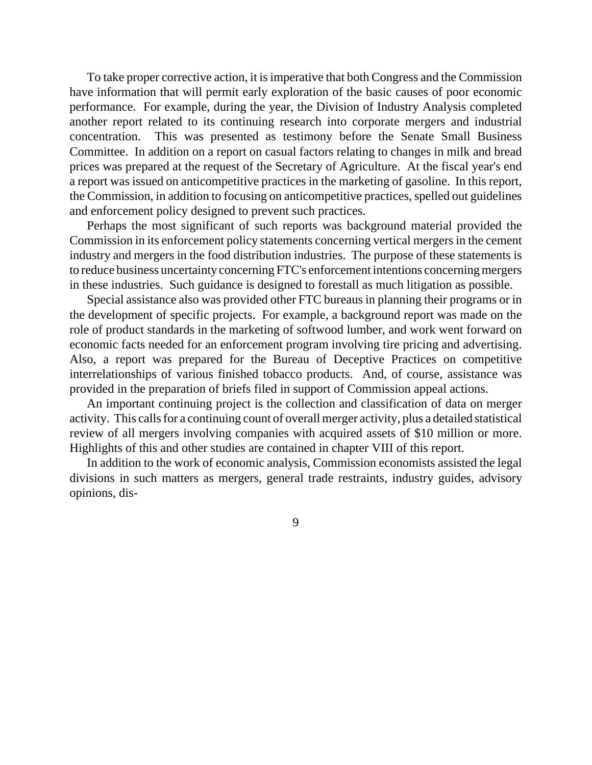To take proper corrective action, it is imperative that both Congress and the Commission have information that will permit early exploration of the basic causes of poor economic performance. For example, during the year, the Division of Industry Analysis completed another report related to its continuing research into corporate mergers and industrial concentration. This was presented as testimony before the Senate Small Business Committee. In addition on a report on casual factors relating to changes in milk and bread prices was prepared at the request of the Secretary of Agriculture. At the fiscal year's end a report was issued on anticompetitive practices in the marketing of gasoline. In this report, the Commission, in addition to focusing on anticompetitive practices, spelled out guidelines and enforcement policy designed to prevent such practices.

Perhaps the most significant of such reports was background material provided the Commission in its enforcement policy statements concerning vertical mergers in the cement industry and mergers in the food distribution industries. The purpose of these statements is to reduce business uncertainty concerning FTC's enforcement intentions concerning mergers in these industries. Such guidance is designed to forestall as much litigation as possible.

Special assistance also was provided other FTC bureaus in planning their programs or in the development of specific projects. For example, a background report was made on the role of product standards in the marketing of softwood lumber, and work went forward on economic facts needed for an enforcement program involving tire pricing and advertising. Also, a report was prepared for the Bureau of Deceptive Practices on competitive interrelationships of various finished tobacco products. And, of course, assistance was provided in the preparation of briefs filed in support of Commission appeal actions.

An important continuing project is the collection and classification of data on merger activity. This calls for a continuing count of overall merger activity, plus a detailed statistical review of all mergers involving companies with acquired assets of $10 million or more. Highlights of this and other studies are contained in chapter VIII of this report.

In addition to the work of economic analysis, Commission economists assisted the legal divisions in such matters as mergers, general trade restraints, industry guides, advisory opinions, dis-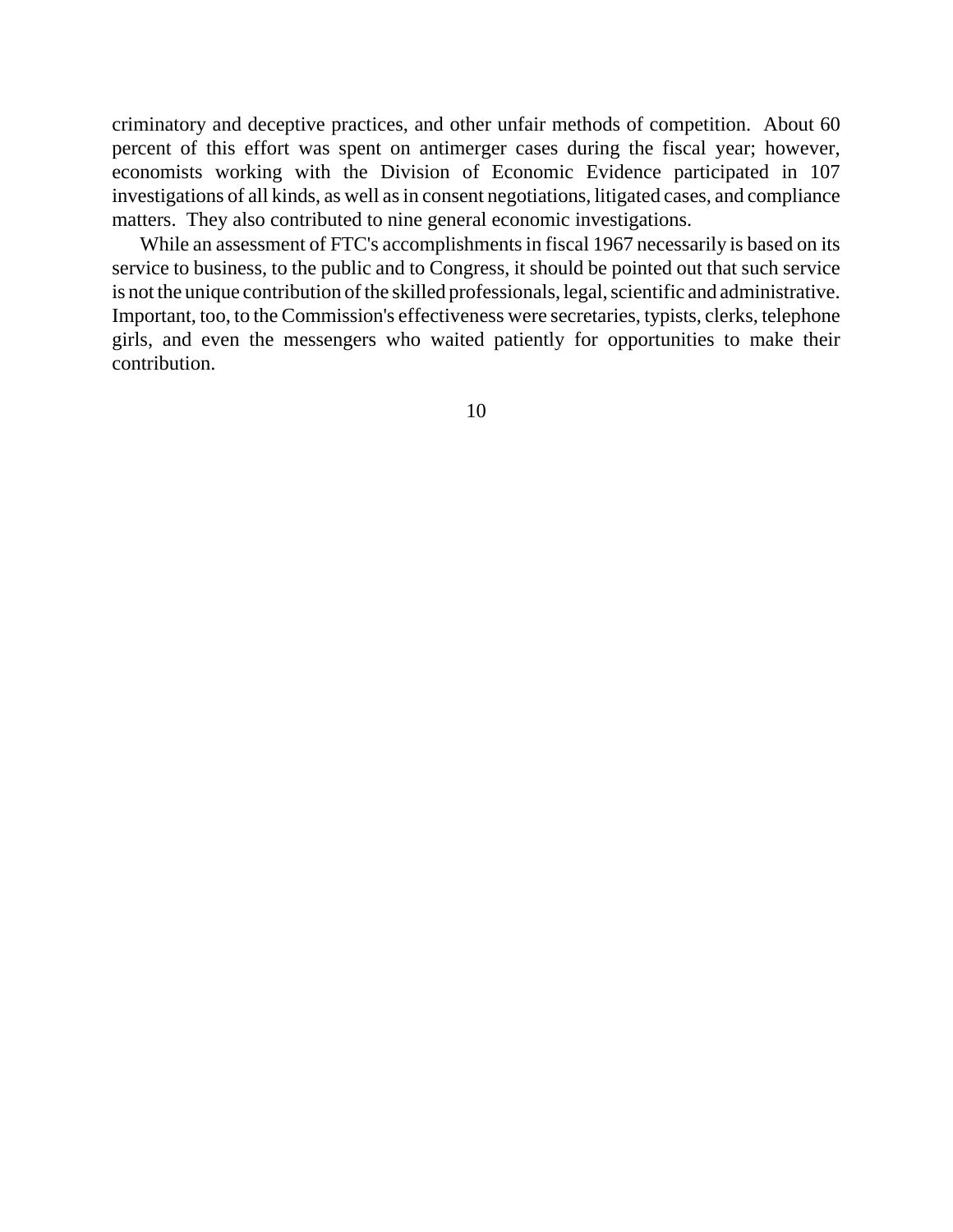criminatory and deceptive practices, and other unfair methods of competition. About 60 percent of this effort was spent on antimerger cases during the fiscal year; however, economists working with the Division of Economic Evidence participated in 107 investigations of all kinds, as well as in consent negotiations, litigated cases, and compliance matters. They also contributed to nine general economic investigations.

While an assessment of FTC's accomplishments in fiscal 1967 necessarily is based on its service to business, to the public and to Congress, it should be pointed out that such service is not the unique contribution of the skilled professionals, legal, scientific and administrative. Important, too, to the Commission's effectiveness were secretaries, typists, clerks, telephone girls, and even the messengers who waited patiently for opportunities to make their contribution.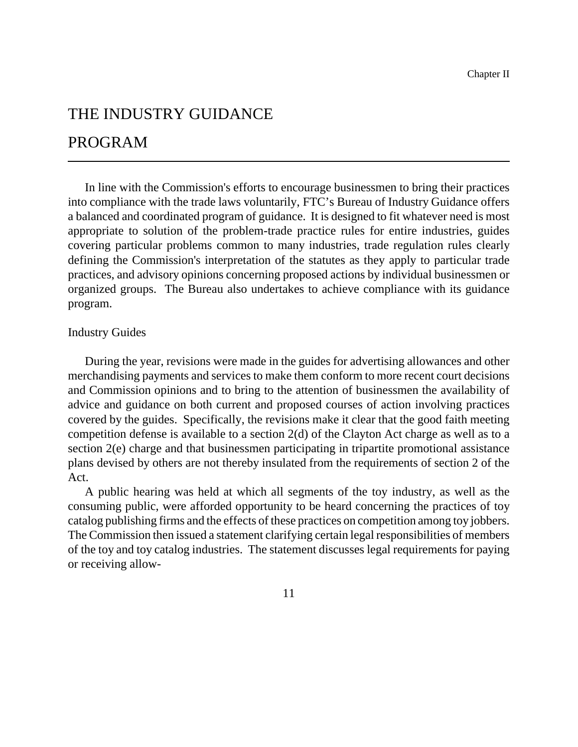Chapter II

# THE INDUSTRY GUIDANCE PROGRAM

In line with the Commission's efforts to encourage businessmen to bring their practices into compliance with the trade laws voluntarily, FTC's Bureau of Industry Guidance offers a balanced and coordinated program of guidance. It is designed to fit whatever need is most appropriate to solution of the problem-trade practice rules for entire industries, guides covering particular problems common to many industries, trade regulation rules clearly defining the Commission's interpretation of the statutes as they apply to particular trade practices, and advisory opinions concerning proposed actions by individual businessmen or organized groups. The Bureau also undertakes to achieve compliance with its guidance program.

## Industry Guides

During the year, revisions were made in the guides for advertising allowances and other merchandising payments and services to make them conform to more recent court decisions and Commission opinions and to bring to the attention of businessmen the availability of advice and guidance on both current and proposed courses of action involving practices covered by the guides. Specifically, the revisions make it clear that the good faith meeting competition defense is available to a section 2(d) of the Clayton Act charge as well as to a section 2(e) charge and that businessmen participating in tripartite promotional assistance plans devised by others are not thereby insulated from the requirements of section 2 of the Act.

A public hearing was held at which all segments of the toy industry, as well as the consuming public, were afforded opportunity to be heard concerning the practices of toy catalog publishing firms and the effects of these practices on competition among toy jobbers. The Commission then issued a statement clarifying certain legal responsibilities of members of the toy and toy catalog industries. The statement discusses legal requirements for paying or receiving allow-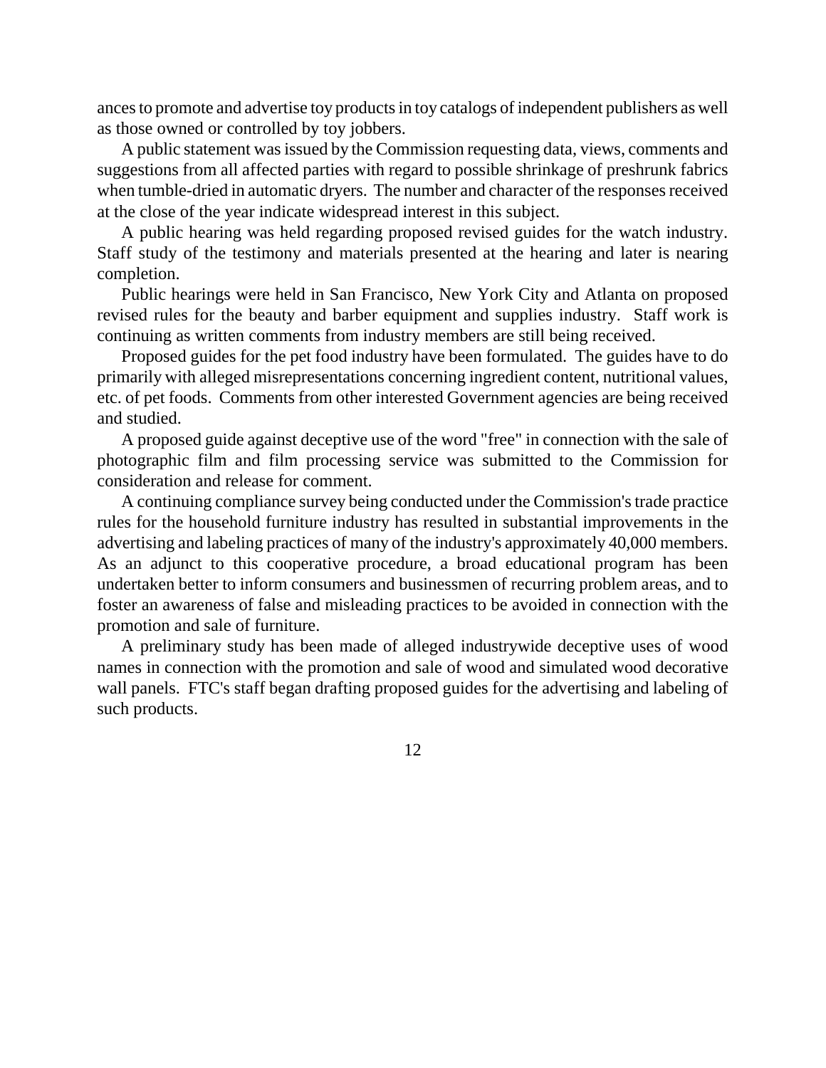ances to promote and advertise toy products in toy catalogs of independent publishers as well as those owned or controlled by toy jobbers.

A public statement was issued by the Commission requesting data, views, comments and suggestions from all affected parties with regard to possible shrinkage of preshrunk fabrics when tumble-dried in automatic dryers. The number and character of the responses received at the close of the year indicate widespread interest in this subject.

A public hearing was held regarding proposed revised guides for the watch industry. Staff study of the testimony and materials presented at the hearing and later is nearing completion.

Public hearings were held in San Francisco, New York City and Atlanta on proposed revised rules for the beauty and barber equipment and supplies industry. Staff work is continuing as written comments from industry members are still being received.

Proposed guides for the pet food industry have been formulated. The guides have to do primarily with alleged misrepresentations concerning ingredient content, nutritional values, etc. of pet foods. Comments from other interested Government agencies are being received and studied.

A proposed guide against deceptive use of the word "free" in connection with the sale of photographic film and film processing service was submitted to the Commission for consideration and release for comment.

A continuing compliance survey being conducted under the Commission's trade practice rules for the household furniture industry has resulted in substantial improvements in the advertising and labeling practices of many of the industry's approximately 40,000 members. As an adjunct to this cooperative procedure, a broad educational program has been undertaken better to inform consumers and businessmen of recurring problem areas, and to foster an awareness of false and misleading practices to be avoided in connection with the promotion and sale of furniture.

A preliminary study has been made of alleged industrywide deceptive uses of wood names in connection with the promotion and sale of wood and simulated wood decorative wall panels. FTC's staff began drafting proposed guides for the advertising and labeling of such products.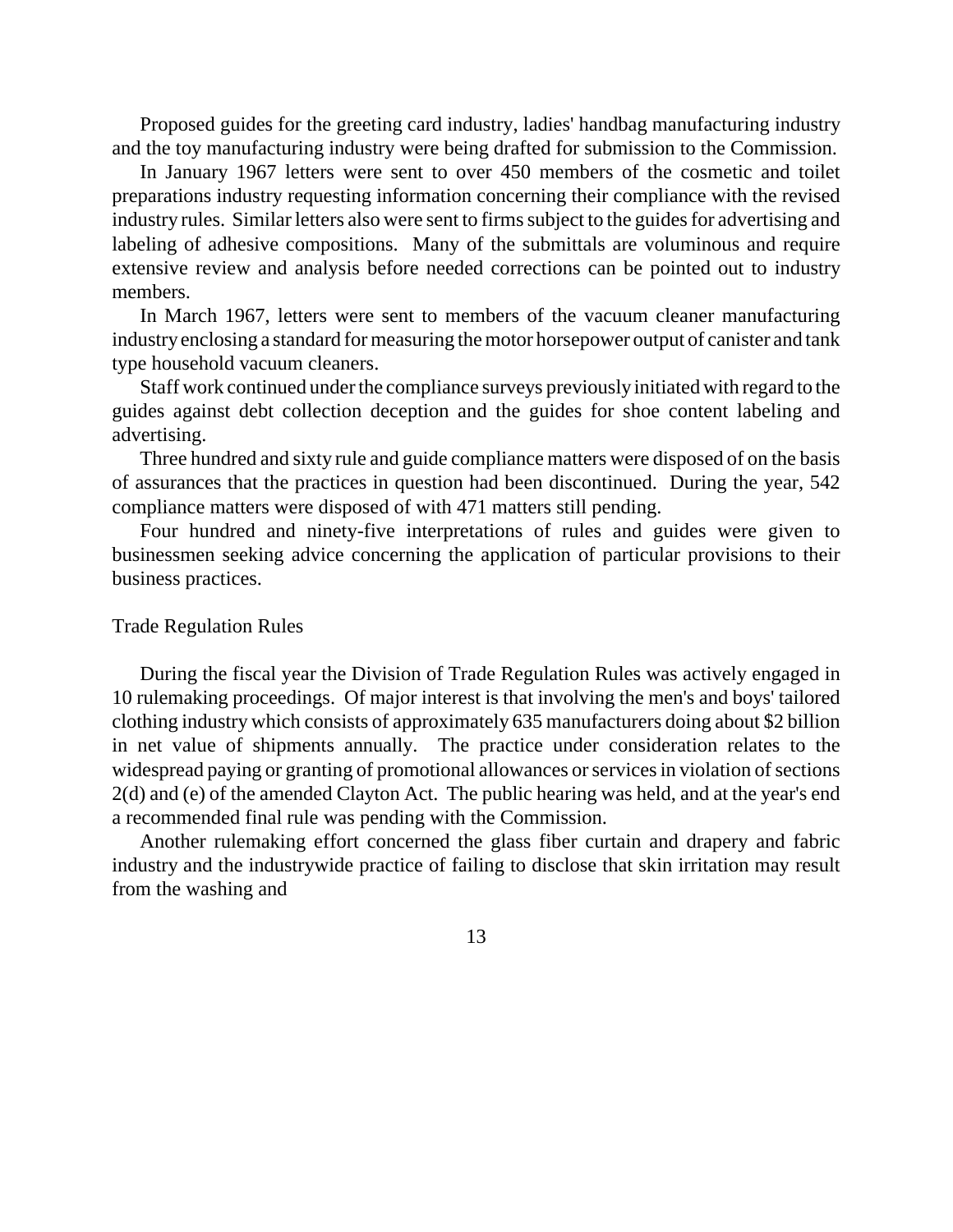Proposed guides for the greeting card industry, ladies' handbag manufacturing industry and the toy manufacturing industry were being drafted for submission to the Commission.

In January 1967 letters were sent to over 450 members of the cosmetic and toilet preparations industry requesting information concerning their compliance with the revised industry rules. Similar letters also were sent to firms subject to the guides for advertising and labeling of adhesive compositions. Many of the submittals are voluminous and require extensive review and analysis before needed corrections can be pointed out to industry members.

In March 1967, letters were sent to members of the vacuum cleaner manufacturing industry enclosing a standard for measuring the motor horsepower output of canister and tank type household vacuum cleaners.

Staff work continued under the compliance surveys previously initiated with regard to the guides against debt collection deception and the guides for shoe content labeling and advertising.

Three hundred and sixty rule and guide compliance matters were disposed of on the basis of assurances that the practices in question had been discontinued. During the year, 542 compliance matters were disposed of with 471 matters still pending.

Four hundred and ninety-five interpretations of rules and guides were given to businessmen seeking advice concerning the application of particular provisions to their business practices.

## Trade Regulation Rules

During the fiscal year the Division of Trade Regulation Rules was actively engaged in 10 rulemaking proceedings. Of major interest is that involving the men's and boys' tailored clothing industry which consists of approximately 635 manufacturers doing about $2 billion in net value of shipments annually. The practice under consideration relates to the widespread paying or granting of promotional allowances or services in violation of sections 2(d) and (e) of the amended Clayton Act. The public hearing was held, and at the year's end a recommended final rule was pending with the Commission.

Another rulemaking effort concerned the glass fiber curtain and drapery and fabric industry and the industrywide practice of failing to disclose that skin irritation may result from the washing and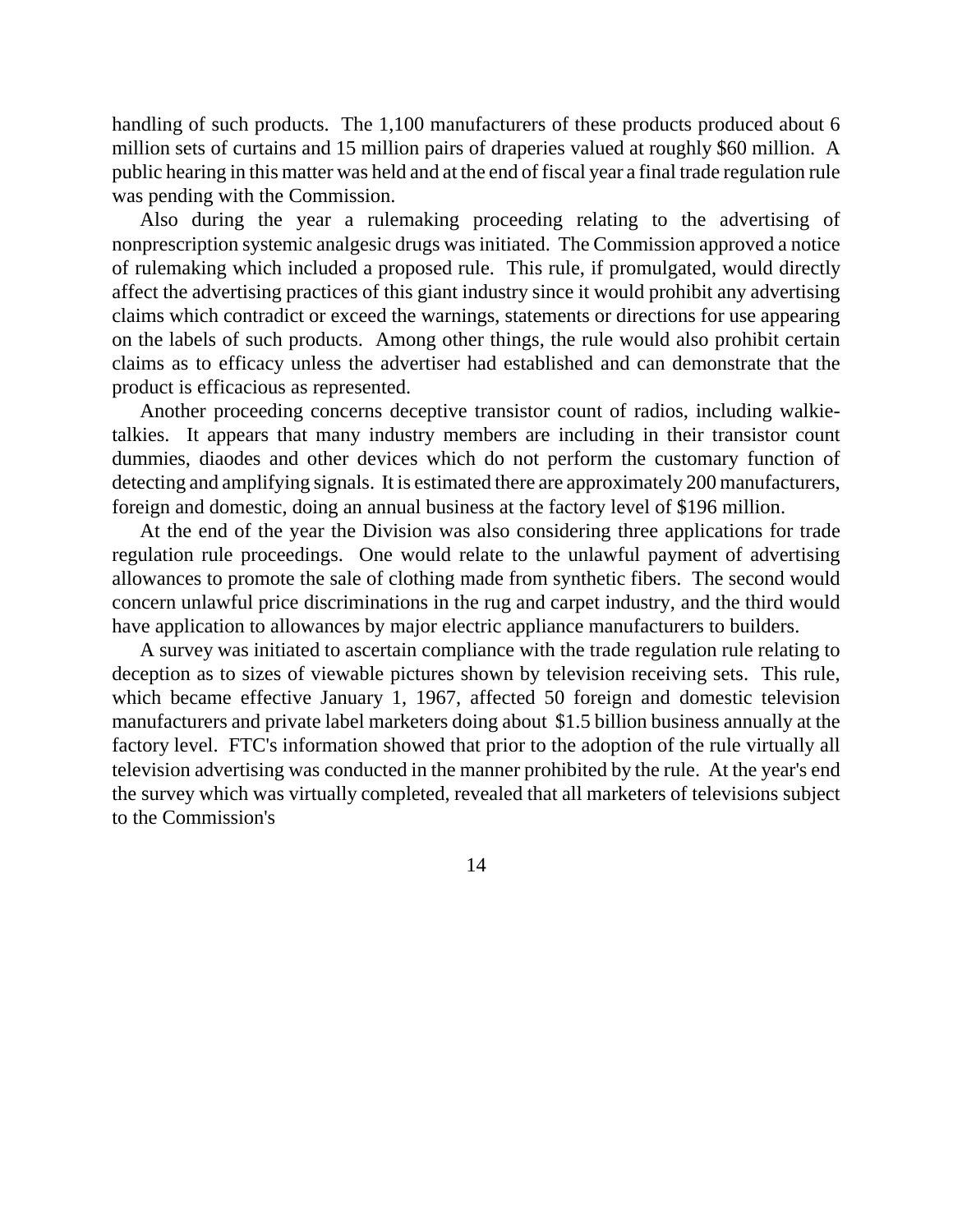handling of such products. The 1,100 manufacturers of these products produced about 6 million sets of curtains and 15 million pairs of draperies valued at roughly $60 million. A public hearing in this matter was held and at the end of fiscal year a final trade regulation rule was pending with the Commission.

Also during the year a rulemaking proceeding relating to the advertising of nonprescription systemic analgesic drugs was initiated. The Commission approved a notice of rulemaking which included a proposed rule. This rule, if promulgated, would directly affect the advertising practices of this giant industry since it would prohibit any advertising claims which contradict or exceed the warnings, statements or directions for use appearing on the labels of such products. Among other things, the rule would also prohibit certain claims as to efficacy unless the advertiser had established and can demonstrate that the product is efficacious as represented.

Another proceeding concerns deceptive transistor count of radios, including walkie-talkies. It appears that many industry members are including in their transistor count dummies, diaodes and other devices which do not perform the customary function of detecting and amplifying signals. It is estimated there are approximately 200 manufacturers, foreign and domestic, doing an annual business at the factory level of $196 million.

At the end of the year the Division was also considering three applications for trade regulation rule proceedings. One would relate to the unlawful payment of advertising allowances to promote the sale of clothing made from synthetic fibers. The second would concern unlawful price discriminations in the rug and carpet industry, and the third would have application to allowances by major electric appliance manufacturers to builders.

A survey was initiated to ascertain compliance with the trade regulation rule relating to deception as to sizes of viewable pictures shown by television receiving sets. This rule, which became effective January 1, 1967, affected 50 foreign and domestic television manufacturers and private label marketers doing about $1.5 billion business annually at the factory level. FTC's information showed that prior to the adoption of the rule virtually all television advertising was conducted in the manner prohibited by the rule. At the year's end the survey which was virtually completed, revealed that all marketers of televisions subject to the Commission's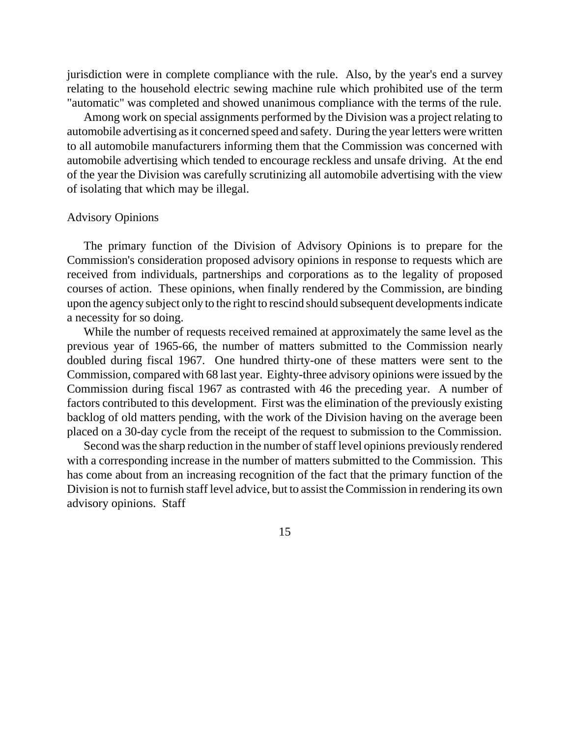jurisdiction were in complete compliance with the rule. Also, by the year's end a survey relating to the household electric sewing machine rule which prohibited use of the term "automatic" was completed and showed unanimous compliance with the terms of the rule.

Among work on special assignments performed by the Division was a project relating to automobile advertising as it concerned speed and safety. During the year letters were written to all automobile manufacturers informing them that the Commission was concerned with automobile advertising which tended to encourage reckless and unsafe driving. At the end of the year the Division was carefully scrutinizing all automobile advertising with the view of isolating that which may be illegal.

## Advisory Opinions

The primary function of the Division of Advisory Opinions is to prepare for the Commission's consideration proposed advisory opinions in response to requests which are received from individuals, partnerships and corporations as to the legality of proposed courses of action. These opinions, when finally rendered by the Commission, are binding upon the agency subject only to the right to rescind should subsequent developments indicate a necessity for so doing.

While the number of requests received remained at approximately the same level as the previous year of 1965-66, the number of matters submitted to the Commission nearly doubled during fiscal 1967. One hundred thirty-one of these matters were sent to the Commission, compared with 68 last year. Eighty-three advisory opinions were issued by the Commission during fiscal 1967 as contrasted with 46 the preceding year. A number of factors contributed to this development. First was the elimination of the previously existing backlog of old matters pending, with the work of the Division having on the average been placed on a 30-day cycle from the receipt of the request to submission to the Commission.

Second was the sharp reduction in the number of staff level opinions previously rendered with a corresponding increase in the number of matters submitted to the Commission. This has come about from an increasing recognition of the fact that the primary function of the Division is not to furnish staff level advice, but to assist the Commission in rendering its own advisory opinions. Staff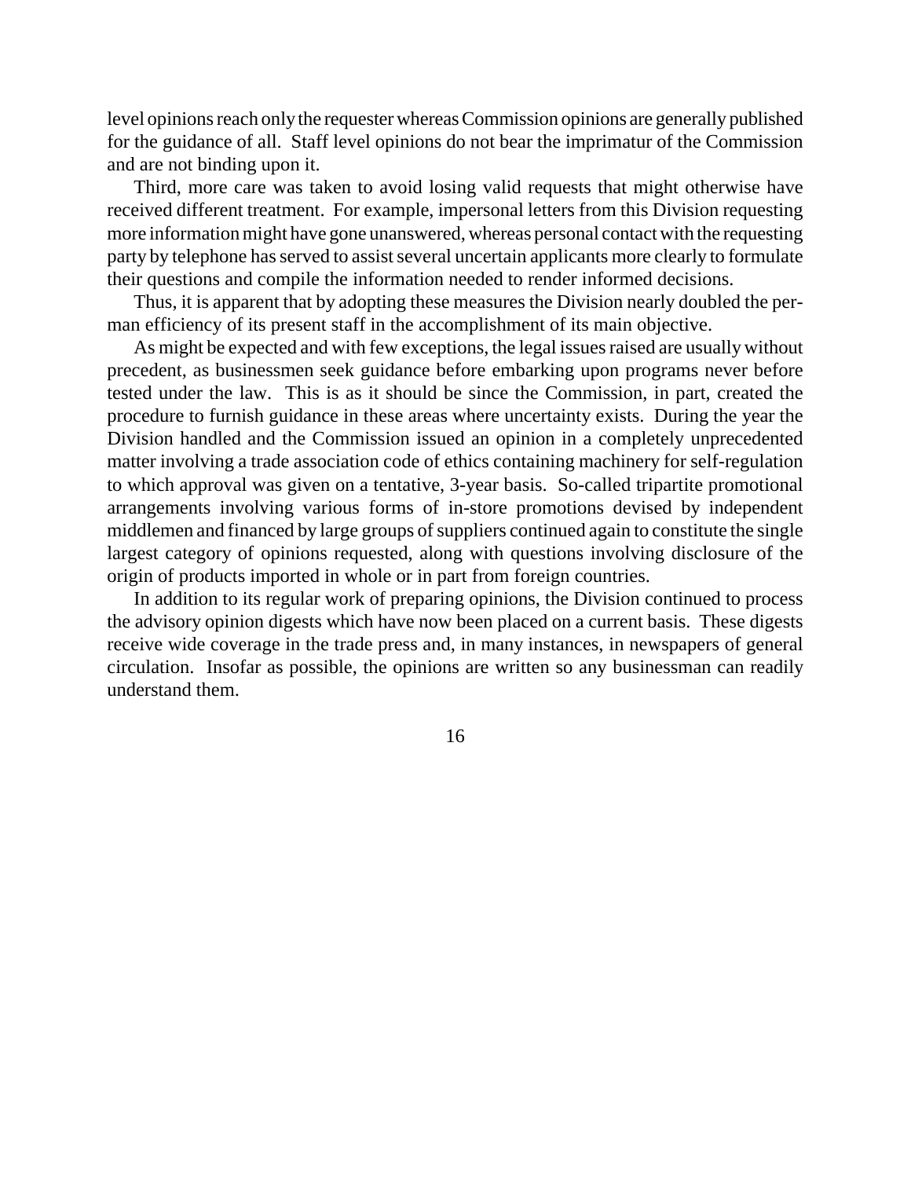level opinions reach only the requester whereas Commission opinions are generally published for the guidance of all. Staff level opinions do not bear the imprimatur of the Commission and are not binding upon it.

Third, more care was taken to avoid losing valid requests that might otherwise have received different treatment. For example, impersonal letters from this Division requesting more information might have gone unanswered, whereas personal contact with the requesting party by telephone has served to assist several uncertain applicants more clearly to formulate their questions and compile the information needed to render informed decisions.

Thus, it is apparent that by adopting these measures the Division nearly doubled the per-man efficiency of its present staff in the accomplishment of its main objective.

As might be expected and with few exceptions, the legal issues raised are usually without precedent, as businessmen seek guidance before embarking upon programs never before tested under the law. This is as it should be since the Commission, in part, created the procedure to furnish guidance in these areas where uncertainty exists. During the year the Division handled and the Commission issued an opinion in a completely unprecedented matter involving a trade association code of ethics containing machinery for self-regulation to which approval was given on a tentative, 3-year basis. So-called tripartite promotional arrangements involving various forms of in-store promotions devised by independent middlemen and financed by large groups of suppliers continued again to constitute the single largest category of opinions requested, along with questions involving disclosure of the origin of products imported in whole or in part from foreign countries.

In addition to its regular work of preparing opinions, the Division continued to process the advisory opinion digests which have now been placed on a current basis. These digests receive wide coverage in the trade press and, in many instances, in newspapers of general circulation. Insofar as possible, the opinions are written so any businessman can readily understand them.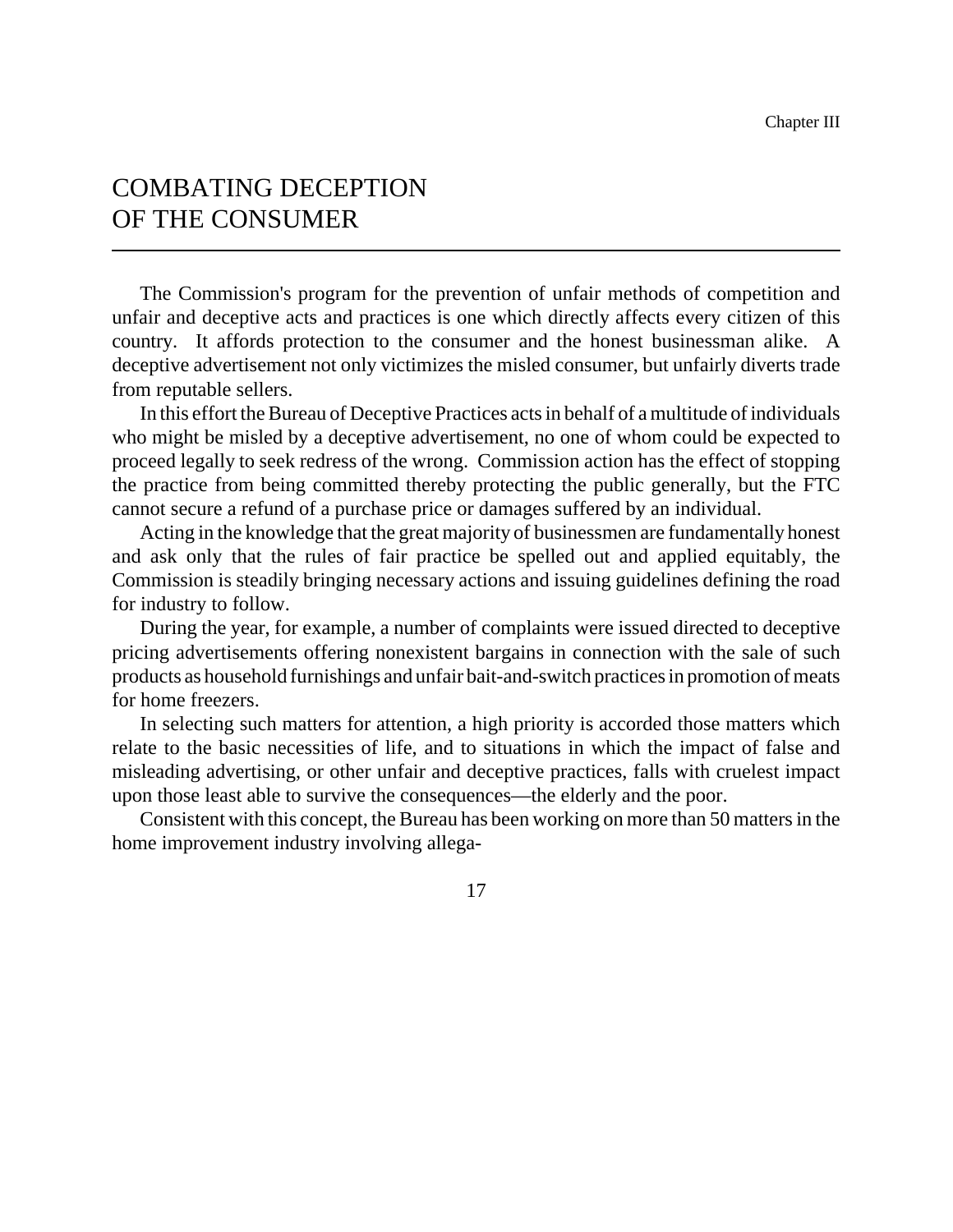Chapter III

# COMBATING DECEPTION OF THE CONSUMER

The Commission's program for the prevention of unfair methods of competition and unfair and deceptive acts and practices is one which directly affects every citizen of this country. It affords protection to the consumer and the honest businessman alike. A deceptive advertisement not only victimizes the misled consumer, but unfairly diverts trade from reputable sellers.

In this effort the Bureau of Deceptive Practices acts in behalf of a multitude of individuals who might be misled by a deceptive advertisement, no one of whom could be expected to proceed legally to seek redress of the wrong. Commission action has the effect of stopping the practice from being committed thereby protecting the public generally, but the FTC cannot secure a refund of a purchase price or damages suffered by an individual.

Acting in the knowledge that the great majority of businessmen are fundamentally honest and ask only that the rules of fair practice be spelled out and applied equitably, the Commission is steadily bringing necessary actions and issuing guidelines defining the road for industry to follow.

During the year, for example, a number of complaints were issued directed to deceptive pricing advertisements offering nonexistent bargains in connection with the sale of such products as household furnishings and unfair bait-and-switch practices in promotion of meats for home freezers.

In selecting such matters for attention, a high priority is accorded those matters which relate to the basic necessities of life, and to situations in which the impact of false and misleading advertising, or other unfair and deceptive practices, falls with cruelest impact upon those least able to survive the consequences—the elderly and the poor.

Consistent with this concept, the Bureau has been working on more than 50 matters in the home improvement industry involving allega-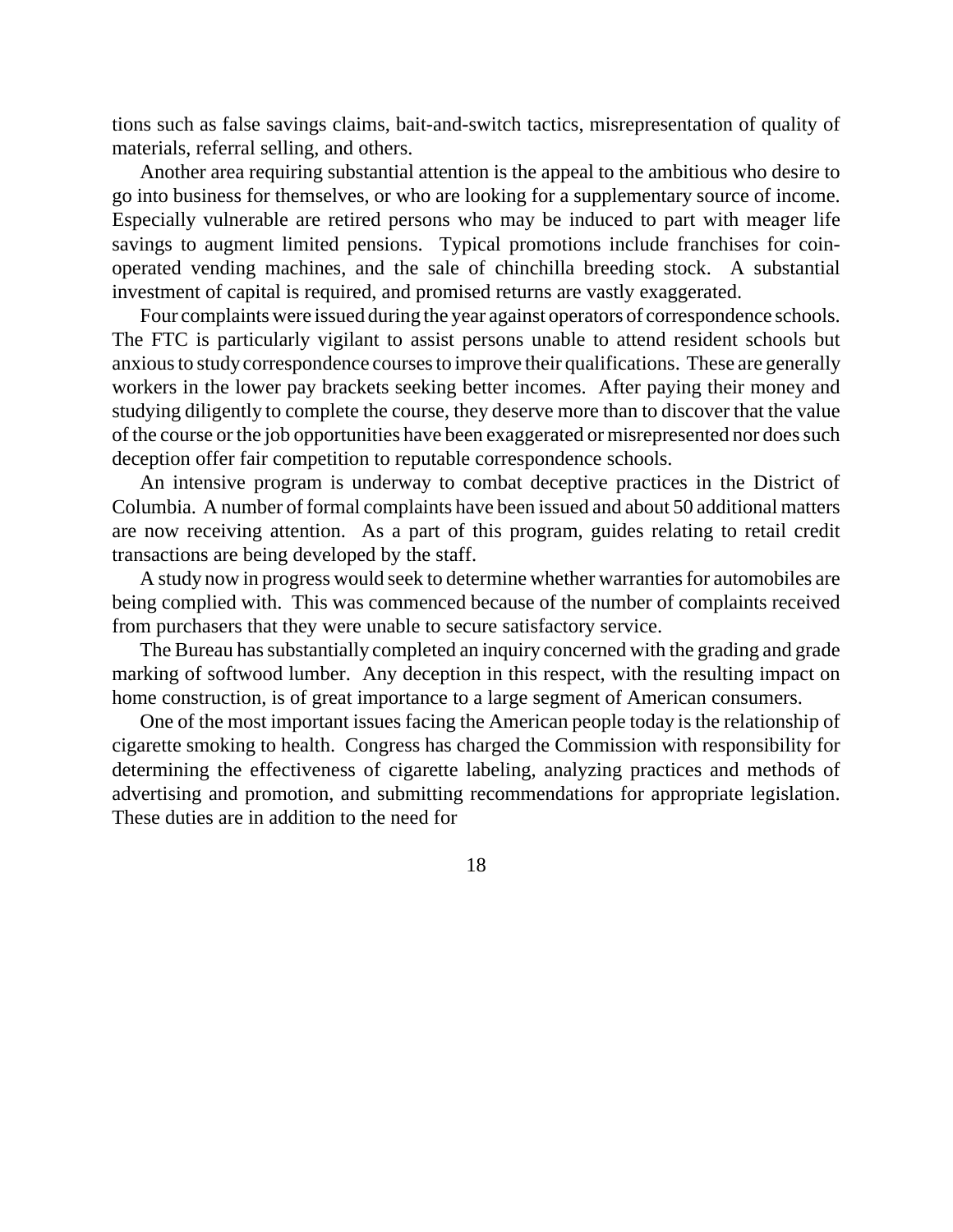tions such as false savings claims, bait-and-switch tactics, misrepresentation of quality of materials, referral selling, and others.

Another area requiring substantial attention is the appeal to the ambitious who desire to go into business for themselves, or who are looking for a supplementary source of income. Especially vulnerable are retired persons who may be induced to part with meager life savings to augment limited pensions. Typical promotions include franchises for coin-operated vending machines, and the sale of chinchilla breeding stock. A substantial investment of capital is required, and promised returns are vastly exaggerated.

Four complaints were issued during the year against operators of correspondence schools. The FTC is particularly vigilant to assist persons unable to attend resident schools but anxious to study correspondence courses to improve their qualifications. These are generally workers in the lower pay brackets seeking better incomes. After paying their money and studying diligently to complete the course, they deserve more than to discover that the value of the course or the job opportunities have been exaggerated or misrepresented nor does such deception offer fair competition to reputable correspondence schools.

An intensive program is underway to combat deceptive practices in the District of Columbia. A number of formal complaints have been issued and about 50 additional matters are now receiving attention. As a part of this program, guides relating to retail credit transactions are being developed by the staff.

A study now in progress would seek to determine whether warranties for automobiles are being complied with. This was commenced because of the number of complaints received from purchasers that they were unable to secure satisfactory service.

The Bureau has substantially completed an inquiry concerned with the grading and grade marking of softwood lumber. Any deception in this respect, with the resulting impact on home construction, is of great importance to a large segment of American consumers.

One of the most important issues facing the American people today is the relationship of cigarette smoking to health. Congress has charged the Commission with responsibility for determining the effectiveness of cigarette labeling, analyzing practices and methods of advertising and promotion, and submitting recommendations for appropriate legislation. These duties are in addition to the need for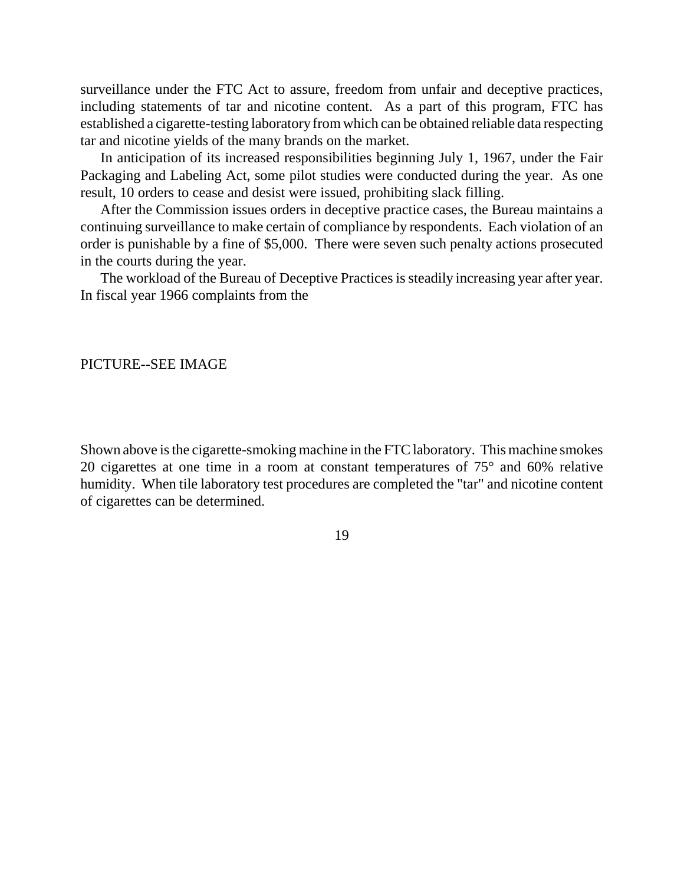surveillance under the FTC Act to assure, freedom from unfair and deceptive practices, including statements of tar and nicotine content. As a part of this program, FTC has established a cigarette-testing laboratory from which can be obtained reliable data respecting tar and nicotine yields of the many brands on the market.

In anticipation of its increased responsibilities beginning July 1, 1967, under the Fair Packaging and Labeling Act, some pilot studies were conducted during the year. As one result, 10 orders to cease and desist were issued, prohibiting slack filling.

After the Commission issues orders in deceptive practice cases, the Bureau maintains a continuing surveillance to make certain of compliance by respondents. Each violation of an order is punishable by a fine of $5,000. There were seven such penalty actions prosecuted in the courts during the year.

The workload of the Bureau of Deceptive Practices is steadily increasing year after year. In fiscal year 1966 complaints from the

PICTURE--SEE IMAGE

Shown above is the cigarette-smoking machine in the FTC laboratory. This machine smokes 20 cigarettes at one time in a room at constant temperatures of 75° and 60% relative humidity. When tile laboratory test procedures are completed the "tar" and nicotine content of cigarettes can be determined.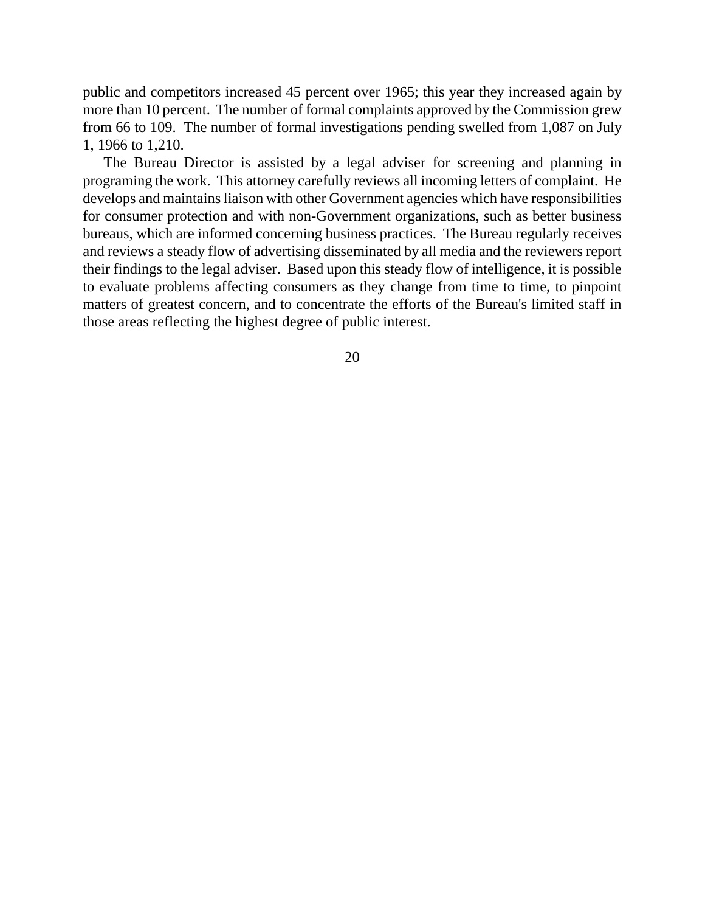public and competitors increased 45 percent over 1965; this year they increased again by more than 10 percent. The number of formal complaints approved by the Commission grew from 66 to 109. The number of formal investigations pending swelled from 1,087 on July 1, 1966 to 1,210.

The Bureau Director is assisted by a legal adviser for screening and planning in programing the work. This attorney carefully reviews all incoming letters of complaint. He develops and maintains liaison with other Government agencies which have responsibilities for consumer protection and with non-Government organizations, such as better business bureaus, which are informed concerning business practices. The Bureau regularly receives and reviews a steady flow of advertising disseminated by all media and the reviewers report their findings to the legal adviser. Based upon this steady flow of intelligence, it is possible to evaluate problems affecting consumers as they change from time to time, to pinpoint matters of greatest concern, and to concentrate the efforts of the Bureau's limited staff in those areas reflecting the highest degree of public interest.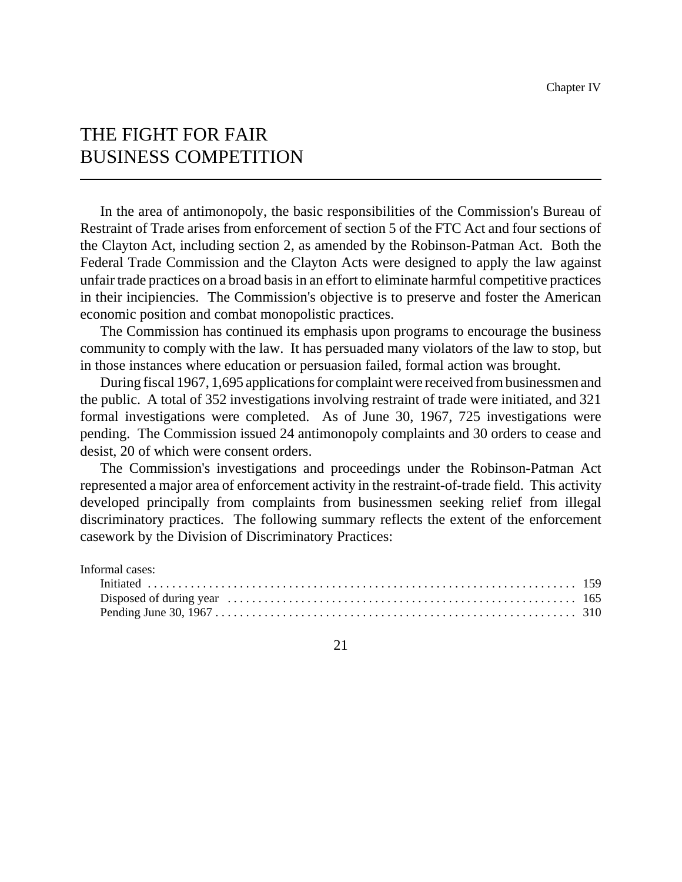# THE FIGHT FOR FAIR BUSINESS COMPETITION

In the area of antimonopoly, the basic responsibilities of the Commission's Bureau of Restraint of Trade arises from enforcement of section 5 of the FTC Act and four sections of the Clayton Act, including section 2, as amended by the Robinson-Patman Act. Both the Federal Trade Commission and the Clayton Acts were designed to apply the law against unfair trade practices on a broad basis in an effort to eliminate harmful competitive practices in their incipiencies. The Commission's objective is to preserve and foster the American economic position and combat monopolistic practices.

The Commission has continued its emphasis upon programs to encourage the business community to comply with the law. It has persuaded many violators of the law to stop, but in those instances where education or persuasion failed, formal action was brought.

During fiscal 1967, 1,695 applications for complaint were received from businessmen and the public. A total of 352 investigations involving restraint of trade were initiated, and 321 formal investigations were completed. As of June 30, 1967, 725 investigations were pending. The Commission issued 24 antimonopoly complaints and 30 orders to cease and desist, 20 of which were consent orders.

The Commission's investigations and proceedings under the Robinson-Patman Act represented a major area of enforcement activity in the restraint-of-trade field. This activity developed principally from complaints from businessmen seeking relief from illegal discriminatory practices. The following summary reflects the extent of the enforcement casework by the Division of Discriminatory Practices:

| Informal cases: | |
|---|---|
| Initiated | 159 |
| Disposed of during year | 165 |
| Pending June 30, 1967 | 310 |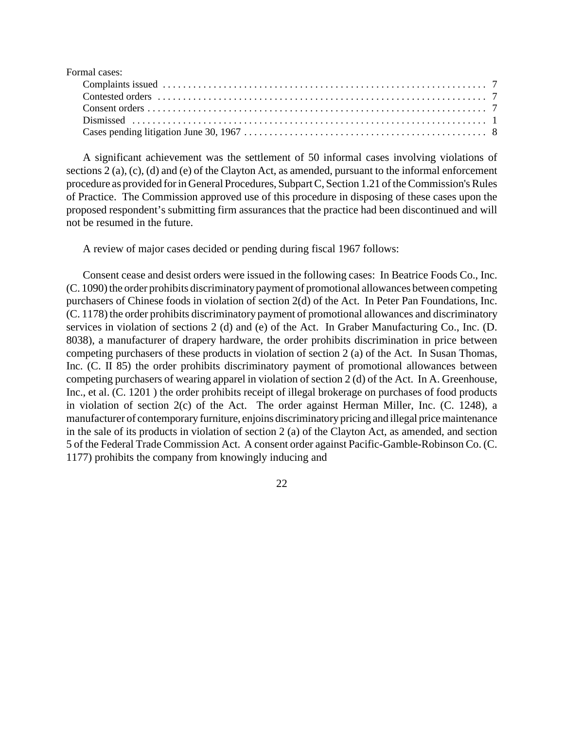Formal cases:

| | |
|---|---|
| Complaints issued | 7 |
| Contested orders | 7 |
| Consent orders | 7 |
| Dismissed | 1 |
| Cases pending litigation June 30, 1967 | 8 |

A significant achievement was the settlement of 50 informal cases involving violations of sections 2 (a), (c), (d) and (e) of the Clayton Act, as amended, pursuant to the informal enforcement procedure as provided for in General Procedures, Subpart C, Section 1.21 of the Commission's Rules of Practice. The Commission approved use of this procedure in disposing of these cases upon the proposed respondent's submitting firm assurances that the practice had been discontinued and will not be resumed in the future.

A review of major cases decided or pending during fiscal 1967 follows:

Consent cease and desist orders were issued in the following cases: In Beatrice Foods Co., Inc. (C. 1090) the order prohibits discriminatory payment of promotional allowances between competing purchasers of Chinese foods in violation of section 2(d) of the Act. In Peter Pan Foundations, Inc. (C. 1178) the order prohibits discriminatory payment of promotional allowances and discriminatory services in violation of sections 2 (d) and (e) of the Act. In Graber Manufacturing Co., Inc. (D. 8038), a manufacturer of drapery hardware, the order prohibits discrimination in price between competing purchasers of these products in violation of section 2 (a) of the Act. In Susan Thomas, Inc. (C. II 85) the order prohibits discriminatory payment of promotional allowances between competing purchasers of wearing apparel in violation of section 2 (d) of the Act. In A. Greenhouse, Inc., et al. (C. 1201 ) the order prohibits receipt of illegal brokerage on purchases of food products in violation of section 2(c) of the Act. The order against Herman Miller, Inc. (C. 1248), a manufacturer of contemporary furniture, enjoins discriminatory pricing and illegal price maintenance in the sale of its products in violation of section 2 (a) of the Clayton Act, as amended, and section 5 of the Federal Trade Commission Act. A consent order against Pacific-Gamble-Robinson Co. (C. 1177) prohibits the company from knowingly inducing and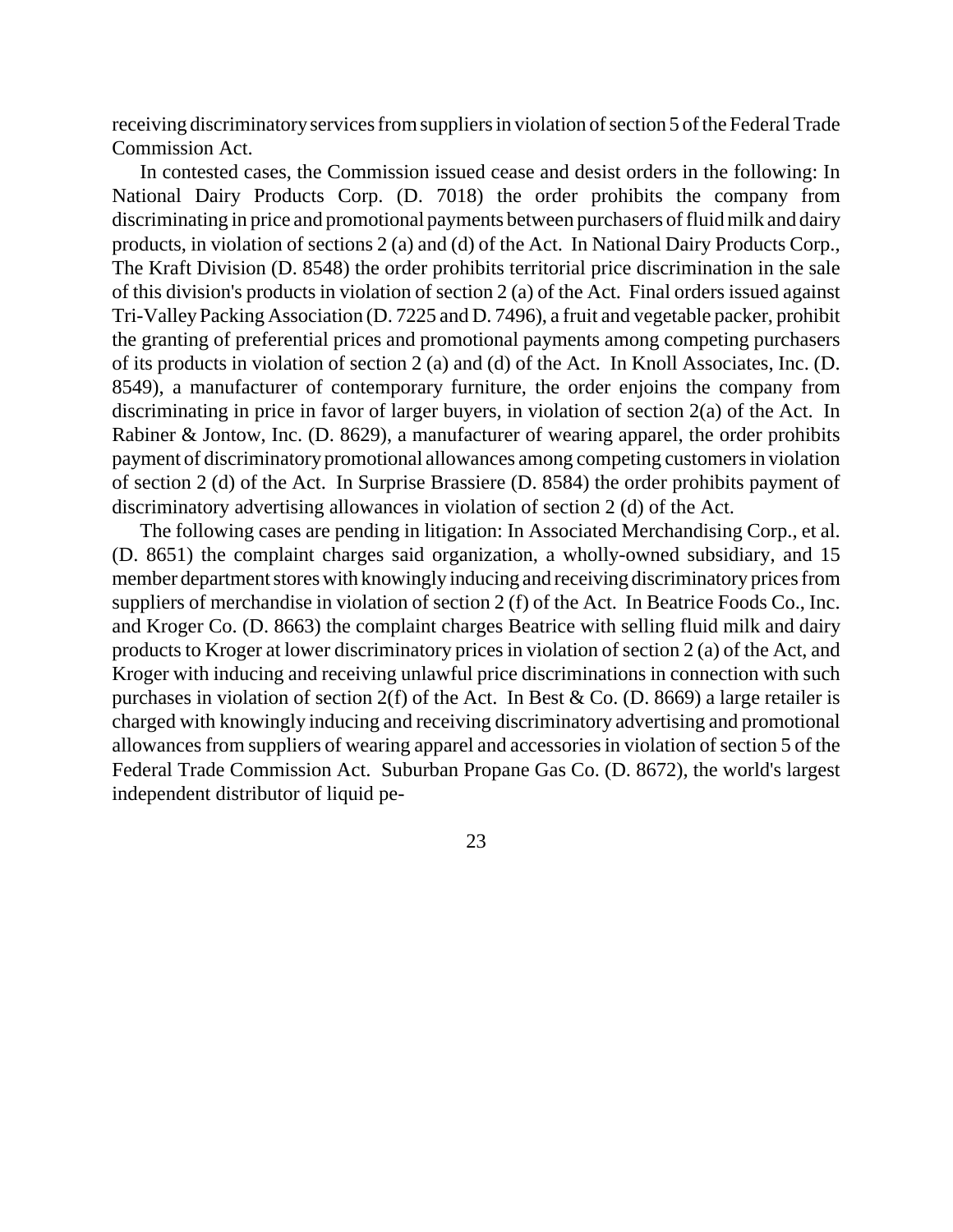receiving discriminatory services from suppliers in violation of section 5 of the Federal Trade Commission Act.

In contested cases, the Commission issued cease and desist orders in the following: In National Dairy Products Corp. (D. 7018) the order prohibits the company from discriminating in price and promotional payments between purchasers of fluid milk and dairy products, in violation of sections 2 (a) and (d) of the Act. In National Dairy Products Corp., The Kraft Division (D. 8548) the order prohibits territorial price discrimination in the sale of this division's products in violation of section 2 (a) of the Act. Final orders issued against Tri-Valley Packing Association (D. 7225 and D. 7496), a fruit and vegetable packer, prohibit the granting of preferential prices and promotional payments among competing purchasers of its products in violation of section 2 (a) and (d) of the Act. In Knoll Associates, Inc. (D. 8549), a manufacturer of contemporary furniture, the order enjoins the company from discriminating in price in favor of larger buyers, in violation of section 2(a) of the Act. In Rabiner & Jontow, Inc. (D. 8629), a manufacturer of wearing apparel, the order prohibits payment of discriminatory promotional allowances among competing customers in violation of section 2 (d) of the Act. In Surprise Brassiere (D. 8584) the order prohibits payment of discriminatory advertising allowances in violation of section 2 (d) of the Act.

The following cases are pending in litigation: In Associated Merchandising Corp., et al. (D. 8651) the complaint charges said organization, a wholly-owned subsidiary, and 15 member department stores with knowingly inducing and receiving discriminatory prices from suppliers of merchandise in violation of section 2 (f) of the Act. In Beatrice Foods Co., Inc. and Kroger Co. (D. 8663) the complaint charges Beatrice with selling fluid milk and dairy products to Kroger at lower discriminatory prices in violation of section 2 (a) of the Act, and Kroger with inducing and receiving unlawful price discriminations in connection with such purchases in violation of section 2(f) of the Act. In Best & Co. (D. 8669) a large retailer is charged with knowingly inducing and receiving discriminatory advertising and promotional allowances from suppliers of wearing apparel and accessories in violation of section 5 of the Federal Trade Commission Act. Suburban Propane Gas Co. (D. 8672), the world's largest independent distributor of liquid pe-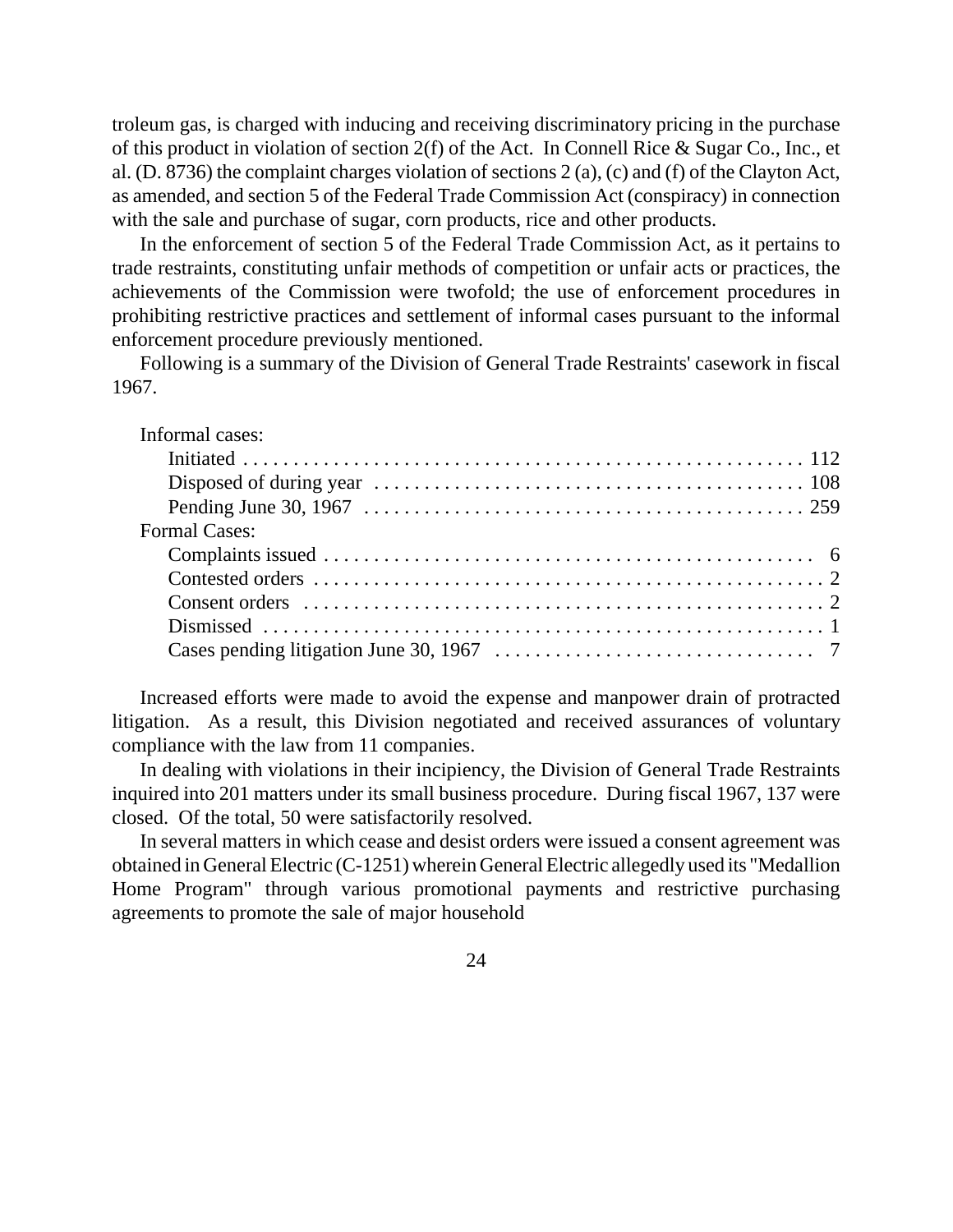troleum gas, is charged with inducing and receiving discriminatory pricing in the purchase of this product in violation of section 2(f) of the Act. In Connell Rice & Sugar Co., Inc., et al. (D. 8736) the complaint charges violation of sections 2 (a), (c) and (f) of the Clayton Act, as amended, and section 5 of the Federal Trade Commission Act (conspiracy) in connection with the sale and purchase of sugar, corn products, rice and other products.

In the enforcement of section 5 of the Federal Trade Commission Act, as it pertains to trade restraints, constituting unfair methods of competition or unfair acts or practices, the achievements of the Commission were twofold; the use of enforcement procedures in prohibiting restrictive practices and settlement of informal cases pursuant to the informal enforcement procedure previously mentioned.

Following is a summary of the Division of General Trade Restraints' casework in fiscal 1967.

| | |
|---|---|
| Informal cases: | |
| Initiated | 112 |
| Disposed of during year | 108 |
| Pending June 30, 1967 | 259 |
| Formal Cases: | |
| Complaints issued | 6 |
| Contested orders | 2 |
| Consent orders | 2 |
| Dismissed | 1 |
| Cases pending litigation June 30, 1967 | 7 |

Increased efforts were made to avoid the expense and manpower drain of protracted litigation. As a result, this Division negotiated and received assurances of voluntary compliance with the law from 11 companies.

In dealing with violations in their incipiency, the Division of General Trade Restraints inquired into 201 matters under its small business procedure. During fiscal 1967, 137 were closed. Of the total, 50 were satisfactorily resolved.

In several matters in which cease and desist orders were issued a consent agreement was obtained in General Electric (C-1251) wherein General Electric allegedly used its "Medallion Home Program" through various promotional payments and restrictive purchasing agreements to promote the sale of major household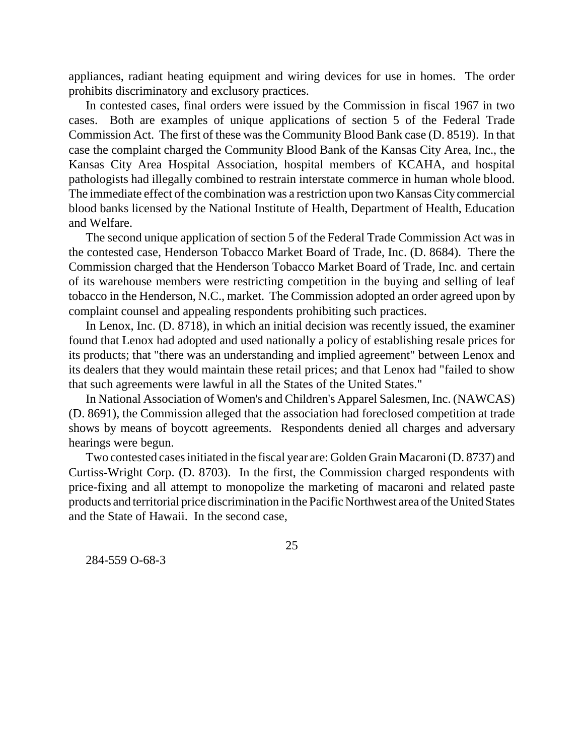appliances, radiant heating equipment and wiring devices for use in homes. The order prohibits discriminatory and exclusory practices.

In contested cases, final orders were issued by the Commission in fiscal 1967 in two cases. Both are examples of unique applications of section 5 of the Federal Trade Commission Act. The first of these was the Community Blood Bank case (D. 8519). In that case the complaint charged the Community Blood Bank of the Kansas City Area, Inc., the Kansas City Area Hospital Association, hospital members of KCAHA, and hospital pathologists had illegally combined to restrain interstate commerce in human whole blood. The immediate effect of the combination was a restriction upon two Kansas City commercial blood banks licensed by the National Institute of Health, Department of Health, Education and Welfare.

The second unique application of section 5 of the Federal Trade Commission Act was in the contested case, Henderson Tobacco Market Board of Trade, Inc. (D. 8684). There the Commission charged that the Henderson Tobacco Market Board of Trade, Inc. and certain of its warehouse members were restricting competition in the buying and selling of leaf tobacco in the Henderson, N.C., market. The Commission adopted an order agreed upon by complaint counsel and appealing respondents prohibiting such practices.

In Lenox, Inc. (D. 8718), in which an initial decision was recently issued, the examiner found that Lenox had adopted and used nationally a policy of establishing resale prices for its products; that "there was an understanding and implied agreement" between Lenox and its dealers that they would maintain these retail prices; and that Lenox had "failed to show that such agreements were lawful in all the States of the United States."

In National Association of Women's and Children's Apparel Salesmen, Inc. (NAWCAS) (D. 8691), the Commission alleged that the association had foreclosed competition at trade shows by means of boycott agreements. Respondents denied all charges and adversary hearings were begun.

Two contested cases initiated in the fiscal year are: Golden Grain Macaroni (D. 8737) and Curtiss-Wright Corp. (D. 8703). In the first, the Commission charged respondents with price-fixing and all attempt to monopolize the marketing of macaroni and related paste products and territorial price discrimination in the Pacific Northwest area of the United States and the State of Hawaii. In the second case,

284-559 O-68-3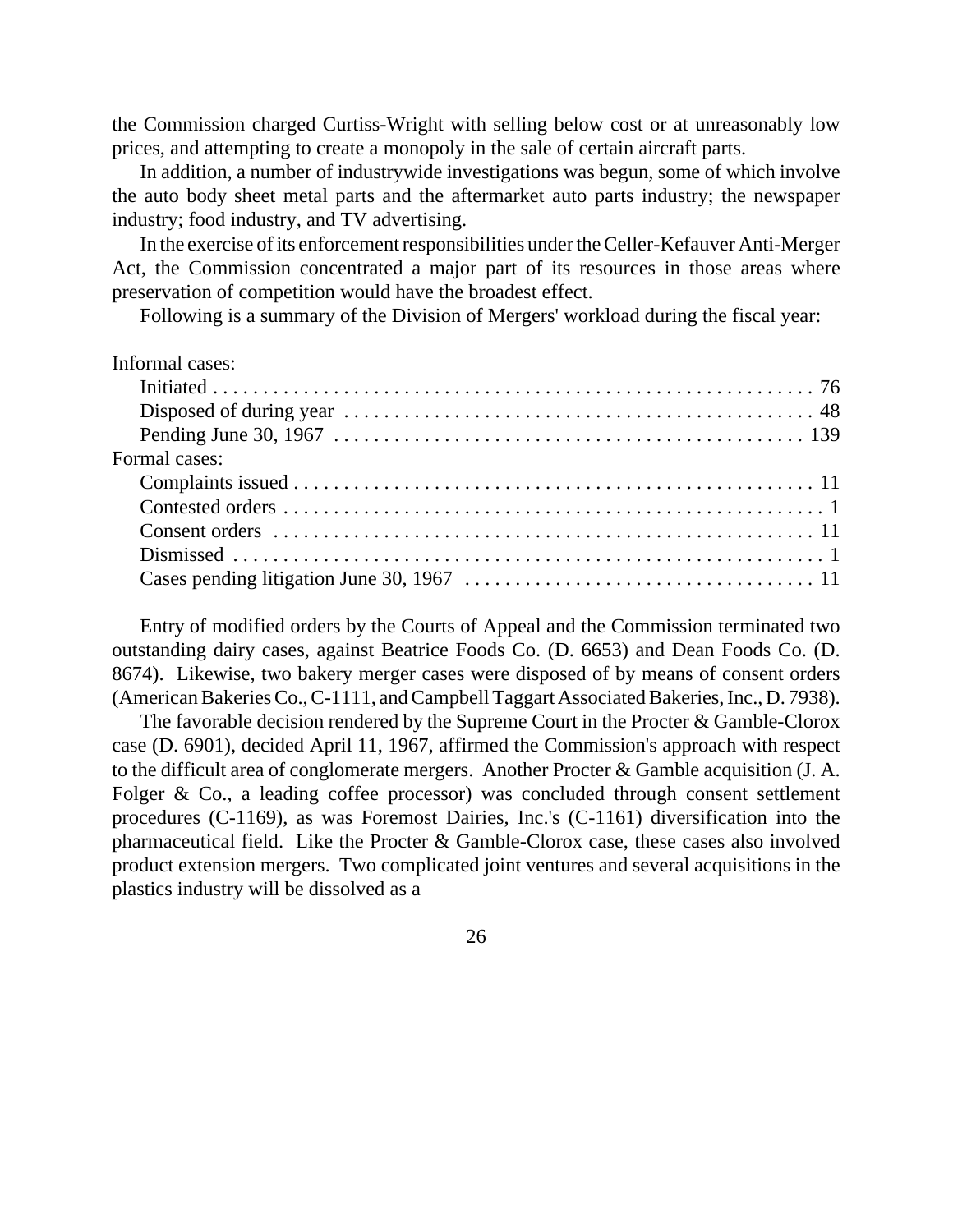the Commission charged Curtiss-Wright with selling below cost or at unreasonably low prices, and attempting to create a monopoly in the sale of certain aircraft parts.

In addition, a number of industrywide investigations was begun, some of which involve the auto body sheet metal parts and the aftermarket auto parts industry; the newspaper industry; food industry, and TV advertising.

In the exercise of its enforcement responsibilities under the Celler-Kefauver Anti-Merger Act, the Commission concentrated a major part of its resources in those areas where preservation of competition would have the broadest effect.

Following is a summary of the Division of Mergers' workload during the fiscal year:

| | |
|---|---|
| Informal cases: | |
| Initiated | 76 |
| Disposed of during year | 48 |
| Pending June 30, 1967 | 139 |
| Formal cases: | |
| Complaints issued | 11 |
| Contested orders | 1 |
| Consent orders | 11 |
| Dismissed | 1 |
| Cases pending litigation June 30, 1967 | 11 |

Entry of modified orders by the Courts of Appeal and the Commission terminated two outstanding dairy cases, against Beatrice Foods Co. (D. 6653) and Dean Foods Co. (D. 8674). Likewise, two bakery merger cases were disposed of by means of consent orders (American Bakeries Co., C-1111, and Campbell Taggart Associated Bakeries, Inc., D. 7938).

The favorable decision rendered by the Supreme Court in the Procter & Gamble-Clorox case (D. 6901), decided April 11, 1967, affirmed the Commission's approach with respect to the difficult area of conglomerate mergers. Another Procter & Gamble acquisition (J. A. Folger & Co., a leading coffee processor) was concluded through consent settlement procedures (C-1169), as was Foremost Dairies, Inc.'s (C-1161) diversification into the pharmaceutical field. Like the Procter & Gamble-Clorox case, these cases also involved product extension mergers. Two complicated joint ventures and several acquisitions in the plastics industry will be dissolved as a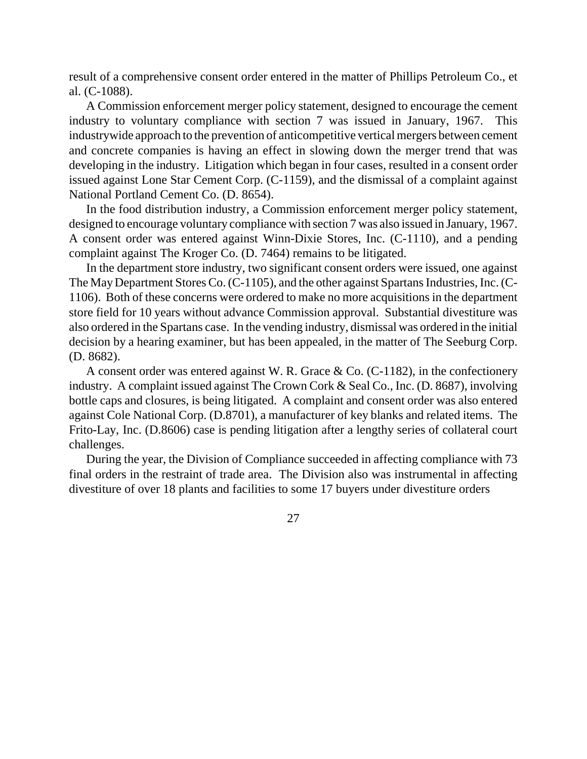result of a comprehensive consent order entered in the matter of Phillips Petroleum Co., et al. (C-1088).

A Commission enforcement merger policy statement, designed to encourage the cement industry to voluntary compliance with section 7 was issued in January, 1967. This industrywide approach to the prevention of anticompetitive vertical mergers between cement and concrete companies is having an effect in slowing down the merger trend that was developing in the industry. Litigation which began in four cases, resulted in a consent order issued against Lone Star Cement Corp. (C-1159), and the dismissal of a complaint against National Portland Cement Co. (D. 8654).

In the food distribution industry, a Commission enforcement merger policy statement, designed to encourage voluntary compliance with section 7 was also issued in January, 1967. A consent order was entered against Winn-Dixie Stores, Inc. (C-1110), and a pending complaint against The Kroger Co. (D. 7464) remains to be litigated.

In the department store industry, two significant consent orders were issued, one against The May Department Stores Co. (C-1105), and the other against Spartans Industries, Inc. (C-1106). Both of these concerns were ordered to make no more acquisitions in the department store field for 10 years without advance Commission approval. Substantial divestiture was also ordered in the Spartans case. In the vending industry, dismissal was ordered in the initial decision by a hearing examiner, but has been appealed, in the matter of The Seeburg Corp. (D. 8682).

A consent order was entered against W. R. Grace & Co. (C-1182), in the confectionery industry. A complaint issued against The Crown Cork & Seal Co., Inc. (D. 8687), involving bottle caps and closures, is being litigated. A complaint and consent order was also entered against Cole National Corp. (D.8701), a manufacturer of key blanks and related items. The Frito-Lay, Inc. (D.8606) case is pending litigation after a lengthy series of collateral court challenges.

During the year, the Division of Compliance succeeded in affecting compliance with 73 final orders in the restraint of trade area. The Division also was instrumental in affecting divestiture of over 18 plants and facilities to some 17 buyers under divestiture orders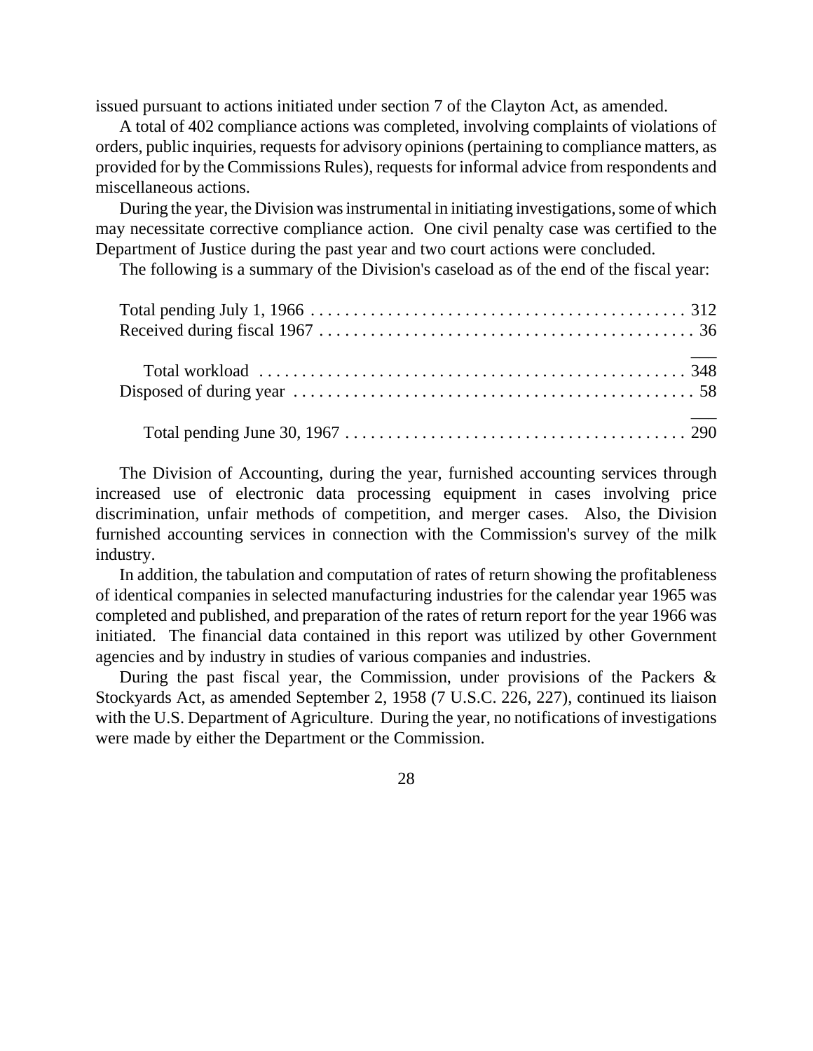issued pursuant to actions initiated under section 7 of the Clayton Act, as amended.

A total of 402 compliance actions was completed, involving complaints of violations of orders, public inquiries, requests for advisory opinions (pertaining to compliance matters, as provided for by the Commissions Rules), requests for informal advice from respondents and miscellaneous actions.

During the year, the Division was instrumental in initiating investigations, some of which may necessitate corrective compliance action. One civil penalty case was certified to the Department of Justice during the past year and two court actions were concluded.

The following is a summary of the Division's caseload as of the end of the fiscal year:

| | |
|---|---|
| Total pending July 1, 1966 | 312 |
| Received during fiscal 1967 | 36 |
| Total workload | 348 |
| Disposed of during year | 58 |
| Total pending June 30, 1967 | 290 |

The Division of Accounting, during the year, furnished accounting services through increased use of electronic data processing equipment in cases involving price discrimination, unfair methods of competition, and merger cases. Also, the Division furnished accounting services in connection with the Commission's survey of the milk industry.

In addition, the tabulation and computation of rates of return showing the profitableness of identical companies in selected manufacturing industries for the calendar year 1965 was completed and published, and preparation of the rates of return report for the year 1966 was initiated. The financial data contained in this report was utilized by other Government agencies and by industry in studies of various companies and industries.

During the past fiscal year, the Commission, under provisions of the Packers & Stockyards Act, as amended September 2, 1958 (7 U.S.C. 226, 227), continued its liaison with the U.S. Department of Agriculture. During the year, no notifications of investigations were made by either the Department or the Commission.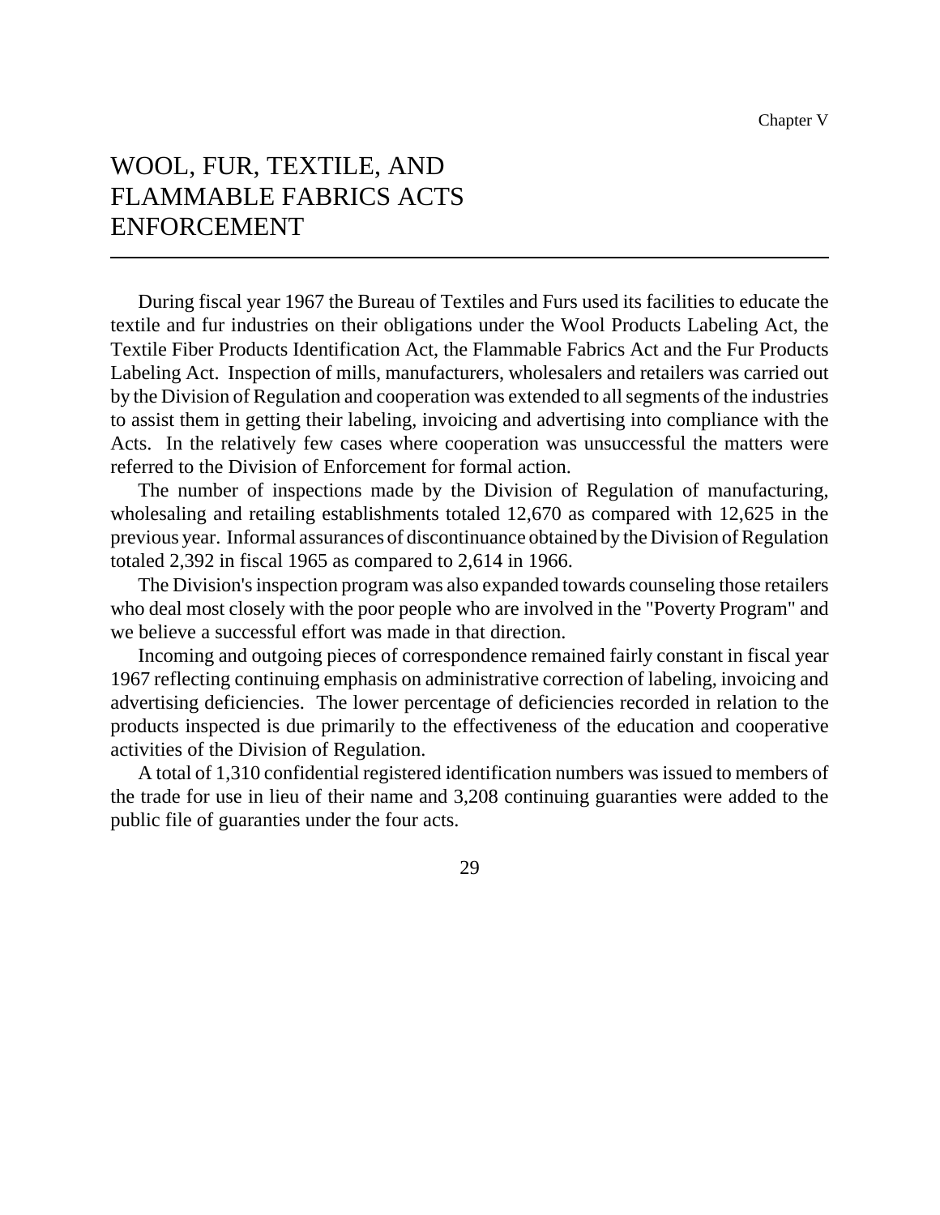Chapter V

# WOOL, FUR, TEXTILE, AND FLAMMABLE FABRICS ACTS ENFORCEMENT

During fiscal year 1967 the Bureau of Textiles and Furs used its facilities to educate the textile and fur industries on their obligations under the Wool Products Labeling Act, the Textile Fiber Products Identification Act, the Flammable Fabrics Act and the Fur Products Labeling Act. Inspection of mills, manufacturers, wholesalers and retailers was carried out by the Division of Regulation and cooperation was extended to all segments of the industries to assist them in getting their labeling, invoicing and advertising into compliance with the Acts. In the relatively few cases where cooperation was unsuccessful the matters were referred to the Division of Enforcement for formal action.

The number of inspections made by the Division of Regulation of manufacturing, wholesaling and retailing establishments totaled 12,670 as compared with 12,625 in the previous year. Informal assurances of discontinuance obtained by the Division of Regulation totaled 2,392 in fiscal 1965 as compared to 2,614 in 1966.

The Division's inspection program was also expanded towards counseling those retailers who deal most closely with the poor people who are involved in the "Poverty Program" and we believe a successful effort was made in that direction.

Incoming and outgoing pieces of correspondence remained fairly constant in fiscal year 1967 reflecting continuing emphasis on administrative correction of labeling, invoicing and advertising deficiencies. The lower percentage of deficiencies recorded in relation to the products inspected is due primarily to the effectiveness of the education and cooperative activities of the Division of Regulation.

A total of 1,310 confidential registered identification numbers was issued to members of the trade for use in lieu of their name and 3,208 continuing guaranties were added to the public file of guaranties under the four acts.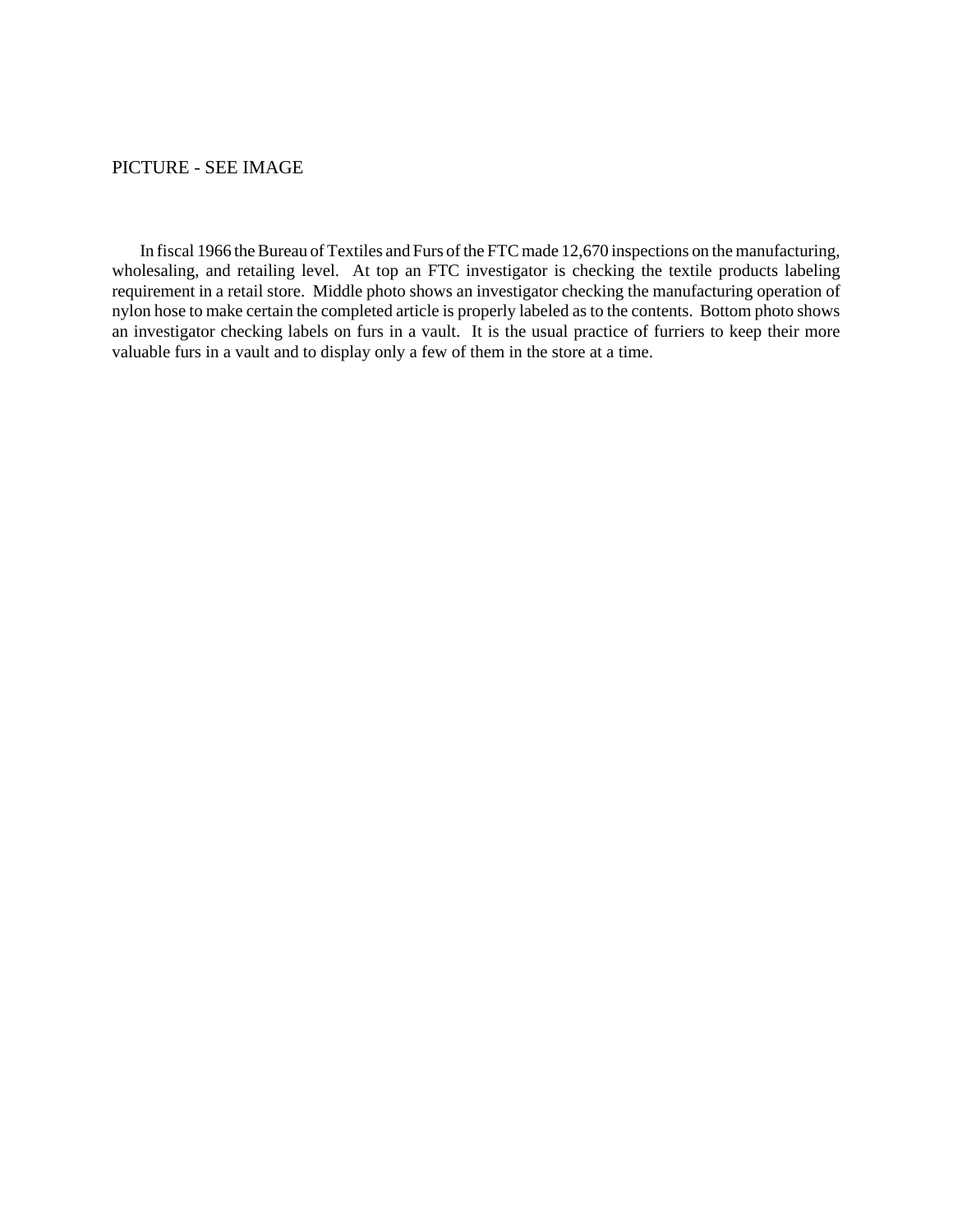PICTURE - SEE IMAGE

In fiscal 1966 the Bureau of Textiles and Furs of the FTC made 12,670 inspections on the manufacturing, wholesaling, and retailing level. At top an FTC investigator is checking the textile products labeling requirement in a retail store. Middle photo shows an investigator checking the manufacturing operation of nylon hose to make certain the completed article is properly labeled as to the contents. Bottom photo shows an investigator checking labels on furs in a vault. It is the usual practice of furriers to keep their more valuable furs in a vault and to display only a few of them in the store at a time.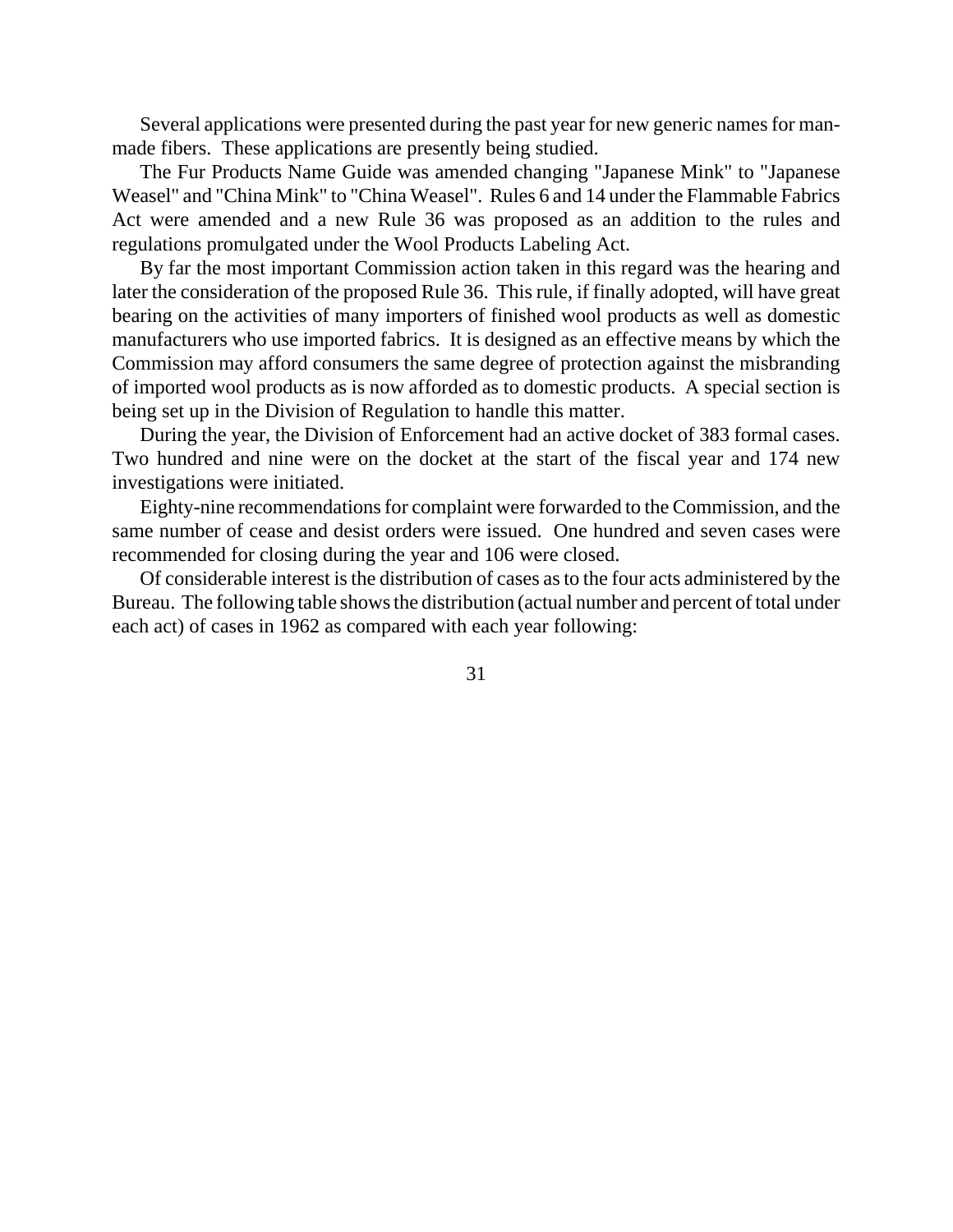Several applications were presented during the past year for new generic names for man-made fibers. These applications are presently being studied.

The Fur Products Name Guide was amended changing "Japanese Mink" to "Japanese Weasel" and "China Mink" to "China Weasel". Rules 6 and 14 under the Flammable Fabrics Act were amended and a new Rule 36 was proposed as an addition to the rules and regulations promulgated under the Wool Products Labeling Act.

By far the most important Commission action taken in this regard was the hearing and later the consideration of the proposed Rule 36. This rule, if finally adopted, will have great bearing on the activities of many importers of finished wool products as well as domestic manufacturers who use imported fabrics. It is designed as an effective means by which the Commission may afford consumers the same degree of protection against the misbranding of imported wool products as is now afforded as to domestic products. A special section is being set up in the Division of Regulation to handle this matter.

During the year, the Division of Enforcement had an active docket of 383 formal cases. Two hundred and nine were on the docket at the start of the fiscal year and 174 new investigations were initiated.

Eighty-nine recommendations for complaint were forwarded to the Commission, and the same number of cease and desist orders were issued. One hundred and seven cases were recommended for closing during the year and 106 were closed.

Of considerable interest is the distribution of cases as to the four acts administered by the Bureau. The following table shows the distribution (actual number and percent of total under each act) of cases in 1962 as compared with each year following: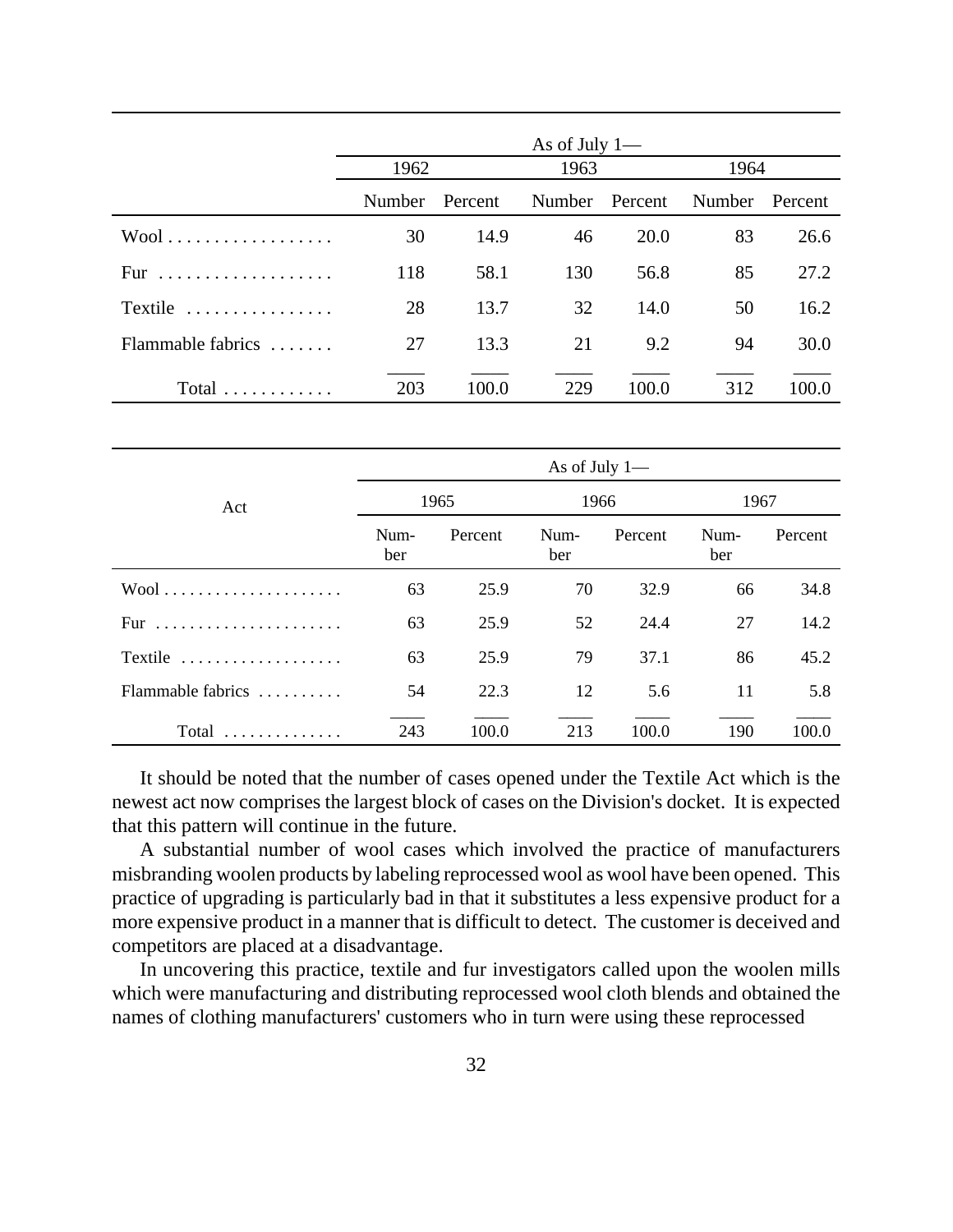| | As of July 1— | | | | | |
|---|---|---|---|---|---|---|
| | 1962 | | 1963 | | 1964 | |
| | Number | Percent | Number | Percent | Number | Percent |
| Wool | 30 | 14.9 | 46 | 20.0 | 83 | 26.6 |
| Fur | 118 | 58.1 | 130 | 56.8 | 85 | 27.2 |
| Textile | 28 | 13.7 | 32 | 14.0 | 50 | 16.2 |
| Flammable fabrics | 27 | 13.3 | 21 | 9.2 | 94 | 30.0 |
| Total | 203 | 100.0 | 229 | 100.0 | 312 | 100.0 |

| Act | As of July 1— | | | | | |
|---|---|---|---|---|---|---|
| | 1965 | | 1966 | | 1967 | |
| | Number | Percent | Number | Percent | Number | Percent |
| Wool | 63 | 25.9 | 70 | 32.9 | 66 | 34.8 |
| Fur | 63 | 25.9 | 52 | 24.4 | 27 | 14.2 |
| Textile | 63 | 25.9 | 79 | 37.1 | 86 | 45.2 |
| Flammable fabrics | 54 | 22.3 | 12 | 5.6 | 11 | 5.8 |
| Total | 243 | 100.0 | 213 | 100.0 | 190 | 100.0 |

It should be noted that the number of cases opened under the Textile Act which is the newest act now comprises the largest block of cases on the Division's docket. It is expected that this pattern will continue in the future.

A substantial number of wool cases which involved the practice of manufacturers misbranding woolen products by labeling reprocessed wool as wool have been opened. This practice of upgrading is particularly bad in that it substitutes a less expensive product for a more expensive product in a manner that is difficult to detect. The customer is deceived and competitors are placed at a disadvantage.

In uncovering this practice, textile and fur investigators called upon the woolen mills which were manufacturing and distributing reprocessed wool cloth blends and obtained the names of clothing manufacturers' customers who in turn were using these reprocessed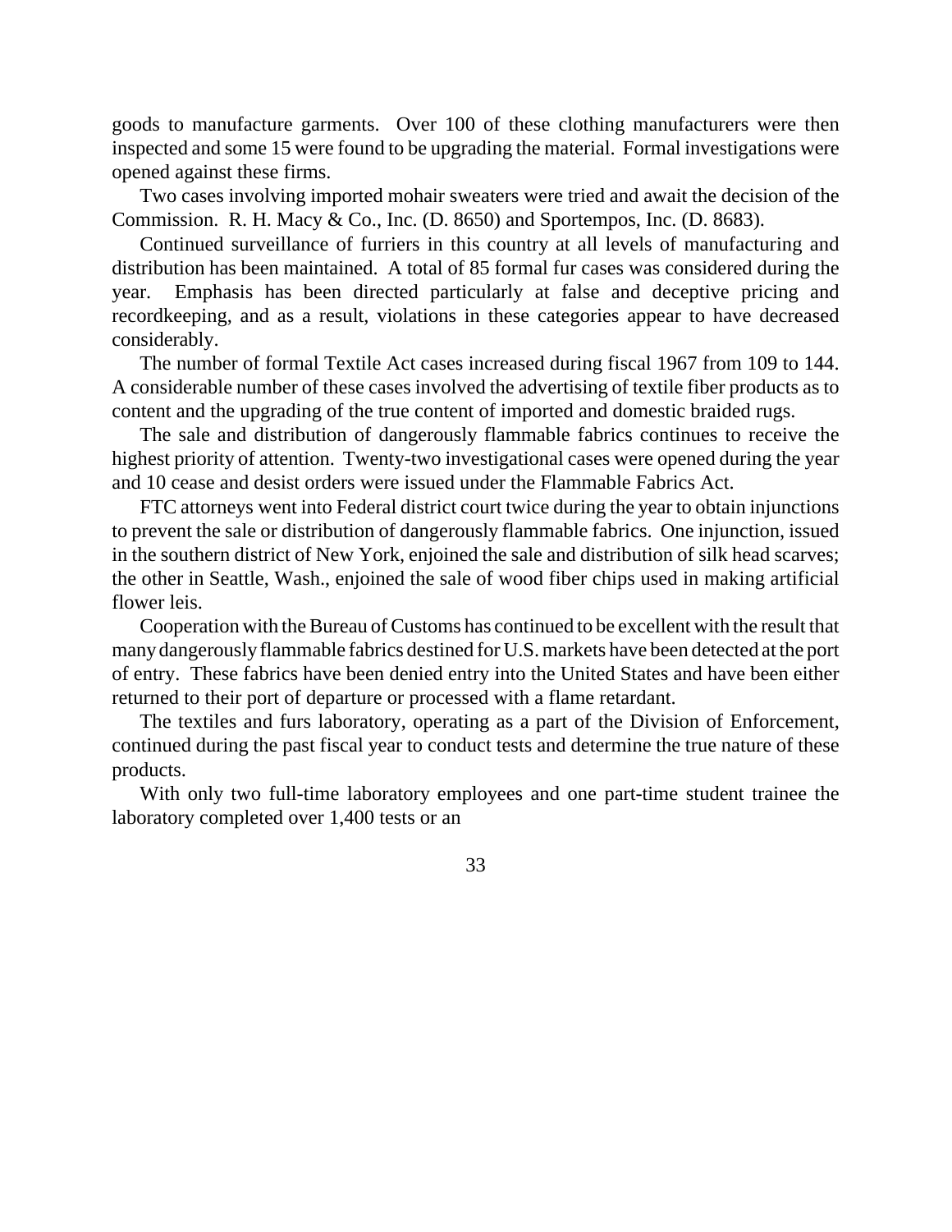goods to manufacture garments. Over 100 of these clothing manufacturers were then inspected and some 15 were found to be upgrading the material. Formal investigations were opened against these firms.

Two cases involving imported mohair sweaters were tried and await the decision of the Commission. R. H. Macy & Co., Inc. (D. 8650) and Sportempos, Inc. (D. 8683).

Continued surveillance of furriers in this country at all levels of manufacturing and distribution has been maintained. A total of 85 formal fur cases was considered during the year. Emphasis has been directed particularly at false and deceptive pricing and recordkeeping, and as a result, violations in these categories appear to have decreased considerably.

The number of formal Textile Act cases increased during fiscal 1967 from 109 to 144. A considerable number of these cases involved the advertising of textile fiber products as to content and the upgrading of the true content of imported and domestic braided rugs.

The sale and distribution of dangerously flammable fabrics continues to receive the highest priority of attention. Twenty-two investigational cases were opened during the year and 10 cease and desist orders were issued under the Flammable Fabrics Act.

FTC attorneys went into Federal district court twice during the year to obtain injunctions to prevent the sale or distribution of dangerously flammable fabrics. One injunction, issued in the southern district of New York, enjoined the sale and distribution of silk head scarves; the other in Seattle, Wash., enjoined the sale of wood fiber chips used in making artificial flower leis.

Cooperation with the Bureau of Customs has continued to be excellent with the result that many dangerously flammable fabrics destined for U.S. markets have been detected at the port of entry. These fabrics have been denied entry into the United States and have been either returned to their port of departure or processed with a flame retardant.

The textiles and furs laboratory, operating as a part of the Division of Enforcement, continued during the past fiscal year to conduct tests and determine the true nature of these products.

With only two full-time laboratory employees and one part-time student trainee the laboratory completed over 1,400 tests or an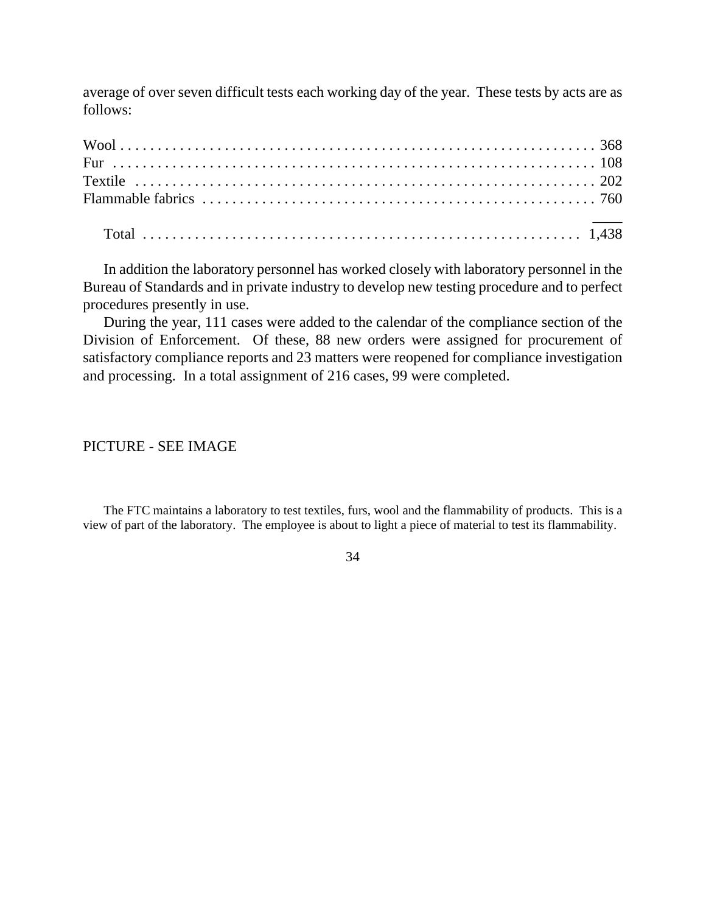average of over seven difficult tests each working day of the year. These tests by acts are as follows:

| | |
|---|---|
| Wool | 368 |
| Fur | 108 |
| Textile | 202 |
| Flammable fabrics | 760 |
| Total | 1,438 |

In addition the laboratory personnel has worked closely with laboratory personnel in the Bureau of Standards and in private industry to develop new testing procedure and to perfect procedures presently in use.

During the year, 111 cases were added to the calendar of the compliance section of the Division of Enforcement. Of these, 88 new orders were assigned for procurement of satisfactory compliance reports and 23 matters were reopened for compliance investigation and processing. In a total assignment of 216 cases, 99 were completed.

PICTURE - SEE IMAGE

The FTC maintains a laboratory to test textiles, furs, wool and the flammability of products. This is a view of part of the laboratory. The employee is about to light a piece of material to test its flammability.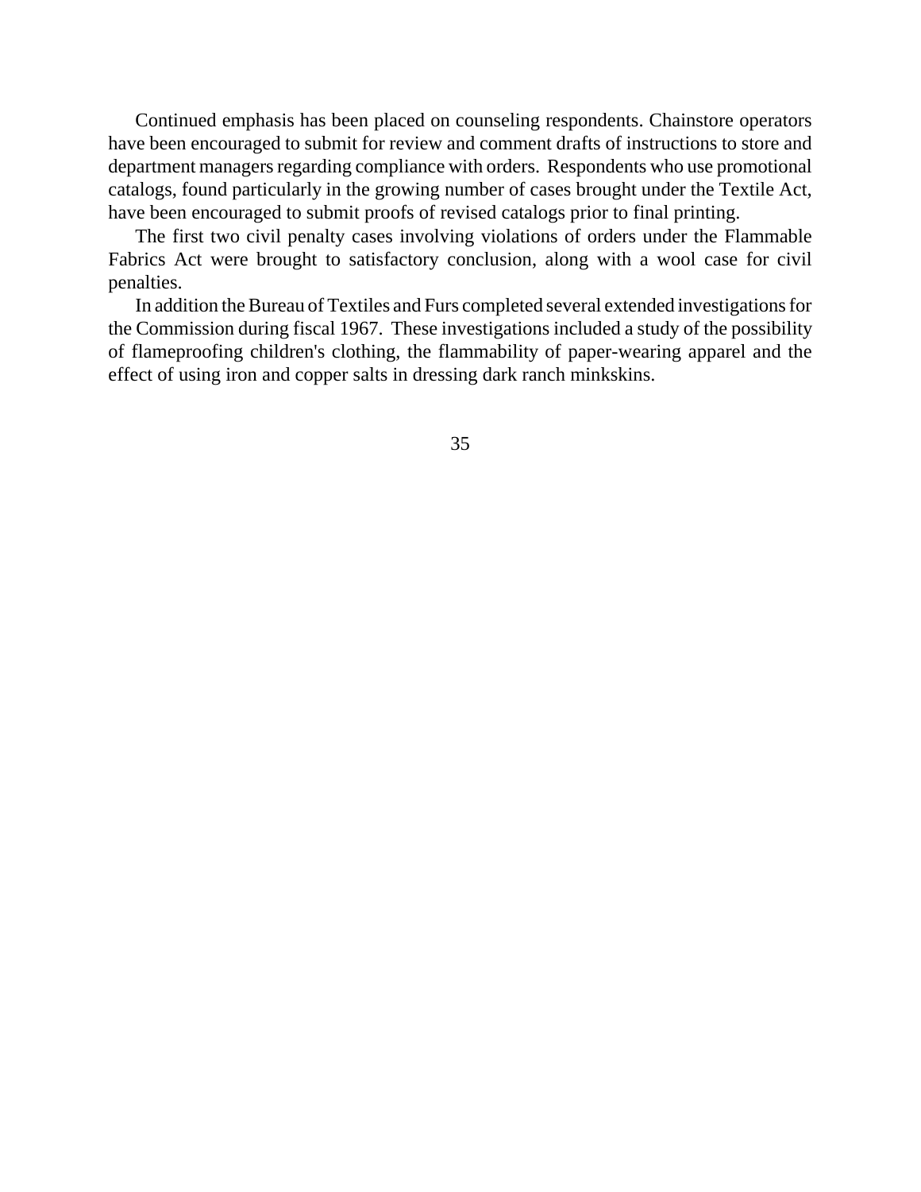Continued emphasis has been placed on counseling respondents. Chainstore operators have been encouraged to submit for review and comment drafts of instructions to store and department managers regarding compliance with orders. Respondents who use promotional catalogs, found particularly in the growing number of cases brought under the Textile Act, have been encouraged to submit proofs of revised catalogs prior to final printing.

The first two civil penalty cases involving violations of orders under the Flammable Fabrics Act were brought to satisfactory conclusion, along with a wool case for civil penalties.

In addition the Bureau of Textiles and Furs completed several extended investigations for the Commission during fiscal 1967. These investigations included a study of the possibility of flameproofing children's clothing, the flammability of paper-wearing apparel and the effect of using iron and copper salts in dressing dark ranch minkskins.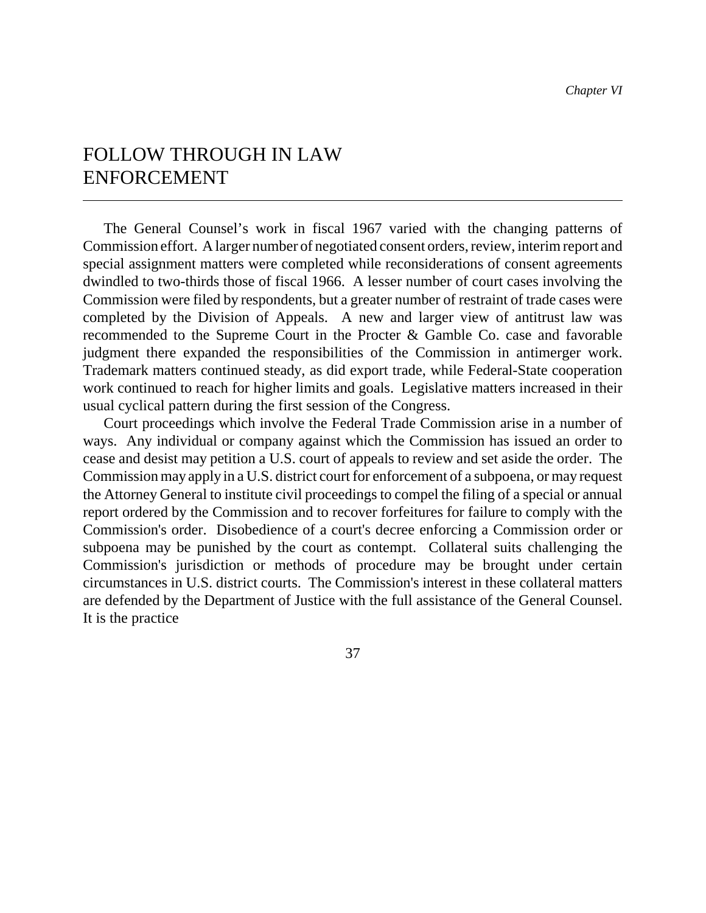*Chapter VI*

# FOLLOW THROUGH IN LAW ENFORCEMENT

The General Counsel's work in fiscal 1967 varied with the changing patterns of Commission effort. A larger number of negotiated consent orders, review, interim report and special assignment matters were completed while reconsiderations of consent agreements dwindled to two-thirds those of fiscal 1966. A lesser number of court cases involving the Commission were filed by respondents, but a greater number of restraint of trade cases were completed by the Division of Appeals. A new and larger view of antitrust law was recommended to the Supreme Court in the Procter & Gamble Co. case and favorable judgment there expanded the responsibilities of the Commission in antimerger work. Trademark matters continued steady, as did export trade, while Federal-State cooperation work continued to reach for higher limits and goals. Legislative matters increased in their usual cyclical pattern during the first session of the Congress.

Court proceedings which involve the Federal Trade Commission arise in a number of ways. Any individual or company against which the Commission has issued an order to cease and desist may petition a U.S. court of appeals to review and set aside the order. The Commission may apply in a U.S. district court for enforcement of a subpoena, or may request the Attorney General to institute civil proceedings to compel the filing of a special or annual report ordered by the Commission and to recover forfeitures for failure to comply with the Commission's order. Disobedience of a court's decree enforcing a Commission order or subpoena may be punished by the court as contempt. Collateral suits challenging the Commission's jurisdiction or methods of procedure may be brought under certain circumstances in U.S. district courts. The Commission's interest in these collateral matters are defended by the Department of Justice with the full assistance of the General Counsel. It is the practice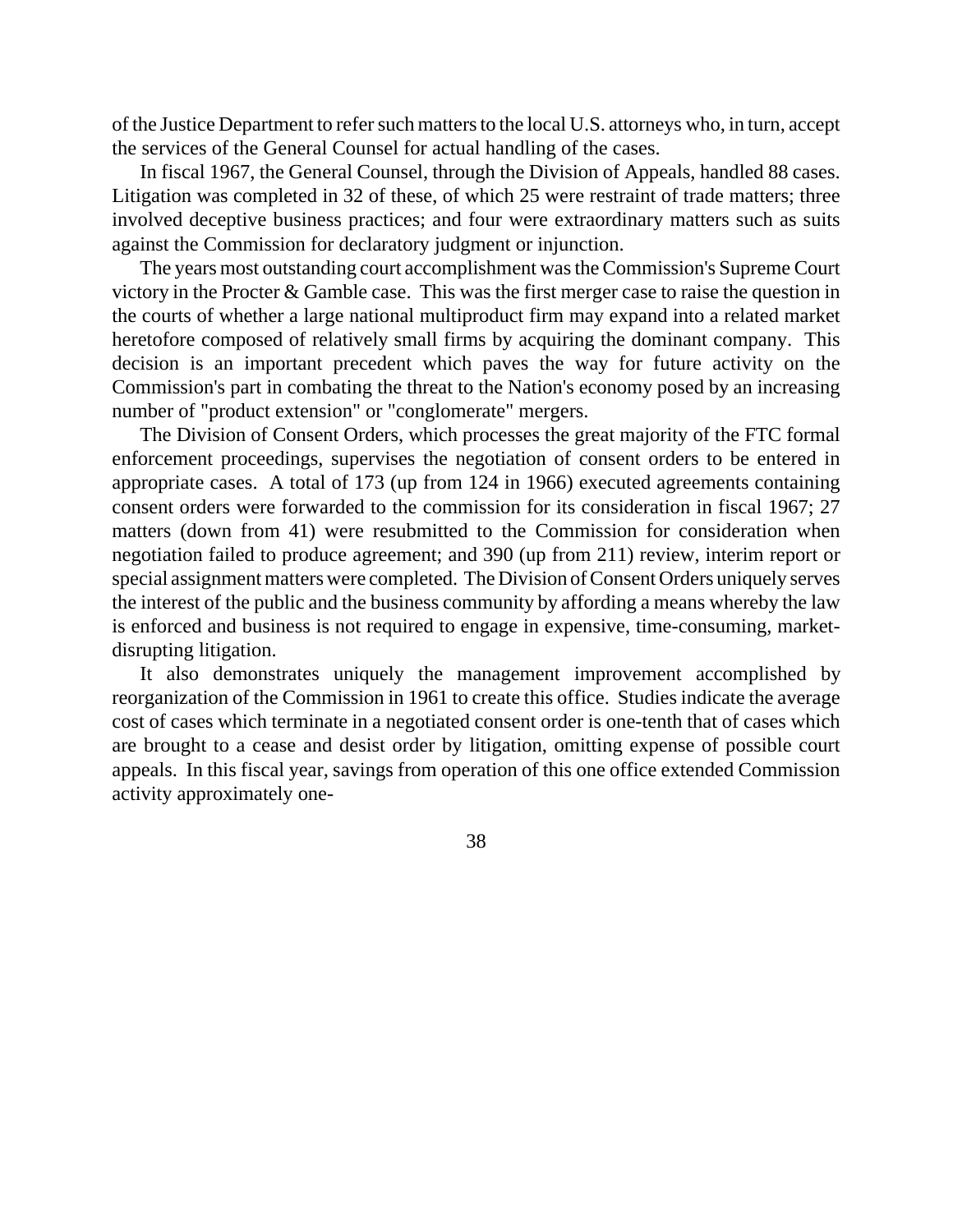of the Justice Department to refer such matters to the local U.S. attorneys who, in turn, accept the services of the General Counsel for actual handling of the cases.

In fiscal 1967, the General Counsel, through the Division of Appeals, handled 88 cases. Litigation was completed in 32 of these, of which 25 were restraint of trade matters; three involved deceptive business practices; and four were extraordinary matters such as suits against the Commission for declaratory judgment or injunction.

The years most outstanding court accomplishment was the Commission's Supreme Court victory in the Procter & Gamble case. This was the first merger case to raise the question in the courts of whether a large national multiproduct firm may expand into a related market heretofore composed of relatively small firms by acquiring the dominant company. This decision is an important precedent which paves the way for future activity on the Commission's part in combating the threat to the Nation's economy posed by an increasing number of "product extension" or "conglomerate" mergers.

The Division of Consent Orders, which processes the great majority of the FTC formal enforcement proceedings, supervises the negotiation of consent orders to be entered in appropriate cases. A total of 173 (up from 124 in 1966) executed agreements containing consent orders were forwarded to the commission for its consideration in fiscal 1967; 27 matters (down from 41) were resubmitted to the Commission for consideration when negotiation failed to produce agreement; and 390 (up from 211) review, interim report or special assignment matters were completed. The Division of Consent Orders uniquely serves the interest of the public and the business community by affording a means whereby the law is enforced and business is not required to engage in expensive, time-consuming, market-disrupting litigation.

It also demonstrates uniquely the management improvement accomplished by reorganization of the Commission in 1961 to create this office. Studies indicate the average cost of cases which terminate in a negotiated consent order is one-tenth that of cases which are brought to a cease and desist order by litigation, omitting expense of possible court appeals. In this fiscal year, savings from operation of this one office extended Commission activity approximately one-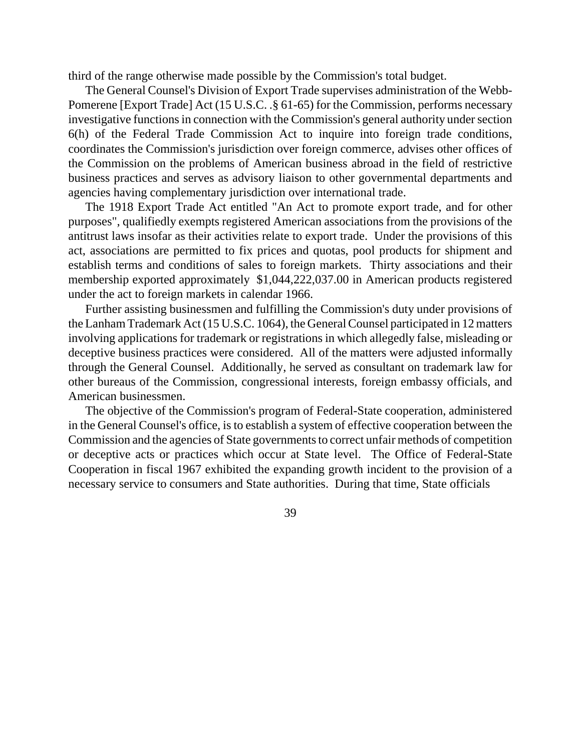third of the range otherwise made possible by the Commission's total budget.

The General Counsel's Division of Export Trade supervises administration of the Webb-Pomerene [Export Trade] Act (15 U.S.C. .§ 61-65) for the Commission, performs necessary investigative functions in connection with the Commission's general authority under section 6(h) of the Federal Trade Commission Act to inquire into foreign trade conditions, coordinates the Commission's jurisdiction over foreign commerce, advises other offices of the Commission on the problems of American business abroad in the field of restrictive business practices and serves as advisory liaison to other governmental departments and agencies having complementary jurisdiction over international trade.

The 1918 Export Trade Act entitled "An Act to promote export trade, and for other purposes", qualifiedly exempts registered American associations from the provisions of the antitrust laws insofar as their activities relate to export trade. Under the provisions of this act, associations are permitted to fix prices and quotas, pool products for shipment and establish terms and conditions of sales to foreign markets. Thirty associations and their membership exported approximately $1,044,222,037.00 in American products registered under the act to foreign markets in calendar 1966.

Further assisting businessmen and fulfilling the Commission's duty under provisions of the Lanham Trademark Act (15 U.S.C. 1064), the General Counsel participated in 12 matters involving applications for trademark or registrations in which allegedly false, misleading or deceptive business practices were considered. All of the matters were adjusted informally through the General Counsel. Additionally, he served as consultant on trademark law for other bureaus of the Commission, congressional interests, foreign embassy officials, and American businessmen.

The objective of the Commission's program of Federal-State cooperation, administered in the General Counsel's office, is to establish a system of effective cooperation between the Commission and the agencies of State governments to correct unfair methods of competition or deceptive acts or practices which occur at State level. The Office of Federal-State Cooperation in fiscal 1967 exhibited the expanding growth incident to the provision of a necessary service to consumers and State authorities. During that time, State officials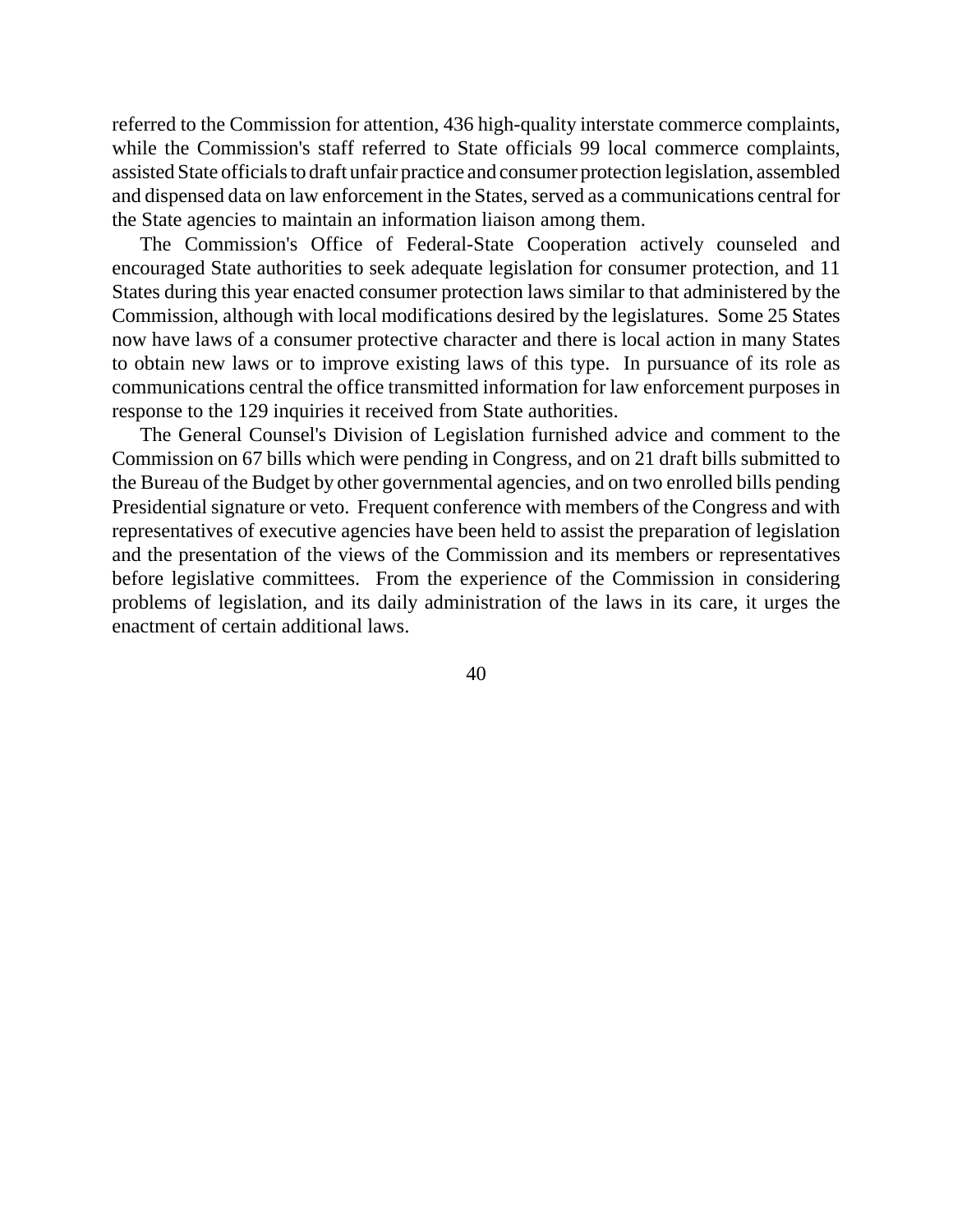referred to the Commission for attention, 436 high-quality interstate commerce complaints, while the Commission's staff referred to State officials 99 local commerce complaints, assisted State officials to draft unfair practice and consumer protection legislation, assembled and dispensed data on law enforcement in the States, served as a communications central for the State agencies to maintain an information liaison among them.

The Commission's Office of Federal-State Cooperation actively counseled and encouraged State authorities to seek adequate legislation for consumer protection, and 11 States during this year enacted consumer protection laws similar to that administered by the Commission, although with local modifications desired by the legislatures. Some 25 States now have laws of a consumer protective character and there is local action in many States to obtain new laws or to improve existing laws of this type. In pursuance of its role as communications central the office transmitted information for law enforcement purposes in response to the 129 inquiries it received from State authorities.

The General Counsel's Division of Legislation furnished advice and comment to the Commission on 67 bills which were pending in Congress, and on 21 draft bills submitted to the Bureau of the Budget by other governmental agencies, and on two enrolled bills pending Presidential signature or veto. Frequent conference with members of the Congress and with representatives of executive agencies have been held to assist the preparation of legislation and the presentation of the views of the Commission and its members or representatives before legislative committees. From the experience of the Commission in considering problems of legislation, and its daily administration of the laws in its care, it urges the enactment of certain additional laws.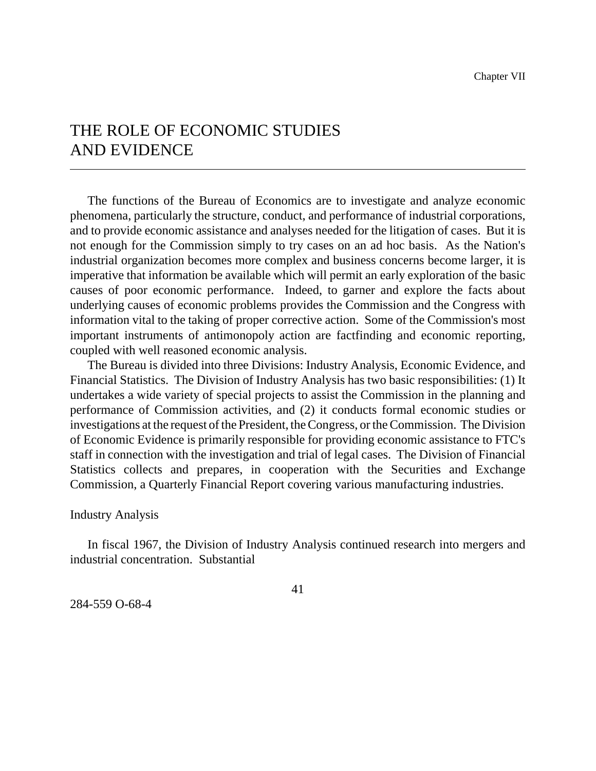Chapter VII

# THE ROLE OF ECONOMIC STUDIES AND EVIDENCE

The functions of the Bureau of Economics are to investigate and analyze economic phenomena, particularly the structure, conduct, and performance of industrial corporations, and to provide economic assistance and analyses needed for the litigation of cases. But it is not enough for the Commission simply to try cases on an ad hoc basis. As the Nation's industrial organization becomes more complex and business concerns become larger, it is imperative that information be available which will permit an early exploration of the basic causes of poor economic performance. Indeed, to garner and explore the facts about underlying causes of economic problems provides the Commission and the Congress with information vital to the taking of proper corrective action. Some of the Commission's most important instruments of antimonopoly action are factfinding and economic reporting, coupled with well reasoned economic analysis.

The Bureau is divided into three Divisions: Industry Analysis, Economic Evidence, and Financial Statistics. The Division of Industry Analysis has two basic responsibilities: (1) It undertakes a wide variety of special projects to assist the Commission in the planning and performance of Commission activities, and (2) it conducts formal economic studies or investigations at the request of the President, the Congress, or the Commission. The Division of Economic Evidence is primarily responsible for providing economic assistance to FTC's staff in connection with the investigation and trial of legal cases. The Division of Financial Statistics collects and prepares, in cooperation with the Securities and Exchange Commission, a Quarterly Financial Report covering various manufacturing industries.

## Industry Analysis

In fiscal 1967, the Division of Industry Analysis continued research into mergers and industrial concentration. Substantial

284-559 O-68-4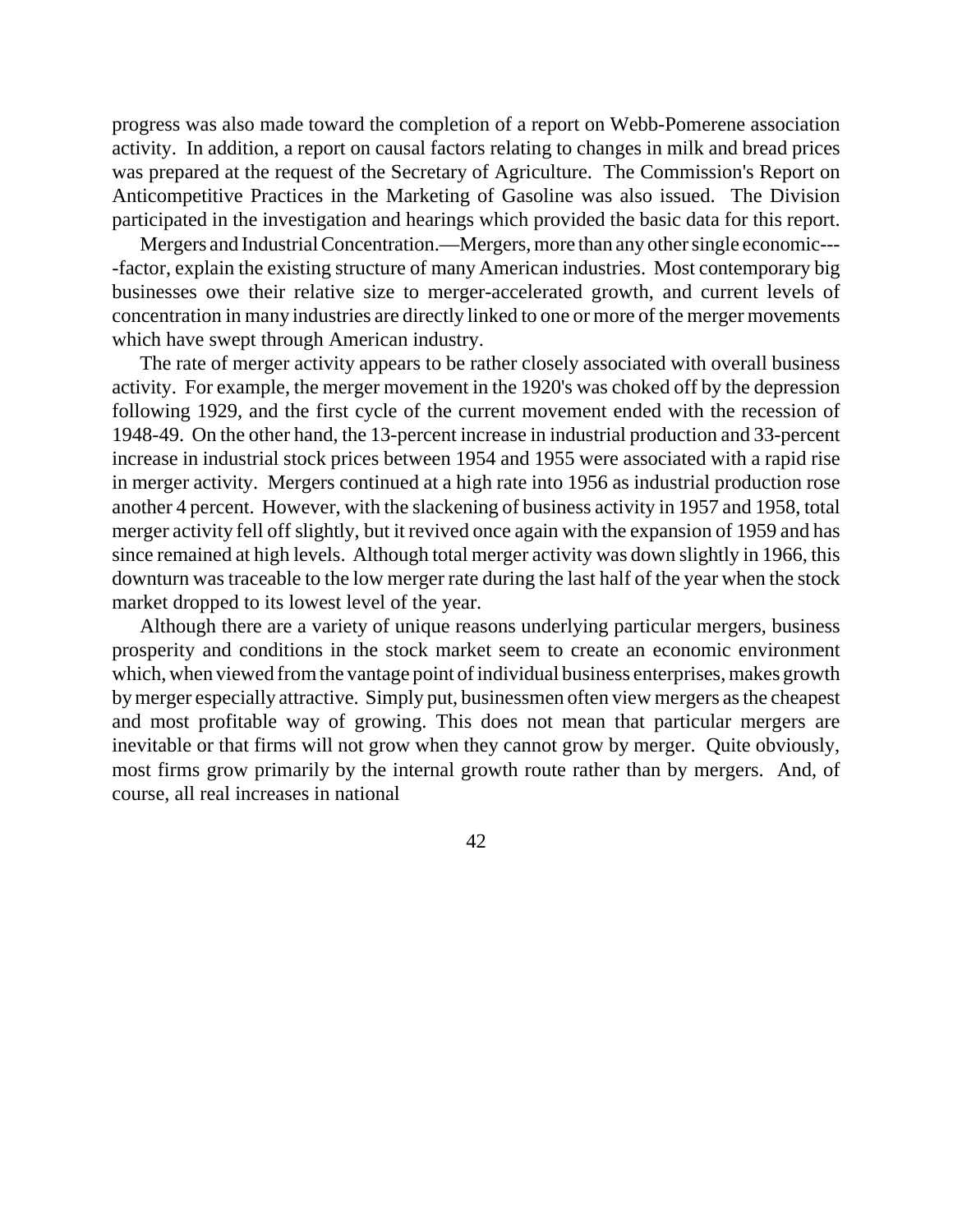progress was also made toward the completion of a report on Webb-Pomerene association activity. In addition, a report on causal factors relating to changes in milk and bread prices was prepared at the request of the Secretary of Agriculture. The Commission's Report on Anticompetitive Practices in the Marketing of Gasoline was also issued. The Division participated in the investigation and hearings which provided the basic data for this report.

Mergers and Industrial Concentration.—Mergers, more than any other single economic----factor, explain the existing structure of many American industries. Most contemporary big businesses owe their relative size to merger-accelerated growth, and current levels of concentration in many industries are directly linked to one or more of the merger movements which have swept through American industry.

The rate of merger activity appears to be rather closely associated with overall business activity. For example, the merger movement in the 1920's was choked off by the depression following 1929, and the first cycle of the current movement ended with the recession of 1948-49. On the other hand, the 13-percent increase in industrial production and 33-percent increase in industrial stock prices between 1954 and 1955 were associated with a rapid rise in merger activity. Mergers continued at a high rate into 1956 as industrial production rose another 4 percent. However, with the slackening of business activity in 1957 and 1958, total merger activity fell off slightly, but it revived once again with the expansion of 1959 and has since remained at high levels. Although total merger activity was down slightly in 1966, this downturn was traceable to the low merger rate during the last half of the year when the stock market dropped to its lowest level of the year.

Although there are a variety of unique reasons underlying particular mergers, business prosperity and conditions in the stock market seem to create an economic environment which, when viewed from the vantage point of individual business enterprises, makes growth by merger especially attractive. Simply put, businessmen often view mergers as the cheapest and most profitable way of growing. This does not mean that particular mergers are inevitable or that firms will not grow when they cannot grow by merger. Quite obviously, most firms grow primarily by the internal growth route rather than by mergers. And, of course, all real increases in national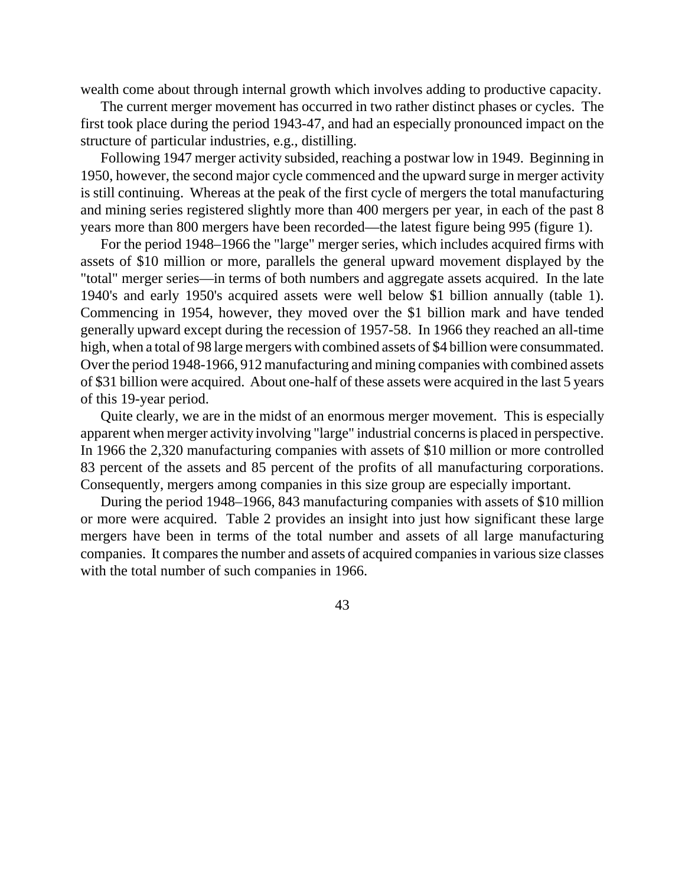wealth come about through internal growth which involves adding to productive capacity.

The current merger movement has occurred in two rather distinct phases or cycles. The first took place during the period 1943-47, and had an especially pronounced impact on the structure of particular industries, e.g., distilling.

Following 1947 merger activity subsided, reaching a postwar low in 1949. Beginning in 1950, however, the second major cycle commenced and the upward surge in merger activity is still continuing. Whereas at the peak of the first cycle of mergers the total manufacturing and mining series registered slightly more than 400 mergers per year, in each of the past 8 years more than 800 mergers have been recorded—the latest figure being 995 (figure 1).

For the period 1948–1966 the "large" merger series, which includes acquired firms with assets of $10 million or more, parallels the general upward movement displayed by the "total" merger series—in terms of both numbers and aggregate assets acquired. In the late 1940's and early 1950's acquired assets were well below $1 billion annually (table 1). Commencing in 1954, however, they moved over the $1 billion mark and have tended generally upward except during the recession of 1957-58. In 1966 they reached an all-time high, when a total of 98 large mergers with combined assets of $4 billion were consummated. Over the period 1948-1966, 912 manufacturing and mining companies with combined assets of $31 billion were acquired. About one-half of these assets were acquired in the last 5 years of this 19-year period.

Quite clearly, we are in the midst of an enormous merger movement. This is especially apparent when merger activity involving "large" industrial concerns is placed in perspective. In 1966 the 2,320 manufacturing companies with assets of $10 million or more controlled 83 percent of the assets and 85 percent of the profits of all manufacturing corporations. Consequently, mergers among companies in this size group are especially important.

During the period 1948–1966, 843 manufacturing companies with assets of $10 million or more were acquired. Table 2 provides an insight into just how significant these large mergers have been in terms of the total number and assets of all large manufacturing companies. It compares the number and assets of acquired companies in various size classes with the total number of such companies in 1966.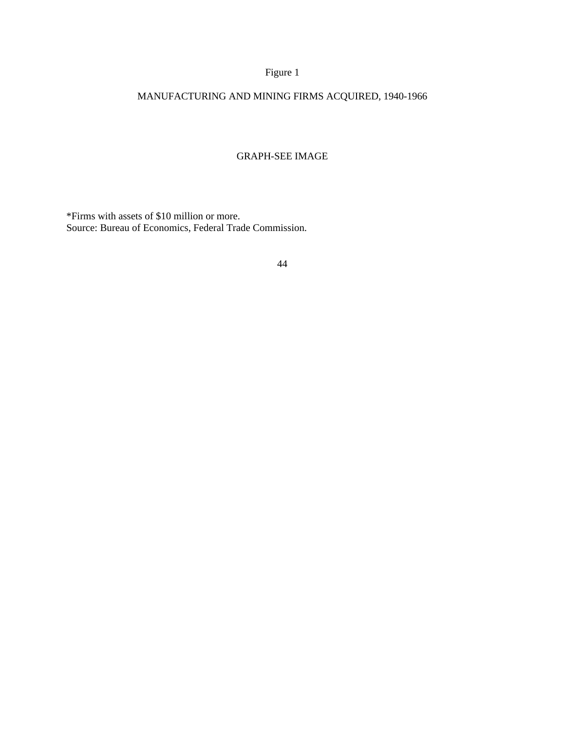Figure 1

MANUFACTURING AND MINING FIRMS ACQUIRED, 1940-1966

GRAPH-SEE IMAGE

*Firms with assets of $10 million or more.
Source: Bureau of Economics, Federal Trade Commission.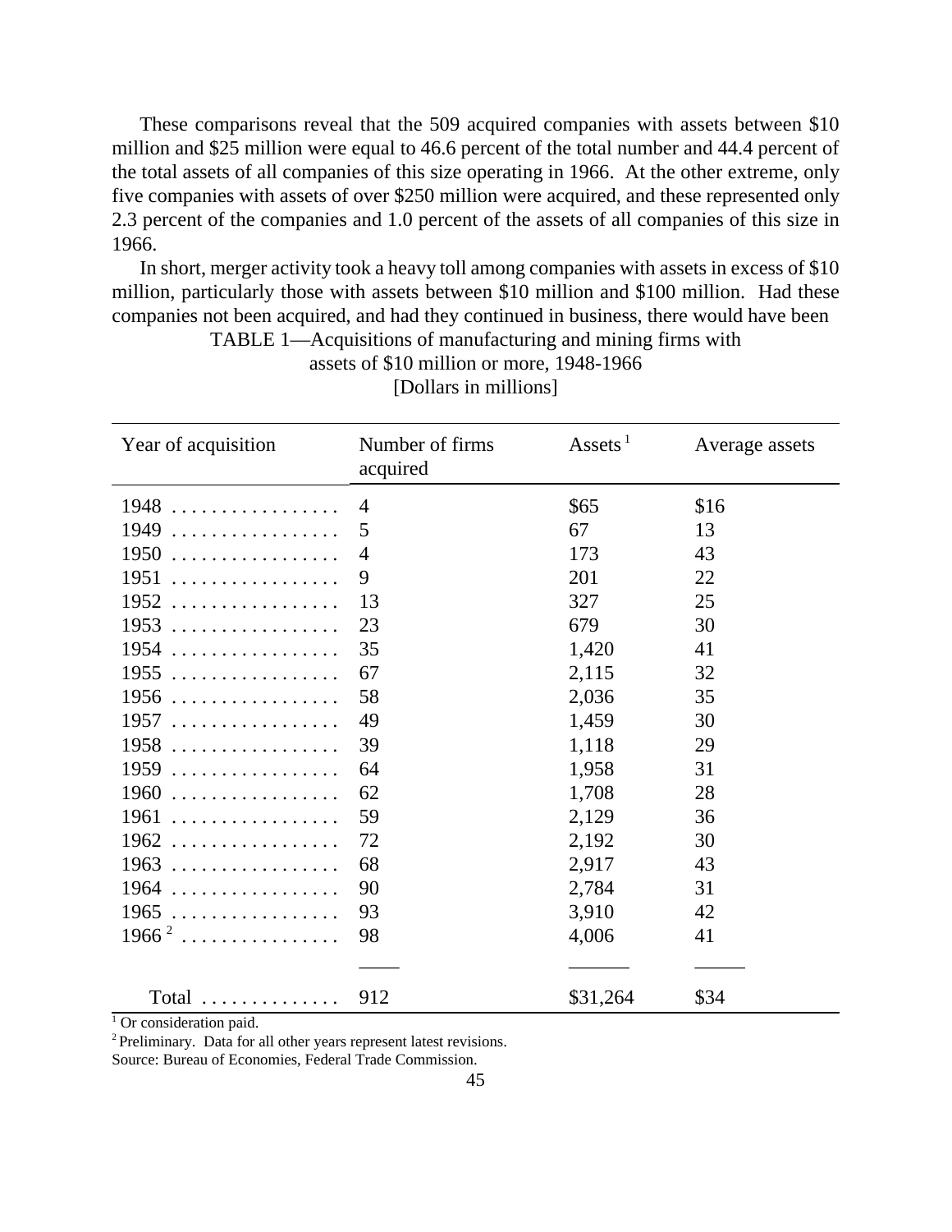These comparisons reveal that the 509 acquired companies with assets between $10 million and $25 million were equal to 46.6 percent of the total number and 44.4 percent of the total assets of all companies of this size operating in 1966. At the other extreme, only five companies with assets of over $250 million were acquired, and these represented only 2.3 percent of the companies and 1.0 percent of the assets of all companies of this size in 1966.

In short, merger activity took a heavy toll among companies with assets in excess of $10 million, particularly those with assets between $10 million and $100 million. Had these companies not been acquired, and had they continued in business, there would have been

TABLE 1—Acquisitions of manufacturing and mining firms with assets of $10 million or more, 1948-1966

[Dollars in millions]

| Year of acquisition | Number of firms acquired | Assets [1] | Average assets |
|---|---|---|---|
| 1948 | 4 | $65 | $16 |
| 1949 | 5 | 67 | 13 |
| 1950 | 4 | 173 | 43 |
| 1951 | 9 | 201 | 22 |
| 1952 | 13 | 327 | 25 |
| 1953 | 23 | 679 | 30 |
| 1954 | 35 | 1,420 | 41 |
| 1955 | 67 | 2,115 | 32 |
| 1956 | 58 | 2,036 | 35 |
| 1957 | 49 | 1,459 | 30 |
| 1958 | 39 | 1,118 | 29 |
| 1959 | 64 | 1,958 | 31 |
| 1960 | 62 | 1,708 | 28 |
| 1961 | 59 | 2,129 | 36 |
| 1962 | 72 | 2,192 | 30 |
| 1963 | 68 | 2,917 | 43 |
| 1964 | 90 | 2,784 | 31 |
| 1965 | 93 | 3,910 | 42 |
| 1966 [2] | 98 | 4,006 | 41 |
| Total | 912 | $31,264 | $34 |

[1] Or consideration paid.

[2] Preliminary. Data for all other years represent latest revisions.

Source: Bureau of Economies, Federal Trade Commission.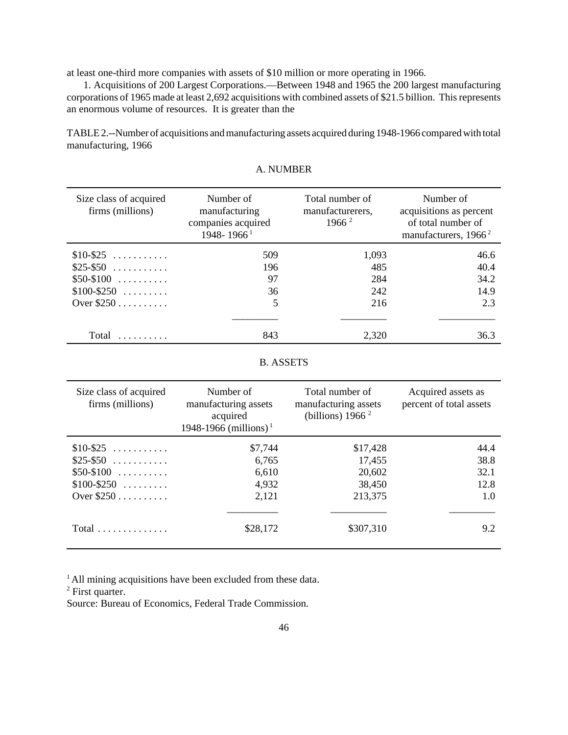at least one-third more companies with assets of $10 million or more operating in 1966.

1. Acquisitions of 200 Largest Corporations.—Between 1948 and 1965 the 200 largest manufacturing corporations of 1965 made at least 2,692 acquisitions with combined assets of $21.5 billion. This represents an enormous volume of resources. It is greater than the

TABLE 2.--Number of acquisitions and manufacturing assets acquired during 1948-1966 compared with total manufacturing, 1966

A. NUMBER

| Size class of acquired firms (millions) | Number of manufacturing companies acquired 1948- 1966 [1] | Total number of manufacturerers, 1966 [2] | Number of acquisitions as percent of total number of manufacturers, 1966 [2] |
|---|---|---|---|
| $10-$25 . . . . . . . . . . . | 509 | 1,093 | 46.6 |
| $25-$50 . . . . . . . . . . . | 196 | 485 | 40.4 |
| $50-$100 . . . . . . . . . . | 97 | 284 | 34.2 |
| $100-$250 . . . . . . . . . | 36 | 242 | 14.9 |
| Over $250 . . . . . . . . . . | 5 | 216 | 2.3 |
| Total . . . . . . . . . . | 843 | 2,320 | 36.3 |

B. ASSETS

| Size class of acquired firms (millions) | Number of manufacturing assets acquired 1948-1966 (millions) [1] | Total number of manufacturing assets (billions) 1966 [2] | Acquired assets as percent of total assets |
|---|---|---|---|
| $10-$25 . . . . . . . . . . . | $7,744 | $17,428 | 44.4 |
| $25-$50 . . . . . . . . . . . | 6,765 | 17,455 | 38.8 |
| $50-$100 . . . . . . . . . . | 6,610 | 20,602 | 32.1 |
| $100-$250 . . . . . . . . . | 4,932 | 38,450 | 12.8 |
| Over $250 . . . . . . . . . . | 2,121 | 213,375 | 1.0 |
| Total . . . . . . . . . . . . . . | $28,172 | $307,310 | 9.2 |

[1] All mining acquisitions have been excluded from these data.
[2] First quarter.
Source: Bureau of Economics, Federal Trade Commission.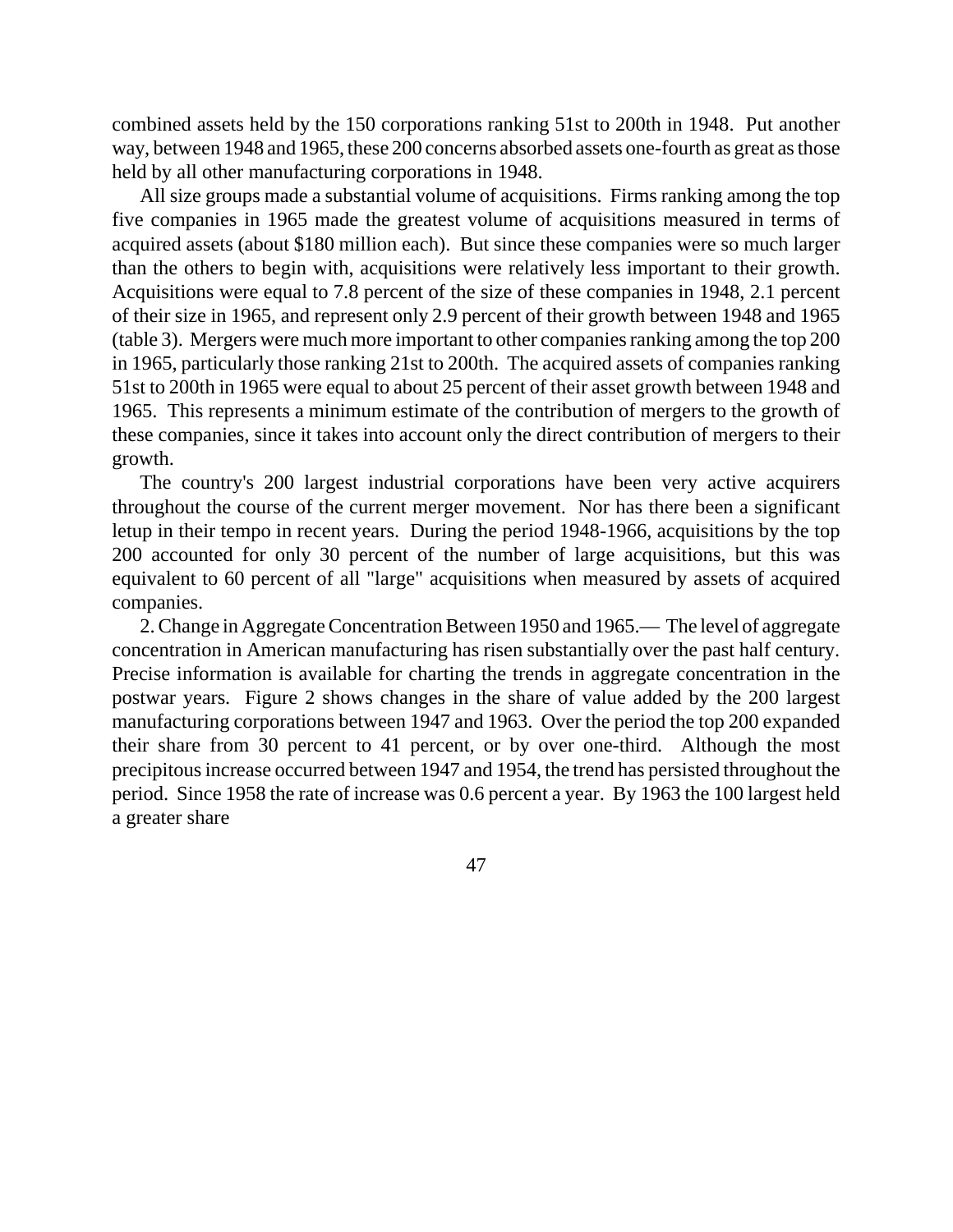combined assets held by the 150 corporations ranking 51st to 200th in 1948. Put another way, between 1948 and 1965, these 200 concerns absorbed assets one-fourth as great as those held by all other manufacturing corporations in 1948.

All size groups made a substantial volume of acquisitions. Firms ranking among the top five companies in 1965 made the greatest volume of acquisitions measured in terms of acquired assets (about $180 million each). But since these companies were so much larger than the others to begin with, acquisitions were relatively less important to their growth. Acquisitions were equal to 7.8 percent of the size of these companies in 1948, 2.1 percent of their size in 1965, and represent only 2.9 percent of their growth between 1948 and 1965 (table 3). Mergers were much more important to other companies ranking among the top 200 in 1965, particularly those ranking 21st to 200th. The acquired assets of companies ranking 51st to 200th in 1965 were equal to about 25 percent of their asset growth between 1948 and 1965. This represents a minimum estimate of the contribution of mergers to the growth of these companies, since it takes into account only the direct contribution of mergers to their growth.

The country's 200 largest industrial corporations have been very active acquirers throughout the course of the current merger movement. Nor has there been a significant letup in their tempo in recent years. During the period 1948-1966, acquisitions by the top 200 accounted for only 30 percent of the number of large acquisitions, but this was equivalent to 60 percent of all "large" acquisitions when measured by assets of acquired companies.

2. Change in Aggregate Concentration Between 1950 and 1965.— The level of aggregate concentration in American manufacturing has risen substantially over the past half century. Precise information is available for charting the trends in aggregate concentration in the postwar years. Figure 2 shows changes in the share of value added by the 200 largest manufacturing corporations between 1947 and 1963. Over the period the top 200 expanded their share from 30 percent to 41 percent, or by over one-third. Although the most precipitous increase occurred between 1947 and 1954, the trend has persisted throughout the period. Since 1958 the rate of increase was 0.6 percent a year. By 1963 the 100 largest held a greater share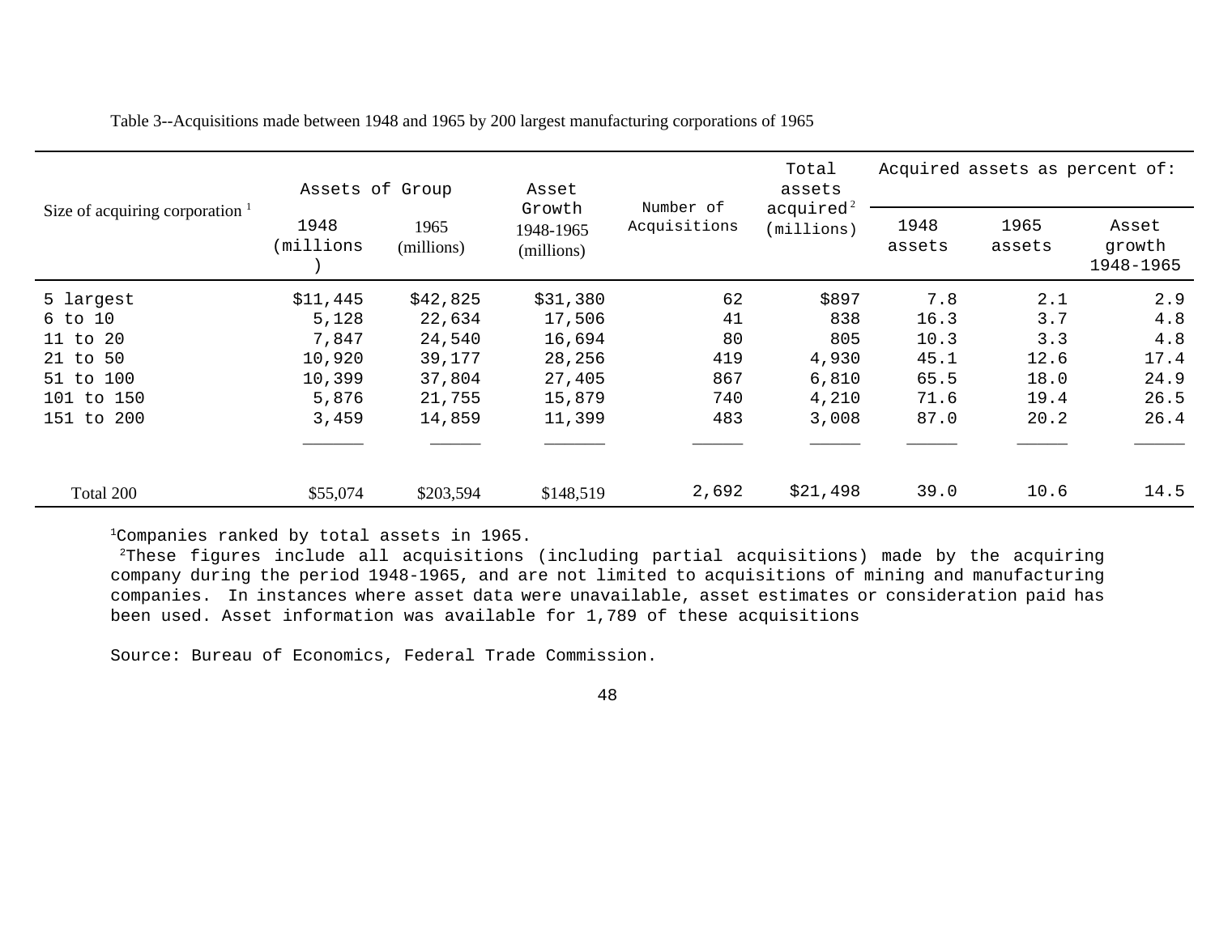Table 3--Acquisitions made between 1948 and 1965 by 200 largest manufacturing corporations of 1965

| Size of acquiring corporation [1] | Assets of Group | | Asset Growth 1948-1965 (millions) | Number of Acquisitions | Total assets acquired [2] (millions) | Acquired assets as percent of: | | |
|---|---|---|---|---|---|---|---|---|
| | 1948 (millions) | 1965 (millions) | | | | 1948 assets | 1965 assets | Asset growth 1948-1965 |
| 5 largest | $11,445 | $42,825 | $31,380 | 62 | $897 | 7.8 | 2.1 | 2.9 |
| 6 to 10 | 5,128 | 22,634 | 17,506 | 41 | 838 | 16.3 | 3.7 | 4.8 |
| 11 to 20 | 7,847 | 24,540 | 16,694 | 80 | 805 | 10.3 | 3.3 | 4.8 |
| 21 to 50 | 10,920 | 39,177 | 28,256 | 419 | 4,930 | 45.1 | 12.6 | 17.4 |
| 51 to 100 | 10,399 | 37,804 | 27,405 | 867 | 6,810 | 65.5 | 18.0 | 24.9 |
| 101 to 150 | 5,876 | 21,755 | 15,879 | 740 | 4,210 | 71.6 | 19.4 | 26.5 |
| 151 to 200 | 3,459 | 14,859 | 11,399 | 483 | 3,008 | 87.0 | 20.2 | 26.4 |
| Total 200 | $55,074 | $203,594 | $148,519 | 2,692 | $21,498 | 39.0 | 10.6 | 14.5 |

[1]Companies ranked by total assets in 1965.

[2]These figures include all acquisitions (including partial acquisitions) made by the acquiring company during the period 1948-1965, and are not limited to acquisitions of mining and manufacturing companies. In instances where asset data were unavailable, asset estimates or consideration paid has been used. Asset information was available for 1,789 of these acquisitions

Source: Bureau of Economics, Federal Trade Commission.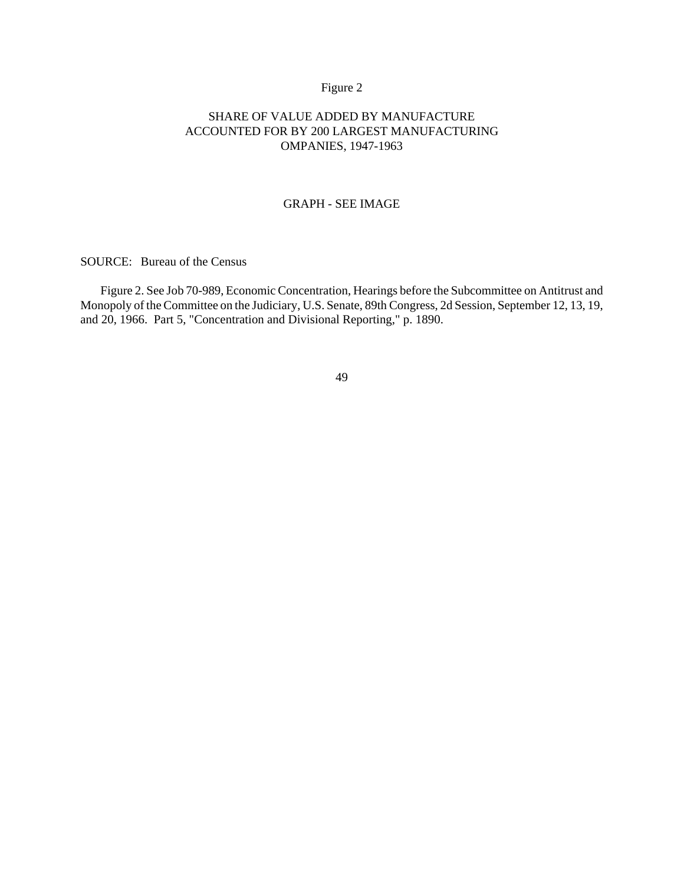Figure 2

SHARE OF VALUE ADDED BY MANUFACTURE
ACCOUNTED FOR BY 200 LARGEST MANUFACTURING
OMPANIES, 1947-1963

GRAPH - SEE IMAGE

SOURCE: Bureau of the Census

Figure 2. See Job 70-989, Economic Concentration, Hearings before the Subcommittee on Antitrust and Monopoly of the Committee on the Judiciary, U.S. Senate, 89th Congress, 2d Session, September 12, 13, 19, and 20, 1966. Part 5, "Concentration and Divisional Reporting," p. 1890.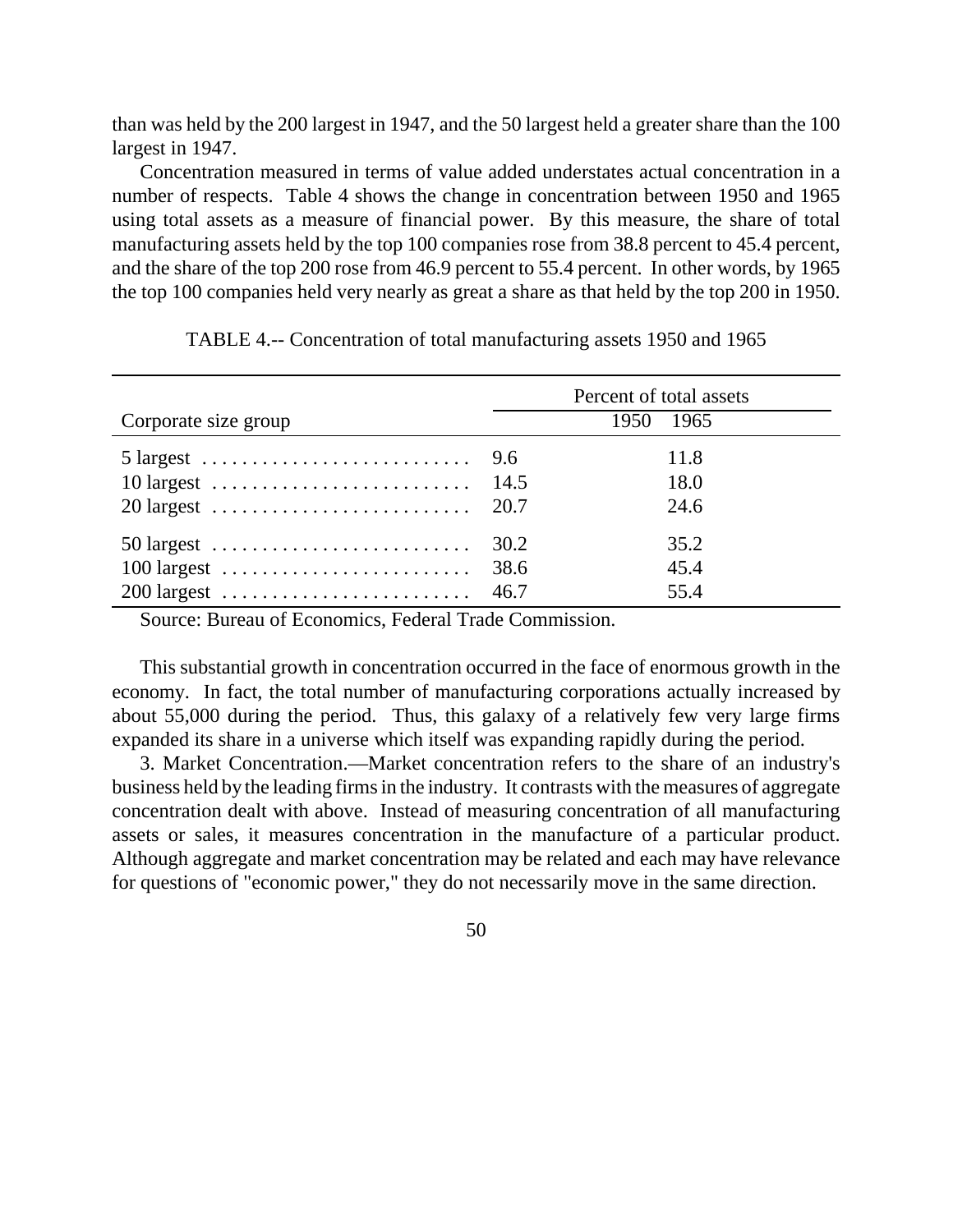than was held by the 200 largest in 1947, and the 50 largest held a greater share than the 100 largest in 1947.

Concentration measured in terms of value added understates actual concentration in a number of respects. Table 4 shows the change in concentration between 1950 and 1965 using total assets as a measure of financial power. By this measure, the share of total manufacturing assets held by the top 100 companies rose from 38.8 percent to 45.4 percent, and the share of the top 200 rose from 46.9 percent to 55.4 percent. In other words, by 1965 the top 100 companies held very nearly as great a share as that held by the top 200 in 1950.

TABLE 4.-- Concentration of total manufacturing assets 1950 and 1965

| Corporate size group | Percent of total assets | |
|---|---|---|
| | 1950 | 1965 |
| 5 largest | 9.6 | 11.8 |
| 10 largest | 14.5 | 18.0 |
| 20 largest | 20.7 | 24.6 |
| 50 largest | 30.2 | 35.2 |
| 100 largest | 38.6 | 45.4 |
| 200 largest | 46.7 | 55.4 |

Source: Bureau of Economics, Federal Trade Commission.

This substantial growth in concentration occurred in the face of enormous growth in the economy. In fact, the total number of manufacturing corporations actually increased by about 55,000 during the period. Thus, this galaxy of a relatively few very large firms expanded its share in a universe which itself was expanding rapidly during the period.

3. Market Concentration.—Market concentration refers to the share of an industry's business held by the leading firms in the industry. It contrasts with the measures of aggregate concentration dealt with above. Instead of measuring concentration of all manufacturing assets or sales, it measures concentration in the manufacture of a particular product. Although aggregate and market concentration may be related and each may have relevance for questions of "economic power," they do not necessarily move in the same direction.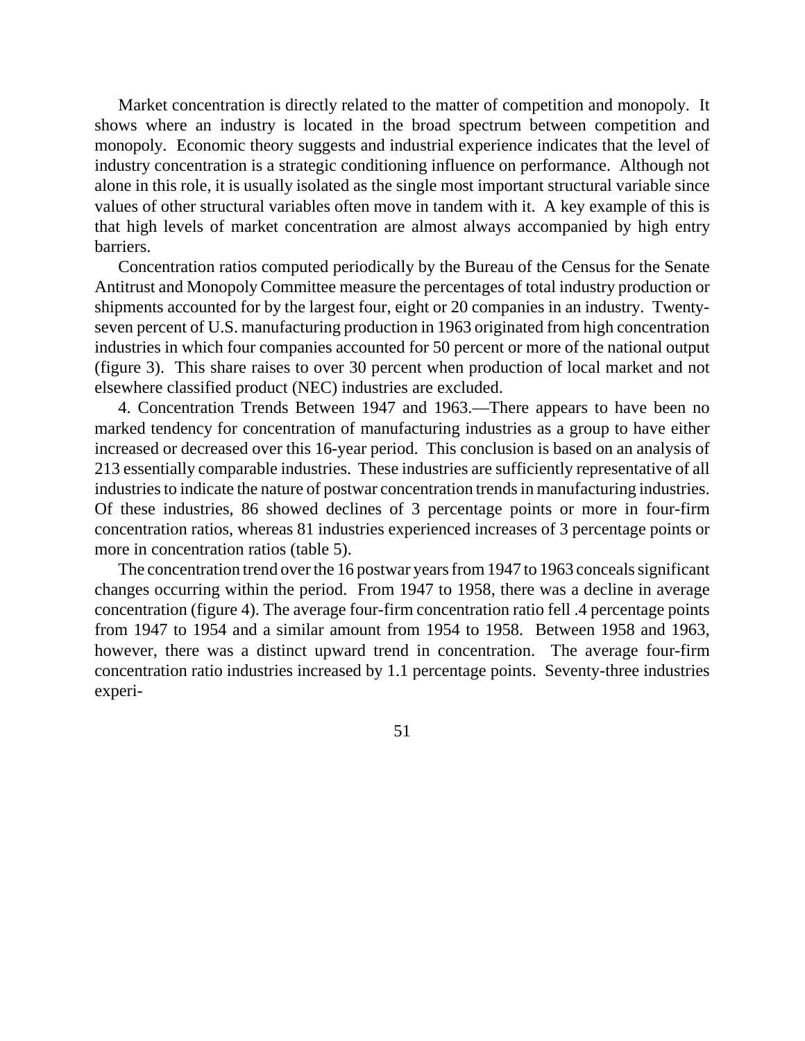Market concentration is directly related to the matter of competition and monopoly. It shows where an industry is located in the broad spectrum between competition and monopoly. Economic theory suggests and industrial experience indicates that the level of industry concentration is a strategic conditioning influence on performance. Although not alone in this role, it is usually isolated as the single most important structural variable since values of other structural variables often move in tandem with it. A key example of this is that high levels of market concentration are almost always accompanied by high entry barriers.

Concentration ratios computed periodically by the Bureau of the Census for the Senate Antitrust and Monopoly Committee measure the percentages of total industry production or shipments accounted for by the largest four, eight or 20 companies in an industry. Twenty-seven percent of U.S. manufacturing production in 1963 originated from high concentration industries in which four companies accounted for 50 percent or more of the national output (figure 3). This share raises to over 30 percent when production of local market and not elsewhere classified product (NEC) industries are excluded.

4. Concentration Trends Between 1947 and 1963.—There appears to have been no marked tendency for concentration of manufacturing industries as a group to have either increased or decreased over this 16-year period. This conclusion is based on an analysis of 213 essentially comparable industries. These industries are sufficiently representative of all industries to indicate the nature of postwar concentration trends in manufacturing industries. Of these industries, 86 showed declines of 3 percentage points or more in four-firm concentration ratios, whereas 81 industries experienced increases of 3 percentage points or more in concentration ratios (table 5).

The concentration trend over the 16 postwar years from 1947 to 1963 conceals significant changes occurring within the period. From 1947 to 1958, there was a decline in average concentration (figure 4). The average four-firm concentration ratio fell .4 percentage points from 1947 to 1954 and a similar amount from 1954 to 1958. Between 1958 and 1963, however, there was a distinct upward trend in concentration. The average four-firm concentration ratio industries increased by 1.1 percentage points. Seventy-three industries experi-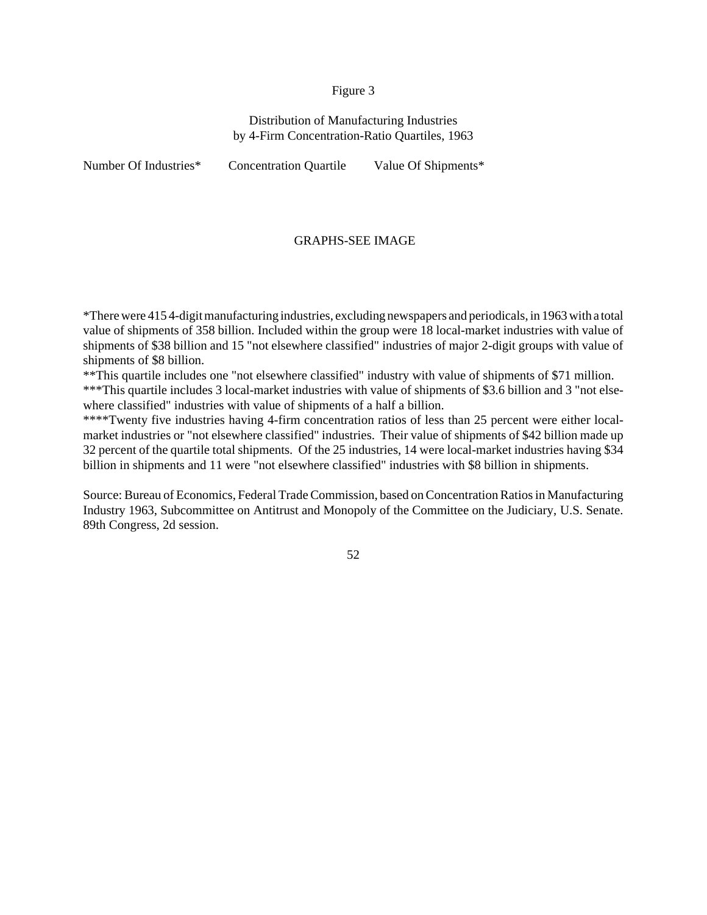Figure 3

Distribution of Manufacturing Industries
by 4-Firm Concentration-Ratio Quartiles, 1963

Number Of Industries* Concentration Quartile Value Of Shipments*

GRAPHS-SEE IMAGE

*There were 415 4-digit manufacturing industries, excluding newspapers and periodicals, in 1963 with a total value of shipments of 358 billion. Included within the group were 18 local-market industries with value of shipments of $38 billion and 15 "not elsewhere classified" industries of major 2-digit groups with value of shipments of $8 billion.

**This quartile includes one "not elsewhere classified" industry with value of shipments of $71 million.

***This quartile includes 3 local-market industries with value of shipments of $3.6 billion and 3 "not elsewhere classified" industries with value of shipments of a half a billion.

****Twenty five industries having 4-firm concentration ratios of less than 25 percent were either local-market industries or "not elsewhere classified" industries. Their value of shipments of $42 billion made up 32 percent of the quartile total shipments. Of the 25 industries, 14 were local-market industries having $34 billion in shipments and 11 were "not elsewhere classified" industries with $8 billion in shipments.

Source: Bureau of Economics, Federal Trade Commission, based on Concentration Ratios in Manufacturing Industry 1963, Subcommittee on Antitrust and Monopoly of the Committee on the Judiciary, U.S. Senate. 89th Congress, 2d session.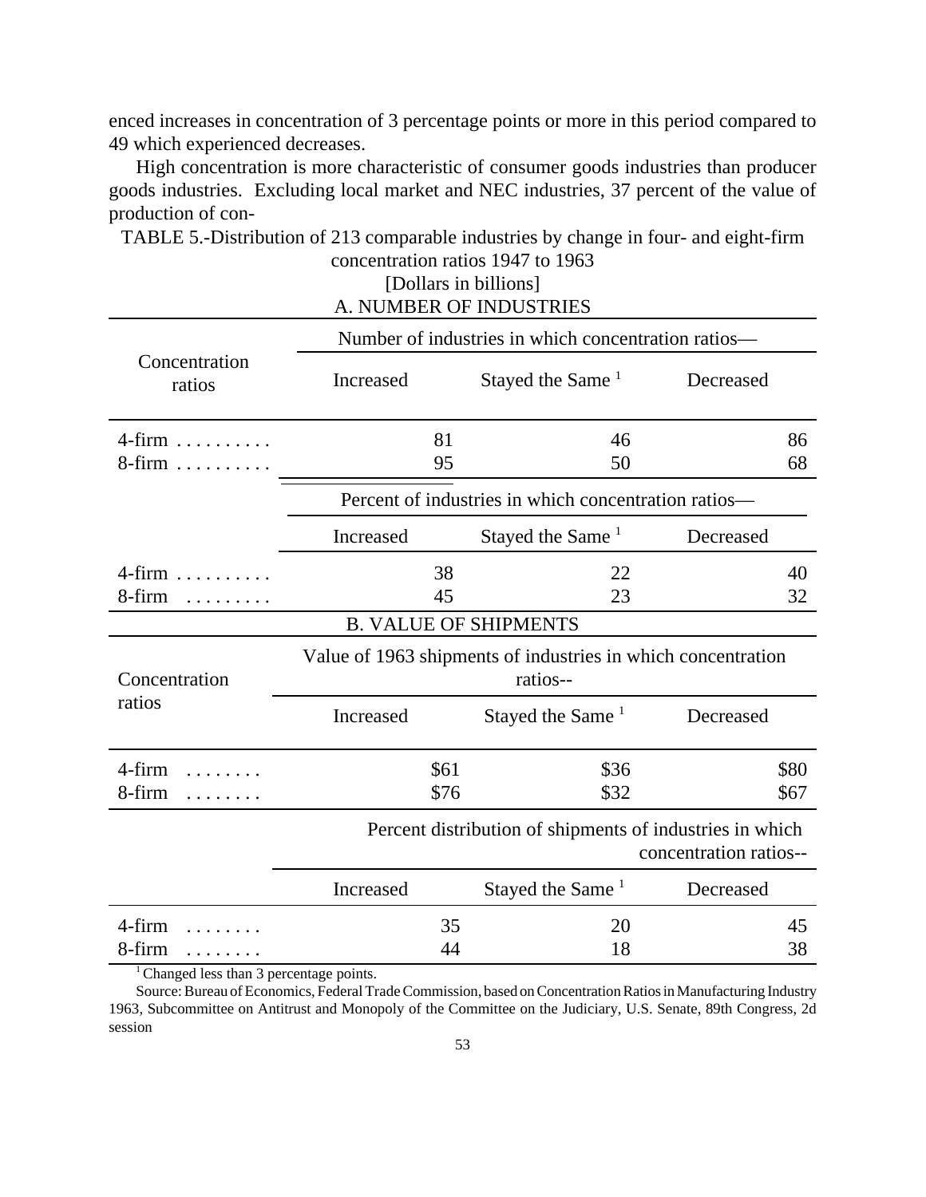enced increases in concentration of 3 percentage points or more in this period compared to 49 which experienced decreases.

High concentration is more characteristic of consumer goods industries than producer goods industries. Excluding local market and NEC industries, 37 percent of the value of production of con-

TABLE 5.-Distribution of 213 comparable industries by change in four- and eight-firm concentration ratios 1947 to 1963

[Dollars in billions]

A. NUMBER OF INDUSTRIES

| Concentration ratios | Number of industries in which concentration ratios— | | |
|---|---|---|---|
| | Increased | Stayed the Same [1] | Decreased |
| 4-firm . . . . . . . . . . | 81 | 46 | 86 |
| 8-firm . . . . . . . . . . | 95 | 50 | 68 |
| | Percent of industries in which concentration ratios— | | |
| | Increased | Stayed the Same [1] | Decreased |
| 4-firm . . . . . . . . . . | 38 | 22 | 40 |
| 8-firm . . . . . . . . . | 45 | 23 | 32 |

B. VALUE OF SHIPMENTS

| Concentration ratios | Value of 1963 shipments of industries in which concentration ratios-- | | |
|---|---|---|---|
| | Increased | Stayed the Same [1] | Decreased |
| 4-firm . . . . . . . . | $61 | $36 | $80 |
| 8-firm . . . . . . . . | $76 | $32 | $67 |
| | Percent distribution of shipments of industries in which concentration ratios-- | | |
| | Increased | Stayed the Same [1] | Decreased |
| 4-firm . . . . . . . . | 35 | 20 | 45 |
| 8-firm . . . . . . . . | 44 | 18 | 38 |

[1] Changed less than 3 percentage points.

Source: Bureau of Economics, Federal Trade Commission, based on Concentration Ratios in Manufacturing Industry 1963, Subcommittee on Antitrust and Monopoly of the Committee on the Judiciary, U.S. Senate, 89th Congress, 2d session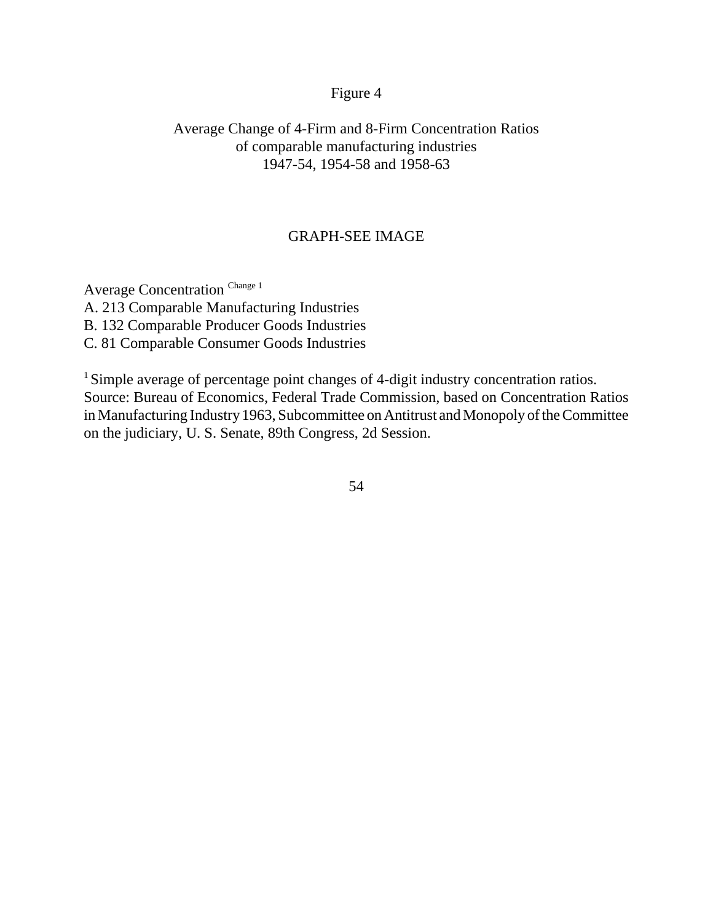Figure 4

Average Change of 4-Firm and 8-Firm Concentration Ratios
of comparable manufacturing industries
1947-54, 1954-58 and 1958-63

GRAPH-SEE IMAGE

Average Concentration Change [1]

A. 213 Comparable Manufacturing Industries
B. 132 Comparable Producer Goods Industries
C. 81 Comparable Consumer Goods Industries

[1] Simple average of percentage point changes of 4-digit industry concentration ratios.
Source: Bureau of Economics, Federal Trade Commission, based on Concentration Ratios in Manufacturing Industry 1963, Subcommittee on Antitrust and Monopoly of the Committee on the judiciary, U. S. Senate, 89th Congress, 2d Session.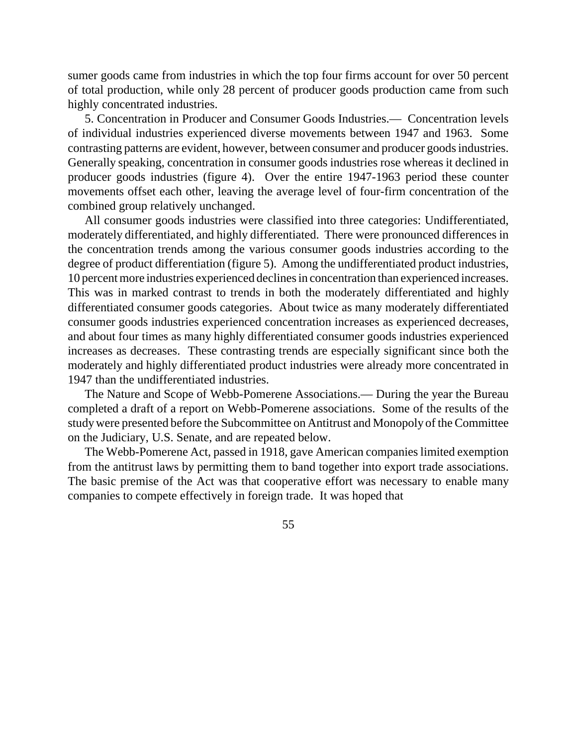sumer goods came from industries in which the top four firms account for over 50 percent of total production, while only 28 percent of producer goods production came from such highly concentrated industries.

5. Concentration in Producer and Consumer Goods Industries.— Concentration levels of individual industries experienced diverse movements between 1947 and 1963. Some contrasting patterns are evident, however, between consumer and producer goods industries. Generally speaking, concentration in consumer goods industries rose whereas it declined in producer goods industries (figure 4). Over the entire 1947-1963 period these counter movements offset each other, leaving the average level of four-firm concentration of the combined group relatively unchanged.

All consumer goods industries were classified into three categories: Undifferentiated, moderately differentiated, and highly differentiated. There were pronounced differences in the concentration trends among the various consumer goods industries according to the degree of product differentiation (figure 5). Among the undifferentiated product industries, 10 percent more industries experienced declines in concentration than experienced increases. This was in marked contrast to trends in both the moderately differentiated and highly differentiated consumer goods categories. About twice as many moderately differentiated consumer goods industries experienced concentration increases as experienced decreases, and about four times as many highly differentiated consumer goods industries experienced increases as decreases. These contrasting trends are especially significant since both the moderately and highly differentiated product industries were already more concentrated in 1947 than the undifferentiated industries.

The Nature and Scope of Webb-Pomerene Associations.— During the year the Bureau completed a draft of a report on Webb-Pomerene associations. Some of the results of the study were presented before the Subcommittee on Antitrust and Monopoly of the Committee on the Judiciary, U.S. Senate, and are repeated below.

The Webb-Pomerene Act, passed in 1918, gave American companies limited exemption from the antitrust laws by permitting them to band together into export trade associations. The basic premise of the Act was that cooperative effort was necessary to enable many companies to compete effectively in foreign trade. It was hoped that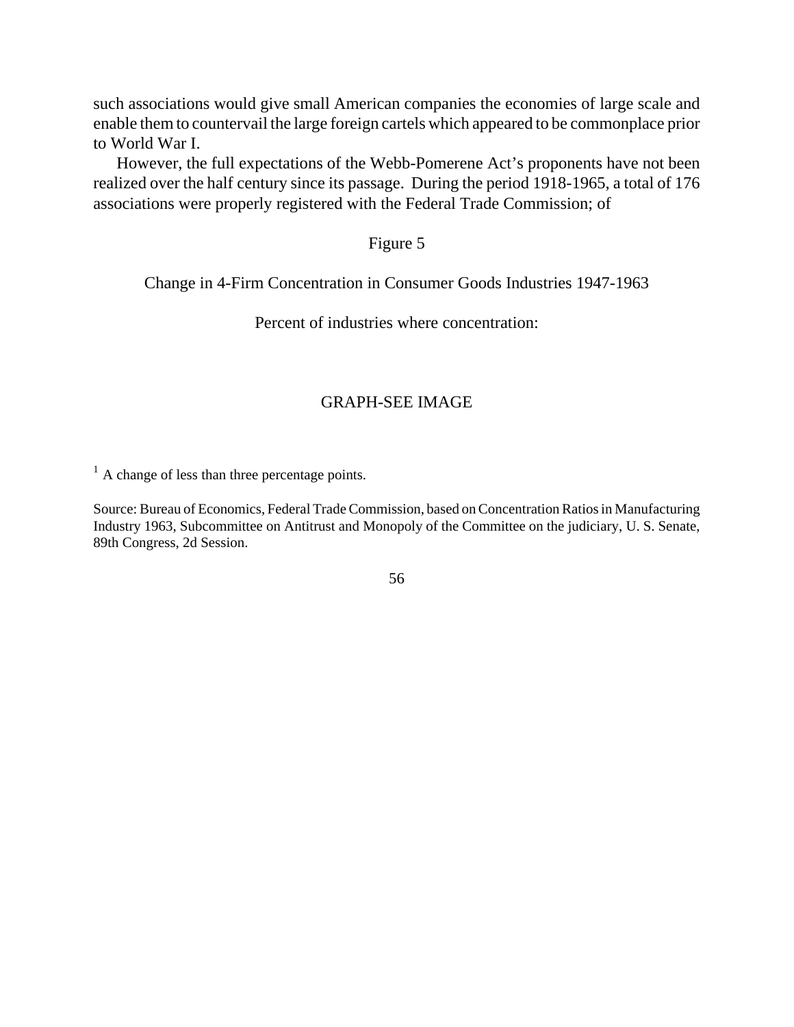such associations would give small American companies the economies of large scale and enable them to countervail the large foreign cartels which appeared to be commonplace prior to World War I.

However, the full expectations of the Webb-Pomerene Act's proponents have not been realized over the half century since its passage. During the period 1918-1965, a total of 176 associations were properly registered with the Federal Trade Commission; of

Figure 5

Change in 4-Firm Concentration in Consumer Goods Industries 1947-1963

Percent of industries where concentration:

GRAPH-SEE IMAGE

[1] A change of less than three percentage points.

Source: Bureau of Economics, Federal Trade Commission, based on Concentration Ratios in Manufacturing Industry 1963, Subcommittee on Antitrust and Monopoly of the Committee on the judiciary, U. S. Senate, 89th Congress, 2d Session.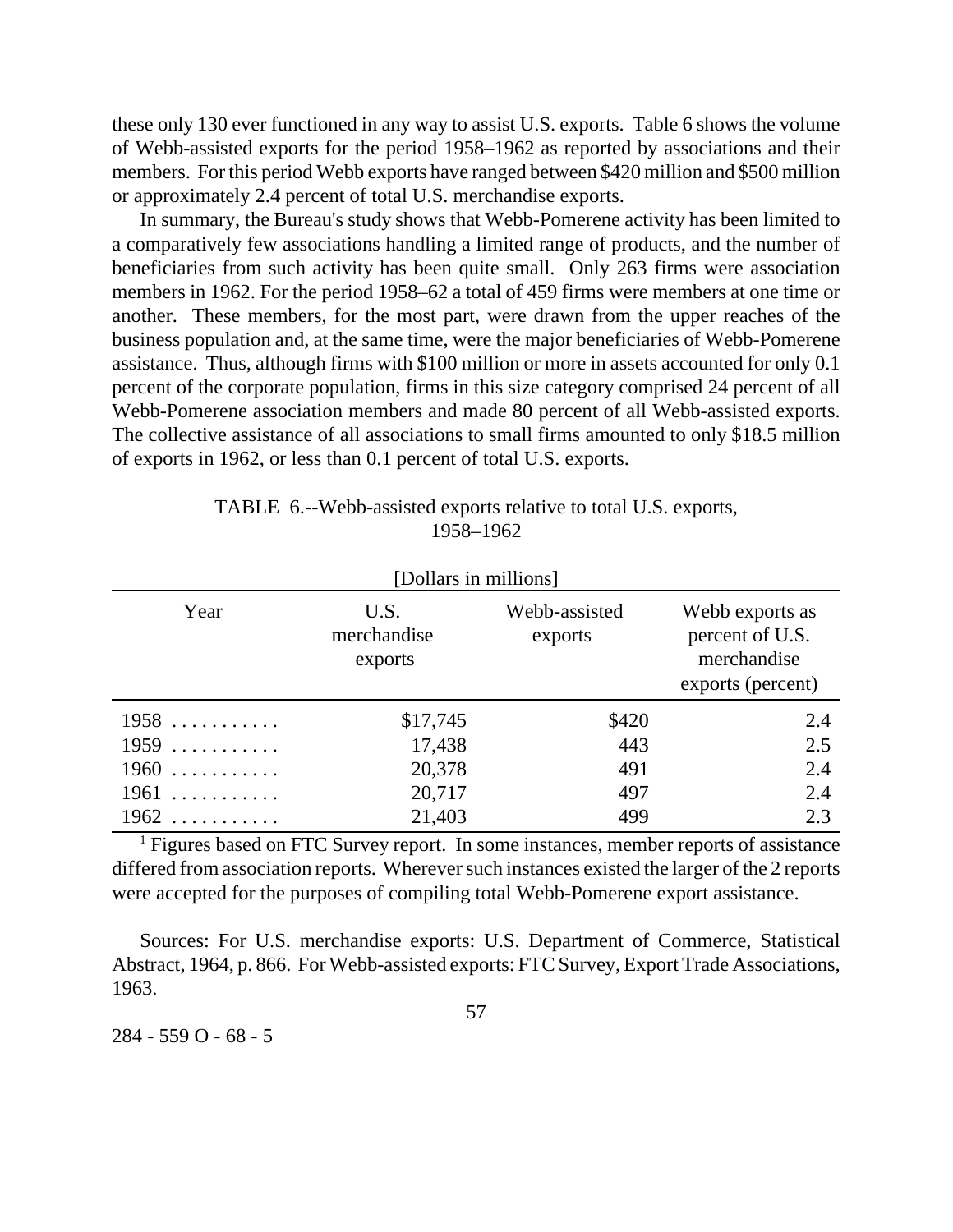these only 130 ever functioned in any way to assist U.S. exports. Table 6 shows the volume of Webb-assisted exports for the period 1958–1962 as reported by associations and their members. For this period Webb exports have ranged between $420 million and $500 million or approximately 2.4 percent of total U.S. merchandise exports.

In summary, the Bureau's study shows that Webb-Pomerene activity has been limited to a comparatively few associations handling a limited range of products, and the number of beneficiaries from such activity has been quite small. Only 263 firms were association members in 1962. For the period 1958–62 a total of 459 firms were members at one time or another. These members, for the most part, were drawn from the upper reaches of the business population and, at the same time, were the major beneficiaries of Webb-Pomerene assistance. Thus, although firms with $100 million or more in assets accounted for only 0.1 percent of the corporate population, firms in this size category comprised 24 percent of all Webb-Pomerene association members and made 80 percent of all Webb-assisted exports. The collective assistance of all associations to small firms amounted to only $18.5 million of exports in 1962, or less than 0.1 percent of total U.S. exports.

TABLE 6.--Webb-assisted exports relative to total U.S. exports, 1958–1962

[Dollars in millions]

| Year | U.S. merchandise exports | Webb-assisted exports | Webb exports as percent of U.S. merchandise exports (percent) |
|---|---|---|---|
| 1958 | $17,745 | $420 | 2.4 |
| 1959 | 17,438 | 443 | 2.5 |
| 1960 | 20,378 | 491 | 2.4 |
| 1961 | 20,717 | 497 | 2.4 |
| 1962 | 21,403 | 499 | 2.3 |

[1] Figures based on FTC Survey report. In some instances, member reports of assistance differed from association reports. Wherever such instances existed the larger of the 2 reports were accepted for the purposes of compiling total Webb-Pomerene export assistance.

Sources: For U.S. merchandise exports: U.S. Department of Commerce, Statistical Abstract, 1964, p. 866. For Webb-assisted exports: FTC Survey, Export Trade Associations, 1963.

284 - 559 O - 68 - 5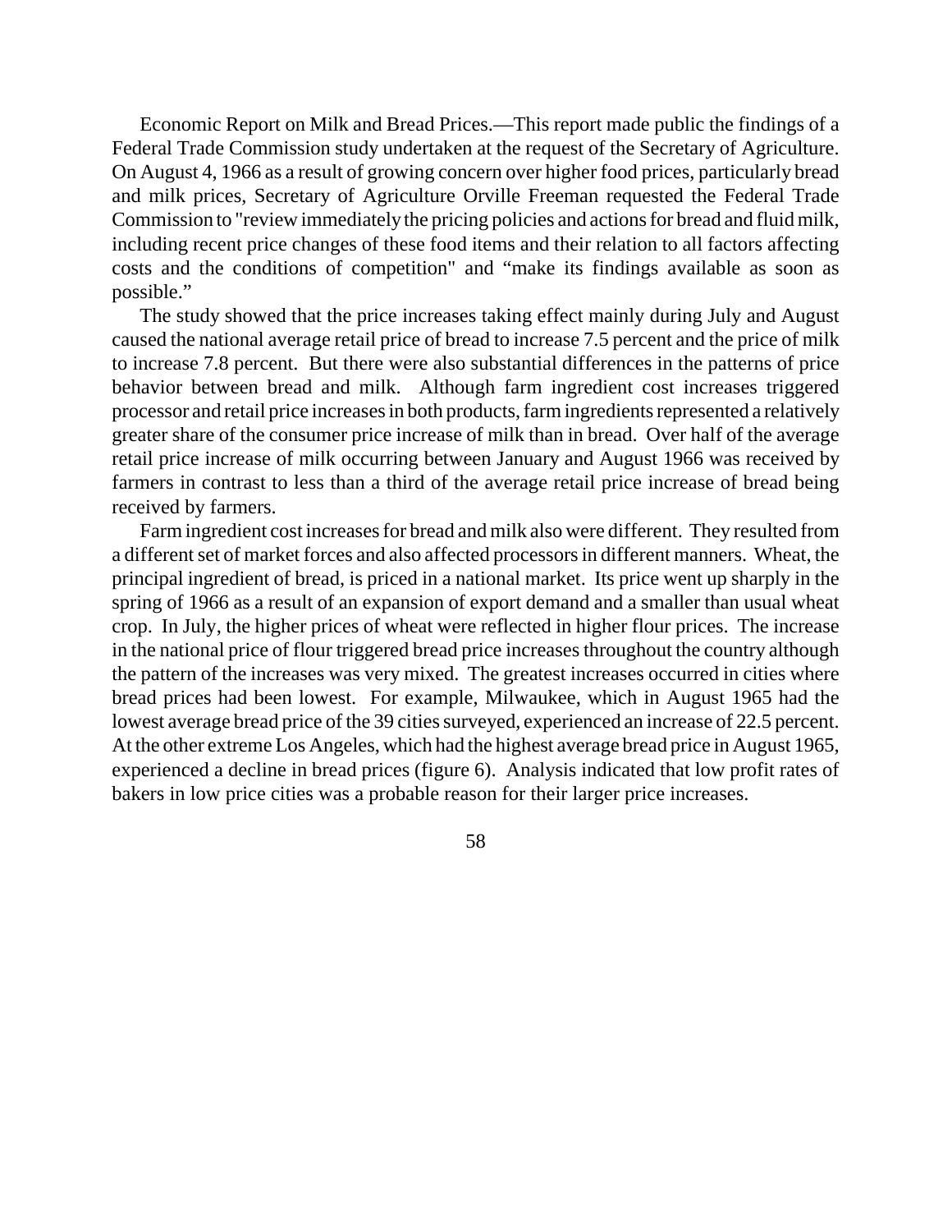Economic Report on Milk and Bread Prices.—This report made public the findings of a Federal Trade Commission study undertaken at the request of the Secretary of Agriculture. On August 4, 1966 as a result of growing concern over higher food prices, particularly bread and milk prices, Secretary of Agriculture Orville Freeman requested the Federal Trade Commission to "review immediately the pricing policies and actions for bread and fluid milk, including recent price changes of these food items and their relation to all factors affecting costs and the conditions of competition" and "make its findings available as soon as possible."

The study showed that the price increases taking effect mainly during July and August caused the national average retail price of bread to increase 7.5 percent and the price of milk to increase 7.8 percent. But there were also substantial differences in the patterns of price behavior between bread and milk. Although farm ingredient cost increases triggered processor and retail price increases in both products, farm ingredients represented a relatively greater share of the consumer price increase of milk than in bread. Over half of the average retail price increase of milk occurring between January and August 1966 was received by farmers in contrast to less than a third of the average retail price increase of bread being received by farmers.

Farm ingredient cost increases for bread and milk also were different. They resulted from a different set of market forces and also affected processors in different manners. Wheat, the principal ingredient of bread, is priced in a national market. Its price went up sharply in the spring of 1966 as a result of an expansion of export demand and a smaller than usual wheat crop. In July, the higher prices of wheat were reflected in higher flour prices. The increase in the national price of flour triggered bread price increases throughout the country although the pattern of the increases was very mixed. The greatest increases occurred in cities where bread prices had been lowest. For example, Milwaukee, which in August 1965 had the lowest average bread price of the 39 cities surveyed, experienced an increase of 22.5 percent. At the other extreme Los Angeles, which had the highest average bread price in August 1965, experienced a decline in bread prices (figure 6). Analysis indicated that low profit rates of bakers in low price cities was a probable reason for their larger price increases.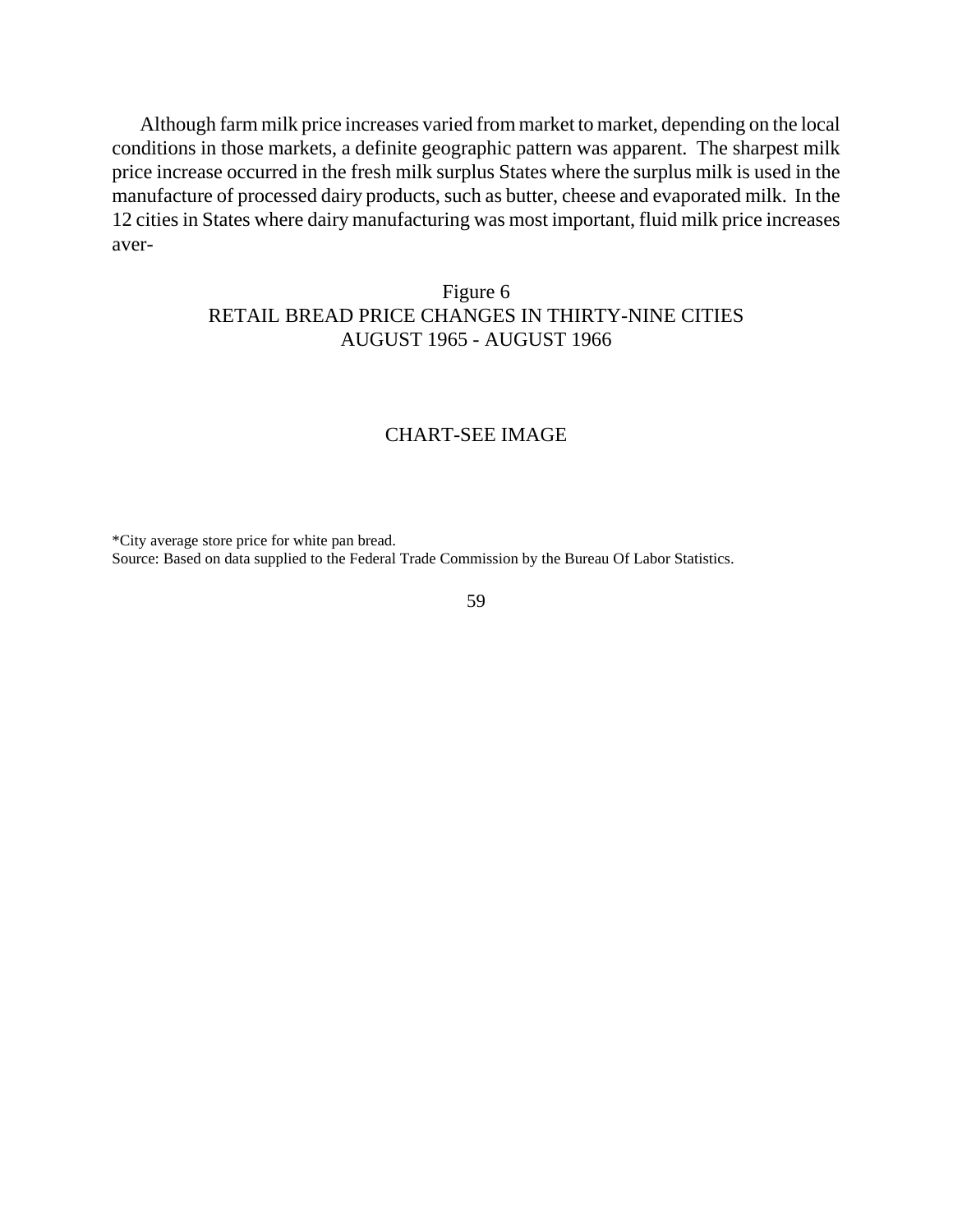Although farm milk price increases varied from market to market, depending on the local conditions in those markets, a definite geographic pattern was apparent. The sharpest milk price increase occurred in the fresh milk surplus States where the surplus milk is used in the manufacture of processed dairy products, such as butter, cheese and evaporated milk. In the 12 cities in States where dairy manufacturing was most important, fluid milk price increases aver-

Figure 6
RETAIL BREAD PRICE CHANGES IN THIRTY-NINE CITIES
AUGUST 1965 - AUGUST 1966

CHART-SEE IMAGE

*City average store price for white pan bread.
Source: Based on data supplied to the Federal Trade Commission by the Bureau Of Labor Statistics.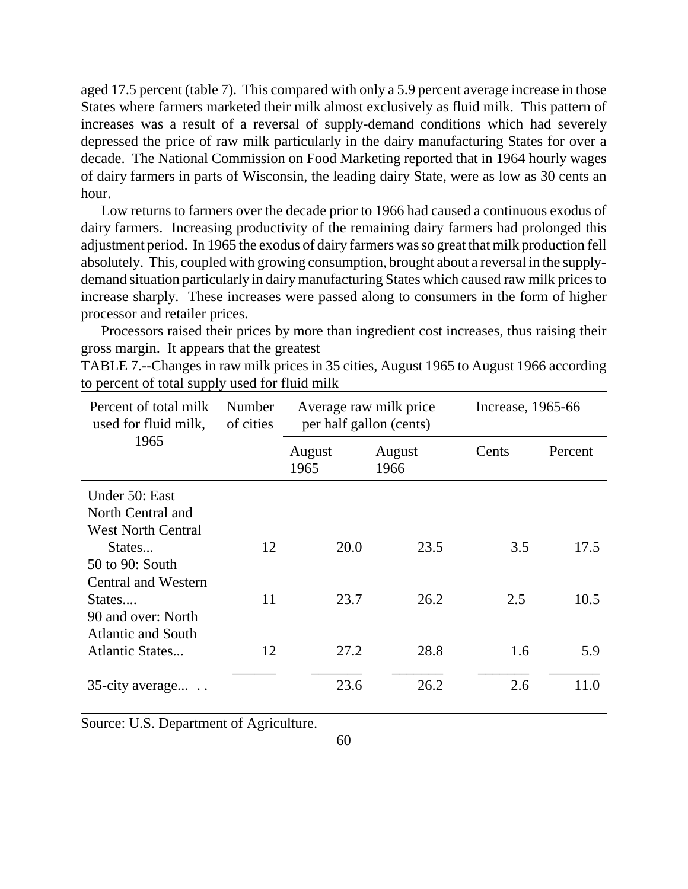aged 17.5 percent (table 7). This compared with only a 5.9 percent average increase in those States where farmers marketed their milk almost exclusively as fluid milk. This pattern of increases was a result of a reversal of supply-demand conditions which had severely depressed the price of raw milk particularly in the dairy manufacturing States for over a decade. The National Commission on Food Marketing reported that in 1964 hourly wages of dairy farmers in parts of Wisconsin, the leading dairy State, were as low as 30 cents an hour.

Low returns to farmers over the decade prior to 1966 had caused a continuous exodus of dairy farmers. Increasing productivity of the remaining dairy farmers had prolonged this adjustment period. In 1965 the exodus of dairy farmers was so great that milk production fell absolutely. This, coupled with growing consumption, brought about a reversal in the supply-demand situation particularly in dairy manufacturing States which caused raw milk prices to increase sharply. These increases were passed along to consumers in the form of higher processor and retailer prices.

Processors raised their prices by more than ingredient cost increases, thus raising their gross margin. It appears that the greatest

TABLE 7.--Changes in raw milk prices in 35 cities, August 1965 to August 1966 according to percent of total supply used for fluid milk

| Percent of total milk used for fluid milk, 1965 | Number of cities | Average raw milk price per half gallon (cents) | | Increase, 1965-66 | |
|---|---|---|---|---|---|
| | | August 1965 | August 1966 | Cents | Percent |
| Under 50: East North Central and West North Central States... | 12 | 20.0 | 23.5 | 3.5 | 17.5 |
| 50 to 90: South Central and Western States.... | 11 | 23.7 | 26.2 | 2.5 | 10.5 |
| 90 and over: North Atlantic and South Atlantic States... | 12 | 27.2 | 28.8 | 1.6 | 5.9 |
| 35-city average... . . | | 23.6 | 26.2 | 2.6 | 11.0 |

Source: U.S. Department of Agriculture.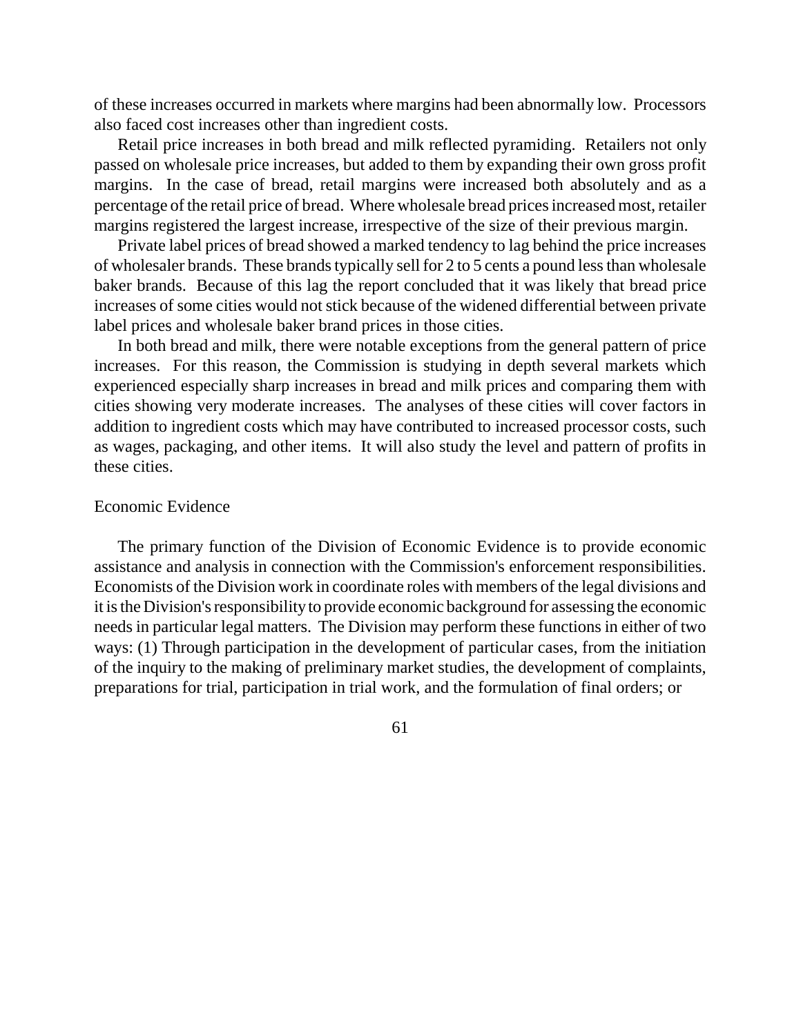of these increases occurred in markets where margins had been abnormally low. Processors also faced cost increases other than ingredient costs.

Retail price increases in both bread and milk reflected pyramiding. Retailers not only passed on wholesale price increases, but added to them by expanding their own gross profit margins. In the case of bread, retail margins were increased both absolutely and as a percentage of the retail price of bread. Where wholesale bread prices increased most, retailer margins registered the largest increase, irrespective of the size of their previous margin.

Private label prices of bread showed a marked tendency to lag behind the price increases of wholesaler brands. These brands typically sell for 2 to 5 cents a pound less than wholesale baker brands. Because of this lag the report concluded that it was likely that bread price increases of some cities would not stick because of the widened differential between private label prices and wholesale baker brand prices in those cities.

In both bread and milk, there were notable exceptions from the general pattern of price increases. For this reason, the Commission is studying in depth several markets which experienced especially sharp increases in bread and milk prices and comparing them with cities showing very moderate increases. The analyses of these cities will cover factors in addition to ingredient costs which may have contributed to increased processor costs, such as wages, packaging, and other items. It will also study the level and pattern of profits in these cities.

## Economic Evidence

The primary function of the Division of Economic Evidence is to provide economic assistance and analysis in connection with the Commission's enforcement responsibilities. Economists of the Division work in coordinate roles with members of the legal divisions and it is the Division's responsibility to provide economic background for assessing the economic needs in particular legal matters. The Division may perform these functions in either of two ways: (1) Through participation in the development of particular cases, from the initiation of the inquiry to the making of preliminary market studies, the development of complaints, preparations for trial, participation in trial work, and the formulation of final orders; or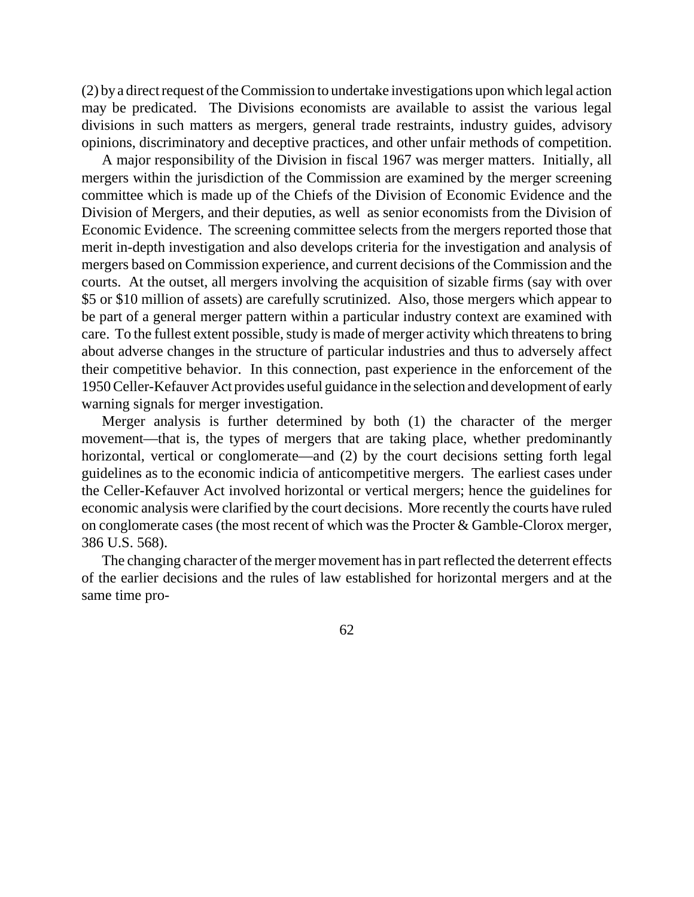(2) by a direct request of the Commission to undertake investigations upon which legal action may be predicated. The Divisions economists are available to assist the various legal divisions in such matters as mergers, general trade restraints, industry guides, advisory opinions, discriminatory and deceptive practices, and other unfair methods of competition.

A major responsibility of the Division in fiscal 1967 was merger matters. Initially, all mergers within the jurisdiction of the Commission are examined by the merger screening committee which is made up of the Chiefs of the Division of Economic Evidence and the Division of Mergers, and their deputies, as well as senior economists from the Division of Economic Evidence. The screening committee selects from the mergers reported those that merit in-depth investigation and also develops criteria for the investigation and analysis of mergers based on Commission experience, and current decisions of the Commission and the courts. At the outset, all mergers involving the acquisition of sizable firms (say with over $5 or $10 million of assets) are carefully scrutinized. Also, those mergers which appear to be part of a general merger pattern within a particular industry context are examined with care. To the fullest extent possible, study is made of merger activity which threatens to bring about adverse changes in the structure of particular industries and thus to adversely affect their competitive behavior. In this connection, past experience in the enforcement of the 1950 Celler-Kefauver Act provides useful guidance in the selection and development of early warning signals for merger investigation.

Merger analysis is further determined by both (1) the character of the merger movement—that is, the types of mergers that are taking place, whether predominantly horizontal, vertical or conglomerate—and (2) by the court decisions setting forth legal guidelines as to the economic indicia of anticompetitive mergers. The earliest cases under the Celler-Kefauver Act involved horizontal or vertical mergers; hence the guidelines for economic analysis were clarified by the court decisions. More recently the courts have ruled on conglomerate cases (the most recent of which was the Procter & Gamble-Clorox merger, 386 U.S. 568).

The changing character of the merger movement has in part reflected the deterrent effects of the earlier decisions and the rules of law established for horizontal mergers and at the same time pro-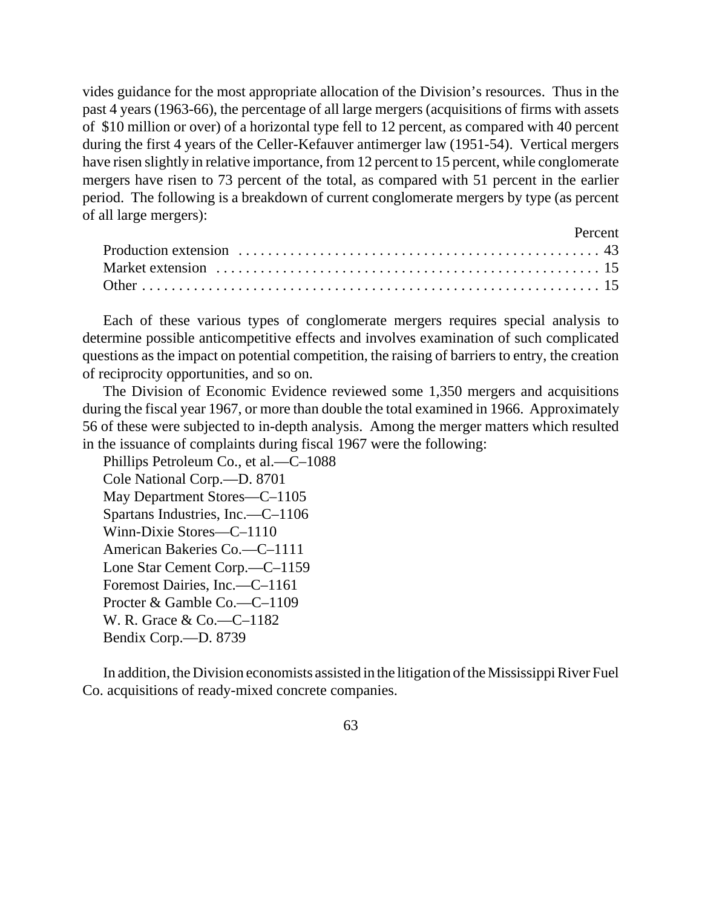vides guidance for the most appropriate allocation of the Division's resources. Thus in the past 4 years (1963-66), the percentage of all large mergers (acquisitions of firms with assets of $10 million or over) of a horizontal type fell to 12 percent, as compared with 40 percent during the first 4 years of the Celler-Kefauver antimerger law (1951-54). Vertical mergers have risen slightly in relative importance, from 12 percent to 15 percent, while conglomerate mergers have risen to 73 percent of the total, as compared with 51 percent in the earlier period. The following is a breakdown of current conglomerate mergers by type (as percent of all large mergers):

| | Percent |
|---|---|
| Production extension | 43 |
| Market extension | 15 |
| Other | 15 |

Each of these various types of conglomerate mergers requires special analysis to determine possible anticompetitive effects and involves examination of such complicated questions as the impact on potential competition, the raising of barriers to entry, the creation of reciprocity opportunities, and so on.

The Division of Economic Evidence reviewed some 1,350 mergers and acquisitions during the fiscal year 1967, or more than double the total examined in 1966. Approximately 56 of these were subjected to in-depth analysis. Among the merger matters which resulted in the issuance of complaints during fiscal 1967 were the following:

Phillips Petroleum Co., et al.—C–1088
Cole National Corp.—D. 8701
May Department Stores—C–1105
Spartans Industries, Inc.—C–1106
Winn-Dixie Stores—C–1110
American Bakeries Co.—C–1111
Lone Star Cement Corp.—C–1159
Foremost Dairies, Inc.—C–1161
Procter & Gamble Co.—C–1109
W. R. Grace & Co.—C–1182
Bendix Corp.—D. 8739

In addition, the Division economists assisted in the litigation of the Mississippi River Fuel Co. acquisitions of ready-mixed concrete companies.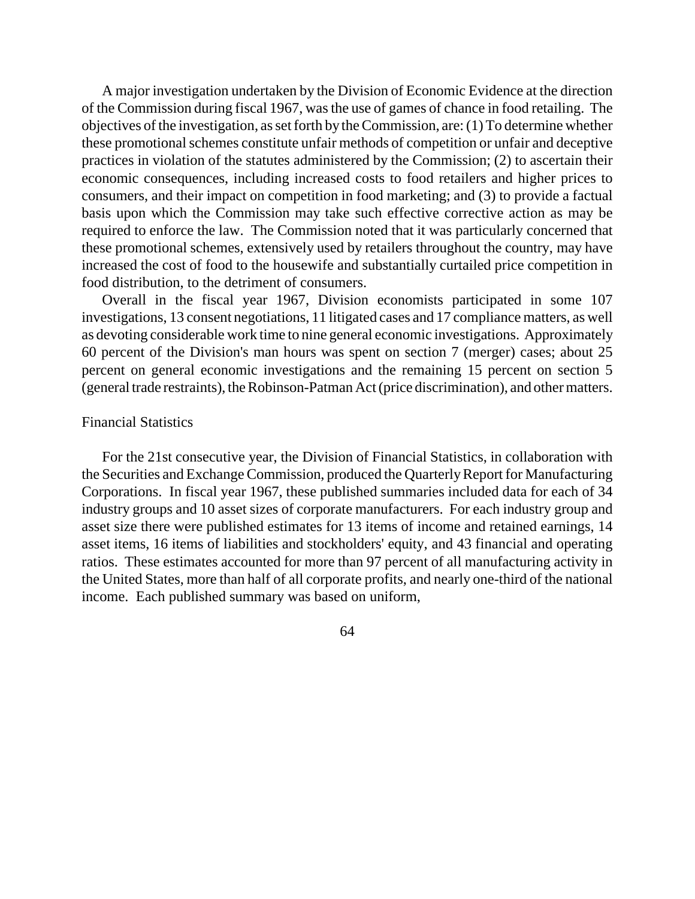A major investigation undertaken by the Division of Economic Evidence at the direction of the Commission during fiscal 1967, was the use of games of chance in food retailing. The objectives of the investigation, as set forth by the Commission, are: (1) To determine whether these promotional schemes constitute unfair methods of competition or unfair and deceptive practices in violation of the statutes administered by the Commission; (2) to ascertain their economic consequences, including increased costs to food retailers and higher prices to consumers, and their impact on competition in food marketing; and (3) to provide a factual basis upon which the Commission may take such effective corrective action as may be required to enforce the law. The Commission noted that it was particularly concerned that these promotional schemes, extensively used by retailers throughout the country, may have increased the cost of food to the housewife and substantially curtailed price competition in food distribution, to the detriment of consumers.

Overall in the fiscal year 1967, Division economists participated in some 107 investigations, 13 consent negotiations, 11 litigated cases and 17 compliance matters, as well as devoting considerable work time to nine general economic investigations. Approximately 60 percent of the Division's man hours was spent on section 7 (merger) cases; about 25 percent on general economic investigations and the remaining 15 percent on section 5 (general trade restraints), the Robinson-Patman Act (price discrimination), and other matters.

## Financial Statistics

For the 21st consecutive year, the Division of Financial Statistics, in collaboration with the Securities and Exchange Commission, produced the Quarterly Report for Manufacturing Corporations. In fiscal year 1967, these published summaries included data for each of 34 industry groups and 10 asset sizes of corporate manufacturers. For each industry group and asset size there were published estimates for 13 items of income and retained earnings, 14 asset items, 16 items of liabilities and stockholders' equity, and 43 financial and operating ratios. These estimates accounted for more than 97 percent of all manufacturing activity in the United States, more than half of all corporate profits, and nearly one-third of the national income. Each published summary was based on uniform,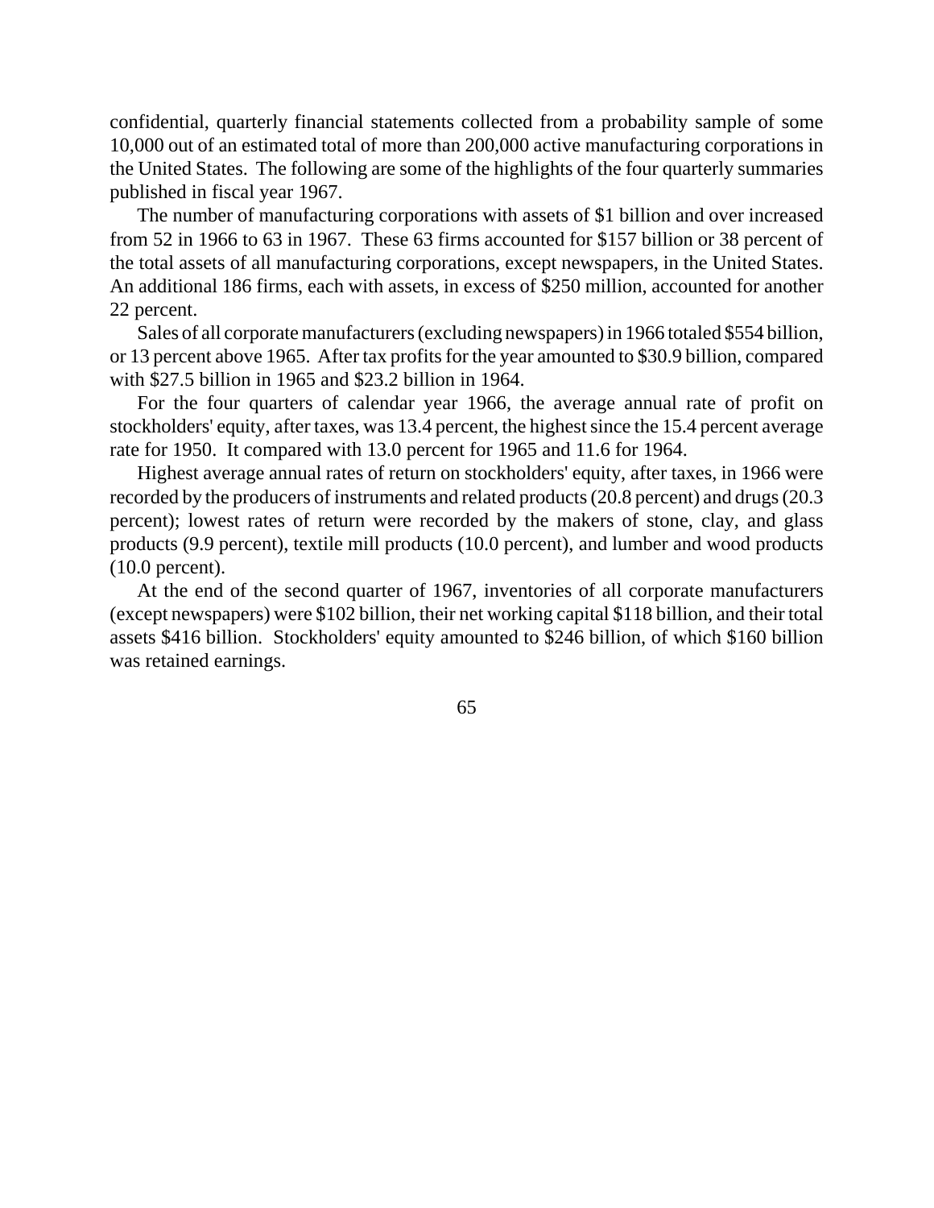confidential, quarterly financial statements collected from a probability sample of some 10,000 out of an estimated total of more than 200,000 active manufacturing corporations in the United States. The following are some of the highlights of the four quarterly summaries published in fiscal year 1967.

The number of manufacturing corporations with assets of $1 billion and over increased from 52 in 1966 to 63 in 1967. These 63 firms accounted for $157 billion or 38 percent of the total assets of all manufacturing corporations, except newspapers, in the United States. An additional 186 firms, each with assets, in excess of $250 million, accounted for another 22 percent.

Sales of all corporate manufacturers (excluding newspapers) in 1966 totaled $554 billion, or 13 percent above 1965. After tax profits for the year amounted to $30.9 billion, compared with $27.5 billion in 1965 and $23.2 billion in 1964.

For the four quarters of calendar year 1966, the average annual rate of profit on stockholders' equity, after taxes, was 13.4 percent, the highest since the 15.4 percent average rate for 1950. It compared with 13.0 percent for 1965 and 11.6 for 1964.

Highest average annual rates of return on stockholders' equity, after taxes, in 1966 were recorded by the producers of instruments and related products (20.8 percent) and drugs (20.3 percent); lowest rates of return were recorded by the makers of stone, clay, and glass products (9.9 percent), textile mill products (10.0 percent), and lumber and wood products (10.0 percent).

At the end of the second quarter of 1967, inventories of all corporate manufacturers (except newspapers) were $102 billion, their net working capital $118 billion, and their total assets $416 billion. Stockholders' equity amounted to $246 billion, of which $160 billion was retained earnings.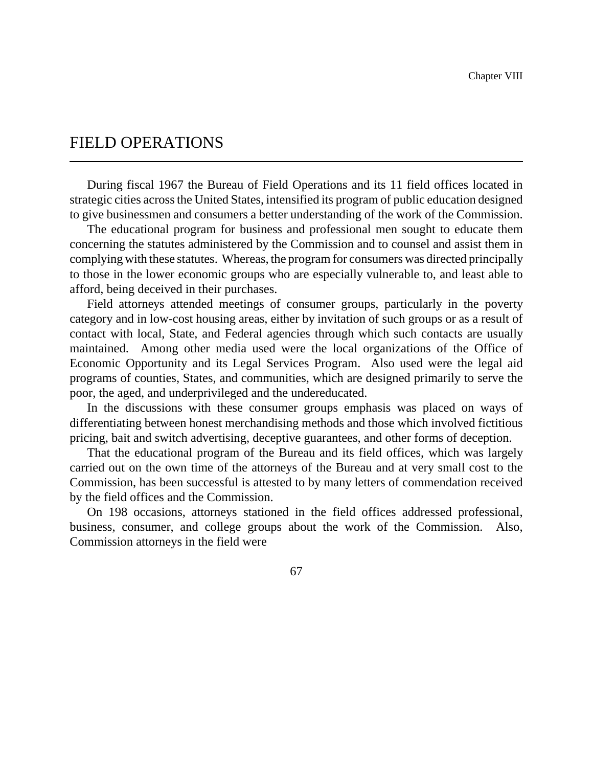# FIELD OPERATIONS

During fiscal 1967 the Bureau of Field Operations and its 11 field offices located in strategic cities across the United States, intensified its program of public education designed to give businessmen and consumers a better understanding of the work of the Commission.

The educational program for business and professional men sought to educate them concerning the statutes administered by the Commission and to counsel and assist them in complying with these statutes. Whereas, the program for consumers was directed principally to those in the lower economic groups who are especially vulnerable to, and least able to afford, being deceived in their purchases.

Field attorneys attended meetings of consumer groups, particularly in the poverty category and in low-cost housing areas, either by invitation of such groups or as a result of contact with local, State, and Federal agencies through which such contacts are usually maintained. Among other media used were the local organizations of the Office of Economic Opportunity and its Legal Services Program. Also used were the legal aid programs of counties, States, and communities, which are designed primarily to serve the poor, the aged, and underprivileged and the undereducated.

In the discussions with these consumer groups emphasis was placed on ways of differentiating between honest merchandising methods and those which involved fictitious pricing, bait and switch advertising, deceptive guarantees, and other forms of deception.

That the educational program of the Bureau and its field offices, which was largely carried out on the own time of the attorneys of the Bureau and at very small cost to the Commission, has been successful is attested to by many letters of commendation received by the field offices and the Commission.

On 198 occasions, attorneys stationed in the field offices addressed professional, business, consumer, and college groups about the work of the Commission. Also, Commission attorneys in the field were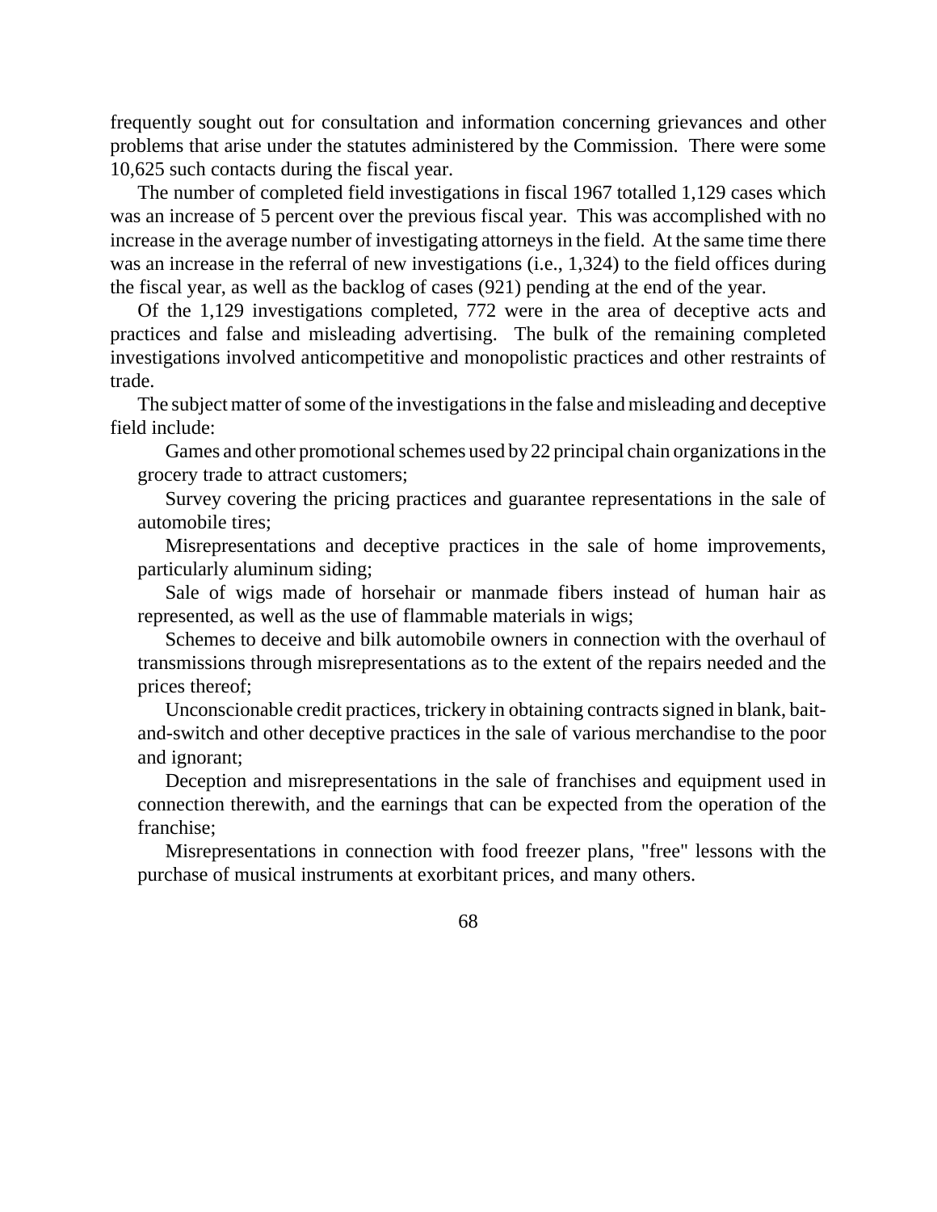frequently sought out for consultation and information concerning grievances and other problems that arise under the statutes administered by the Commission. There were some 10,625 such contacts during the fiscal year.

The number of completed field investigations in fiscal 1967 totalled 1,129 cases which was an increase of 5 percent over the previous fiscal year. This was accomplished with no increase in the average number of investigating attorneys in the field. At the same time there was an increase in the referral of new investigations (i.e., 1,324) to the field offices during the fiscal year, as well as the backlog of cases (921) pending at the end of the year.

Of the 1,129 investigations completed, 772 were in the area of deceptive acts and practices and false and misleading advertising. The bulk of the remaining completed investigations involved anticompetitive and monopolistic practices and other restraints of trade.

The subject matter of some of the investigations in the false and misleading and deceptive field include:

> Games and other promotional schemes used by 22 principal chain organizations in the grocery trade to attract customers;
>
> Survey covering the pricing practices and guarantee representations in the sale of automobile tires;
>
> Misrepresentations and deceptive practices in the sale of home improvements, particularly aluminum siding;
>
> Sale of wigs made of horsehair or manmade fibers instead of human hair as represented, as well as the use of flammable materials in wigs;
>
> Schemes to deceive and bilk automobile owners in connection with the overhaul of transmissions through misrepresentations as to the extent of the repairs needed and the prices thereof;
>
> Unconscionable credit practices, trickery in obtaining contracts signed in blank, bait-and-switch and other deceptive practices in the sale of various merchandise to the poor and ignorant;
>
> Deception and misrepresentations in the sale of franchises and equipment used in connection therewith, and the earnings that can be expected from the operation of the franchise;
>
> Misrepresentations in connection with food freezer plans, "free" lessons with the purchase of musical instruments at exorbitant prices, and many others.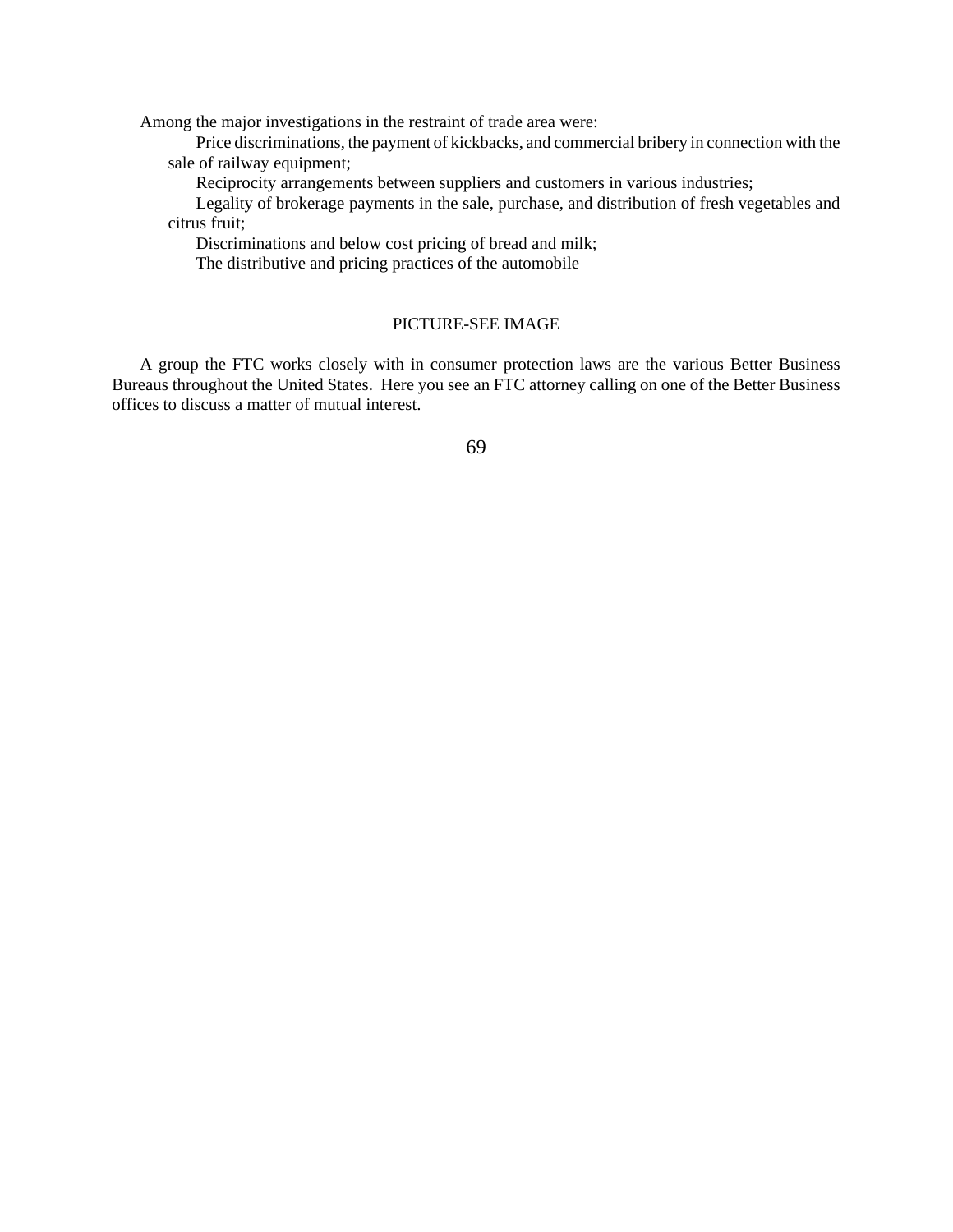Among the major investigations in the restraint of trade area were:

- Price discriminations, the payment of kickbacks, and commercial bribery in connection with the sale of railway equipment;
- Reciprocity arrangements between suppliers and customers in various industries;
- Legality of brokerage payments in the sale, purchase, and distribution of fresh vegetables and citrus fruit;
- Discriminations and below cost pricing of bread and milk;
- The distributive and pricing practices of the automobile

PICTURE-SEE IMAGE

A group the FTC works closely with in consumer protection laws are the various Better Business Bureaus throughout the United States. Here you see an FTC attorney calling on one of the Better Business offices to discuss a matter of mutual interest.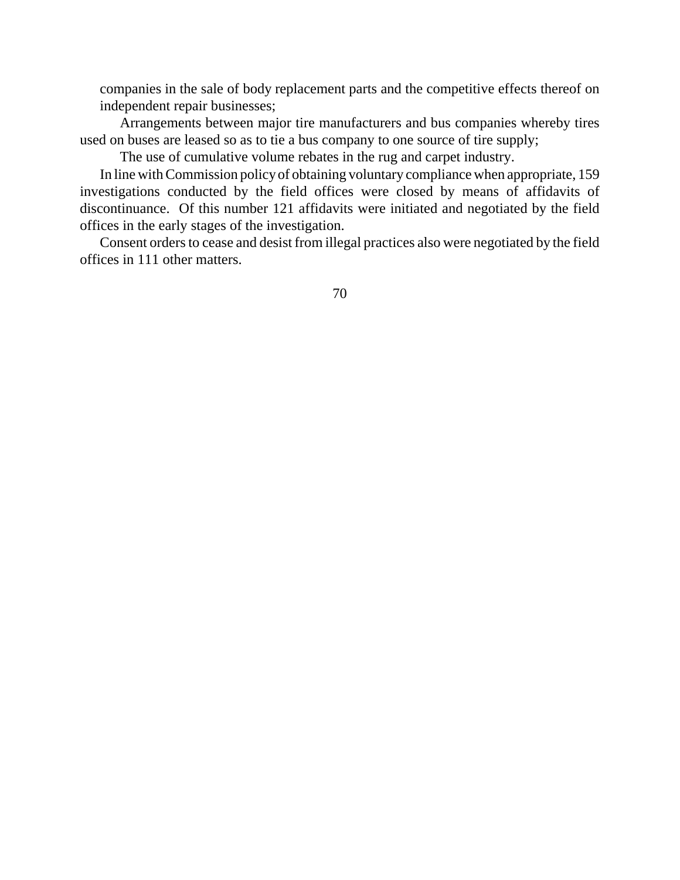companies in the sale of body replacement parts and the competitive effects thereof on independent repair businesses;

Arrangements between major tire manufacturers and bus companies whereby tires used on buses are leased so as to tie a bus company to one source of tire supply;

The use of cumulative volume rebates in the rug and carpet industry.

In line with Commission policy of obtaining voluntary compliance when appropriate, 159 investigations conducted by the field offices were closed by means of affidavits of discontinuance. Of this number 121 affidavits were initiated and negotiated by the field offices in the early stages of the investigation.

Consent orders to cease and desist from illegal practices also were negotiated by the field offices in 111 other matters.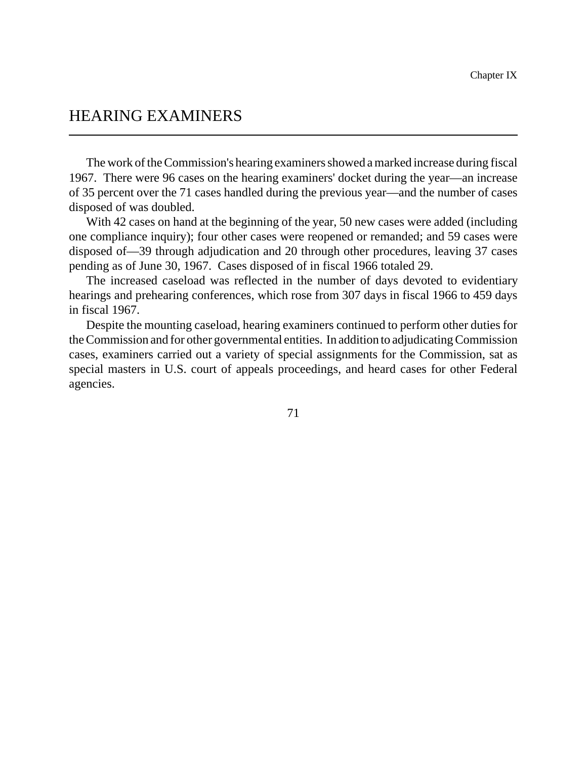# HEARING EXAMINERS

The work of the Commission's hearing examiners showed a marked increase during fiscal 1967. There were 96 cases on the hearing examiners' docket during the year—an increase of 35 percent over the 71 cases handled during the previous year—and the number of cases disposed of was doubled.

With 42 cases on hand at the beginning of the year, 50 new cases were added (including one compliance inquiry); four other cases were reopened or remanded; and 59 cases were disposed of—39 through adjudication and 20 through other procedures, leaving 37 cases pending as of June 30, 1967. Cases disposed of in fiscal 1966 totaled 29.

The increased caseload was reflected in the number of days devoted to evidentiary hearings and prehearing conferences, which rose from 307 days in fiscal 1966 to 459 days in fiscal 1967.

Despite the mounting caseload, hearing examiners continued to perform other duties for the Commission and for other governmental entities. In addition to adjudicating Commission cases, examiners carried out a variety of special assignments for the Commission, sat as special masters in U.S. court of appeals proceedings, and heard cases for other Federal agencies.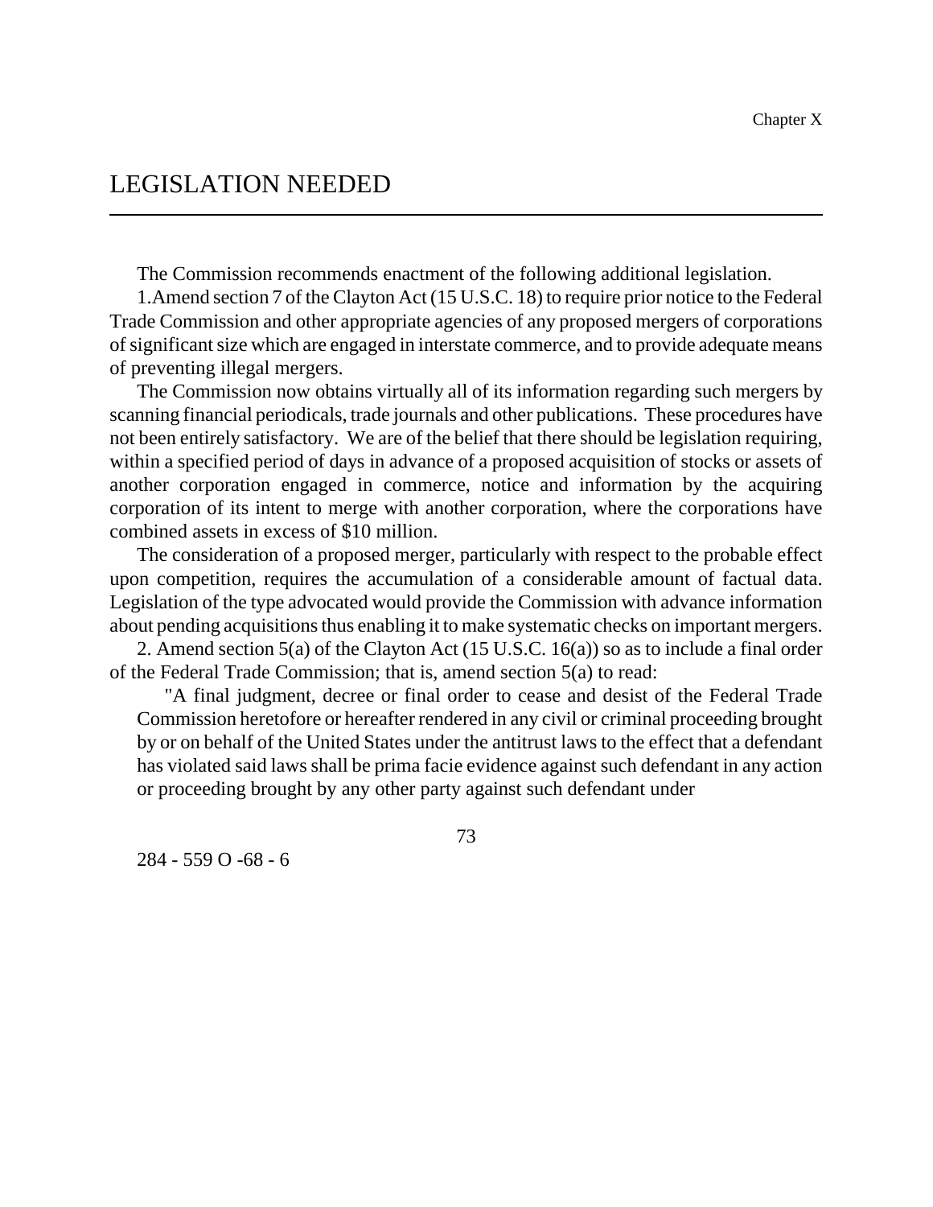# LEGISLATION NEEDED

The Commission recommends enactment of the following additional legislation.

1. Amend section 7 of the Clayton Act (15 U.S.C. 18) to require prior notice to the Federal Trade Commission and other appropriate agencies of any proposed mergers of corporations of significant size which are engaged in interstate commerce, and to provide adequate means of preventing illegal mergers.

The Commission now obtains virtually all of its information regarding such mergers by scanning financial periodicals, trade journals and other publications. These procedures have not been entirely satisfactory. We are of the belief that there should be legislation requiring, within a specified period of days in advance of a proposed acquisition of stocks or assets of another corporation engaged in commerce, notice and information by the acquiring corporation of its intent to merge with another corporation, where the corporations have combined assets in excess of $10 million.

The consideration of a proposed merger, particularly with respect to the probable effect upon competition, requires the accumulation of a considerable amount of factual data. Legislation of the type advocated would provide the Commission with advance information about pending acquisitions thus enabling it to make systematic checks on important mergers.

2. Amend section 5(a) of the Clayton Act (15 U.S.C. 16(a)) so as to include a final order of the Federal Trade Commission; that is, amend section 5(a) to read:

> "A final judgment, decree or final order to cease and desist of the Federal Trade Commission heretofore or hereafter rendered in any civil or criminal proceeding brought by or on behalf of the United States under the antitrust laws to the effect that a defendant has violated said laws shall be prima facie evidence against such defendant in any action or proceeding brought by any other party against such defendant under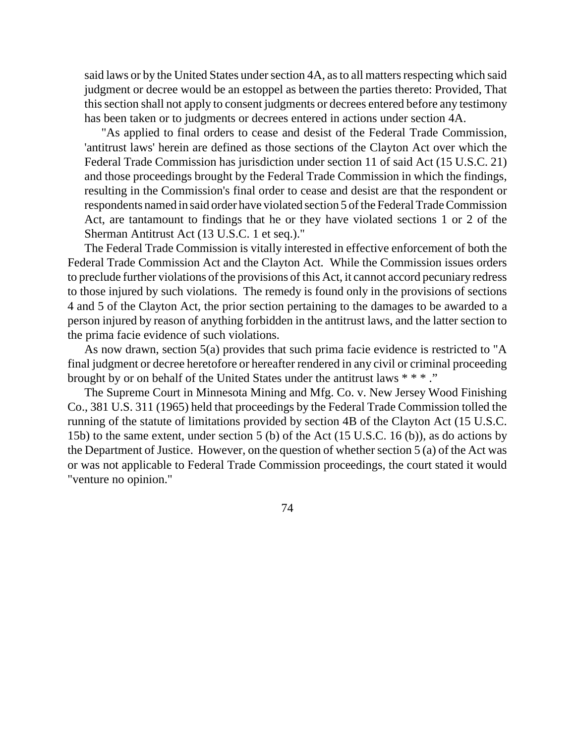said laws or by the United States under section 4A, as to all matters respecting which said judgment or decree would be an estoppel as between the parties thereto: Provided, That this section shall not apply to consent judgments or decrees entered before any testimony has been taken or to judgments or decrees entered in actions under section 4A.

"As applied to final orders to cease and desist of the Federal Trade Commission, 'antitrust laws' herein are defined as those sections of the Clayton Act over which the Federal Trade Commission has jurisdiction under section 11 of said Act (15 U.S.C. 21) and those proceedings brought by the Federal Trade Commission in which the findings, resulting in the Commission's final order to cease and desist are that the respondent or respondents named in said order have violated section 5 of the Federal Trade Commission Act, are tantamount to findings that he or they have violated sections 1 or 2 of the Sherman Antitrust Act (13 U.S.C. 1 et seq.)."

The Federal Trade Commission is vitally interested in effective enforcement of both the Federal Trade Commission Act and the Clayton Act. While the Commission issues orders to preclude further violations of the provisions of this Act, it cannot accord pecuniary redress to those injured by such violations. The remedy is found only in the provisions of sections 4 and 5 of the Clayton Act, the prior section pertaining to the damages to be awarded to a person injured by reason of anything forbidden in the antitrust laws, and the latter section to the prima facie evidence of such violations.

As now drawn, section 5(a) provides that such prima facie evidence is restricted to "A final judgment or decree heretofore or hereafter rendered in any civil or criminal proceeding brought by or on behalf of the United States under the antitrust laws * * * ."

The Supreme Court in Minnesota Mining and Mfg. Co. v. New Jersey Wood Finishing Co., 381 U.S. 311 (1965) held that proceedings by the Federal Trade Commission tolled the running of the statute of limitations provided by section 4B of the Clayton Act (15 U.S.C. 15b) to the same extent, under section 5 (b) of the Act (15 U.S.C. 16 (b)), as do actions by the Department of Justice. However, on the question of whether section 5 (a) of the Act was or was not applicable to Federal Trade Commission proceedings, the court stated it would "venture no opinion."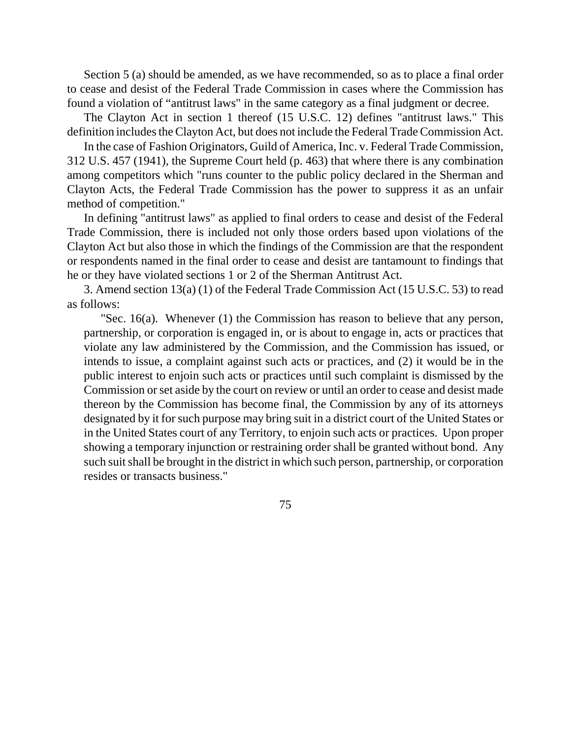Section 5 (a) should be amended, as we have recommended, so as to place a final order to cease and desist of the Federal Trade Commission in cases where the Commission has found a violation of “antitrust laws" in the same category as a final judgment or decree.

The Clayton Act in section 1 thereof (15 U.S.C. 12) defines "antitrust laws." This definition includes the Clayton Act, but does not include the Federal Trade Commission Act.

In the case of Fashion Originators, Guild of America, Inc. v. Federal Trade Commission, 312 U.S. 457 (1941), the Supreme Court held (p. 463) that where there is any combination among competitors which "runs counter to the public policy declared in the Sherman and Clayton Acts, the Federal Trade Commission has the power to suppress it as an unfair method of competition."

In defining "antitrust laws" as applied to final orders to cease and desist of the Federal Trade Commission, there is included not only those orders based upon violations of the Clayton Act but also those in which the findings of the Commission are that the respondent or respondents named in the final order to cease and desist are tantamount to findings that he or they have violated sections 1 or 2 of the Sherman Antitrust Act.

3. Amend section 13(a) (1) of the Federal Trade Commission Act (15 U.S.C. 53) to read as follows:

> "Sec. 16(a). Whenever (1) the Commission has reason to believe that any person, partnership, or corporation is engaged in, or is about to engage in, acts or practices that violate any law administered by the Commission, and the Commission has issued, or intends to issue, a complaint against such acts or practices, and (2) it would be in the public interest to enjoin such acts or practices until such complaint is dismissed by the Commission or set aside by the court on review or until an order to cease and desist made thereon by the Commission has become final, the Commission by any of its attorneys designated by it for such purpose may bring suit in a district court of the United States or in the United States court of any Territory, to enjoin such acts or practices. Upon proper showing a temporary injunction or restraining order shall be granted without bond. Any such suit shall be brought in the district in which such person, partnership, or corporation resides or transacts business."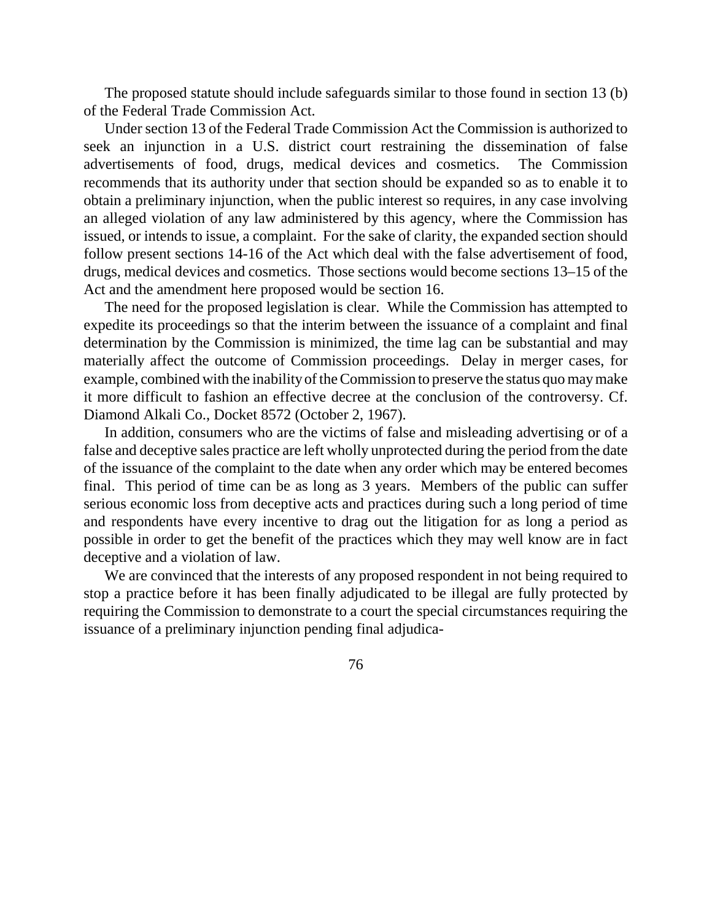The proposed statute should include safeguards similar to those found in section 13 (b) of the Federal Trade Commission Act.

Under section 13 of the Federal Trade Commission Act the Commission is authorized to seek an injunction in a U.S. district court restraining the dissemination of false advertisements of food, drugs, medical devices and cosmetics. The Commission recommends that its authority under that section should be expanded so as to enable it to obtain a preliminary injunction, when the public interest so requires, in any case involving an alleged violation of any law administered by this agency, where the Commission has issued, or intends to issue, a complaint. For the sake of clarity, the expanded section should follow present sections 14-16 of the Act which deal with the false advertisement of food, drugs, medical devices and cosmetics. Those sections would become sections 13–15 of the Act and the amendment here proposed would be section 16.

The need for the proposed legislation is clear. While the Commission has attempted to expedite its proceedings so that the interim between the issuance of a complaint and final determination by the Commission is minimized, the time lag can be substantial and may materially affect the outcome of Commission proceedings. Delay in merger cases, for example, combined with the inability of the Commission to preserve the status quo may make it more difficult to fashion an effective decree at the conclusion of the controversy. Cf. Diamond Alkali Co., Docket 8572 (October 2, 1967).

In addition, consumers who are the victims of false and misleading advertising or of a false and deceptive sales practice are left wholly unprotected during the period from the date of the issuance of the complaint to the date when any order which may be entered becomes final. This period of time can be as long as 3 years. Members of the public can suffer serious economic loss from deceptive acts and practices during such a long period of time and respondents have every incentive to drag out the litigation for as long a period as possible in order to get the benefit of the practices which they may well know are in fact deceptive and a violation of law.

We are convinced that the interests of any proposed respondent in not being required to stop a practice before it has been finally adjudicated to be illegal are fully protected by requiring the Commission to demonstrate to a court the special circumstances requiring the issuance of a preliminary injunction pending final adjudica-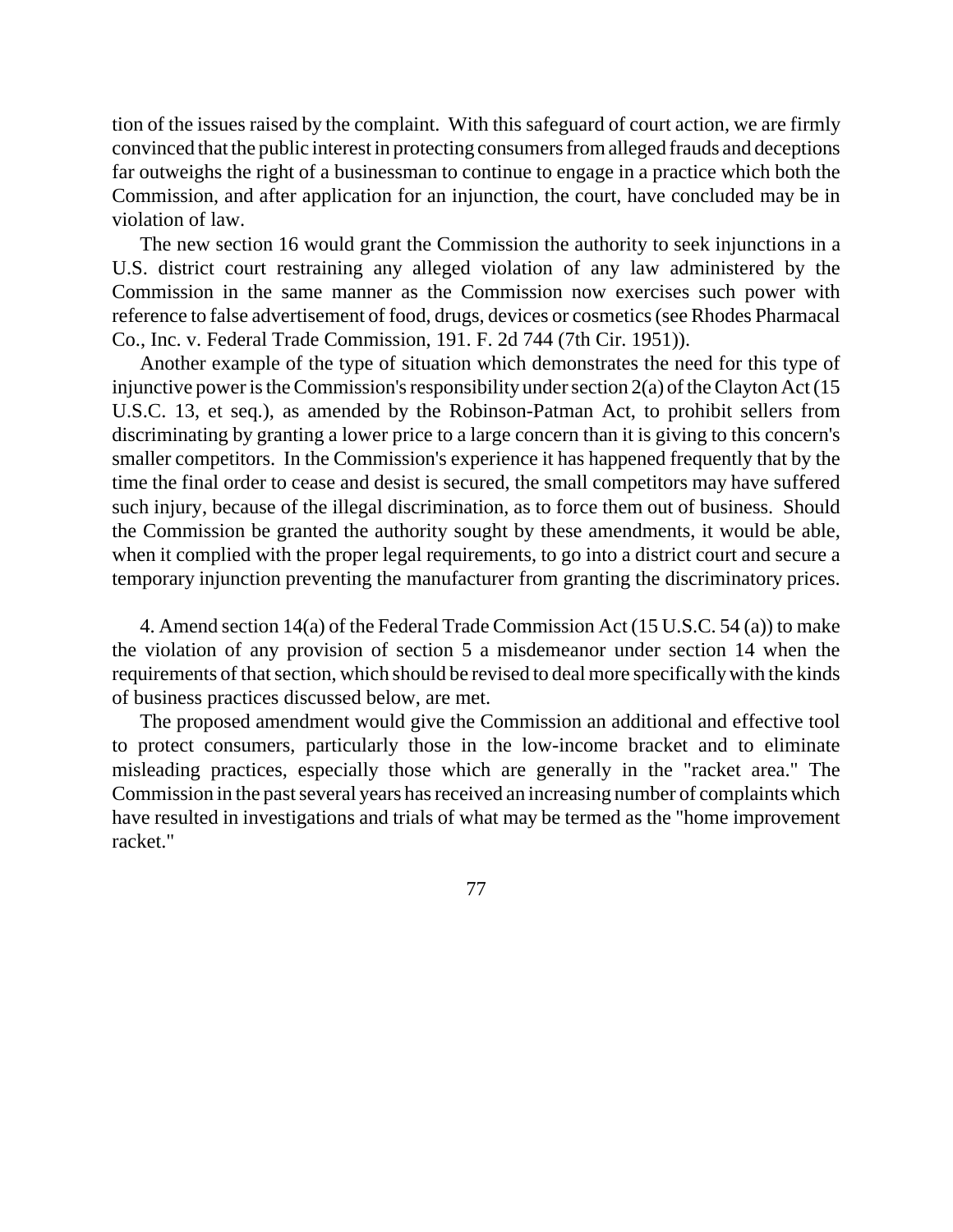tion of the issues raised by the complaint. With this safeguard of court action, we are firmly convinced that the public interest in protecting consumers from alleged frauds and deceptions far outweighs the right of a businessman to continue to engage in a practice which both the Commission, and after application for an injunction, the court, have concluded may be in violation of law.

The new section 16 would grant the Commission the authority to seek injunctions in a U.S. district court restraining any alleged violation of any law administered by the Commission in the same manner as the Commission now exercises such power with reference to false advertisement of food, drugs, devices or cosmetics (see Rhodes Pharmacal Co., Inc. v. Federal Trade Commission, 191. F. 2d 744 (7th Cir. 1951)).

Another example of the type of situation which demonstrates the need for this type of injunctive power is the Commission's responsibility under section 2(a) of the Clayton Act (15 U.S.C. 13, et seq.), as amended by the Robinson-Patman Act, to prohibit sellers from discriminating by granting a lower price to a large concern than it is giving to this concern's smaller competitors. In the Commission's experience it has happened frequently that by the time the final order to cease and desist is secured, the small competitors may have suffered such injury, because of the illegal discrimination, as to force them out of business. Should the Commission be granted the authority sought by these amendments, it would be able, when it complied with the proper legal requirements, to go into a district court and secure a temporary injunction preventing the manufacturer from granting the discriminatory prices.

4. Amend section 14(a) of the Federal Trade Commission Act (15 U.S.C. 54 (a)) to make the violation of any provision of section 5 a misdemeanor under section 14 when the requirements of that section, which should be revised to deal more specifically with the kinds of business practices discussed below, are met.

The proposed amendment would give the Commission an additional and effective tool to protect consumers, particularly those in the low-income bracket and to eliminate misleading practices, especially those which are generally in the "racket area." The Commission in the past several years has received an increasing number of complaints which have resulted in investigations and trials of what may be termed as the "home improvement racket."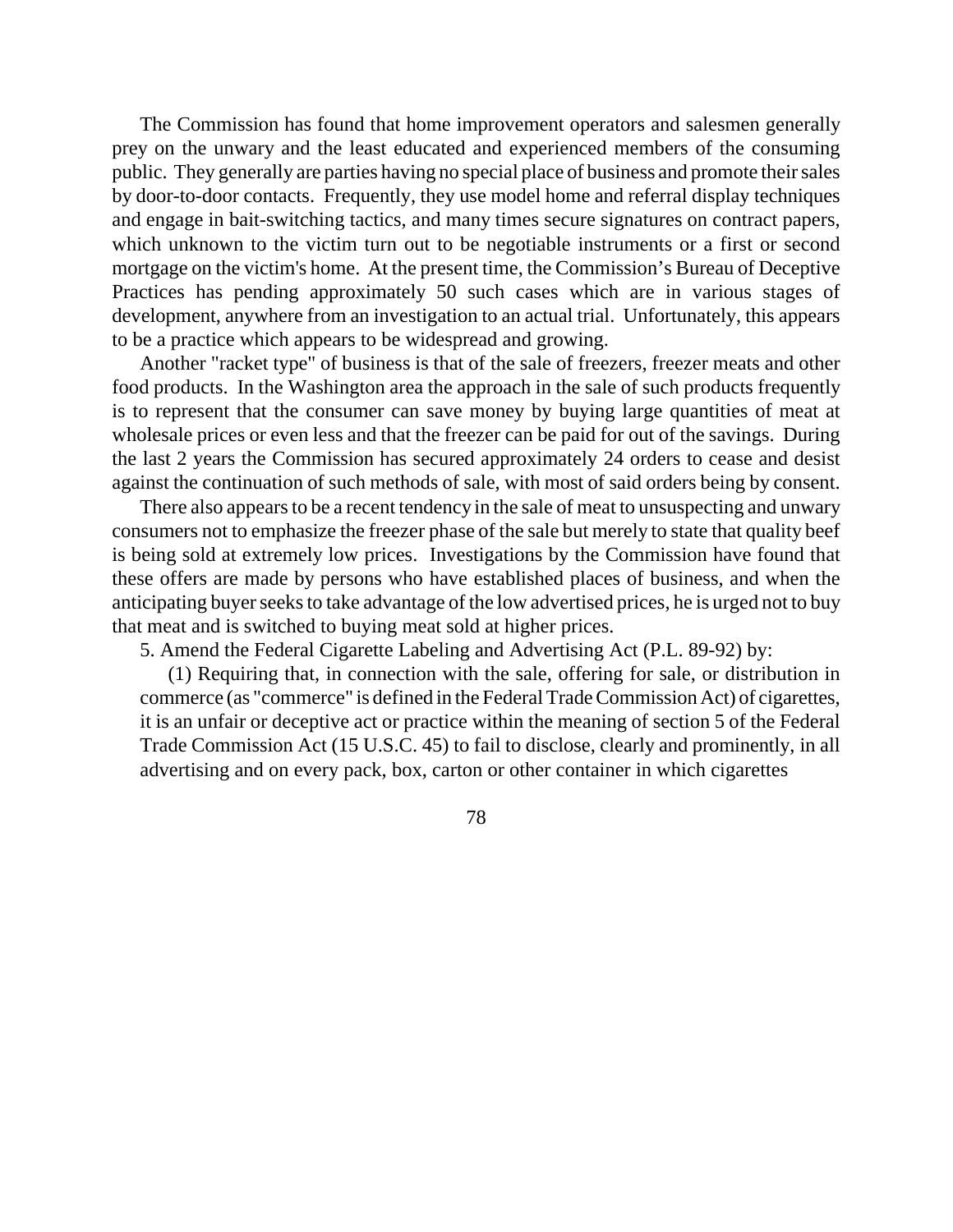The Commission has found that home improvement operators and salesmen generally prey on the unwary and the least educated and experienced members of the consuming public. They generally are parties having no special place of business and promote their sales by door-to-door contacts. Frequently, they use model home and referral display techniques and engage in bait-switching tactics, and many times secure signatures on contract papers, which unknown to the victim turn out to be negotiable instruments or a first or second mortgage on the victim's home. At the present time, the Commission's Bureau of Deceptive Practices has pending approximately 50 such cases which are in various stages of development, anywhere from an investigation to an actual trial. Unfortunately, this appears to be a practice which appears to be widespread and growing.

Another "racket type" of business is that of the sale of freezers, freezer meats and other food products. In the Washington area the approach in the sale of such products frequently is to represent that the consumer can save money by buying large quantities of meat at wholesale prices or even less and that the freezer can be paid for out of the savings. During the last 2 years the Commission has secured approximately 24 orders to cease and desist against the continuation of such methods of sale, with most of said orders being by consent.

There also appears to be a recent tendency in the sale of meat to unsuspecting and unwary consumers not to emphasize the freezer phase of the sale but merely to state that quality beef is being sold at extremely low prices. Investigations by the Commission have found that these offers are made by persons who have established places of business, and when the anticipating buyer seeks to take advantage of the low advertised prices, he is urged not to buy that meat and is switched to buying meat sold at higher prices.

5. Amend the Federal Cigarette Labeling and Advertising Act (P.L. 89-92) by:

(1) Requiring that, in connection with the sale, offering for sale, or distribution in commerce (as "commerce" is defined in the Federal Trade Commission Act) of cigarettes, it is an unfair or deceptive act or practice within the meaning of section 5 of the Federal Trade Commission Act (15 U.S.C. 45) to fail to disclose, clearly and prominently, in all advertising and on every pack, box, carton or other container in which cigarettes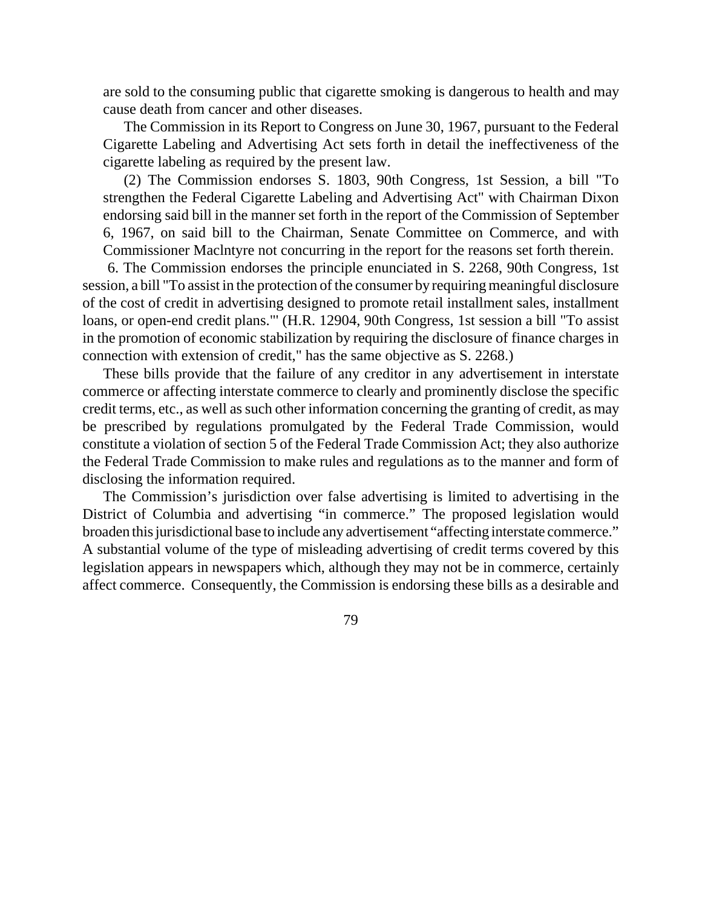are sold to the consuming public that cigarette smoking is dangerous to health and may cause death from cancer and other diseases.

The Commission in its Report to Congress on June 30, 1967, pursuant to the Federal Cigarette Labeling and Advertising Act sets forth in detail the ineffectiveness of the cigarette labeling as required by the present law.

(2) The Commission endorses S. 1803, 90th Congress, 1st Session, a bill "To strengthen the Federal Cigarette Labeling and Advertising Act" with Chairman Dixon endorsing said bill in the manner set forth in the report of the Commission of September 6, 1967, on said bill to the Chairman, Senate Committee on Commerce, and with Commissioner Maclntyre not concurring in the report for the reasons set forth therein.

6. The Commission endorses the principle enunciated in S. 2268, 90th Congress, 1st session, a bill "To assist in the protection of the consumer by requiring meaningful disclosure of the cost of credit in advertising designed to promote retail installment sales, installment loans, or open-end credit plans."' (H.R. 12904, 90th Congress, 1st session a bill "To assist in the promotion of economic stabilization by requiring the disclosure of finance charges in connection with extension of credit," has the same objective as S. 2268.)

These bills provide that the failure of any creditor in any advertisement in interstate commerce or affecting interstate commerce to clearly and prominently disclose the specific credit terms, etc., as well as such other information concerning the granting of credit, as may be prescribed by regulations promulgated by the Federal Trade Commission, would constitute a violation of section 5 of the Federal Trade Commission Act; they also authorize the Federal Trade Commission to make rules and regulations as to the manner and form of disclosing the information required.

The Commission's jurisdiction over false advertising is limited to advertising in the District of Columbia and advertising "in commerce." The proposed legislation would broaden this jurisdictional base to include any advertisement "affecting interstate commerce." A substantial volume of the type of misleading advertising of credit terms covered by this legislation appears in newspapers which, although they may not be in commerce, certainly affect commerce. Consequently, the Commission is endorsing these bills as a desirable and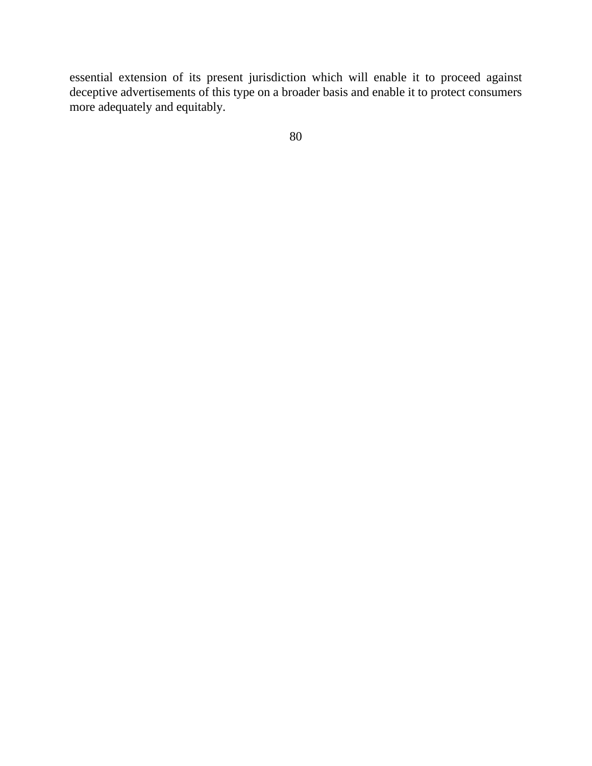essential extension of its present jurisdiction which will enable it to proceed against deceptive advertisements of this type on a broader basis and enable it to protect consumers more adequately and equitably.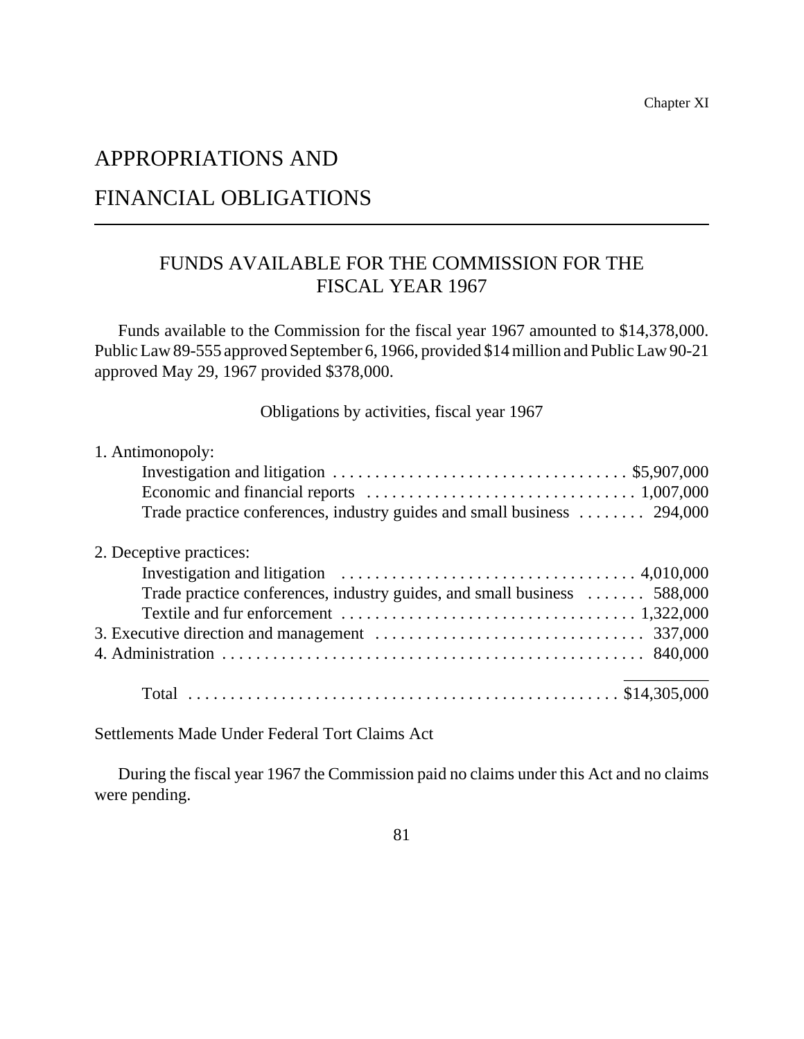Chapter XI

# APPROPRIATIONS AND FINANCIAL OBLIGATIONS

## FUNDS AVAILABLE FOR THE COMMISSION FOR THE FISCAL YEAR 1967

Funds available to the Commission for the fiscal year 1967 amounted to $14,378,000. Public Law 89-555 approved September 6, 1966, provided $14 million and Public Law 90-21 approved May 29, 1967 provided $378,000.

Obligations by activities, fiscal year 1967

| Activity | Amount |
| --- | --- |
| 1. Antimonopoly: | |
| Investigation and litigation | $5,907,000 |
| Economic and financial reports | 1,007,000 |
| Trade practice conferences, industry guides and small business | 294,000 |
| 2. Deceptive practices: | |
| Investigation and litigation | 4,010,000 |
| Trade practice conferences, industry guides, and small business | 588,000 |
| Textile and fur enforcement | 1,322,000 |
| 3. Executive direction and management | 337,000 |
| 4. Administration | 840,000 |
| Total | $14,305,000 |

Settlements Made Under Federal Tort Claims Act

During the fiscal year 1967 the Commission paid no claims under this Act and no claims were pending.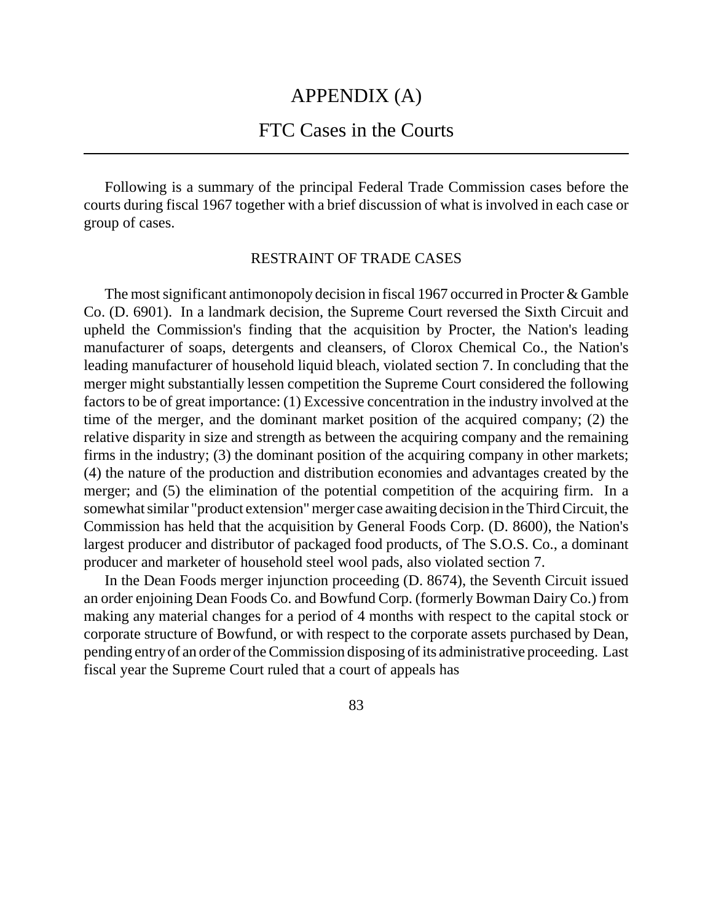# APPENDIX (A)

## FTC Cases in the Courts

Following is a summary of the principal Federal Trade Commission cases before the courts during fiscal 1967 together with a brief discussion of what is involved in each case or group of cases.

### RESTRAINT OF TRADE CASES

The most significant antimonopoly decision in fiscal 1967 occurred in Procter & Gamble Co. (D. 6901). In a landmark decision, the Supreme Court reversed the Sixth Circuit and upheld the Commission's finding that the acquisition by Procter, the Nation's leading manufacturer of soaps, detergents and cleansers, of Clorox Chemical Co., the Nation's leading manufacturer of household liquid bleach, violated section 7. In concluding that the merger might substantially lessen competition the Supreme Court considered the following factors to be of great importance: (1) Excessive concentration in the industry involved at the time of the merger, and the dominant market position of the acquired company; (2) the relative disparity in size and strength as between the acquiring company and the remaining firms in the industry; (3) the dominant position of the acquiring company in other markets; (4) the nature of the production and distribution economies and advantages created by the merger; and (5) the elimination of the potential competition of the acquiring firm. In a somewhat similar "product extension" merger case awaiting decision in the Third Circuit, the Commission has held that the acquisition by General Foods Corp. (D. 8600), the Nation's largest producer and distributor of packaged food products, of The S.O.S. Co., a dominant producer and marketer of household steel wool pads, also violated section 7.

In the Dean Foods merger injunction proceeding (D. 8674), the Seventh Circuit issued an order enjoining Dean Foods Co. and Bowfund Corp. (formerly Bowman Dairy Co.) from making any material changes for a period of 4 months with respect to the capital stock or corporate structure of Bowfund, or with respect to the corporate assets purchased by Dean, pending entry of an order of the Commission disposing of its administrative proceeding. Last fiscal year the Supreme Court ruled that a court of appeals has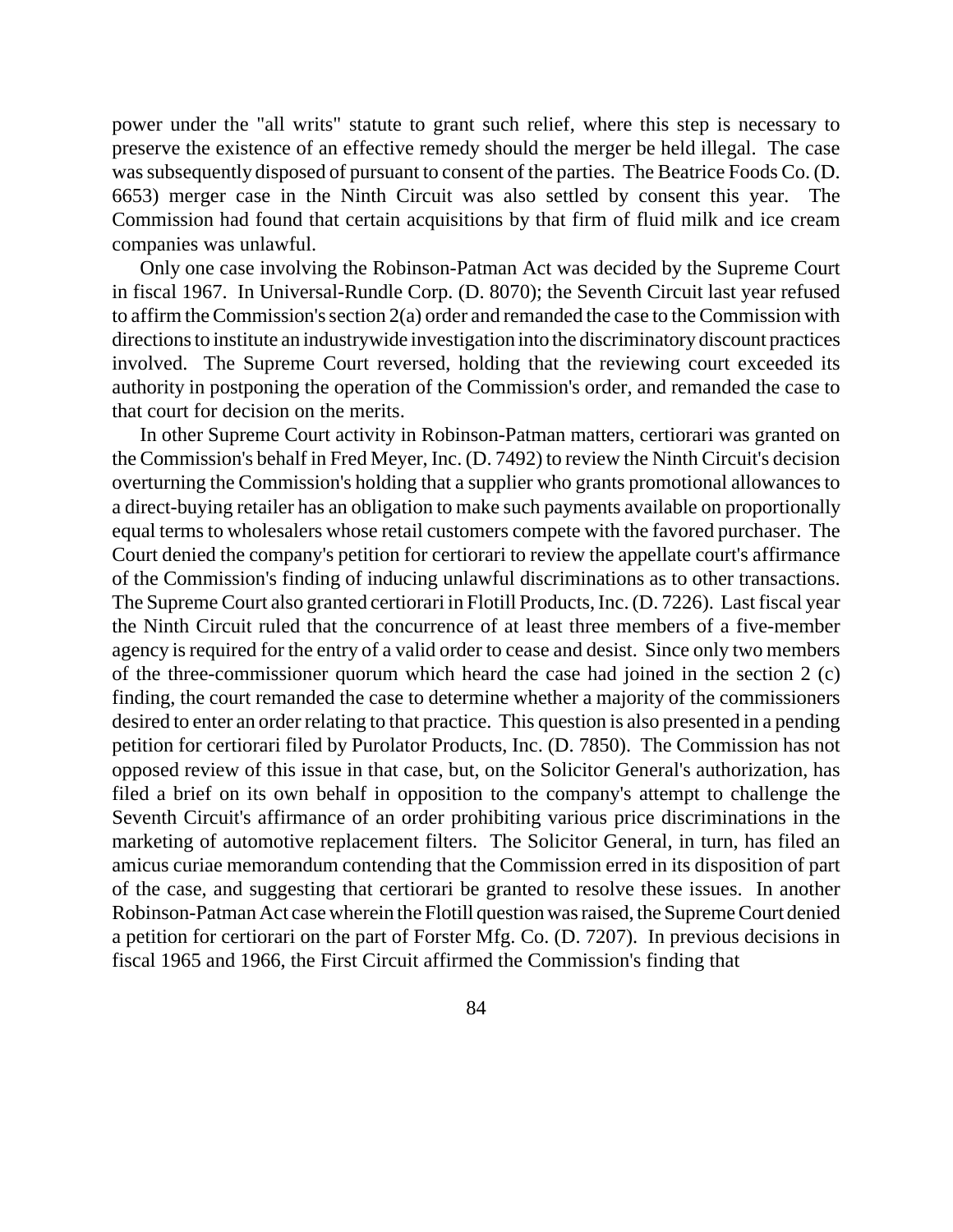power under the "all writs" statute to grant such relief, where this step is necessary to preserve the existence of an effective remedy should the merger be held illegal. The case was subsequently disposed of pursuant to consent of the parties. The Beatrice Foods Co. (D. 6653) merger case in the Ninth Circuit was also settled by consent this year. The Commission had found that certain acquisitions by that firm of fluid milk and ice cream companies was unlawful.

Only one case involving the Robinson-Patman Act was decided by the Supreme Court in fiscal 1967. In Universal-Rundle Corp. (D. 8070); the Seventh Circuit last year refused to affirm the Commission's section 2(a) order and remanded the case to the Commission with directions to institute an industrywide investigation into the discriminatory discount practices involved. The Supreme Court reversed, holding that the reviewing court exceeded its authority in postponing the operation of the Commission's order, and remanded the case to that court for decision on the merits.

In other Supreme Court activity in Robinson-Patman matters, certiorari was granted on the Commission's behalf in Fred Meyer, Inc. (D. 7492) to review the Ninth Circuit's decision overturning the Commission's holding that a supplier who grants promotional allowances to a direct-buying retailer has an obligation to make such payments available on proportionally equal terms to wholesalers whose retail customers compete with the favored purchaser. The Court denied the company's petition for certiorari to review the appellate court's affirmance of the Commission's finding of inducing unlawful discriminations as to other transactions. The Supreme Court also granted certiorari in Flotill Products, Inc. (D. 7226). Last fiscal year the Ninth Circuit ruled that the concurrence of at least three members of a five-member agency is required for the entry of a valid order to cease and desist. Since only two members of the three-commissioner quorum which heard the case had joined in the section 2 (c) finding, the court remanded the case to determine whether a majority of the commissioners desired to enter an order relating to that practice. This question is also presented in a pending petition for certiorari filed by Purolator Products, Inc. (D. 7850). The Commission has not opposed review of this issue in that case, but, on the Solicitor General's authorization, has filed a brief on its own behalf in opposition to the company's attempt to challenge the Seventh Circuit's affirmance of an order prohibiting various price discriminations in the marketing of automotive replacement filters. The Solicitor General, in turn, has filed an amicus curiae memorandum contending that the Commission erred in its disposition of part of the case, and suggesting that certiorari be granted to resolve these issues. In another Robinson-Patman Act case wherein the Flotill question was raised, the Supreme Court denied a petition for certiorari on the part of Forster Mfg. Co. (D. 7207). In previous decisions in fiscal 1965 and 1966, the First Circuit affirmed the Commission's finding that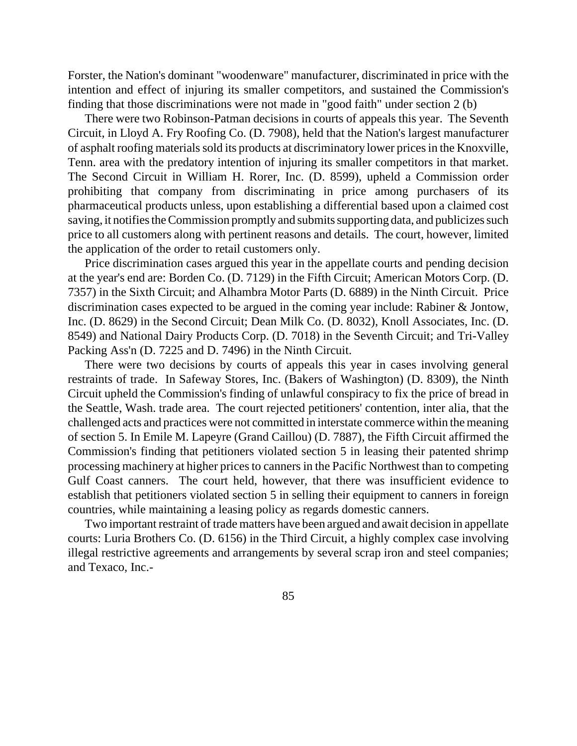Forster, the Nation's dominant "woodenware" manufacturer, discriminated in price with the intention and effect of injuring its smaller competitors, and sustained the Commission's finding that those discriminations were not made in "good faith" under section 2 (b)

There were two Robinson-Patman decisions in courts of appeals this year. The Seventh Circuit, in Lloyd A. Fry Roofing Co. (D. 7908), held that the Nation's largest manufacturer of asphalt roofing materials sold its products at discriminatory lower prices in the Knoxville, Tenn. area with the predatory intention of injuring its smaller competitors in that market. The Second Circuit in William H. Rorer, Inc. (D. 8599), upheld a Commission order prohibiting that company from discriminating in price among purchasers of its pharmaceutical products unless, upon establishing a differential based upon a claimed cost saving, it notifies the Commission promptly and submits supporting data, and publicizes such price to all customers along with pertinent reasons and details. The court, however, limited the application of the order to retail customers only.

Price discrimination cases argued this year in the appellate courts and pending decision at the year's end are: Borden Co. (D. 7129) in the Fifth Circuit; American Motors Corp. (D. 7357) in the Sixth Circuit; and Alhambra Motor Parts (D. 6889) in the Ninth Circuit. Price discrimination cases expected to be argued in the coming year include: Rabiner & Jontow, Inc. (D. 8629) in the Second Circuit; Dean Milk Co. (D. 8032), Knoll Associates, Inc. (D. 8549) and National Dairy Products Corp. (D. 7018) in the Seventh Circuit; and Tri-Valley Packing Ass'n (D. 7225 and D. 7496) in the Ninth Circuit.

There were two decisions by courts of appeals this year in cases involving general restraints of trade. In Safeway Stores, Inc. (Bakers of Washington) (D. 8309), the Ninth Circuit upheld the Commission's finding of unlawful conspiracy to fix the price of bread in the Seattle, Wash. trade area. The court rejected petitioners' contention, inter alia, that the challenged acts and practices were not committed in interstate commerce within the meaning of section 5. In Emile M. Lapeyre (Grand Caillou) (D. 7887), the Fifth Circuit affirmed the Commission's finding that petitioners violated section 5 in leasing their patented shrimp processing machinery at higher prices to canners in the Pacific Northwest than to competing Gulf Coast canners. The court held, however, that there was insufficient evidence to establish that petitioners violated section 5 in selling their equipment to canners in foreign countries, while maintaining a leasing policy as regards domestic canners.

Two important restraint of trade matters have been argued and await decision in appellate courts: Luria Brothers Co. (D. 6156) in the Third Circuit, a highly complex case involving illegal restrictive agreements and arrangements by several scrap iron and steel companies; and Texaco, Inc.-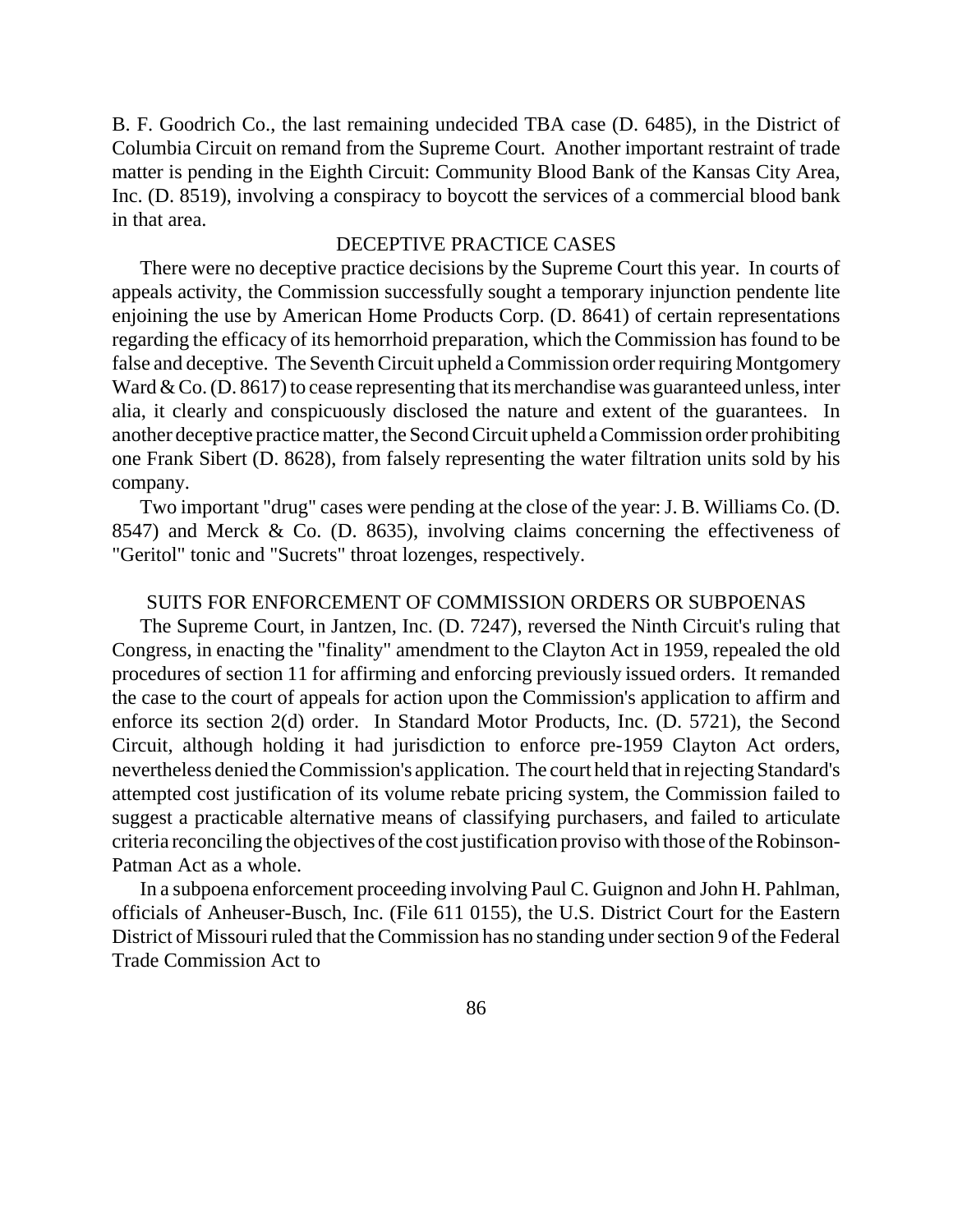B. F. Goodrich Co., the last remaining undecided TBA case (D. 6485), in the District of Columbia Circuit on remand from the Supreme Court. Another important restraint of trade matter is pending in the Eighth Circuit: Community Blood Bank of the Kansas City Area, Inc. (D. 8519), involving a conspiracy to boycott the services of a commercial blood bank in that area.

## DECEPTIVE PRACTICE CASES

There were no deceptive practice decisions by the Supreme Court this year. In courts of appeals activity, the Commission successfully sought a temporary injunction pendente lite enjoining the use by American Home Products Corp. (D. 8641) of certain representations regarding the efficacy of its hemorrhoid preparation, which the Commission has found to be false and deceptive. The Seventh Circuit upheld a Commission order requiring Montgomery Ward & Co. (D. 8617) to cease representing that its merchandise was guaranteed unless, inter alia, it clearly and conspicuously disclosed the nature and extent of the guarantees. In another deceptive practice matter, the Second Circuit upheld a Commission order prohibiting one Frank Sibert (D. 8628), from falsely representing the water filtration units sold by his company.

Two important "drug" cases were pending at the close of the year: J. B. Williams Co. (D. 8547) and Merck & Co. (D. 8635), involving claims concerning the effectiveness of "Geritol" tonic and "Sucrets" throat lozenges, respectively.

## SUITS FOR ENFORCEMENT OF COMMISSION ORDERS OR SUBPOENAS

The Supreme Court, in Jantzen, Inc. (D. 7247), reversed the Ninth Circuit's ruling that Congress, in enacting the "finality" amendment to the Clayton Act in 1959, repealed the old procedures of section 11 for affirming and enforcing previously issued orders. It remanded the case to the court of appeals for action upon the Commission's application to affirm and enforce its section 2(d) order. In Standard Motor Products, Inc. (D. 5721), the Second Circuit, although holding it had jurisdiction to enforce pre-1959 Clayton Act orders, nevertheless denied the Commission's application. The court held that in rejecting Standard's attempted cost justification of its volume rebate pricing system, the Commission failed to suggest a practicable alternative means of classifying purchasers, and failed to articulate criteria reconciling the objectives of the cost justification proviso with those of the Robinson-Patman Act as a whole.

In a subpoena enforcement proceeding involving Paul C. Guignon and John H. Pahlman, officials of Anheuser-Busch, Inc. (File 611 0155), the U.S. District Court for the Eastern District of Missouri ruled that the Commission has no standing under section 9 of the Federal Trade Commission Act to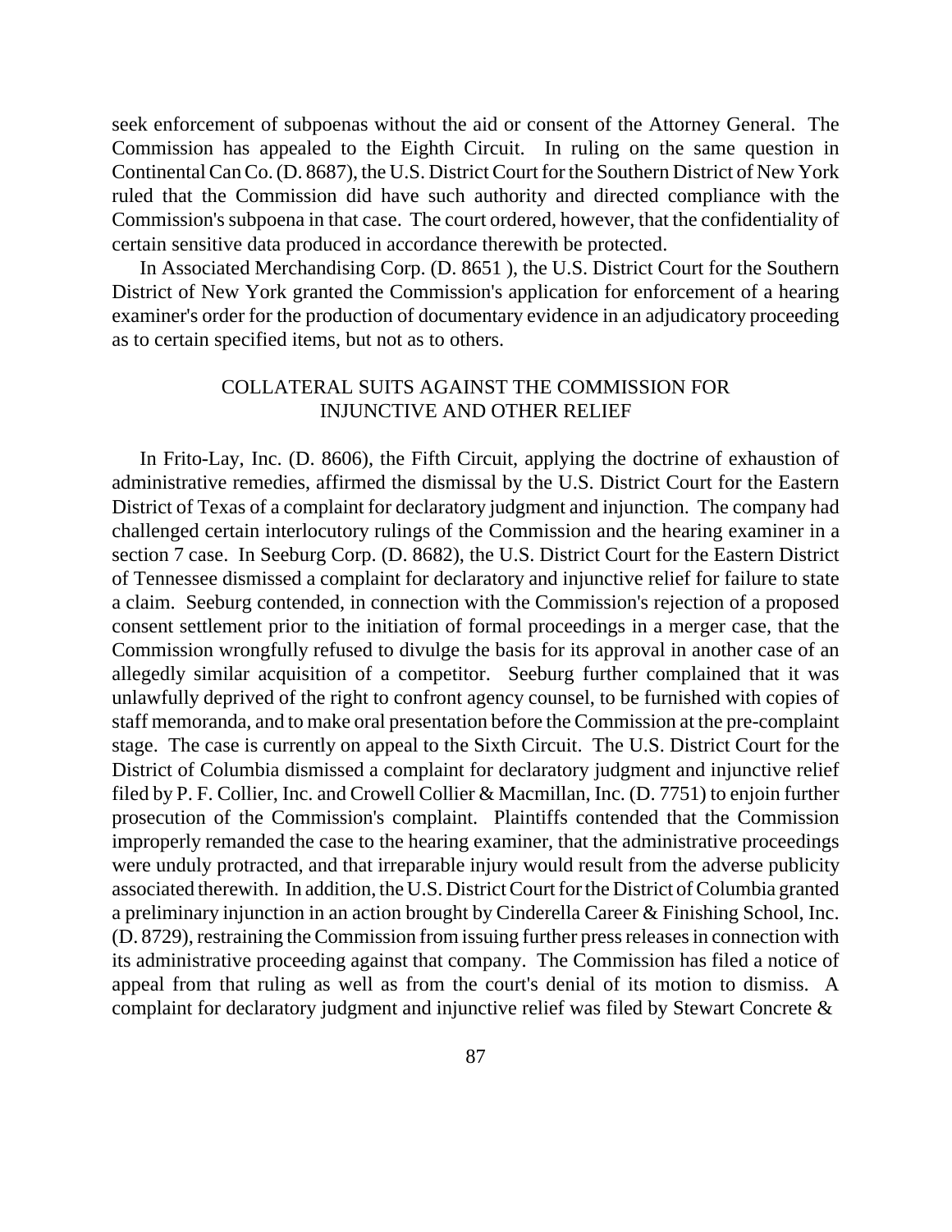seek enforcement of subpoenas without the aid or consent of the Attorney General. The Commission has appealed to the Eighth Circuit. In ruling on the same question in Continental Can Co. (D. 8687), the U.S. District Court for the Southern District of New York ruled that the Commission did have such authority and directed compliance with the Commission's subpoena in that case. The court ordered, however, that the confidentiality of certain sensitive data produced in accordance therewith be protected.

In Associated Merchandising Corp. (D. 8651 ), the U.S. District Court for the Southern District of New York granted the Commission's application for enforcement of a hearing examiner's order for the production of documentary evidence in an adjudicatory proceeding as to certain specified items, but not as to others.

## COLLATERAL SUITS AGAINST THE COMMISSION FOR INJUNCTIVE AND OTHER RELIEF

In Frito-Lay, Inc. (D. 8606), the Fifth Circuit, applying the doctrine of exhaustion of administrative remedies, affirmed the dismissal by the U.S. District Court for the Eastern District of Texas of a complaint for declaratory judgment and injunction. The company had challenged certain interlocutory rulings of the Commission and the hearing examiner in a section 7 case. In Seeburg Corp. (D. 8682), the U.S. District Court for the Eastern District of Tennessee dismissed a complaint for declaratory and injunctive relief for failure to state a claim. Seeburg contended, in connection with the Commission's rejection of a proposed consent settlement prior to the initiation of formal proceedings in a merger case, that the Commission wrongfully refused to divulge the basis for its approval in another case of an allegedly similar acquisition of a competitor. Seeburg further complained that it was unlawfully deprived of the right to confront agency counsel, to be furnished with copies of staff memoranda, and to make oral presentation before the Commission at the pre-complaint stage. The case is currently on appeal to the Sixth Circuit. The U.S. District Court for the District of Columbia dismissed a complaint for declaratory judgment and injunctive relief filed by P. F. Collier, Inc. and Crowell Collier & Macmillan, Inc. (D. 7751) to enjoin further prosecution of the Commission's complaint. Plaintiffs contended that the Commission improperly remanded the case to the hearing examiner, that the administrative proceedings were unduly protracted, and that irreparable injury would result from the adverse publicity associated therewith. In addition, the U.S. District Court for the District of Columbia granted a preliminary injunction in an action brought by Cinderella Career & Finishing School, Inc. (D. 8729), restraining the Commission from issuing further press releases in connection with its administrative proceeding against that company. The Commission has filed a notice of appeal from that ruling as well as from the court's denial of its motion to dismiss. A complaint for declaratory judgment and injunctive relief was filed by Stewart Concrete &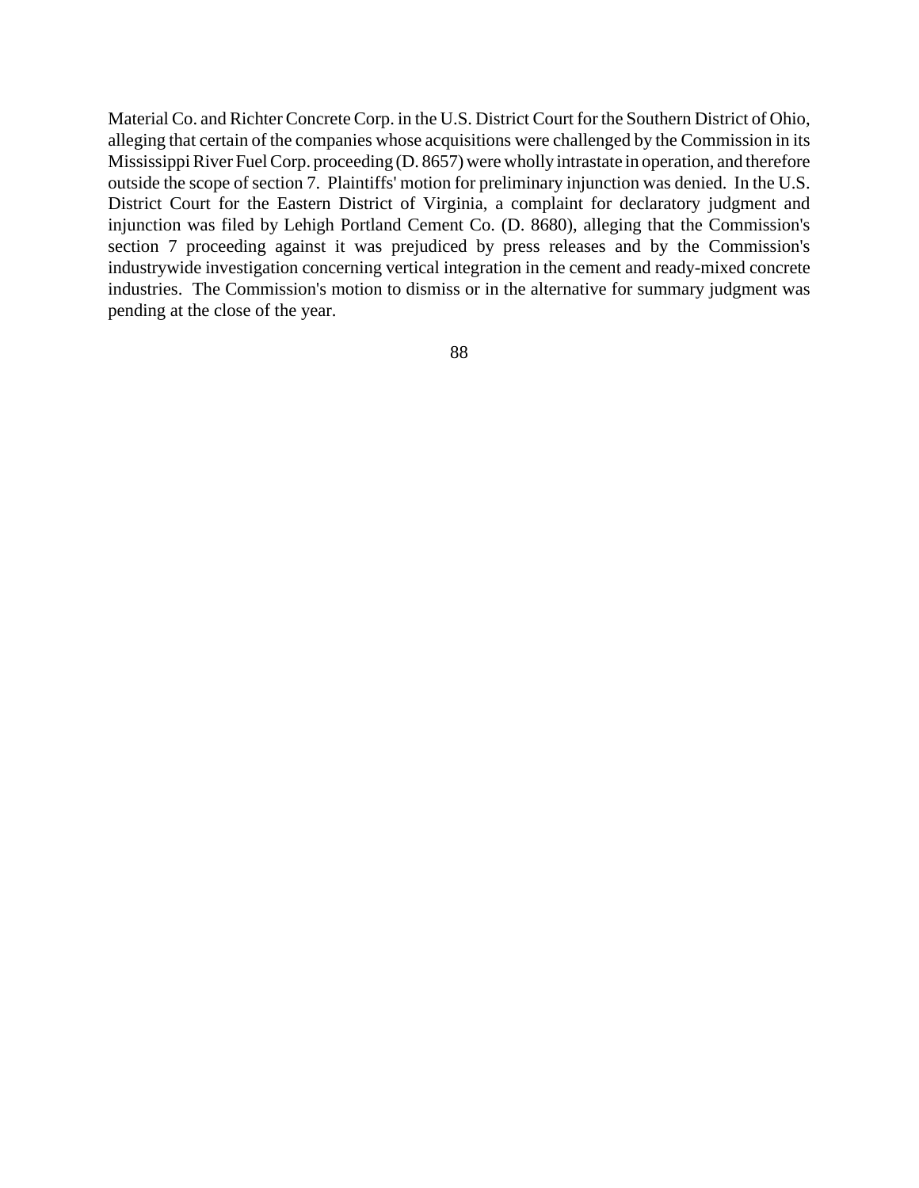Material Co. and Richter Concrete Corp. in the U.S. District Court for the Southern District of Ohio, alleging that certain of the companies whose acquisitions were challenged by the Commission in its Mississippi River Fuel Corp. proceeding (D. 8657) were wholly intrastate in operation, and therefore outside the scope of section 7. Plaintiffs' motion for preliminary injunction was denied. In the U.S. District Court for the Eastern District of Virginia, a complaint for declaratory judgment and injunction was filed by Lehigh Portland Cement Co. (D. 8680), alleging that the Commission's section 7 proceeding against it was prejudiced by press releases and by the Commission's industrywide investigation concerning vertical integration in the cement and ready-mixed concrete industries. The Commission's motion to dismiss or in the alternative for summary judgment was pending at the close of the year.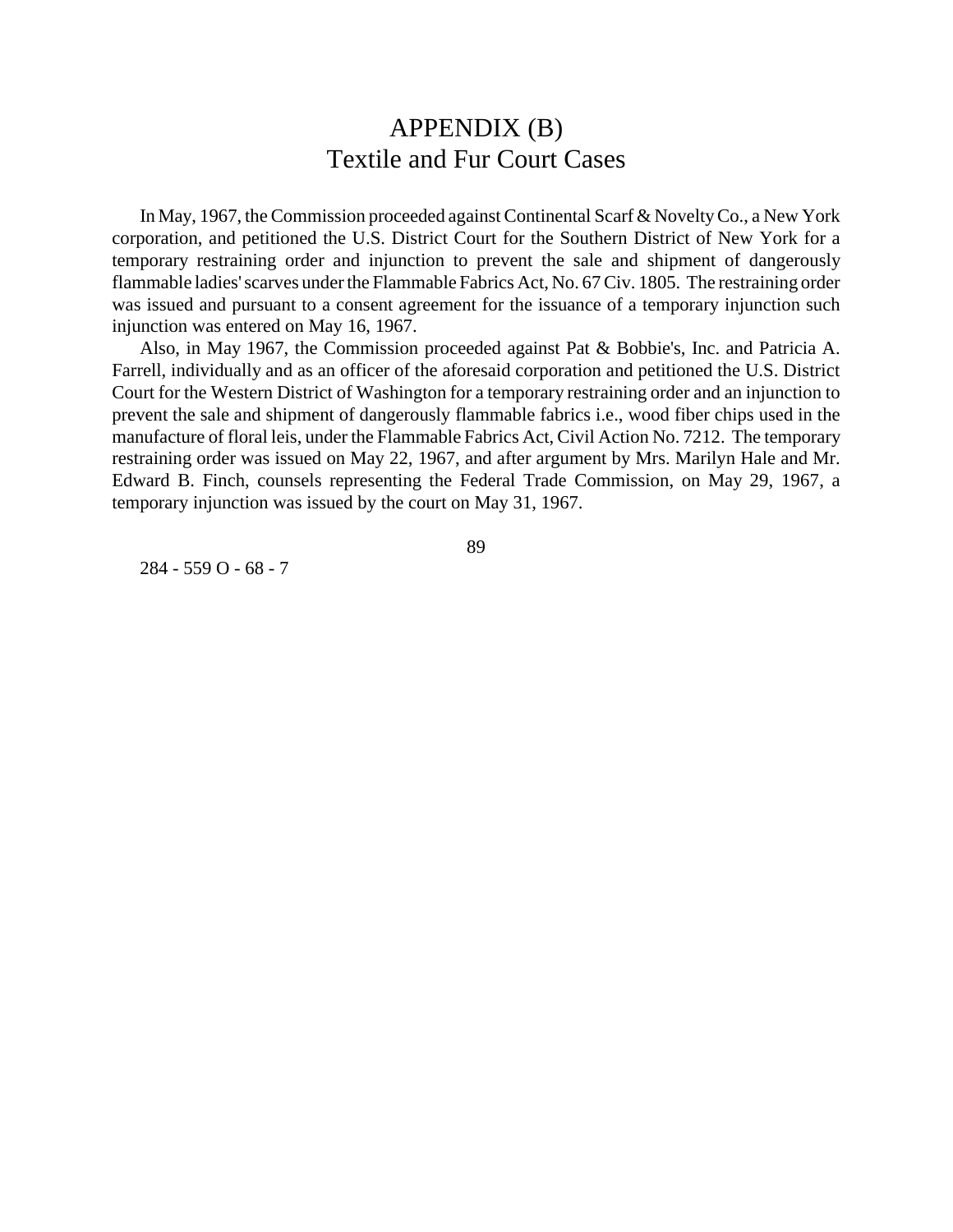# APPENDIX (B)
## Textile and Fur Court Cases

In May, 1967, the Commission proceeded against Continental Scarf & Novelty Co., a New York corporation, and petitioned the U.S. District Court for the Southern District of New York for a temporary restraining order and injunction to prevent the sale and shipment of dangerously flammable ladies' scarves under the Flammable Fabrics Act, No. 67 Civ. 1805. The restraining order was issued and pursuant to a consent agreement for the issuance of a temporary injunction such injunction was entered on May 16, 1967.

Also, in May 1967, the Commission proceeded against Pat & Bobbie's, Inc. and Patricia A. Farrell, individually and as an officer of the aforesaid corporation and petitioned the U.S. District Court for the Western District of Washington for a temporary restraining order and an injunction to prevent the sale and shipment of dangerously flammable fabrics i.e., wood fiber chips used in the manufacture of floral leis, under the Flammable Fabrics Act, Civil Action No. 7212. The temporary restraining order was issued on May 22, 1967, and after argument by Mrs. Marilyn Hale and Mr. Edward B. Finch, counsels representing the Federal Trade Commission, on May 29, 1967, a temporary injunction was issued by the court on May 31, 1967.

284 - 559 O - 68 - 7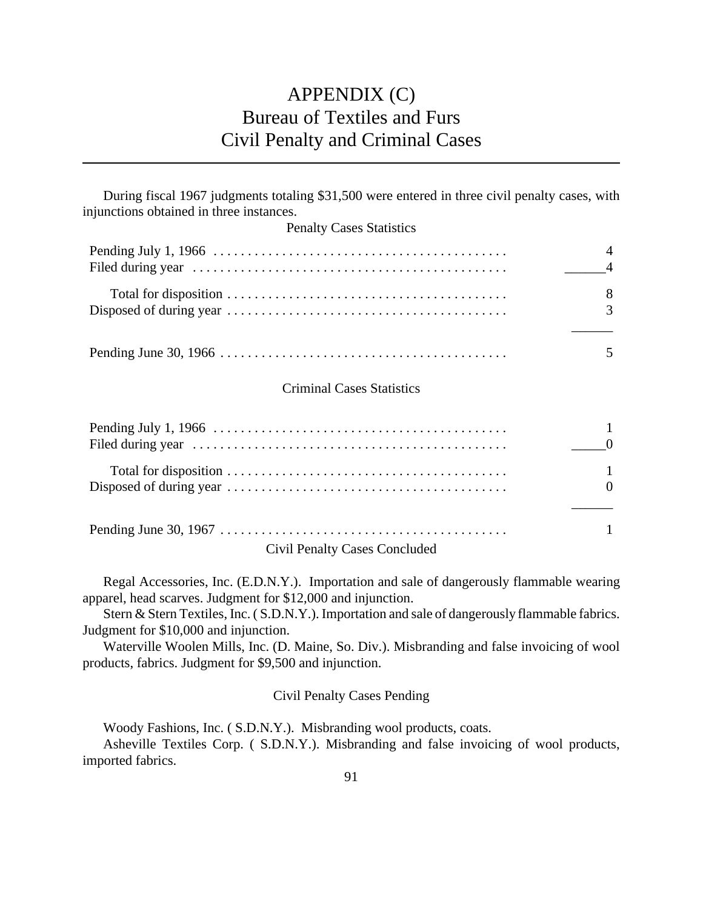# APPENDIX (C)
## Bureau of Textiles and Furs
## Civil Penalty and Criminal Cases

During fiscal 1967 judgments totaling $31,500 were entered in three civil penalty cases, with injunctions obtained in three instances.

Penalty Cases Statistics

| | |
|---|---|
| Pending July 1, 1966 | 4 |
| Filed during year | 4 |
| Total for disposition | 8 |
| Disposed of during year | 3 |
| Pending June 30, 1966 | 5 |

Criminal Cases Statistics

| | |
|---|---|
| Pending July 1, 1966 | 1 |
| Filed during year | 0 |
| Total for disposition | 1 |
| Disposed of during year | 0 |
| Pending June 30, 1967 | 1 |

Civil Penalty Cases Concluded

Regal Accessories, Inc. (E.D.N.Y.). Importation and sale of dangerously flammable wearing apparel, head scarves. Judgment for $12,000 and injunction.

Stern & Stern Textiles, Inc. ( S.D.N.Y.). Importation and sale of dangerously flammable fabrics. Judgment for $10,000 and injunction.

Waterville Woolen Mills, Inc. (D. Maine, So. Div.). Misbranding and false invoicing of wool products, fabrics. Judgment for $9,500 and injunction.

Civil Penalty Cases Pending

Woody Fashions, Inc. ( S.D.N.Y.). Misbranding wool products, coats.

Asheville Textiles Corp. ( S.D.N.Y.). Misbranding and false invoicing of wool products, imported fabrics.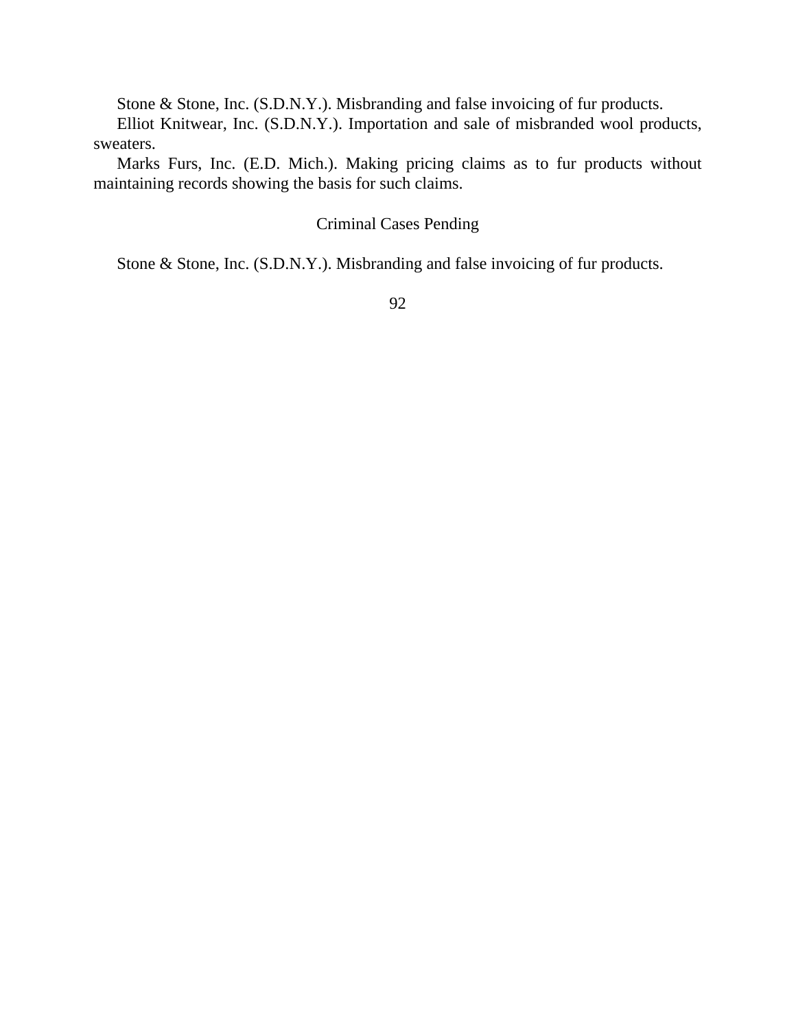Stone & Stone, Inc. (S.D.N.Y.). Misbranding and false invoicing of fur products.

Elliot Knitwear, Inc. (S.D.N.Y.). Importation and sale of misbranded wool products, sweaters.

Marks Furs, Inc. (E.D. Mich.). Making pricing claims as to fur products without maintaining records showing the basis for such claims.

## Criminal Cases Pending

Stone & Stone, Inc. (S.D.N.Y.). Misbranding and false invoicing of fur products.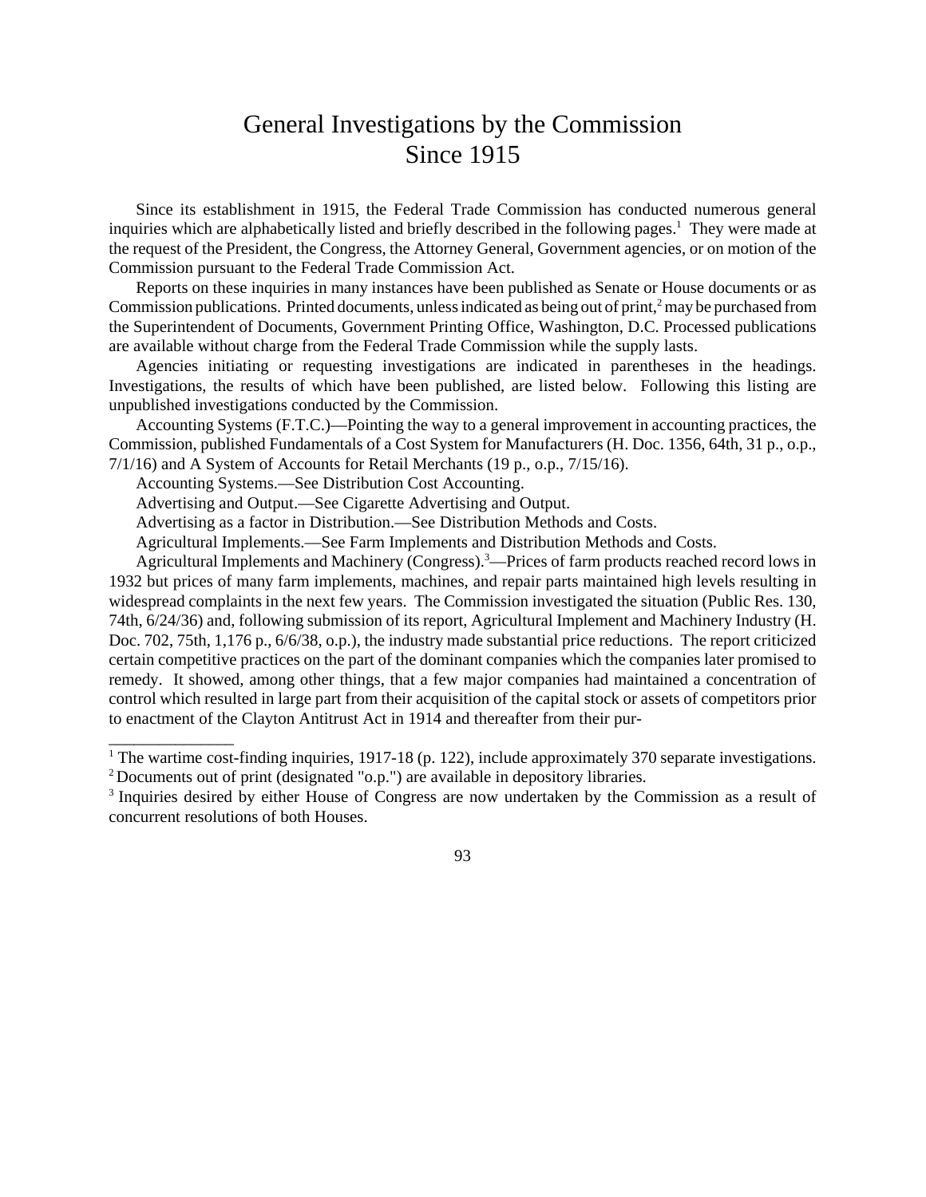# General Investigations by the Commission Since 1915

Since its establishment in 1915, the Federal Trade Commission has conducted numerous general inquiries which are alphabetically listed and briefly described in the following pages.[1] They were made at the request of the President, the Congress, the Attorney General, Government agencies, or on motion of the Commission pursuant to the Federal Trade Commission Act.

Reports on these inquiries in many instances have been published as Senate or House documents or as Commission publications. Printed documents, unless indicated as being out of print,[2] may be purchased from the Superintendent of Documents, Government Printing Office, Washington, D.C. Processed publications are available without charge from the Federal Trade Commission while the supply lasts.

Agencies initiating or requesting investigations are indicated in parentheses in the headings. Investigations, the results of which have been published, are listed below. Following this listing are unpublished investigations conducted by the Commission.

Accounting Systems (F.T.C.)—Pointing the way to a general improvement in accounting practices, the Commission, published Fundamentals of a Cost System for Manufacturers (H. Doc. 1356, 64th, 31 p., o.p., 7/1/16) and A System of Accounts for Retail Merchants (19 p., o.p., 7/15/16).

Accounting Systems.—See Distribution Cost Accounting.

Advertising and Output.—See Cigarette Advertising and Output.

Advertising as a factor in Distribution.—See Distribution Methods and Costs.

Agricultural Implements.—See Farm Implements and Distribution Methods and Costs.

Agricultural Implements and Machinery (Congress).[3]—Prices of farm products reached record lows in 1932 but prices of many farm implements, machines, and repair parts maintained high levels resulting in widespread complaints in the next few years. The Commission investigated the situation (Public Res. 130, 74th, 6/24/36) and, following submission of its report, Agricultural Implement and Machinery Industry (H. Doc. 702, 75th, 1,176 p., 6/6/38, o.p.), the industry made substantial price reductions. The report criticized certain competitive practices on the part of the dominant companies which the companies later promised to remedy. It showed, among other things, that a few major companies had maintained a concentration of control which resulted in large part from their acquisition of the capital stock or assets of competitors prior to enactment of the Clayton Antitrust Act in 1914 and thereafter from their pur-

---

[1] The wartime cost-finding inquiries, 1917-18 (p. 122), include approximately 370 separate investigations.

[2] Documents out of print (designated "o.p.") are available in depository libraries.

[3] Inquiries desired by either House of Congress are now undertaken by the Commission as a result of concurrent resolutions of both Houses.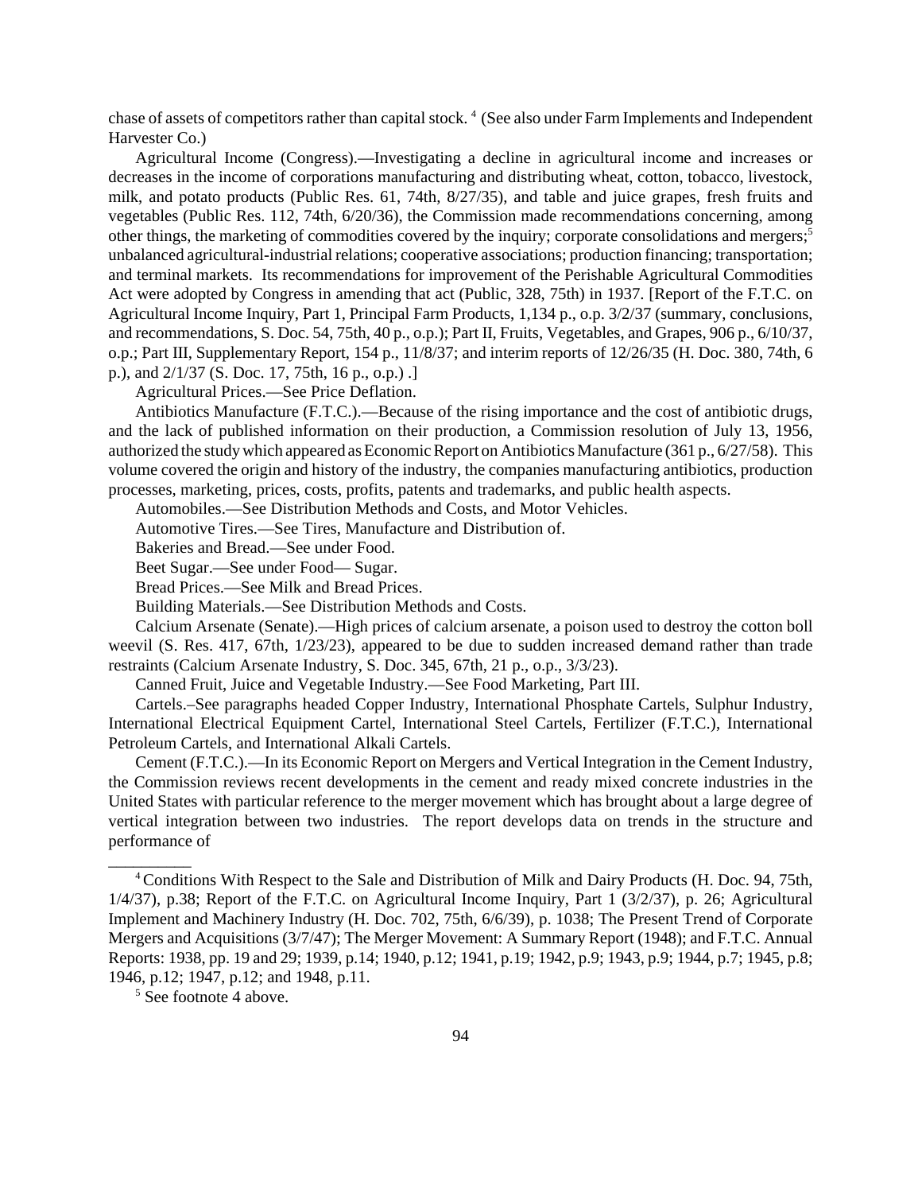chase of assets of competitors rather than capital stock. [4] (See also under Farm Implements and Independent Harvester Co.)

Agricultural Income (Congress).—Investigating a decline in agricultural income and increases or decreases in the income of corporations manufacturing and distributing wheat, cotton, tobacco, livestock, milk, and potato products (Public Res. 61, 74th, 8/27/35), and table and juice grapes, fresh fruits and vegetables (Public Res. 112, 74th, 6/20/36), the Commission made recommendations concerning, among other things, the marketing of commodities covered by the inquiry; corporate consolidations and mergers;[5] unbalanced agricultural-industrial relations; cooperative associations; production financing; transportation; and terminal markets. Its recommendations for improvement of the Perishable Agricultural Commodities Act were adopted by Congress in amending that act (Public, 328, 75th) in 1937. [Report of the F.T.C. on Agricultural Income Inquiry, Part 1, Principal Farm Products, 1,134 p., o.p. 3/2/37 (summary, conclusions, and recommendations, S. Doc. 54, 75th, 40 p., o.p.); Part II, Fruits, Vegetables, and Grapes, 906 p., 6/10/37, o.p.; Part III, Supplementary Report, 154 p., 11/8/37; and interim reports of 12/26/35 (H. Doc. 380, 74th, 6 p.), and 2/1/37 (S. Doc. 17, 75th, 16 p., o.p.) .]

Agricultural Prices.—See Price Deflation.

Antibiotics Manufacture (F.T.C.).—Because of the rising importance and the cost of antibiotic drugs, and the lack of published information on their production, a Commission resolution of July 13, 1956, authorized the study which appeared as Economic Report on Antibiotics Manufacture (361 p., 6/27/58). This volume covered the origin and history of the industry, the companies manufacturing antibiotics, production processes, marketing, prices, costs, profits, patents and trademarks, and public health aspects.

Automobiles.—See Distribution Methods and Costs, and Motor Vehicles.

Automotive Tires.—See Tires, Manufacture and Distribution of.

Bakeries and Bread.—See under Food.

Beet Sugar.—See under Food— Sugar.

Bread Prices.—See Milk and Bread Prices.

Building Materials.—See Distribution Methods and Costs.

Calcium Arsenate (Senate).—High prices of calcium arsenate, a poison used to destroy the cotton boll weevil (S. Res. 417, 67th, 1/23/23), appeared to be due to sudden increased demand rather than trade restraints (Calcium Arsenate Industry, S. Doc. 345, 67th, 21 p., o.p., 3/3/23).

Canned Fruit, Juice and Vegetable Industry.—See Food Marketing, Part III.

Cartels.–See paragraphs headed Copper Industry, International Phosphate Cartels, Sulphur Industry, International Electrical Equipment Cartel, International Steel Cartels, Fertilizer (F.T.C.), International Petroleum Cartels, and International Alkali Cartels.

Cement (F.T.C.).—In its Economic Report on Mergers and Vertical Integration in the Cement Industry, the Commission reviews recent developments in the cement and ready mixed concrete industries in the United States with particular reference to the merger movement which has brought about a large degree of vertical integration between two industries. The report develops data on trends in the structure and performance of

__________

[4] Conditions With Respect to the Sale and Distribution of Milk and Dairy Products (H. Doc. 94, 75th, 1/4/37), p.38; Report of the F.T.C. on Agricultural Income Inquiry, Part 1 (3/2/37), p. 26; Agricultural Implement and Machinery Industry (H. Doc. 702, 75th, 6/6/39), p. 1038; The Present Trend of Corporate Mergers and Acquisitions (3/7/47); The Merger Movement: A Summary Report (1948); and F.T.C. Annual Reports: 1938, pp. 19 and 29; 1939, p.14; 1940, p.12; 1941, p.19; 1942, p.9; 1943, p.9; 1944, p.7; 1945, p.8; 1946, p.12; 1947, p.12; and 1948, p.11.

[5] See footnote 4 above.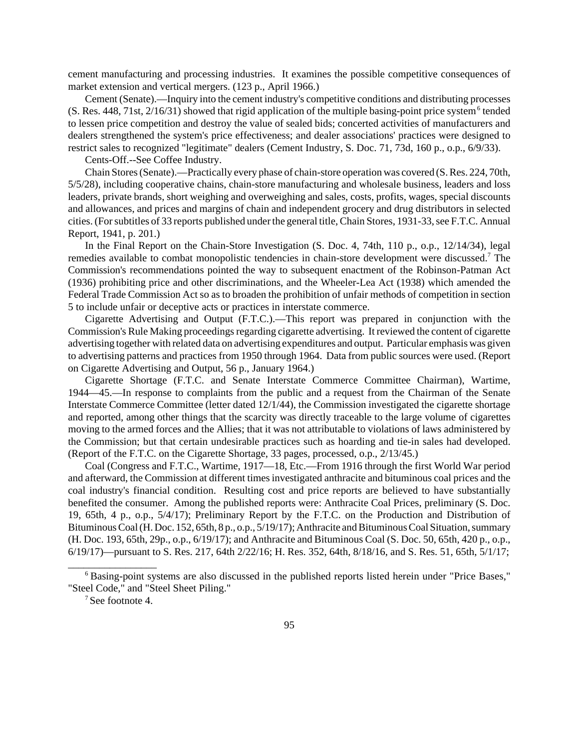cement manufacturing and processing industries. It examines the possible competitive consequences of market extension and vertical mergers. (123 p., April 1966.)

Cement (Senate).—Inquiry into the cement industry's competitive conditions and distributing processes (S. Res. 448, 71st, 2/16/31) showed that rigid application of the multiple basing-point price system[6] tended to lessen price competition and destroy the value of sealed bids; concerted activities of manufacturers and dealers strengthened the system's price effectiveness; and dealer associations' practices were designed to restrict sales to recognized "legitimate" dealers (Cement Industry, S. Doc. 71, 73d, 160 p., o.p., 6/9/33).

Cents-Off.--See Coffee Industry.

Chain Stores (Senate).—Practically every phase of chain-store operation was covered (S. Res. 224, 70th, 5/5/28), including cooperative chains, chain-store manufacturing and wholesale business, leaders and loss leaders, private brands, short weighing and overweighing and sales, costs, profits, wages, special discounts and allowances, and prices and margins of chain and independent grocery and drug distributors in selected cities. (For subtitles of 33 reports published under the general title, Chain Stores, 1931-33, see F.T.C. Annual Report, 1941, p. 201.)

In the Final Report on the Chain-Store Investigation (S. Doc. 4, 74th, 110 p., o.p., 12/14/34), legal remedies available to combat monopolistic tendencies in chain-store development were discussed.[7] The Commission's recommendations pointed the way to subsequent enactment of the Robinson-Patman Act (1936) prohibiting price and other discriminations, and the Wheeler-Lea Act (1938) which amended the Federal Trade Commission Act so as to broaden the prohibition of unfair methods of competition in section 5 to include unfair or deceptive acts or practices in interstate commerce.

Cigarette Advertising and Output (F.T.C.).—This report was prepared in conjunction with the Commission's Rule Making proceedings regarding cigarette advertising. It reviewed the content of cigarette advertising together with related data on advertising expenditures and output. Particular emphasis was given to advertising patterns and practices from 1950 through 1964. Data from public sources were used. (Report on Cigarette Advertising and Output, 56 p., January 1964.)

Cigarette Shortage (F.T.C. and Senate Interstate Commerce Committee Chairman), Wartime, 1944—45.—In response to complaints from the public and a request from the Chairman of the Senate Interstate Commerce Committee (letter dated 12/1/44), the Commission investigated the cigarette shortage and reported, among other things that the scarcity was directly traceable to the large volume of cigarettes moving to the armed forces and the Allies; that it was not attributable to violations of laws administered by the Commission; but that certain undesirable practices such as hoarding and tie-in sales had developed. (Report of the F.T.C. on the Cigarette Shortage, 33 pages, processed, o.p., 2/13/45.)

Coal (Congress and F.T.C., Wartime, 1917—18, Etc.—From 1916 through the first World War period and afterward, the Commission at different times investigated anthracite and bituminous coal prices and the coal industry's financial condition. Resulting cost and price reports are believed to have substantially benefited the consumer. Among the published reports were: Anthracite Coal Prices, preliminary (S. Doc. 19, 65th, 4 p., o.p., 5/4/17); Preliminary Report by the F.T.C. on the Production and Distribution of Bituminous Coal (H. Doc. 152, 65th, 8 p., o.p., 5/19/17); Anthracite and Bituminous Coal Situation, summary (H. Doc. 193, 65th, 29p., o.p., 6/19/17); and Anthracite and Bituminous Coal (S. Doc. 50, 65th, 420 p., o.p., 6/19/17)—pursuant to S. Res. 217, 64th 2/22/16; H. Res. 352, 64th, 8/18/16, and S. Res. 51, 65th, 5/1/17;

---

[6] Basing-point systems are also discussed in the published reports listed herein under "Price Bases," "Steel Code," and "Steel Sheet Piling."

[7] See footnote 4.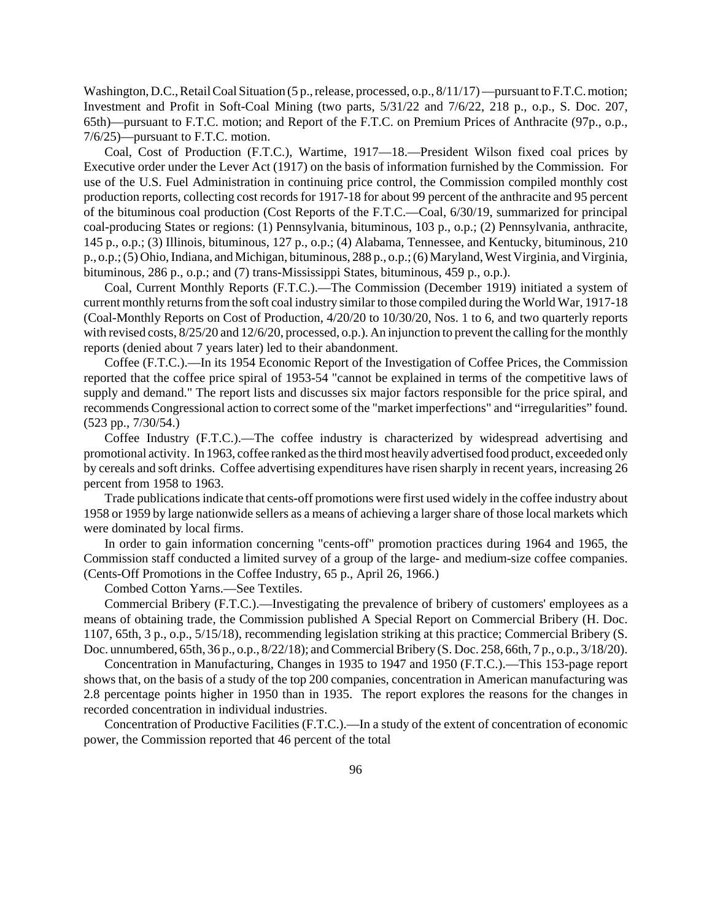Washington, D.C., Retail Coal Situation (5 p., release, processed, o.p., 8/11/17)—pursuant to F.T.C. motion; Investment and Profit in Soft-Coal Mining (two parts, 5/31/22 and 7/6/22, 218 p., o.p., S. Doc. 207, 65th)—pursuant to F.T.C. motion; and Report of the F.T.C. on Premium Prices of Anthracite (97p., o.p., 7/6/25)—pursuant to F.T.C. motion.

Coal, Cost of Production (F.T.C.), Wartime, 1917—18.—President Wilson fixed coal prices by Executive order under the Lever Act (1917) on the basis of information furnished by the Commission. For use of the U.S. Fuel Administration in continuing price control, the Commission compiled monthly cost production reports, collecting cost records for 1917-18 for about 99 percent of the anthracite and 95 percent of the bituminous coal production (Cost Reports of the F.T.C.—Coal, 6/30/19, summarized for principal coal-producing States or regions: (1) Pennsylvania, bituminous, 103 p., o.p.; (2) Pennsylvania, anthracite, 145 p., o.p.; (3) Illinois, bituminous, 127 p., o.p.; (4) Alabama, Tennessee, and Kentucky, bituminous, 210 p., o.p.; (5) Ohio, Indiana, and Michigan, bituminous, 288 p., o.p.; (6) Maryland, West Virginia, and Virginia, bituminous, 286 p., o.p.; and (7) trans-Mississippi States, bituminous, 459 p., o.p.).

Coal, Current Monthly Reports (F.T.C.).—The Commission (December 1919) initiated a system of current monthly returns from the soft coal industry similar to those compiled during the World War, 1917-18 (Coal-Monthly Reports on Cost of Production, 4/20/20 to 10/30/20, Nos. 1 to 6, and two quarterly reports with revised costs, 8/25/20 and 12/6/20, processed, o.p.). An injunction to prevent the calling for the monthly reports (denied about 7 years later) led to their abandonment.

Coffee (F.T.C.).—In its 1954 Economic Report of the Investigation of Coffee Prices, the Commission reported that the coffee price spiral of 1953-54 "cannot be explained in terms of the competitive laws of supply and demand." The report lists and discusses six major factors responsible for the price spiral, and recommends Congressional action to correct some of the "market imperfections" and "irregularities" found. (523 pp., 7/30/54.)

Coffee Industry (F.T.C.).—The coffee industry is characterized by widespread advertising and promotional activity. In 1963, coffee ranked as the third most heavily advertised food product, exceeded only by cereals and soft drinks. Coffee advertising expenditures have risen sharply in recent years, increasing 26 percent from 1958 to 1963.

Trade publications indicate that cents-off promotions were first used widely in the coffee industry about 1958 or 1959 by large nationwide sellers as a means of achieving a larger share of those local markets which were dominated by local firms.

In order to gain information concerning "cents-off" promotion practices during 1964 and 1965, the Commission staff conducted a limited survey of a group of the large- and medium-size coffee companies. (Cents-Off Promotions in the Coffee Industry, 65 p., April 26, 1966.)

Combed Cotton Yarns.—See Textiles.

Commercial Bribery (F.T.C.).—Investigating the prevalence of bribery of customers' employees as a means of obtaining trade, the Commission published A Special Report on Commercial Bribery (H. Doc. 1107, 65th, 3 p., o.p., 5/15/18), recommending legislation striking at this practice; Commercial Bribery (S. Doc. unnumbered, 65th, 36 p., o.p., 8/22/18); and Commercial Bribery (S. Doc. 258, 66th, 7 p., o.p., 3/18/20).

Concentration in Manufacturing, Changes in 1935 to 1947 and 1950 (F.T.C.).—This 153-page report shows that, on the basis of a study of the top 200 companies, concentration in American manufacturing was 2.8 percentage points higher in 1950 than in 1935. The report explores the reasons for the changes in recorded concentration in individual industries.

Concentration of Productive Facilities (F.T.C.).—In a study of the extent of concentration of economic power, the Commission reported that 46 percent of the total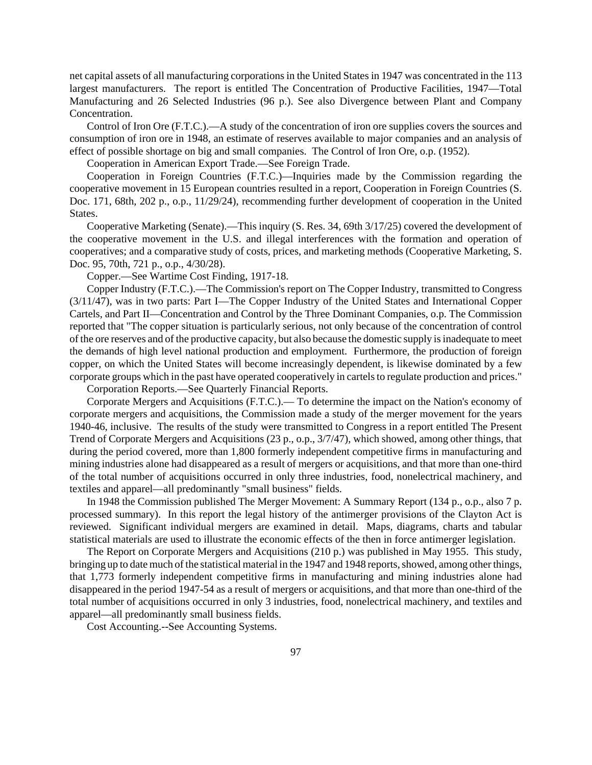net capital assets of all manufacturing corporations in the United States in 1947 was concentrated in the 113 largest manufacturers. The report is entitled The Concentration of Productive Facilities, 1947—Total Manufacturing and 26 Selected Industries (96 p.). See also Divergence between Plant and Company Concentration.

Control of Iron Ore (F.T.C.).—A study of the concentration of iron ore supplies covers the sources and consumption of iron ore in 1948, an estimate of reserves available to major companies and an analysis of effect of possible shortage on big and small companies. The Control of Iron Ore, o.p. (1952).

Cooperation in American Export Trade.—See Foreign Trade.

Cooperation in Foreign Countries (F.T.C.)—Inquiries made by the Commission regarding the cooperative movement in 15 European countries resulted in a report, Cooperation in Foreign Countries (S. Doc. 171, 68th, 202 p., o.p., 11/29/24), recommending further development of cooperation in the United States.

Cooperative Marketing (Senate).—This inquiry (S. Res. 34, 69th 3/17/25) covered the development of the cooperative movement in the U.S. and illegal interferences with the formation and operation of cooperatives; and a comparative study of costs, prices, and marketing methods (Cooperative Marketing, S. Doc. 95, 70th, 721 p., o.p., 4/30/28).

Copper.—See Wartime Cost Finding, 1917-18.

Copper Industry (F.T.C.).—The Commission's report on The Copper Industry, transmitted to Congress (3/11/47), was in two parts: Part I—The Copper Industry of the United States and International Copper Cartels, and Part II—Concentration and Control by the Three Dominant Companies, o.p. The Commission reported that "The copper situation is particularly serious, not only because of the concentration of control of the ore reserves and of the productive capacity, but also because the domestic supply is inadequate to meet the demands of high level national production and employment. Furthermore, the production of foreign copper, on which the United States will become increasingly dependent, is likewise dominated by a few corporate groups which in the past have operated cooperatively in cartels to regulate production and prices."

Corporation Reports.—See Quarterly Financial Reports.

Corporate Mergers and Acquisitions (F.T.C.).— To determine the impact on the Nation's economy of corporate mergers and acquisitions, the Commission made a study of the merger movement for the years 1940-46, inclusive. The results of the study were transmitted to Congress in a report entitled The Present Trend of Corporate Mergers and Acquisitions (23 p., o.p., 3/7/47), which showed, among other things, that during the period covered, more than 1,800 formerly independent competitive firms in manufacturing and mining industries alone had disappeared as a result of mergers or acquisitions, and that more than one-third of the total number of acquisitions occurred in only three industries, food, nonelectrical machinery, and textiles and apparel—all predominantly "small business" fields.

In 1948 the Commission published The Merger Movement: A Summary Report (134 p., o.p., also 7 p. processed summary). In this report the legal history of the antimerger provisions of the Clayton Act is reviewed. Significant individual mergers are examined in detail. Maps, diagrams, charts and tabular statistical materials are used to illustrate the economic effects of the then in force antimerger legislation.

The Report on Corporate Mergers and Acquisitions (210 p.) was published in May 1955. This study, bringing up to date much of the statistical material in the 1947 and 1948 reports, showed, among other things, that 1,773 formerly independent competitive firms in manufacturing and mining industries alone had disappeared in the period 1947-54 as a result of mergers or acquisitions, and that more than one-third of the total number of acquisitions occurred in only 3 industries, food, nonelectrical machinery, and textiles and apparel—all predominantly small business fields.

Cost Accounting.--See Accounting Systems.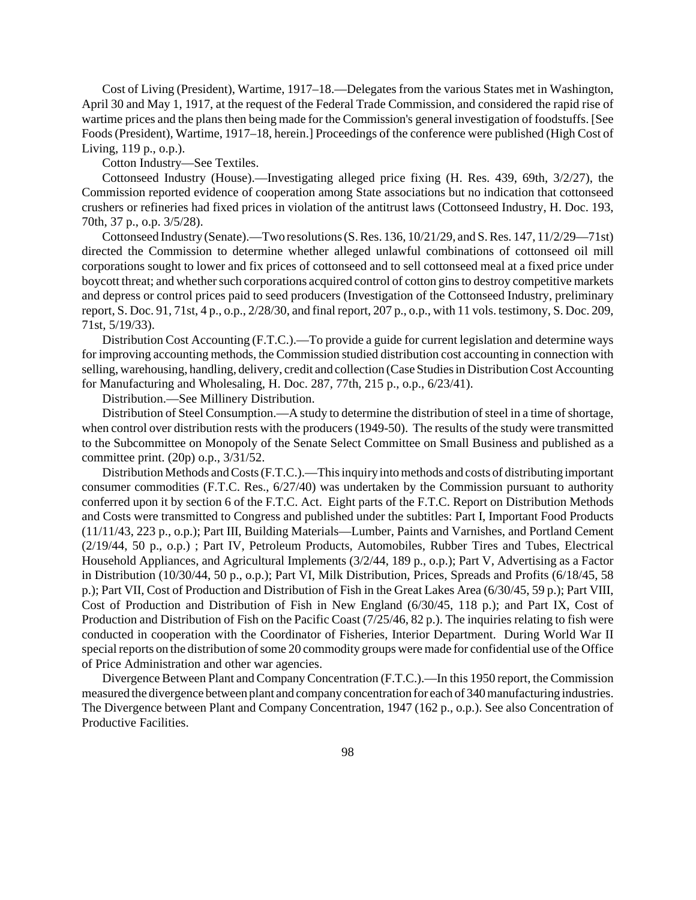Cost of Living (President), Wartime, 1917–18.—Delegates from the various States met in Washington, April 30 and May 1, 1917, at the request of the Federal Trade Commission, and considered the rapid rise of wartime prices and the plans then being made for the Commission's general investigation of foodstuffs. [See Foods (President), Wartime, 1917–18, herein.] Proceedings of the conference were published (High Cost of Living, 119 p., o.p.).

Cotton Industry—See Textiles.

Cottonseed Industry (House).—Investigating alleged price fixing (H. Res. 439, 69th, 3/2/27), the Commission reported evidence of cooperation among State associations but no indication that cottonseed crushers or refineries had fixed prices in violation of the antitrust laws (Cottonseed Industry, H. Doc. 193, 70th, 37 p., o.p. 3/5/28).

Cottonseed Industry (Senate).—Two resolutions (S. Res. 136, 10/21/29, and S. Res. 147, 11/2/29—71st) directed the Commission to determine whether alleged unlawful combinations of cottonseed oil mill corporations sought to lower and fix prices of cottonseed and to sell cottonseed meal at a fixed price under boycott threat; and whether such corporations acquired control of cotton gins to destroy competitive markets and depress or control prices paid to seed producers (Investigation of the Cottonseed Industry, preliminary report, S. Doc. 91, 71st, 4 p., o.p., 2/28/30, and final report, 207 p., o.p., with 11 vols. testimony, S. Doc. 209, 71st, 5/19/33).

Distribution Cost Accounting (F.T.C.).—To provide a guide for current legislation and determine ways for improving accounting methods, the Commission studied distribution cost accounting in connection with selling, warehousing, handling, delivery, credit and collection (Case Studies in Distribution Cost Accounting for Manufacturing and Wholesaling, H. Doc. 287, 77th, 215 p., o.p., 6/23/41).

Distribution.—See Millinery Distribution.

Distribution of Steel Consumption.—A study to determine the distribution of steel in a time of shortage, when control over distribution rests with the producers (1949-50). The results of the study were transmitted to the Subcommittee on Monopoly of the Senate Select Committee on Small Business and published as a committee print. (20p) o.p., 3/31/52.

Distribution Methods and Costs (F.T.C.).—This inquiry into methods and costs of distributing important consumer commodities (F.T.C. Res., 6/27/40) was undertaken by the Commission pursuant to authority conferred upon it by section 6 of the F.T.C. Act. Eight parts of the F.T.C. Report on Distribution Methods and Costs were transmitted to Congress and published under the subtitles: Part I, Important Food Products (11/11/43, 223 p., o.p.); Part III, Building Materials—Lumber, Paints and Varnishes, and Portland Cement (2/19/44, 50 p., o.p.) ; Part IV, Petroleum Products, Automobiles, Rubber Tires and Tubes, Electrical Household Appliances, and Agricultural Implements (3/2/44, 189 p., o.p.); Part V, Advertising as a Factor in Distribution (10/30/44, 50 p., o.p.); Part VI, Milk Distribution, Prices, Spreads and Profits (6/18/45, 58 p.); Part VII, Cost of Production and Distribution of Fish in the Great Lakes Area (6/30/45, 59 p.); Part VIII, Cost of Production and Distribution of Fish in New England (6/30/45, 118 p.); and Part IX, Cost of Production and Distribution of Fish on the Pacific Coast (7/25/46, 82 p.). The inquiries relating to fish were conducted in cooperation with the Coordinator of Fisheries, Interior Department. During World War II special reports on the distribution of some 20 commodity groups were made for confidential use of the Office of Price Administration and other war agencies.

Divergence Between Plant and Company Concentration (F.T.C.).—In this 1950 report, the Commission measured the divergence between plant and company concentration for each of 340 manufacturing industries. The Divergence between Plant and Company Concentration, 1947 (162 p., o.p.). See also Concentration of Productive Facilities.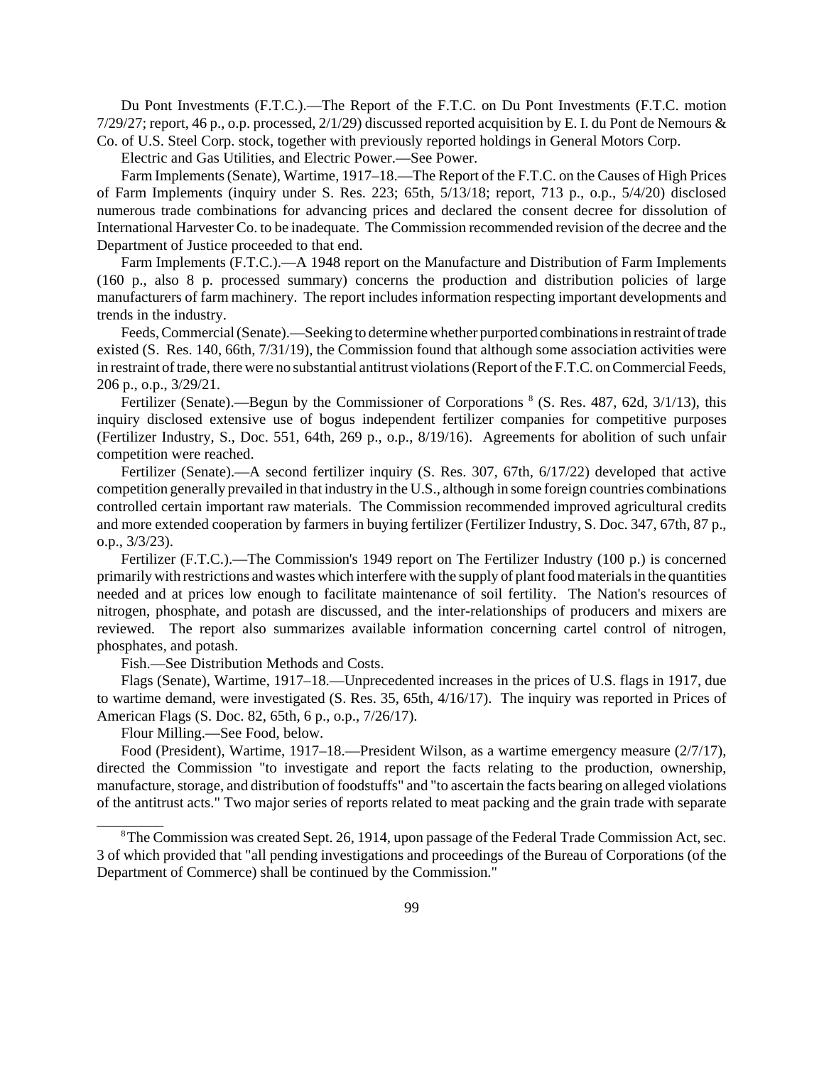Du Pont Investments (F.T.C.).—The Report of the F.T.C. on Du Pont Investments (F.T.C. motion 7/29/27; report, 46 p., o.p. processed, 2/1/29) discussed reported acquisition by E. I. du Pont de Nemours & Co. of U.S. Steel Corp. stock, together with previously reported holdings in General Motors Corp.

Electric and Gas Utilities, and Electric Power.—See Power.

Farm Implements (Senate), Wartime, 1917–18.—The Report of the F.T.C. on the Causes of High Prices of Farm Implements (inquiry under S. Res. 223; 65th, 5/13/18; report, 713 p., o.p., 5/4/20) disclosed numerous trade combinations for advancing prices and declared the consent decree for dissolution of International Harvester Co. to be inadequate. The Commission recommended revision of the decree and the Department of Justice proceeded to that end.

Farm Implements (F.T.C.).—A 1948 report on the Manufacture and Distribution of Farm Implements (160 p., also 8 p. processed summary) concerns the production and distribution policies of large manufacturers of farm machinery. The report includes information respecting important developments and trends in the industry.

Feeds, Commercial (Senate).—Seeking to determine whether purported combinations in restraint of trade existed (S. Res. 140, 66th, 7/31/19), the Commission found that although some association activities were in restraint of trade, there were no substantial antitrust violations (Report of the F.T.C. on Commercial Feeds, 206 p., o.p., 3/29/21.

Fertilizer (Senate).—Begun by the Commissioner of Corporations [8] (S. Res. 487, 62d, 3/1/13), this inquiry disclosed extensive use of bogus independent fertilizer companies for competitive purposes (Fertilizer Industry, S., Doc. 551, 64th, 269 p., o.p., 8/19/16). Agreements for abolition of such unfair competition were reached.

Fertilizer (Senate).—A second fertilizer inquiry (S. Res. 307, 67th, 6/17/22) developed that active competition generally prevailed in that industry in the U.S., although in some foreign countries combinations controlled certain important raw materials. The Commission recommended improved agricultural credits and more extended cooperation by farmers in buying fertilizer (Fertilizer Industry, S. Doc. 347, 67th, 87 p., o.p., 3/3/23).

Fertilizer (F.T.C.).—The Commission's 1949 report on The Fertilizer Industry (100 p.) is concerned primarily with restrictions and wastes which interfere with the supply of plant food materials in the quantities needed and at prices low enough to facilitate maintenance of soil fertility. The Nation's resources of nitrogen, phosphate, and potash are discussed, and the inter-relationships of producers and mixers are reviewed. The report also summarizes available information concerning cartel control of nitrogen, phosphates, and potash.

Fish.—See Distribution Methods and Costs.

Flags (Senate), Wartime, 1917–18.—Unprecedented increases in the prices of U.S. flags in 1917, due to wartime demand, were investigated (S. Res. 35, 65th, 4/16/17). The inquiry was reported in Prices of American Flags (S. Doc. 82, 65th, 6 p., o.p., 7/26/17).

Flour Milling.—See Food, below.

Food (President), Wartime, 1917–18.—President Wilson, as a wartime emergency measure (2/7/17), directed the Commission "to investigate and report the facts relating to the production, ownership, manufacture, storage, and distribution of foodstuffs" and "to ascertain the facts bearing on alleged violations of the antitrust acts." Two major series of reports related to meat packing and the grain trade with separate

---

[8] The Commission was created Sept. 26, 1914, upon passage of the Federal Trade Commission Act, sec. 3 of which provided that "all pending investigations and proceedings of the Bureau of Corporations (of the Department of Commerce) shall be continued by the Commission."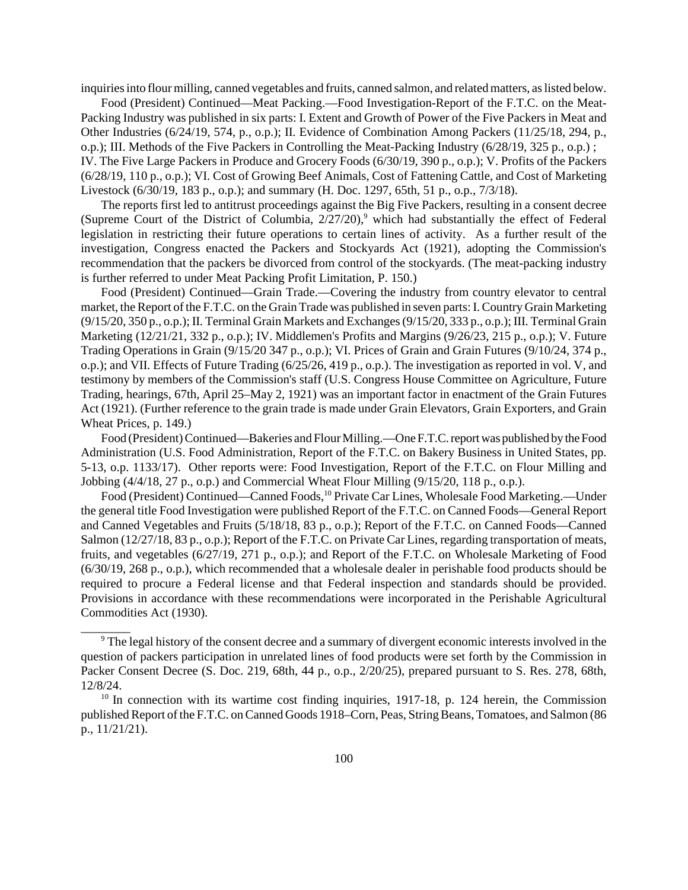inquiries into flour milling, canned vegetables and fruits, canned salmon, and related matters, as listed below.

Food (President) Continued—Meat Packing.—Food Investigation-Report of the F.T.C. on the Meat-Packing Industry was published in six parts: I. Extent and Growth of Power of the Five Packers in Meat and Other Industries (6/24/19, 574, p., o.p.); II. Evidence of Combination Among Packers (11/25/18, 294, p., o.p.); III. Methods of the Five Packers in Controlling the Meat-Packing Industry (6/28/19, 325 p., o.p.) ; IV. The Five Large Packers in Produce and Grocery Foods (6/30/19, 390 p., o.p.); V. Profits of the Packers (6/28/19, 110 p., o.p.); VI. Cost of Growing Beef Animals, Cost of Fattening Cattle, and Cost of Marketing Livestock (6/30/19, 183 p., o.p.); and summary (H. Doc. 1297, 65th, 51 p., o.p., 7/3/18).

The reports first led to antitrust proceedings against the Big Five Packers, resulting in a consent decree (Supreme Court of the District of Columbia, 2/27/20),[9] which had substantially the effect of Federal legislation in restricting their future operations to certain lines of activity. As a further result of the investigation, Congress enacted the Packers and Stockyards Act (1921), adopting the Commission's recommendation that the packers be divorced from control of the stockyards. (The meat-packing industry is further referred to under Meat Packing Profit Limitation, P. 150.)

Food (President) Continued—Grain Trade.—Covering the industry from country elevator to central market, the Report of the F.T.C. on the Grain Trade was published in seven parts: I. Country Grain Marketing (9/15/20, 350 p., o.p.); II. Terminal Grain Markets and Exchanges (9/15/20, 333 p., o.p.); III. Terminal Grain Marketing (12/21/21, 332 p., o.p.); IV. Middlemen's Profits and Margins (9/26/23, 215 p., o.p.); V. Future Trading Operations in Grain (9/15/20 347 p., o.p.); VI. Prices of Grain and Grain Futures (9/10/24, 374 p., o.p.); and VII. Effects of Future Trading (6/25/26, 419 p., o.p.). The investigation as reported in vol. V, and testimony by members of the Commission's staff (U.S. Congress House Committee on Agriculture, Future Trading, hearings, 67th, April 25–May 2, 1921) was an important factor in enactment of the Grain Futures Act (1921). (Further reference to the grain trade is made under Grain Elevators, Grain Exporters, and Grain Wheat Prices, p. 149.)

Food (President) Continued—Bakeries and Flour Milling.—One F.T.C. report was published by the Food Administration (U.S. Food Administration, Report of the F.T.C. on Bakery Business in United States, pp. 5-13, o.p. 1133/17). Other reports were: Food Investigation, Report of the F.T.C. on Flour Milling and Jobbing (4/4/18, 27 p., o.p.) and Commercial Wheat Flour Milling (9/15/20, 118 p., o.p.).

Food (President) Continued—Canned Foods,[10] Private Car Lines, Wholesale Food Marketing.—Under the general title Food Investigation were published Report of the F.T.C. on Canned Foods—General Report and Canned Vegetables and Fruits (5/18/18, 83 p., o.p.); Report of the F.T.C. on Canned Foods—Canned Salmon (12/27/18, 83 p., o.p.); Report of the F.T.C. on Private Car Lines, regarding transportation of meats, fruits, and vegetables (6/27/19, 271 p., o.p.); and Report of the F.T.C. on Wholesale Marketing of Food (6/30/19, 268 p., o.p.), which recommended that a wholesale dealer in perishable food products should be required to procure a Federal license and that Federal inspection and standards should be provided. Provisions in accordance with these recommendations were incorporated in the Perishable Agricultural Commodities Act (1930).

---

[9] The legal history of the consent decree and a summary of divergent economic interests involved in the question of packers participation in unrelated lines of food products were set forth by the Commission in Packer Consent Decree (S. Doc. 219, 68th, 44 p., o.p., 2/20/25), prepared pursuant to S. Res. 278, 68th, 12/8/24.

[10] In connection with its wartime cost finding inquiries, 1917-18, p. 124 herein, the Commission published Report of the F.T.C. on Canned Goods 1918–Corn, Peas, String Beans, Tomatoes, and Salmon (86 p., 11/21/21).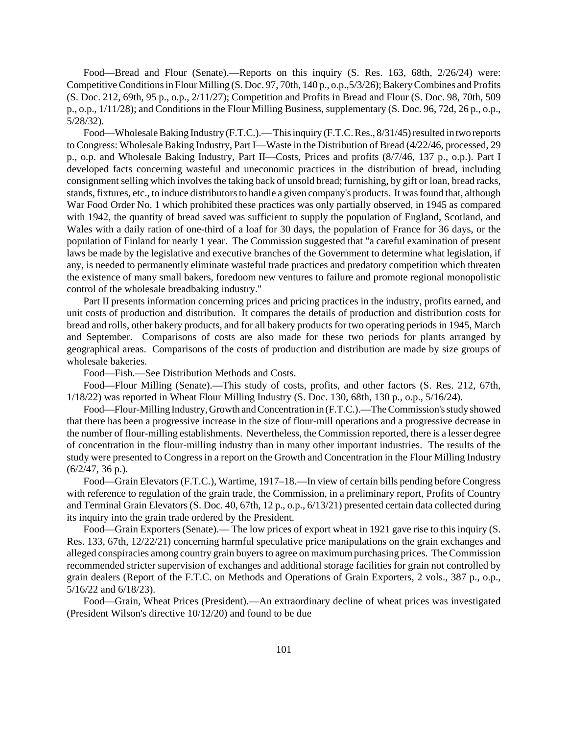Food—Bread and Flour (Senate).—Reports on this inquiry (S. Res. 163, 68th, 2/26/24) were: Competitive Conditions in Flour Milling (S. Doc. 97, 70th, 140 p., o.p.,5/3/26); Bakery Combines and Profits (S. Doc. 212, 69th, 95 p., o.p., 2/11/27); Competition and Profits in Bread and Flour (S. Doc. 98, 70th, 509 p., o.p., 1/11/28); and Conditions in the Flour Milling Business, supplementary (S. Doc. 96, 72d, 26 p., o.p., 5/28/32).

Food—Wholesale Baking Industry (F.T.C.).— This inquiry (F.T.C. Res., 8/31/45) resulted in two reports to Congress: Wholesale Baking Industry, Part I—Waste in the Distribution of Bread (4/22/46, processed, 29 p., o.p. and Wholesale Baking Industry, Part II—Costs, Prices and profits (8/7/46, 137 p., o.p.). Part I developed facts concerning wasteful and uneconomic practices in the distribution of bread, including consignment selling which involves the taking back of unsold bread; furnishing, by gift or loan, bread racks, stands, fixtures, etc., to induce distributors to handle a given company's products. It was found that, although War Food Order No. 1 which prohibited these practices was only partially observed, in 1945 as compared with 1942, the quantity of bread saved was sufficient to supply the population of England, Scotland, and Wales with a daily ration of one-third of a loaf for 30 days, the population of France for 36 days, or the population of Finland for nearly 1 year. The Commission suggested that "a careful examination of present laws be made by the legislative and executive branches of the Government to determine what legislation, if any, is needed to permanently eliminate wasteful trade practices and predatory competition which threaten the existence of many small bakers, foredoom new ventures to failure and promote regional monopolistic control of the wholesale breadbaking industry."

Part II presents information concerning prices and pricing practices in the industry, profits earned, and unit costs of production and distribution. It compares the details of production and distribution costs for bread and rolls, other bakery products, and for all bakery products for two operating periods in 1945, March and September. Comparisons of costs are also made for these two periods for plants arranged by geographical areas. Comparisons of the costs of production and distribution are made by size groups of wholesale bakeries.

Food—Fish.—See Distribution Methods and Costs.

Food—Flour Milling (Senate).—This study of costs, profits, and other factors (S. Res. 212, 67th, 1/18/22) was reported in Wheat Flour Milling Industry (S. Doc. 130, 68th, 130 p., o.p., 5/16/24).

Food—Flour-Milling Industry, Growth and Concentration in (F.T.C.).—The Commission's study showed that there has been a progressive increase in the size of flour-mill operations and a progressive decrease in the number of flour-milling establishments. Nevertheless, the Commission reported, there is a lesser degree of concentration in the flour-milling industry than in many other important industries. The results of the study were presented to Congress in a report on the Growth and Concentration in the Flour Milling Industry (6/2/47, 36 p.).

Food—Grain Elevators (F.T.C.), Wartime, 1917–18.—In view of certain bills pending before Congress with reference to regulation of the grain trade, the Commission, in a preliminary report, Profits of Country and Terminal Grain Elevators (S. Doc. 40, 67th, 12 p., o.p., 6/13/21) presented certain data collected during its inquiry into the grain trade ordered by the President.

Food—Grain Exporters (Senate).— The low prices of export wheat in 1921 gave rise to this inquiry (S. Res. 133, 67th, 12/22/21) concerning harmful speculative price manipulations on the grain exchanges and alleged conspiracies among country grain buyers to agree on maximum purchasing prices. The Commission recommended stricter supervision of exchanges and additional storage facilities for grain not controlled by grain dealers (Report of the F.T.C. on Methods and Operations of Grain Exporters, 2 vols., 387 p., o.p., 5/16/22 and 6/18/23).

Food—Grain, Wheat Prices (President).—An extraordinary decline of wheat prices was investigated (President Wilson's directive 10/12/20) and found to be due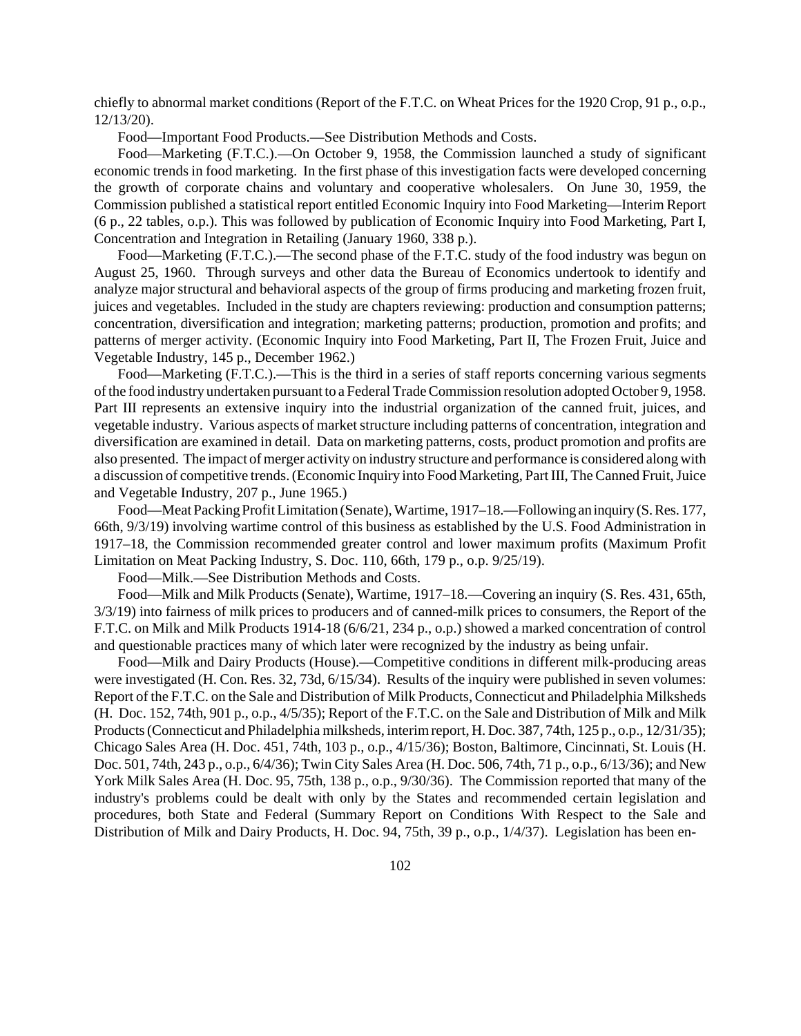chiefly to abnormal market conditions (Report of the F.T.C. on Wheat Prices for the 1920 Crop, 91 p., o.p., 12/13/20).

Food—Important Food Products.—See Distribution Methods and Costs.

Food—Marketing (F.T.C.).—On October 9, 1958, the Commission launched a study of significant economic trends in food marketing. In the first phase of this investigation facts were developed concerning the growth of corporate chains and voluntary and cooperative wholesalers. On June 30, 1959, the Commission published a statistical report entitled Economic Inquiry into Food Marketing—Interim Report (6 p., 22 tables, o.p.). This was followed by publication of Economic Inquiry into Food Marketing, Part I, Concentration and Integration in Retailing (January 1960, 338 p.).

Food—Marketing (F.T.C.).—The second phase of the F.T.C. study of the food industry was begun on August 25, 1960. Through surveys and other data the Bureau of Economics undertook to identify and analyze major structural and behavioral aspects of the group of firms producing and marketing frozen fruit, juices and vegetables. Included in the study are chapters reviewing: production and consumption patterns; concentration, diversification and integration; marketing patterns; production, promotion and profits; and patterns of merger activity. (Economic Inquiry into Food Marketing, Part II, The Frozen Fruit, Juice and Vegetable Industry, 145 p., December 1962.)

Food—Marketing (F.T.C.).—This is the third in a series of staff reports concerning various segments of the food industry undertaken pursuant to a Federal Trade Commission resolution adopted October 9, 1958. Part III represents an extensive inquiry into the industrial organization of the canned fruit, juices, and vegetable industry. Various aspects of market structure including patterns of concentration, integration and diversification are examined in detail. Data on marketing patterns, costs, product promotion and profits are also presented. The impact of merger activity on industry structure and performance is considered along with a discussion of competitive trends. (Economic Inquiry into Food Marketing, Part III, The Canned Fruit, Juice and Vegetable Industry, 207 p., June 1965.)

Food—Meat Packing Profit Limitation (Senate), Wartime, 1917–18.—Following an inquiry (S. Res. 177, 66th, 9/3/19) involving wartime control of this business as established by the U.S. Food Administration in 1917–18, the Commission recommended greater control and lower maximum profits (Maximum Profit Limitation on Meat Packing Industry, S. Doc. 110, 66th, 179 p., o.p. 9/25/19).

Food—Milk.—See Distribution Methods and Costs.

Food—Milk and Milk Products (Senate), Wartime, 1917–18.—Covering an inquiry (S. Res. 431, 65th, 3/3/19) into fairness of milk prices to producers and of canned-milk prices to consumers, the Report of the F.T.C. on Milk and Milk Products 1914-18 (6/6/21, 234 p., o.p.) showed a marked concentration of control and questionable practices many of which later were recognized by the industry as being unfair.

Food—Milk and Dairy Products (House).—Competitive conditions in different milk-producing areas were investigated (H. Con. Res. 32, 73d, 6/15/34). Results of the inquiry were published in seven volumes: Report of the F.T.C. on the Sale and Distribution of Milk Products, Connecticut and Philadelphia Milksheds (H. Doc. 152, 74th, 901 p., o.p., 4/5/35); Report of the F.T.C. on the Sale and Distribution of Milk and Milk Products (Connecticut and Philadelphia milksheds, interim report, H. Doc. 387, 74th, 125 p., o.p., 12/31/35); Chicago Sales Area (H. Doc. 451, 74th, 103 p., o.p., 4/15/36); Boston, Baltimore, Cincinnati, St. Louis (H. Doc. 501, 74th, 243 p., o.p., 6/4/36); Twin City Sales Area (H. Doc. 506, 74th, 71 p., o.p., 6/13/36); and New York Milk Sales Area (H. Doc. 95, 75th, 138 p., o.p., 9/30/36). The Commission reported that many of the industry's problems could be dealt with only by the States and recommended certain legislation and procedures, both State and Federal (Summary Report on Conditions With Respect to the Sale and Distribution of Milk and Dairy Products, H. Doc. 94, 75th, 39 p., o.p., 1/4/37). Legislation has been en-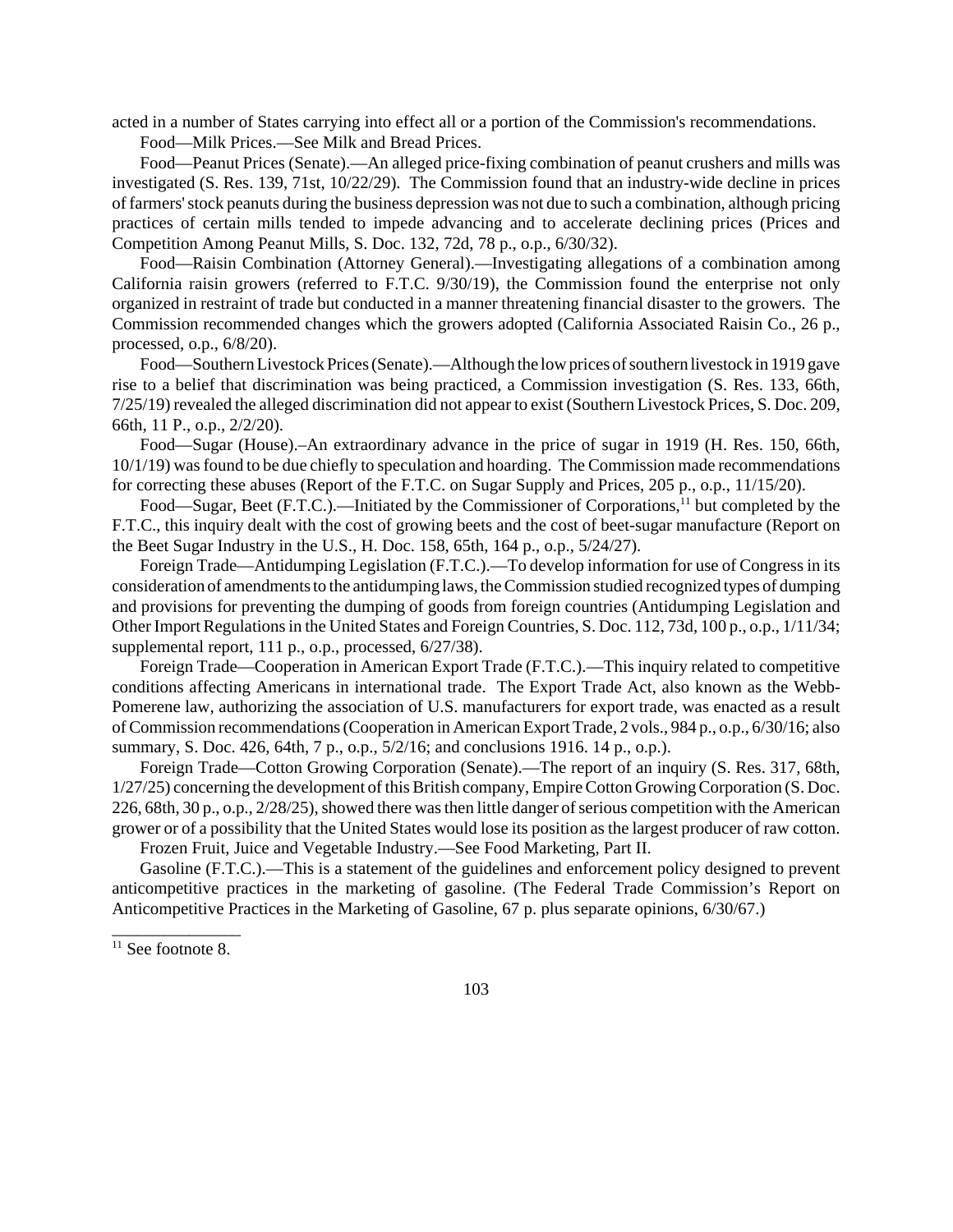acted in a number of States carrying into effect all or a portion of the Commission's recommendations.

Food—Milk Prices.—See Milk and Bread Prices.

Food—Peanut Prices (Senate).—An alleged price-fixing combination of peanut crushers and mills was investigated (S. Res. 139, 71st, 10/22/29). The Commission found that an industry-wide decline in prices of farmers' stock peanuts during the business depression was not due to such a combination, although pricing practices of certain mills tended to impede advancing and to accelerate declining prices (Prices and Competition Among Peanut Mills, S. Doc. 132, 72d, 78 p., o.p., 6/30/32).

Food—Raisin Combination (Attorney General).—Investigating allegations of a combination among California raisin growers (referred to F.T.C. 9/30/19), the Commission found the enterprise not only organized in restraint of trade but conducted in a manner threatening financial disaster to the growers. The Commission recommended changes which the growers adopted (California Associated Raisin Co., 26 p., processed, o.p., 6/8/20).

Food—Southern Livestock Prices (Senate).—Although the low prices of southern livestock in 1919 gave rise to a belief that discrimination was being practiced, a Commission investigation (S. Res. 133, 66th, 7/25/19) revealed the alleged discrimination did not appear to exist (Southern Livestock Prices, S. Doc. 209, 66th, 11 P., o.p., 2/2/20).

Food—Sugar (House).–An extraordinary advance in the price of sugar in 1919 (H. Res. 150, 66th, 10/1/19) was found to be due chiefly to speculation and hoarding. The Commission made recommendations for correcting these abuses (Report of the F.T.C. on Sugar Supply and Prices, 205 p., o.p., 11/15/20).

Food—Sugar, Beet (F.T.C.).—Initiated by the Commissioner of Corporations,[11] but completed by the F.T.C., this inquiry dealt with the cost of growing beets and the cost of beet-sugar manufacture (Report on the Beet Sugar Industry in the U.S., H. Doc. 158, 65th, 164 p., o.p., 5/24/27).

Foreign Trade—Antidumping Legislation (F.T.C.).—To develop information for use of Congress in its consideration of amendments to the antidumping laws, the Commission studied recognized types of dumping and provisions for preventing the dumping of goods from foreign countries (Antidumping Legislation and Other Import Regulations in the United States and Foreign Countries, S. Doc. 112, 73d, 100 p., o.p., 1/11/34; supplemental report, 111 p., o.p., processed, 6/27/38).

Foreign Trade—Cooperation in American Export Trade (F.T.C.).—This inquiry related to competitive conditions affecting Americans in international trade. The Export Trade Act, also known as the Webb-Pomerene law, authorizing the association of U.S. manufacturers for export trade, was enacted as a result of Commission recommendations (Cooperation in American Export Trade, 2 vols., 984 p., o.p., 6/30/16; also summary, S. Doc. 426, 64th, 7 p., o.p., 5/2/16; and conclusions 1916. 14 p., o.p.).

Foreign Trade—Cotton Growing Corporation (Senate).—The report of an inquiry (S. Res. 317, 68th, 1/27/25) concerning the development of this British company, Empire Cotton Growing Corporation (S. Doc. 226, 68th, 30 p., o.p., 2/28/25), showed there was then little danger of serious competition with the American grower or of a possibility that the United States would lose its position as the largest producer of raw cotton.

Frozen Fruit, Juice and Vegetable Industry.—See Food Marketing, Part II.

Gasoline (F.T.C.).—This is a statement of the guidelines and enforcement policy designed to prevent anticompetitive practices in the marketing of gasoline. (The Federal Trade Commission's Report on Anticompetitive Practices in the Marketing of Gasoline, 67 p. plus separate opinions, 6/30/67.)

---

[11] See footnote 8.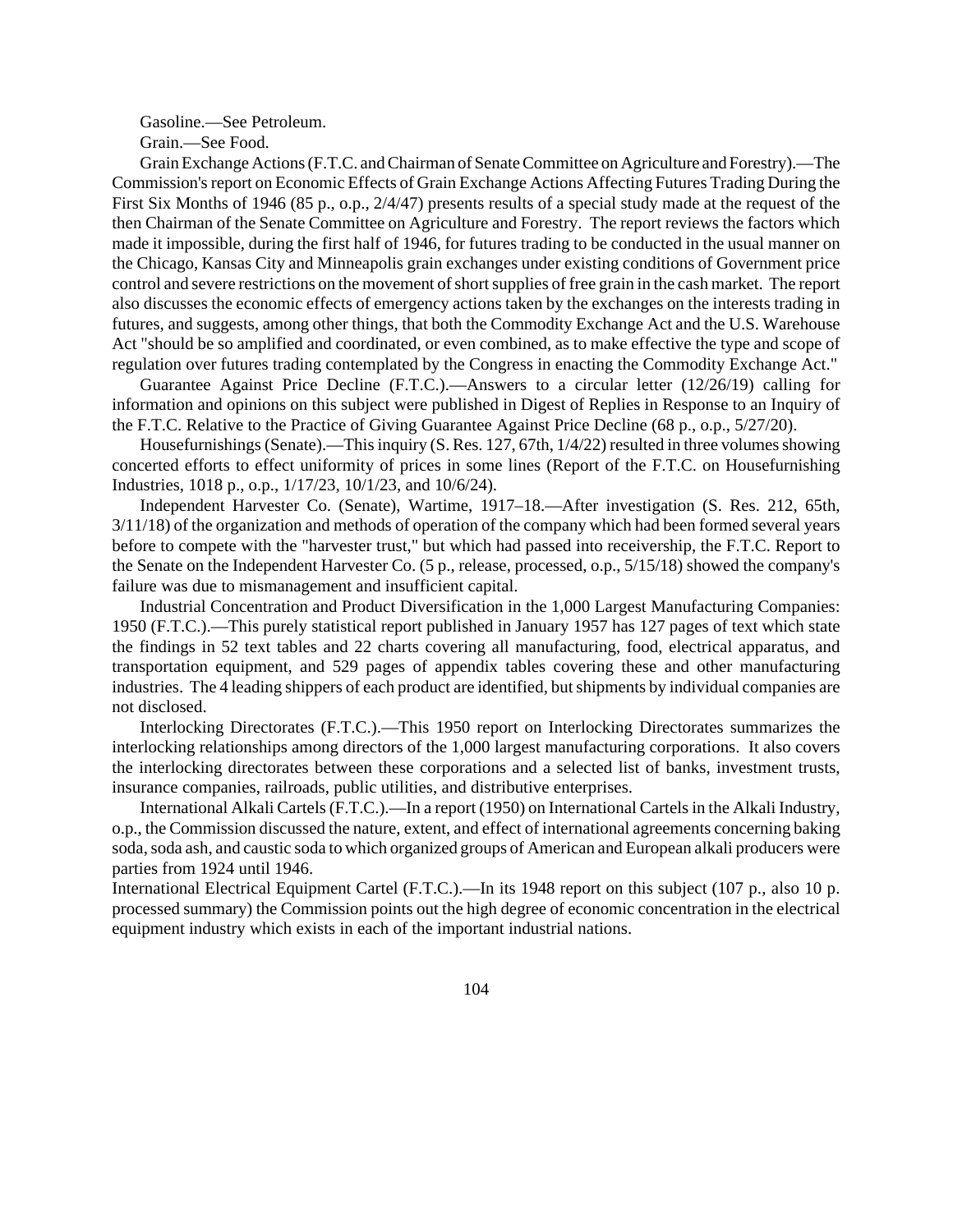Gasoline.—See Petroleum.

Grain.—See Food.

Grain Exchange Actions (F.T.C. and Chairman of Senate Committee on Agriculture and Forestry).—The Commission's report on Economic Effects of Grain Exchange Actions Affecting Futures Trading During the First Six Months of 1946 (85 p., o.p., 2/4/47) presents results of a special study made at the request of the then Chairman of the Senate Committee on Agriculture and Forestry. The report reviews the factors which made it impossible, during the first half of 1946, for futures trading to be conducted in the usual manner on the Chicago, Kansas City and Minneapolis grain exchanges under existing conditions of Government price control and severe restrictions on the movement of short supplies of free grain in the cash market. The report also discusses the economic effects of emergency actions taken by the exchanges on the interests trading in futures, and suggests, among other things, that both the Commodity Exchange Act and the U.S. Warehouse Act "should be so amplified and coordinated, or even combined, as to make effective the type and scope of regulation over futures trading contemplated by the Congress in enacting the Commodity Exchange Act."

Guarantee Against Price Decline (F.T.C.).—Answers to a circular letter (12/26/19) calling for information and opinions on this subject were published in Digest of Replies in Response to an Inquiry of the F.T.C. Relative to the Practice of Giving Guarantee Against Price Decline (68 p., o.p., 5/27/20).

Housefurnishings (Senate).—This inquiry (S. Res. 127, 67th, 1/4/22) resulted in three volumes showing concerted efforts to effect uniformity of prices in some lines (Report of the F.T.C. on Housefurnishing Industries, 1018 p., o.p., 1/17/23, 10/1/23, and 10/6/24).

Independent Harvester Co. (Senate), Wartime, 1917–18.—After investigation (S. Res. 212, 65th, 3/11/18) of the organization and methods of operation of the company which had been formed several years before to compete with the "harvester trust," but which had passed into receivership, the F.T.C. Report to the Senate on the Independent Harvester Co. (5 p., release, processed, o.p., 5/15/18) showed the company's failure was due to mismanagement and insufficient capital.

Industrial Concentration and Product Diversification in the 1,000 Largest Manufacturing Companies: 1950 (F.T.C.).—This purely statistical report published in January 1957 has 127 pages of text which state the findings in 52 text tables and 22 charts covering all manufacturing, food, electrical apparatus, and transportation equipment, and 529 pages of appendix tables covering these and other manufacturing industries. The 4 leading shippers of each product are identified, but shipments by individual companies are not disclosed.

Interlocking Directorates (F.T.C.).—This 1950 report on Interlocking Directorates summarizes the interlocking relationships among directors of the 1,000 largest manufacturing corporations. It also covers the interlocking directorates between these corporations and a selected list of banks, investment trusts, insurance companies, railroads, public utilities, and distributive enterprises.

International Alkali Cartels (F.T.C.).—In a report (1950) on International Cartels in the Alkali Industry, o.p., the Commission discussed the nature, extent, and effect of international agreements concerning baking soda, soda ash, and caustic soda to which organized groups of American and European alkali producers were parties from 1924 until 1946.

International Electrical Equipment Cartel (F.T.C.).—In its 1948 report on this subject (107 p., also 10 p. processed summary) the Commission points out the high degree of economic concentration in the electrical equipment industry which exists in each of the important industrial nations.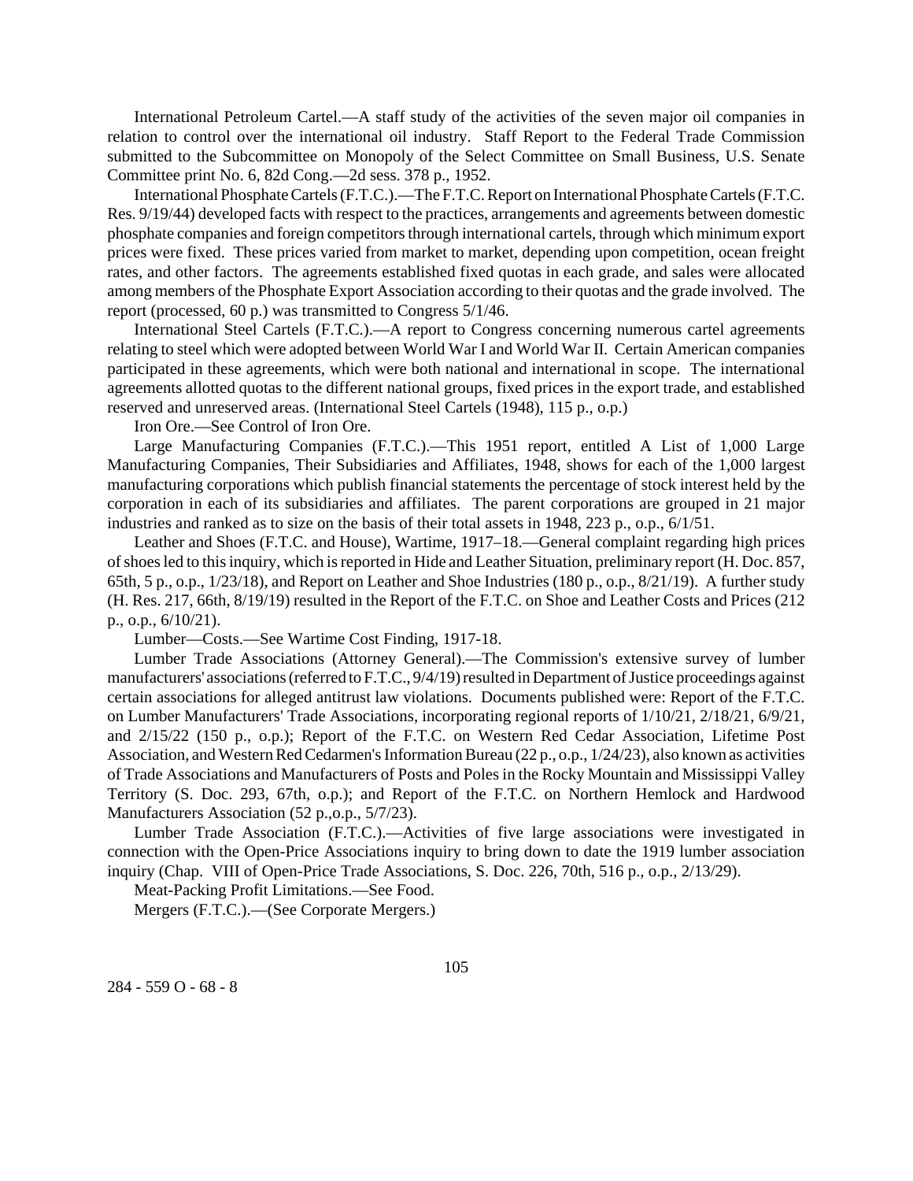International Petroleum Cartel.—A staff study of the activities of the seven major oil companies in relation to control over the international oil industry. Staff Report to the Federal Trade Commission submitted to the Subcommittee on Monopoly of the Select Committee on Small Business, U.S. Senate Committee print No. 6, 82d Cong.—2d sess. 378 p., 1952.

International Phosphate Cartels (F.T.C.).—The F.T.C. Report on International Phosphate Cartels (F.T.C. Res. 9/19/44) developed facts with respect to the practices, arrangements and agreements between domestic phosphate companies and foreign competitors through international cartels, through which minimum export prices were fixed. These prices varied from market to market, depending upon competition, ocean freight rates, and other factors. The agreements established fixed quotas in each grade, and sales were allocated among members of the Phosphate Export Association according to their quotas and the grade involved. The report (processed, 60 p.) was transmitted to Congress 5/1/46.

International Steel Cartels (F.T.C.).—A report to Congress concerning numerous cartel agreements relating to steel which were adopted between World War I and World War II. Certain American companies participated in these agreements, which were both national and international in scope. The international agreements allotted quotas to the different national groups, fixed prices in the export trade, and established reserved and unreserved areas. (International Steel Cartels (1948), 115 p., o.p.)

Iron Ore.—See Control of Iron Ore.

Large Manufacturing Companies (F.T.C.).—This 1951 report, entitled A List of 1,000 Large Manufacturing Companies, Their Subsidiaries and Affiliates, 1948, shows for each of the 1,000 largest manufacturing corporations which publish financial statements the percentage of stock interest held by the corporation in each of its subsidiaries and affiliates. The parent corporations are grouped in 21 major industries and ranked as to size on the basis of their total assets in 1948, 223 p., o.p., 6/1/51.

Leather and Shoes (F.T.C. and House), Wartime, 1917–18.—General complaint regarding high prices of shoes led to this inquiry, which is reported in Hide and Leather Situation, preliminary report (H. Doc. 857, 65th, 5 p., o.p., 1/23/18), and Report on Leather and Shoe Industries (180 p., o.p., 8/21/19). A further study (H. Res. 217, 66th, 8/19/19) resulted in the Report of the F.T.C. on Shoe and Leather Costs and Prices (212 p., o.p., 6/10/21).

Lumber—Costs.—See Wartime Cost Finding, 1917-18.

Lumber Trade Associations (Attorney General).—The Commission's extensive survey of lumber manufacturers' associations (referred to F.T.C., 9/4/19) resulted in Department of Justice proceedings against certain associations for alleged antitrust law violations. Documents published were: Report of the F.T.C. on Lumber Manufacturers' Trade Associations, incorporating regional reports of 1/10/21, 2/18/21, 6/9/21, and 2/15/22 (150 p., o.p.); Report of the F.T.C. on Western Red Cedar Association, Lifetime Post Association, and Western Red Cedarmen's Information Bureau (22 p., o.p., 1/24/23), also known as activities of Trade Associations and Manufacturers of Posts and Poles in the Rocky Mountain and Mississippi Valley Territory (S. Doc. 293, 67th, o.p.); and Report of the F.T.C. on Northern Hemlock and Hardwood Manufacturers Association (52 p.,o.p., 5/7/23).

Lumber Trade Association (F.T.C.).—Activities of five large associations were investigated in connection with the Open-Price Associations inquiry to bring down to date the 1919 lumber association inquiry (Chap. VIII of Open-Price Trade Associations, S. Doc. 226, 70th, 516 p., o.p., 2/13/29).

Meat-Packing Profit Limitations.—See Food.

Mergers (F.T.C.).—(See Corporate Mergers.)

284 - 559 O - 68 - 8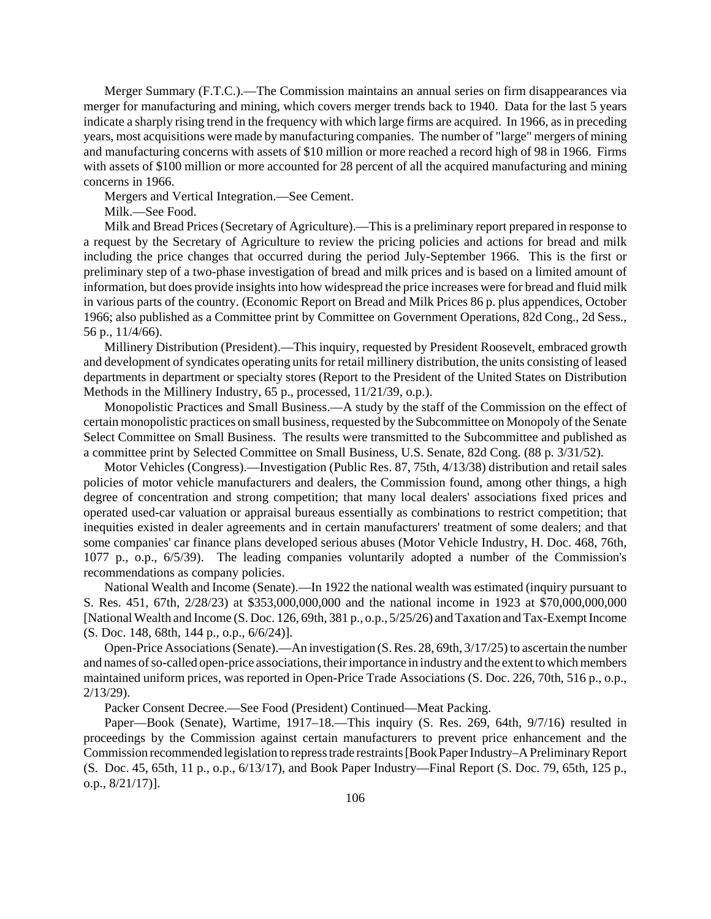Merger Summary (F.T.C.).—The Commission maintains an annual series on firm disappearances via merger for manufacturing and mining, which covers merger trends back to 1940. Data for the last 5 years indicate a sharply rising trend in the frequency with which large firms are acquired. In 1966, as in preceding years, most acquisitions were made by manufacturing companies. The number of "large" mergers of mining and manufacturing concerns with assets of $10 million or more reached a record high of 98 in 1966. Firms with assets of $100 million or more accounted for 28 percent of all the acquired manufacturing and mining concerns in 1966.

Mergers and Vertical Integration.—See Cement.

Milk.—See Food.

Milk and Bread Prices (Secretary of Agriculture).—This is a preliminary report prepared in response to a request by the Secretary of Agriculture to review the pricing policies and actions for bread and milk including the price changes that occurred during the period July-September 1966. This is the first or preliminary step of a two-phase investigation of bread and milk prices and is based on a limited amount of information, but does provide insights into how widespread the price increases were for bread and fluid milk in various parts of the country. (Economic Report on Bread and Milk Prices 86 p. plus appendices, October 1966; also published as a Committee print by Committee on Government Operations, 82d Cong., 2d Sess., 56 p., 11/4/66).

Millinery Distribution (President).—This inquiry, requested by President Roosevelt, embraced growth and development of syndicates operating units for retail millinery distribution, the units consisting of leased departments in department or specialty stores (Report to the President of the United States on Distribution Methods in the Millinery Industry, 65 p., processed, 11/21/39, o.p.).

Monopolistic Practices and Small Business.—A study by the staff of the Commission on the effect of certain monopolistic practices on small business, requested by the Subcommittee on Monopoly of the Senate Select Committee on Small Business. The results were transmitted to the Subcommittee and published as a committee print by Selected Committee on Small Business, U.S. Senate, 82d Cong. (88 p. 3/31/52).

Motor Vehicles (Congress).—Investigation (Public Res. 87, 75th, 4/13/38) distribution and retail sales policies of motor vehicle manufacturers and dealers, the Commission found, among other things, a high degree of concentration and strong competition; that many local dealers' associations fixed prices and operated used-car valuation or appraisal bureaus essentially as combinations to restrict competition; that inequities existed in dealer agreements and in certain manufacturers' treatment of some dealers; and that some companies' car finance plans developed serious abuses (Motor Vehicle Industry, H. Doc. 468, 76th, 1077 p., o.p., 6/5/39). The leading companies voluntarily adopted a number of the Commission's recommendations as company policies.

National Wealth and Income (Senate).—In 1922 the national wealth was estimated (inquiry pursuant to S. Res. 451, 67th, 2/28/23) at $353,000,000,000 and the national income in 1923 at $70,000,000,000 [National Wealth and Income (S. Doc. 126, 69th, 381 p., o.p., 5/25/26) and Taxation and Tax-Exempt Income (S. Doc. 148, 68th, 144 p., o.p., 6/6/24)].

Open-Price Associations (Senate).—An investigation (S. Res. 28, 69th, 3/17/25) to ascertain the number and names of so-called open-price associations, their importance in industry and the extent to which members maintained uniform prices, was reported in Open-Price Trade Associations (S. Doc. 226, 70th, 516 p., o.p., 2/13/29).

Packer Consent Decree.—See Food (President) Continued—Meat Packing.

Paper—Book (Senate), Wartime, 1917–18.—This inquiry (S. Res. 269, 64th, 9/7/16) resulted in proceedings by the Commission against certain manufacturers to prevent price enhancement and the Commission recommended legislation to repress trade restraints [Book Paper Industry–A Preliminary Report (S. Doc. 45, 65th, 11 p., o.p., 6/13/17), and Book Paper Industry—Final Report (S. Doc. 79, 65th, 125 p., o.p., 8/21/17)].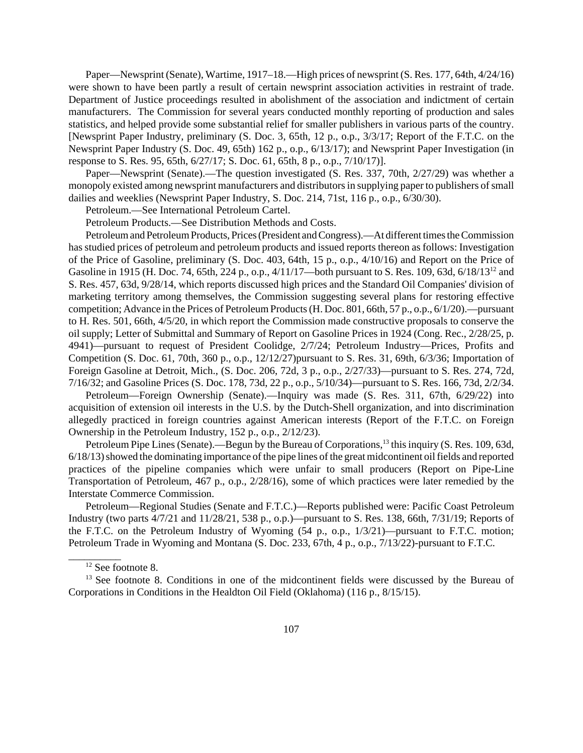Paper—Newsprint (Senate), Wartime, 1917–18.—High prices of newsprint (S. Res. 177, 64th, 4/24/16) were shown to have been partly a result of certain newsprint association activities in restraint of trade. Department of Justice proceedings resulted in abolishment of the association and indictment of certain manufacturers. The Commission for several years conducted monthly reporting of production and sales statistics, and helped provide some substantial relief for smaller publishers in various parts of the country. [Newsprint Paper Industry, preliminary (S. Doc. 3, 65th, 12 p., o.p., 3/3/17; Report of the F.T.C. on the Newsprint Paper Industry (S. Doc. 49, 65th) 162 p., o.p., 6/13/17); and Newsprint Paper Investigation (in response to S. Res. 95, 65th, 6/27/17; S. Doc. 61, 65th, 8 p., o.p., 7/10/17)].

Paper—Newsprint (Senate).—The question investigated (S. Res. 337, 70th, 2/27/29) was whether a monopoly existed among newsprint manufacturers and distributors in supplying paper to publishers of small dailies and weeklies (Newsprint Paper Industry, S. Doc. 214, 71st, 116 p., o.p., 6/30/30).

Petroleum.—See International Petroleum Cartel.

Petroleum Products.—See Distribution Methods and Costs.

Petroleum and Petroleum Products, Prices (President and Congress).—At different times the Commission has studied prices of petroleum and petroleum products and issued reports thereon as follows: Investigation of the Price of Gasoline, preliminary (S. Doc. 403, 64th, 15 p., o.p., 4/10/16) and Report on the Price of Gasoline in 1915 (H. Doc. 74, 65th, 224 p., o.p., 4/11/17—both pursuant to S. Res. 109, 63d, 6/18/13[12] and S. Res. 457, 63d, 9/28/14, which reports discussed high prices and the Standard Oil Companies' division of marketing territory among themselves, the Commission suggesting several plans for restoring effective competition; Advance in the Prices of Petroleum Products (H. Doc. 801, 66th, 57 p., o.p., 6/1/20).—pursuant to H. Res. 501, 66th, 4/5/20, in which report the Commission made constructive proposals to conserve the oil supply; Letter of Submittal and Summary of Report on Gasoline Prices in 1924 (Cong. Rec., 2/28/25, p. 4941)—pursuant to request of President Coolidge, 2/7/24; Petroleum Industry—Prices, Profits and Competition (S. Doc. 61, 70th, 360 p., o.p., 12/12/27)pursuant to S. Res. 31, 69th, 6/3/36; Importation of Foreign Gasoline at Detroit, Mich., (S. Doc. 206, 72d, 3 p., o.p., 2/27/33)—pursuant to S. Res. 274, 72d, 7/16/32; and Gasoline Prices (S. Doc. 178, 73d, 22 p., o.p., 5/10/34)—pursuant to S. Res. 166, 73d, 2/2/34.

Petroleum—Foreign Ownership (Senate).—Inquiry was made (S. Res. 311, 67th, 6/29/22) into acquisition of extension oil interests in the U.S. by the Dutch-Shell organization, and into discrimination allegedly practiced in foreign countries against American interests (Report of the F.T.C. on Foreign Ownership in the Petroleum Industry, 152 p., o.p., 2/12/23).

Petroleum Pipe Lines (Senate).—Begun by the Bureau of Corporations,[13] this inquiry (S. Res. 109, 63d, 6/18/13) showed the dominating importance of the pipe lines of the great midcontinent oil fields and reported practices of the pipeline companies which were unfair to small producers (Report on Pipe-Line Transportation of Petroleum, 467 p., o.p., 2/28/16), some of which practices were later remedied by the Interstate Commerce Commission.

Petroleum—Regional Studies (Senate and F.T.C.)—Reports published were: Pacific Coast Petroleum Industry (two parts 4/7/21 and 11/28/21, 538 p., o.p.)—pursuant to S. Res. 138, 66th, 7/31/19; Reports of the F.T.C. on the Petroleum Industry of Wyoming (54 p., o.p., 1/3/21)—pursuant to F.T.C. motion; Petroleum Trade in Wyoming and Montana (S. Doc. 233, 67th, 4 p., o.p., 7/13/22)-pursuant to F.T.C.

---

[12] See footnote 8.

[13] See footnote 8. Conditions in one of the midcontinent fields were discussed by the Bureau of Corporations in Conditions in the Healdton Oil Field (Oklahoma) (116 p., 8/15/15).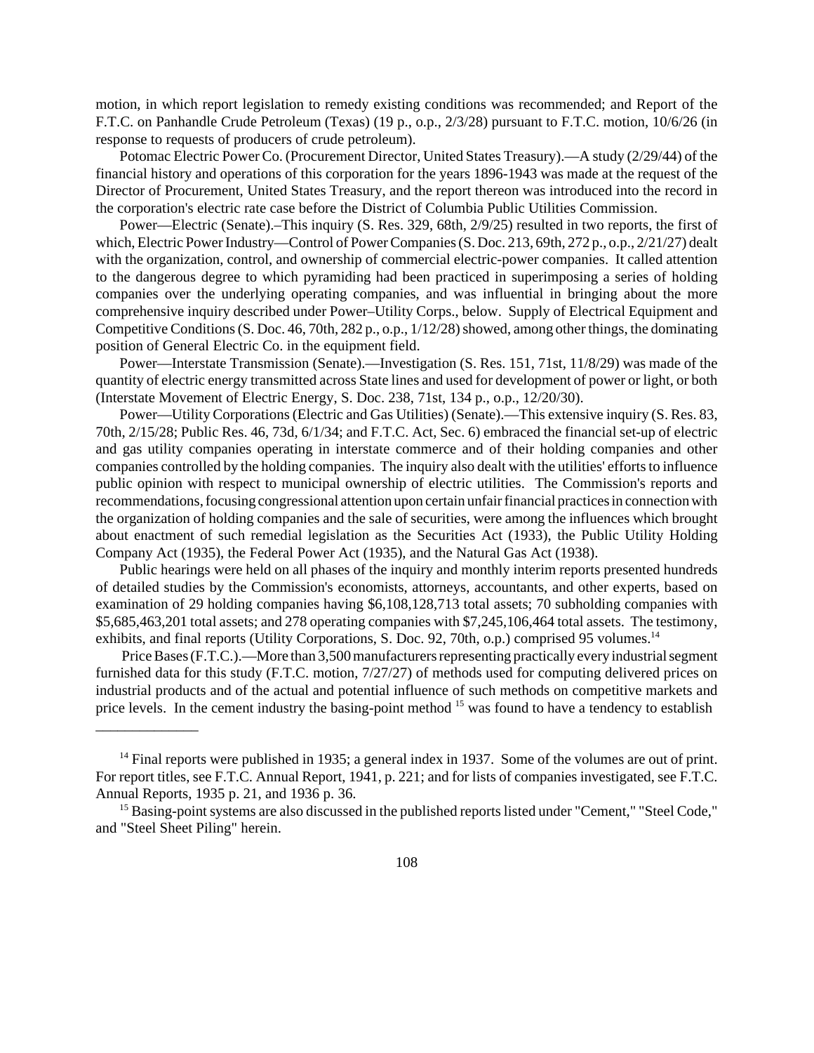motion, in which report legislation to remedy existing conditions was recommended; and Report of the F.T.C. on Panhandle Crude Petroleum (Texas) (19 p., o.p., 2/3/28) pursuant to F.T.C. motion, 10/6/26 (in response to requests of producers of crude petroleum).

Potomac Electric Power Co. (Procurement Director, United States Treasury).—A study (2/29/44) of the financial history and operations of this corporation for the years 1896-1943 was made at the request of the Director of Procurement, United States Treasury, and the report thereon was introduced into the record in the corporation's electric rate case before the District of Columbia Public Utilities Commission.

Power—Electric (Senate).–This inquiry (S. Res. 329, 68th, 2/9/25) resulted in two reports, the first of which, Electric Power Industry—Control of Power Companies (S. Doc. 213, 69th, 272 p., o.p., 2/21/27) dealt with the organization, control, and ownership of commercial electric-power companies. It called attention to the dangerous degree to which pyramiding had been practiced in superimposing a series of holding companies over the underlying operating companies, and was influential in bringing about the more comprehensive inquiry described under Power–Utility Corps., below. Supply of Electrical Equipment and Competitive Conditions (S. Doc. 46, 70th, 282 p., o.p., 1/12/28) showed, among other things, the dominating position of General Electric Co. in the equipment field.

Power—Interstate Transmission (Senate).—Investigation (S. Res. 151, 71st, 11/8/29) was made of the quantity of electric energy transmitted across State lines and used for development of power or light, or both (Interstate Movement of Electric Energy, S. Doc. 238, 71st, 134 p., o.p., 12/20/30).

Power—Utility Corporations (Electric and Gas Utilities) (Senate).—This extensive inquiry (S. Res. 83, 70th, 2/15/28; Public Res. 46, 73d, 6/1/34; and F.T.C. Act, Sec. 6) embraced the financial set-up of electric and gas utility companies operating in interstate commerce and of their holding companies and other companies controlled by the holding companies. The inquiry also dealt with the utilities' efforts to influence public opinion with respect to municipal ownership of electric utilities. The Commission's reports and recommendations, focusing congressional attention upon certain unfair financial practices in connection with the organization of holding companies and the sale of securities, were among the influences which brought about enactment of such remedial legislation as the Securities Act (1933), the Public Utility Holding Company Act (1935), the Federal Power Act (1935), and the Natural Gas Act (1938).

Public hearings were held on all phases of the inquiry and monthly interim reports presented hundreds of detailed studies by the Commission's economists, attorneys, accountants, and other experts, based on examination of 29 holding companies having $6,108,128,713 total assets; 70 subholding companies with $5,685,463,201 total assets; and 278 operating companies with $7,245,106,464 total assets. The testimony, exhibits, and final reports (Utility Corporations, S. Doc. 92, 70th, o.p.) comprised 95 volumes.[14]

Price Bases (F.T.C.).—More than 3,500 manufacturers representing practically every industrial segment furnished data for this study (F.T.C. motion, 7/27/27) of methods used for computing delivered prices on industrial products and of the actual and potential influence of such methods on competitive markets and price levels. In the cement industry the basing-point method [15] was found to have a tendency to establish

---

[14] Final reports were published in 1935; a general index in 1937. Some of the volumes are out of print. For report titles, see F.T.C. Annual Report, 1941, p. 221; and for lists of companies investigated, see F.T.C. Annual Reports, 1935 p. 21, and 1936 p. 36.

[15] Basing-point systems are also discussed in the published reports listed under "Cement," "Steel Code," and "Steel Sheet Piling" herein.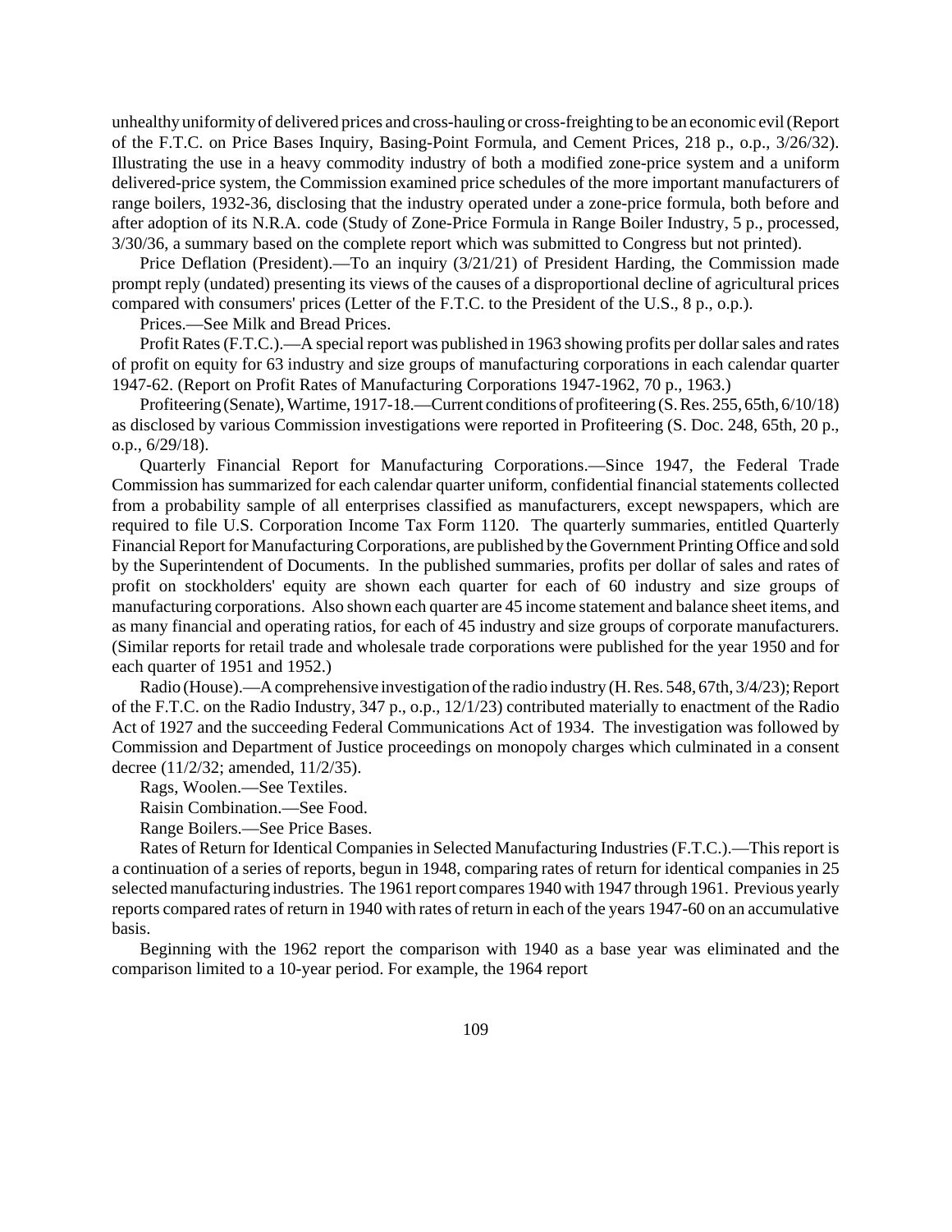unhealthy uniformity of delivered prices and cross-hauling or cross-freighting to be an economic evil (Report of the F.T.C. on Price Bases Inquiry, Basing-Point Formula, and Cement Prices, 218 p., o.p., 3/26/32). Illustrating the use in a heavy commodity industry of both a modified zone-price system and a uniform delivered-price system, the Commission examined price schedules of the more important manufacturers of range boilers, 1932-36, disclosing that the industry operated under a zone-price formula, both before and after adoption of its N.R.A. code (Study of Zone-Price Formula in Range Boiler Industry, 5 p., processed, 3/30/36, a summary based on the complete report which was submitted to Congress but not printed).

Price Deflation (President).—To an inquiry (3/21/21) of President Harding, the Commission made prompt reply (undated) presenting its views of the causes of a disproportional decline of agricultural prices compared with consumers' prices (Letter of the F.T.C. to the President of the U.S., 8 p., o.p.).

Prices.—See Milk and Bread Prices.

Profit Rates (F.T.C.).—A special report was published in 1963 showing profits per dollar sales and rates of profit on equity for 63 industry and size groups of manufacturing corporations in each calendar quarter 1947-62. (Report on Profit Rates of Manufacturing Corporations 1947-1962, 70 p., 1963.)

Profiteering (Senate), Wartime, 1917-18.—Current conditions of profiteering (S. Res. 255, 65th, 6/10/18) as disclosed by various Commission investigations were reported in Profiteering (S. Doc. 248, 65th, 20 p., o.p., 6/29/18).

Quarterly Financial Report for Manufacturing Corporations.—Since 1947, the Federal Trade Commission has summarized for each calendar quarter uniform, confidential financial statements collected from a probability sample of all enterprises classified as manufacturers, except newspapers, which are required to file U.S. Corporation Income Tax Form 1120. The quarterly summaries, entitled Quarterly Financial Report for Manufacturing Corporations, are published by the Government Printing Office and sold by the Superintendent of Documents. In the published summaries, profits per dollar of sales and rates of profit on stockholders' equity are shown each quarter for each of 60 industry and size groups of manufacturing corporations. Also shown each quarter are 45 income statement and balance sheet items, and as many financial and operating ratios, for each of 45 industry and size groups of corporate manufacturers. (Similar reports for retail trade and wholesale trade corporations were published for the year 1950 and for each quarter of 1951 and 1952.)

Radio (House).—A comprehensive investigation of the radio industry (H. Res. 548, 67th, 3/4/23); Report of the F.T.C. on the Radio Industry, 347 p., o.p., 12/1/23) contributed materially to enactment of the Radio Act of 1927 and the succeeding Federal Communications Act of 1934. The investigation was followed by Commission and Department of Justice proceedings on monopoly charges which culminated in a consent decree (11/2/32; amended, 11/2/35).

Rags, Woolen.—See Textiles.

Raisin Combination.—See Food.

Range Boilers.—See Price Bases.

Rates of Return for Identical Companies in Selected Manufacturing Industries (F.T.C.).—This report is a continuation of a series of reports, begun in 1948, comparing rates of return for identical companies in 25 selected manufacturing industries. The 1961 report compares 1940 with 1947 through 1961. Previous yearly reports compared rates of return in 1940 with rates of return in each of the years 1947-60 on an accumulative basis.

Beginning with the 1962 report the comparison with 1940 as a base year was eliminated and the comparison limited to a 10-year period. For example, the 1964 report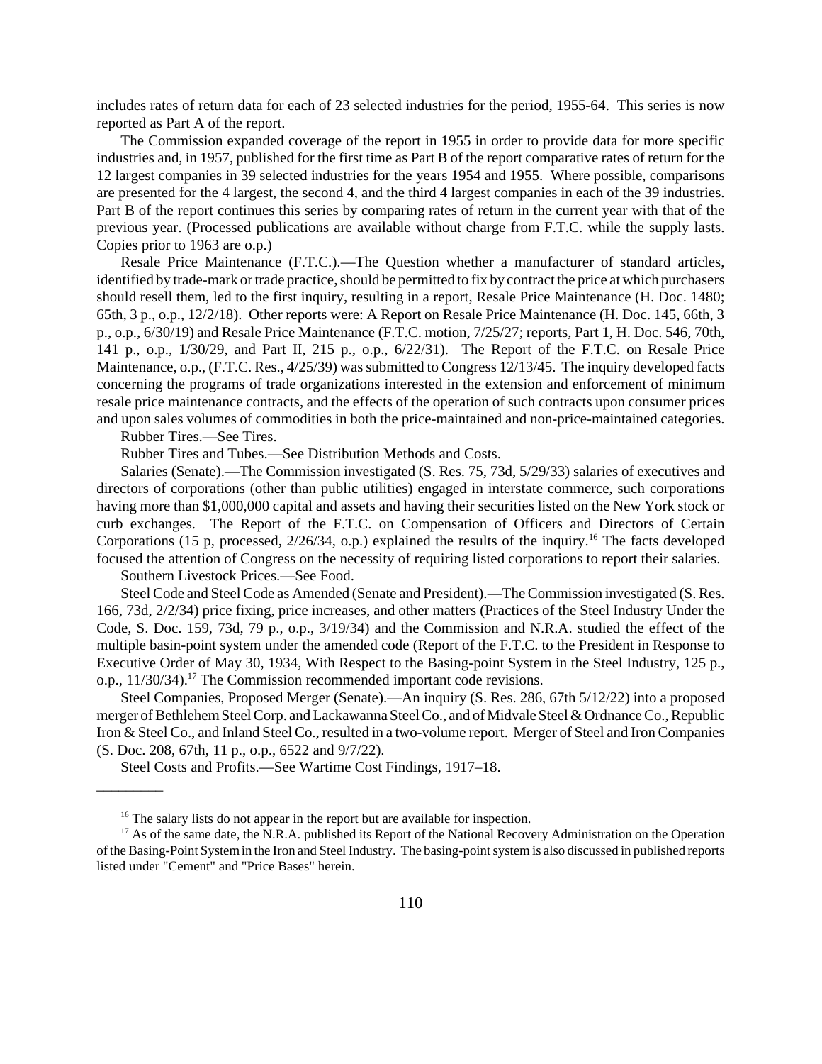includes rates of return data for each of 23 selected industries for the period, 1955-64. This series is now reported as Part A of the report.

The Commission expanded coverage of the report in 1955 in order to provide data for more specific industries and, in 1957, published for the first time as Part B of the report comparative rates of return for the 12 largest companies in 39 selected industries for the years 1954 and 1955. Where possible, comparisons are presented for the 4 largest, the second 4, and the third 4 largest companies in each of the 39 industries. Part B of the report continues this series by comparing rates of return in the current year with that of the previous year. (Processed publications are available without charge from F.T.C. while the supply lasts. Copies prior to 1963 are o.p.)

Resale Price Maintenance (F.T.C.).—The Question whether a manufacturer of standard articles, identified by trade-mark or trade practice, should be permitted to fix by contract the price at which purchasers should resell them, led to the first inquiry, resulting in a report, Resale Price Maintenance (H. Doc. 1480; 65th, 3 p., o.p., 12/2/18). Other reports were: A Report on Resale Price Maintenance (H. Doc. 145, 66th, 3 p., o.p., 6/30/19) and Resale Price Maintenance (F.T.C. motion, 7/25/27; reports, Part 1, H. Doc. 546, 70th, 141 p., o.p., 1/30/29, and Part II, 215 p., o.p., 6/22/31). The Report of the F.T.C. on Resale Price Maintenance, o.p., (F.T.C. Res., 4/25/39) was submitted to Congress 12/13/45. The inquiry developed facts concerning the programs of trade organizations interested in the extension and enforcement of minimum resale price maintenance contracts, and the effects of the operation of such contracts upon consumer prices and upon sales volumes of commodities in both the price-maintained and non-price-maintained categories.

Rubber Tires.—See Tires.

Rubber Tires and Tubes.—See Distribution Methods and Costs.

Salaries (Senate).—The Commission investigated (S. Res. 75, 73d, 5/29/33) salaries of executives and directors of corporations (other than public utilities) engaged in interstate commerce, such corporations having more than $1,000,000 capital and assets and having their securities listed on the New York stock or curb exchanges. The Report of the F.T.C. on Compensation of Officers and Directors of Certain Corporations (15 p, processed, 2/26/34, o.p.) explained the results of the inquiry.[16] The facts developed focused the attention of Congress on the necessity of requiring listed corporations to report their salaries.

Southern Livestock Prices.—See Food.

Steel Code and Steel Code as Amended (Senate and President).—The Commission investigated (S. Res. 166, 73d, 2/2/34) price fixing, price increases, and other matters (Practices of the Steel Industry Under the Code, S. Doc. 159, 73d, 79 p., o.p., 3/19/34) and the Commission and N.R.A. studied the effect of the multiple basin-point system under the amended code (Report of the F.T.C. to the President in Response to Executive Order of May 30, 1934, With Respect to the Basing-point System in the Steel Industry, 125 p., o.p., 11/30/34).[17] The Commission recommended important code revisions.

Steel Companies, Proposed Merger (Senate).—An inquiry (S. Res. 286, 67th 5/12/22) into a proposed merger of Bethlehem Steel Corp. and Lackawanna Steel Co., and of Midvale Steel & Ordnance Co., Republic Iron & Steel Co., and Inland Steel Co., resulted in a two-volume report. Merger of Steel and Iron Companies (S. Doc. 208, 67th, 11 p., o.p., 6522 and 9/7/22).

Steel Costs and Profits.—See Wartime Cost Findings, 1917–18.

---

[16] The salary lists do not appear in the report but are available for inspection.

[17] As of the same date, the N.R.A. published its Report of the National Recovery Administration on the Operation of the Basing-Point System in the Iron and Steel Industry. The basing-point system is also discussed in published reports listed under "Cement" and "Price Bases" herein.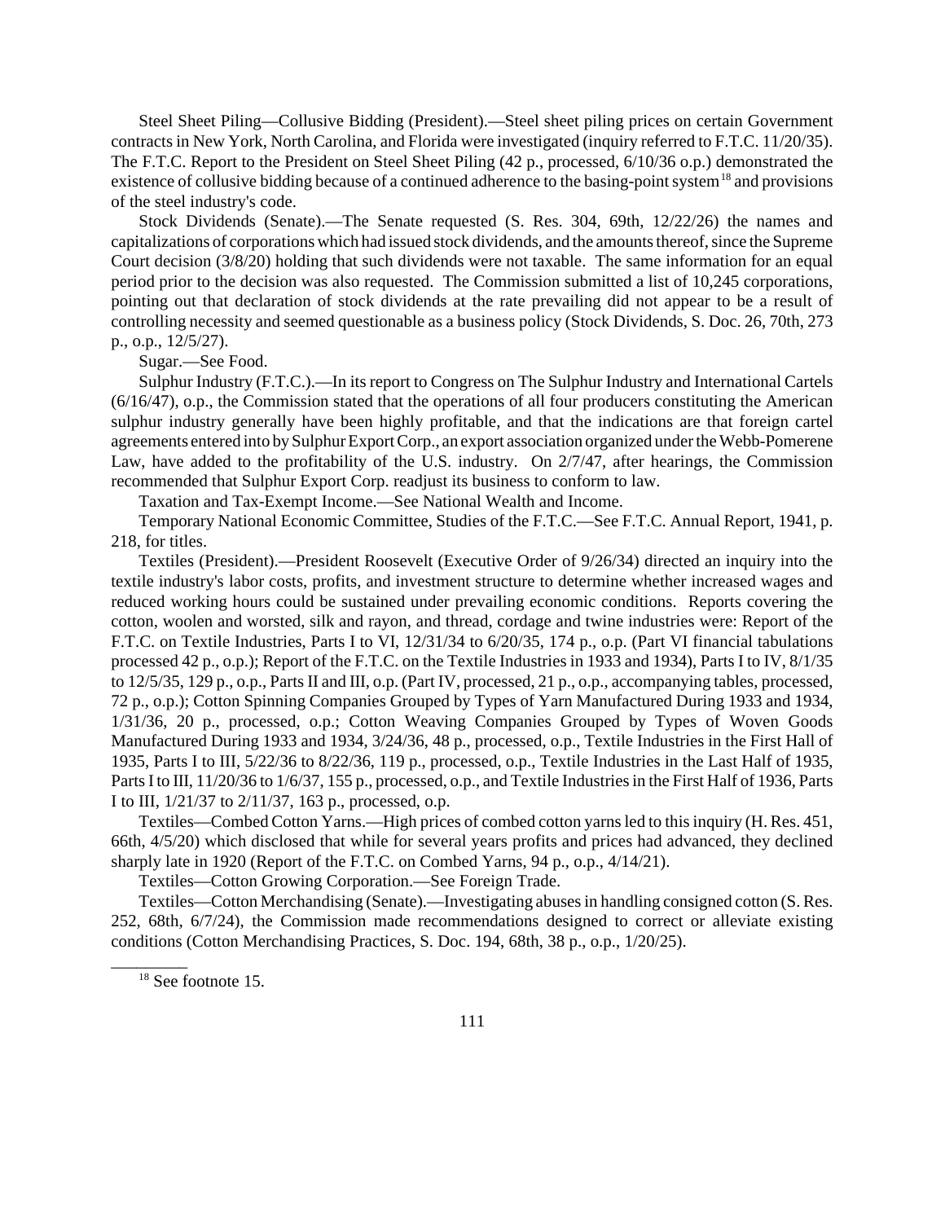Steel Sheet Piling—Collusive Bidding (President).—Steel sheet piling prices on certain Government contracts in New York, North Carolina, and Florida were investigated (inquiry referred to F.T.C. 11/20/35). The F.T.C. Report to the President on Steel Sheet Piling (42 p., processed, 6/10/36 o.p.) demonstrated the existence of collusive bidding because of a continued adherence to the basing-point system[18] and provisions of the steel industry's code.

Stock Dividends (Senate).—The Senate requested (S. Res. 304, 69th, 12/22/26) the names and capitalizations of corporations which had issued stock dividends, and the amounts thereof, since the Supreme Court decision (3/8/20) holding that such dividends were not taxable. The same information for an equal period prior to the decision was also requested. The Commission submitted a list of 10,245 corporations, pointing out that declaration of stock dividends at the rate prevailing did not appear to be a result of controlling necessity and seemed questionable as a business policy (Stock Dividends, S. Doc. 26, 70th, 273 p., o.p., 12/5/27).

Sugar.—See Food.

Sulphur Industry (F.T.C.).—In its report to Congress on The Sulphur Industry and International Cartels (6/16/47), o.p., the Commission stated that the operations of all four producers constituting the American sulphur industry generally have been highly profitable, and that the indications are that foreign cartel agreements entered into by Sulphur Export Corp., an export association organized under the Webb-Pomerene Law, have added to the profitability of the U.S. industry. On 2/7/47, after hearings, the Commission recommended that Sulphur Export Corp. readjust its business to conform to law.

Taxation and Tax-Exempt Income.—See National Wealth and Income.

Temporary National Economic Committee, Studies of the F.T.C.—See F.T.C. Annual Report, 1941, p. 218, for titles.

Textiles (President).—President Roosevelt (Executive Order of 9/26/34) directed an inquiry into the textile industry's labor costs, profits, and investment structure to determine whether increased wages and reduced working hours could be sustained under prevailing economic conditions. Reports covering the cotton, woolen and worsted, silk and rayon, and thread, cordage and twine industries were: Report of the F.T.C. on Textile Industries, Parts I to VI, 12/31/34 to 6/20/35, 174 p., o.p. (Part VI financial tabulations processed 42 p., o.p.); Report of the F.T.C. on the Textile Industries in 1933 and 1934), Parts I to IV, 8/1/35 to 12/5/35, 129 p., o.p., Parts II and III, o.p. (Part IV, processed, 21 p., o.p., accompanying tables, processed, 72 p., o.p.); Cotton Spinning Companies Grouped by Types of Yarn Manufactured During 1933 and 1934, 1/31/36, 20 p., processed, o.p.; Cotton Weaving Companies Grouped by Types of Woven Goods Manufactured During 1933 and 1934, 3/24/36, 48 p., processed, o.p., Textile Industries in the First Hall of 1935, Parts I to III, 5/22/36 to 8/22/36, 119 p., processed, o.p., Textile Industries in the Last Half of 1935, Parts I to III, 11/20/36 to 1/6/37, 155 p., processed, o.p., and Textile Industries in the First Half of 1936, Parts I to III, 1/21/37 to 2/11/37, 163 p., processed, o.p.

Textiles—Combed Cotton Yarns.—High prices of combed cotton yarns led to this inquiry (H. Res. 451, 66th, 4/5/20) which disclosed that while for several years profits and prices had advanced, they declined sharply late in 1920 (Report of the F.T.C. on Combed Yarns, 94 p., o.p., 4/14/21).

Textiles—Cotton Growing Corporation.—See Foreign Trade.

Textiles—Cotton Merchandising (Senate).—Investigating abuses in handling consigned cotton (S. Res. 252, 68th, 6/7/24), the Commission made recommendations designed to correct or alleviate existing conditions (Cotton Merchandising Practices, S. Doc. 194, 68th, 38 p., o.p., 1/20/25).

---

[18] See footnote 15.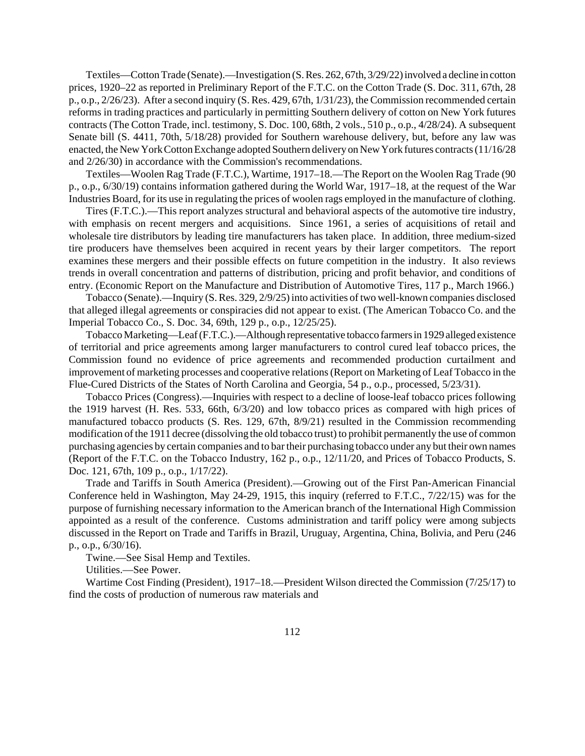Textiles—Cotton Trade (Senate).—Investigation (S. Res. 262, 67th, 3/29/22) involved a decline in cotton prices, 1920–22 as reported in Preliminary Report of the F.T.C. on the Cotton Trade (S. Doc. 311, 67th, 28 p., o.p., 2/26/23). After a second inquiry (S. Res. 429, 67th, 1/31/23), the Commission recommended certain reforms in trading practices and particularly in permitting Southern delivery of cotton on New York futures contracts (The Cotton Trade, incl. testimony, S. Doc. 100, 68th, 2 vols., 510 p., o.p., 4/28/24). A subsequent Senate bill (S. 4411, 70th, 5/18/28) provided for Southern warehouse delivery, but, before any law was enacted, the New York Cotton Exchange adopted Southern delivery on New York futures contracts (11/16/28 and 2/26/30) in accordance with the Commission's recommendations.

Textiles—Woolen Rag Trade (F.T.C.), Wartime, 1917–18.—The Report on the Woolen Rag Trade (90 p., o.p., 6/30/19) contains information gathered during the World War, 1917–18, at the request of the War Industries Board, for its use in regulating the prices of woolen rags employed in the manufacture of clothing.

Tires (F.T.C.).—This report analyzes structural and behavioral aspects of the automotive tire industry, with emphasis on recent mergers and acquisitions. Since 1961, a series of acquisitions of retail and wholesale tire distributors by leading tire manufacturers has taken place. In addition, three medium-sized tire producers have themselves been acquired in recent years by their larger competitors. The report examines these mergers and their possible effects on future competition in the industry. It also reviews trends in overall concentration and patterns of distribution, pricing and profit behavior, and conditions of entry. (Economic Report on the Manufacture and Distribution of Automotive Tires, 117 p., March 1966.)

Tobacco (Senate).—Inquiry (S. Res. 329, 2/9/25) into activities of two well-known companies disclosed that alleged illegal agreements or conspiracies did not appear to exist. (The American Tobacco Co. and the Imperial Tobacco Co., S. Doc. 34, 69th, 129 p., o.p., 12/25/25).

Tobacco Marketing—Leaf (F.T.C.).—Although representative tobacco farmers in 1929 alleged existence of territorial and price agreements among larger manufacturers to control cured leaf tobacco prices, the Commission found no evidence of price agreements and recommended production curtailment and improvement of marketing processes and cooperative relations (Report on Marketing of Leaf Tobacco in the Flue-Cured Districts of the States of North Carolina and Georgia, 54 p., o.p., processed, 5/23/31).

Tobacco Prices (Congress).—Inquiries with respect to a decline of loose-leaf tobacco prices following the 1919 harvest (H. Res. 533, 66th, 6/3/20) and low tobacco prices as compared with high prices of manufactured tobacco products (S. Res. 129, 67th, 8/9/21) resulted in the Commission recommending modification of the 1911 decree (dissolving the old tobacco trust) to prohibit permanently the use of common purchasing agencies by certain companies and to bar their purchasing tobacco under any but their own names (Report of the F.T.C. on the Tobacco Industry, 162 p., o.p., 12/11/20, and Prices of Tobacco Products, S. Doc. 121, 67th, 109 p., o.p., 1/17/22).

Trade and Tariffs in South America (President).—Growing out of the First Pan-American Financial Conference held in Washington, May 24-29, 1915, this inquiry (referred to F.T.C., 7/22/15) was for the purpose of furnishing necessary information to the American branch of the International High Commission appointed as a result of the conference. Customs administration and tariff policy were among subjects discussed in the Report on Trade and Tariffs in Brazil, Uruguay, Argentina, China, Bolivia, and Peru (246 p., o.p., 6/30/16).

Twine.—See Sisal Hemp and Textiles.

Utilities.—See Power.

Wartime Cost Finding (President), 1917–18.—President Wilson directed the Commission (7/25/17) to find the costs of production of numerous raw materials and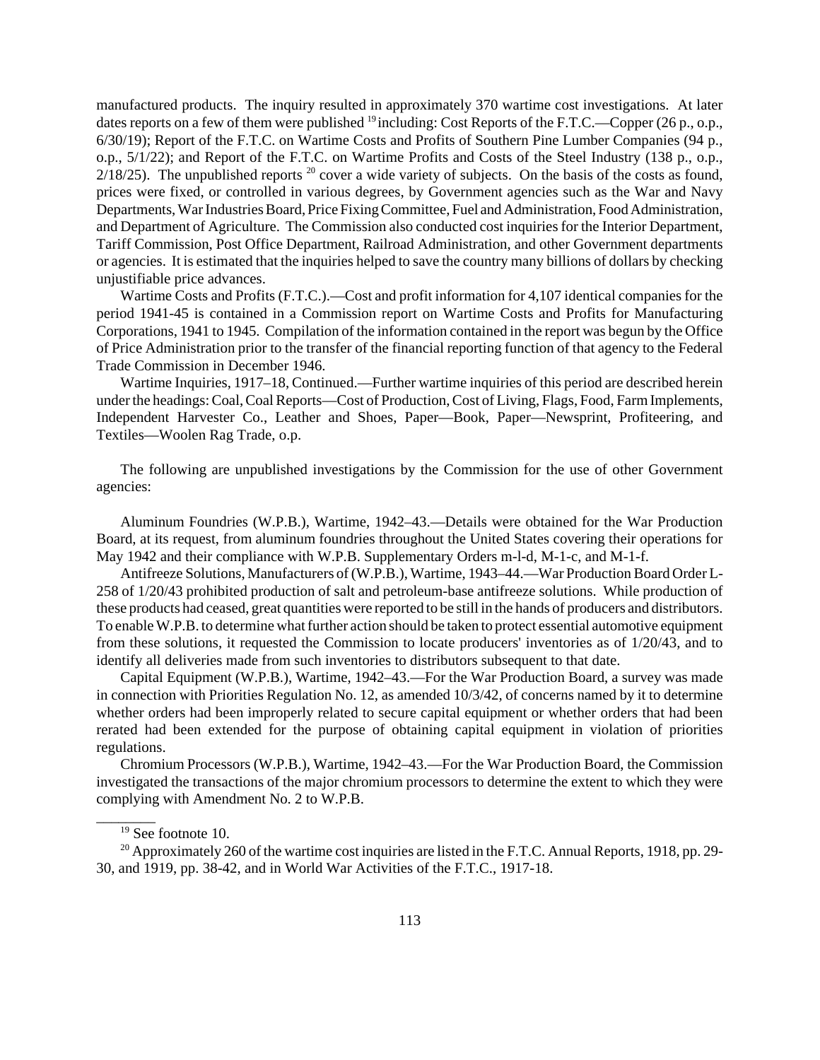manufactured products. The inquiry resulted in approximately 370 wartime cost investigations. At later dates reports on a few of them were published [19] including: Cost Reports of the F.T.C.—Copper (26 p., o.p., 6/30/19); Report of the F.T.C. on Wartime Costs and Profits of Southern Pine Lumber Companies (94 p., o.p., 5/1/22); and Report of the F.T.C. on Wartime Profits and Costs of the Steel Industry (138 p., o.p., 2/18/25). The unpublished reports [20] cover a wide variety of subjects. On the basis of the costs as found, prices were fixed, or controlled in various degrees, by Government agencies such as the War and Navy Departments, War Industries Board, Price Fixing Committee, Fuel and Administration, Food Administration, and Department of Agriculture. The Commission also conducted cost inquiries for the Interior Department, Tariff Commission, Post Office Department, Railroad Administration, and other Government departments or agencies. It is estimated that the inquiries helped to save the country many billions of dollars by checking unjustifiable price advances.

Wartime Costs and Profits (F.T.C.).—Cost and profit information for 4,107 identical companies for the period 1941-45 is contained in a Commission report on Wartime Costs and Profits for Manufacturing Corporations, 1941 to 1945. Compilation of the information contained in the report was begun by the Office of Price Administration prior to the transfer of the financial reporting function of that agency to the Federal Trade Commission in December 1946.

Wartime Inquiries, 1917–18, Continued.—Further wartime inquiries of this period are described herein under the headings: Coal, Coal Reports—Cost of Production, Cost of Living, Flags, Food, Farm Implements, Independent Harvester Co., Leather and Shoes, Paper—Book, Paper—Newsprint, Profiteering, and Textiles—Woolen Rag Trade, o.p.

The following are unpublished investigations by the Commission for the use of other Government agencies:

Aluminum Foundries (W.P.B.), Wartime, 1942–43.—Details were obtained for the War Production Board, at its request, from aluminum foundries throughout the United States covering their operations for May 1942 and their compliance with W.P.B. Supplementary Orders m-l-d, M-1-c, and M-1-f.

Antifreeze Solutions, Manufacturers of (W.P.B.), Wartime, 1943–44.—War Production Board Order L-258 of 1/20/43 prohibited production of salt and petroleum-base antifreeze solutions. While production of these products had ceased, great quantities were reported to be still in the hands of producers and distributors. To enable W.P.B. to determine what further action should be taken to protect essential automotive equipment from these solutions, it requested the Commission to locate producers' inventories as of 1/20/43, and to identify all deliveries made from such inventories to distributors subsequent to that date.

Capital Equipment (W.P.B.), Wartime, 1942–43.—For the War Production Board, a survey was made in connection with Priorities Regulation No. 12, as amended 10/3/42, of concerns named by it to determine whether orders had been improperly related to secure capital equipment or whether orders that had been rerated had been extended for the purpose of obtaining capital equipment in violation of priorities regulations.

Chromium Processors (W.P.B.), Wartime, 1942–43.—For the War Production Board, the Commission investigated the transactions of the major chromium processors to determine the extent to which they were complying with Amendment No. 2 to W.P.B.

---

[19] See footnote 10.

[20] Approximately 260 of the wartime cost inquiries are listed in the F.T.C. Annual Reports, 1918, pp. 29-30, and 1919, pp. 38-42, and in World War Activities of the F.T.C., 1917-18.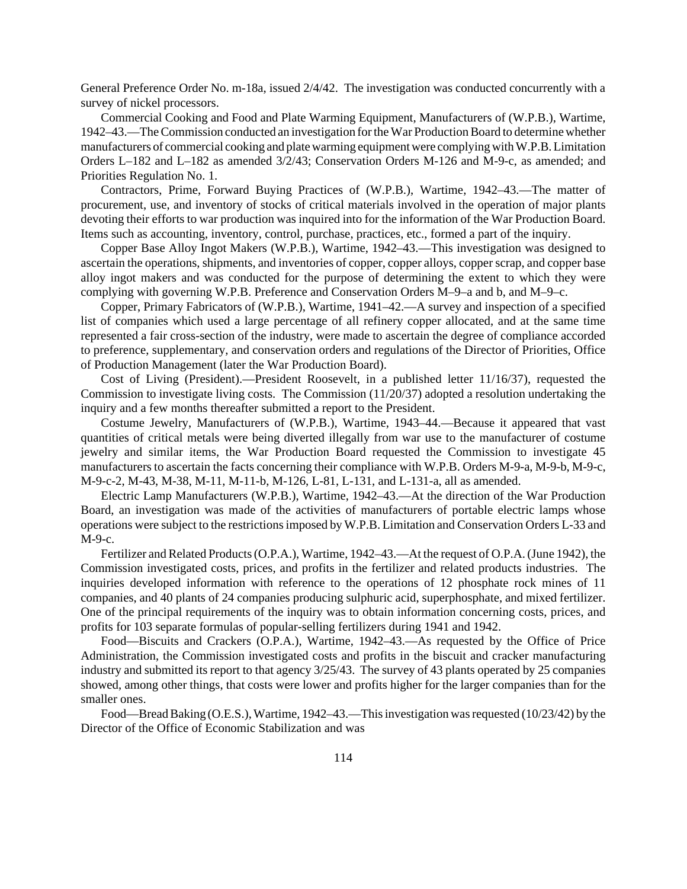General Preference Order No. m-18a, issued 2/4/42. The investigation was conducted concurrently with a survey of nickel processors.

Commercial Cooking and Food and Plate Warming Equipment, Manufacturers of (W.P.B.), Wartime, 1942–43.—The Commission conducted an investigation for the War Production Board to determine whether manufacturers of commercial cooking and plate warming equipment were complying with W.P.B. Limitation Orders L–182 and L–182 as amended 3/2/43; Conservation Orders M-126 and M-9-c, as amended; and Priorities Regulation No. 1.

Contractors, Prime, Forward Buying Practices of (W.P.B.), Wartime, 1942–43.—The matter of procurement, use, and inventory of stocks of critical materials involved in the operation of major plants devoting their efforts to war production was inquired into for the information of the War Production Board. Items such as accounting, inventory, control, purchase, practices, etc., formed a part of the inquiry.

Copper Base Alloy Ingot Makers (W.P.B.), Wartime, 1942–43.—This investigation was designed to ascertain the operations, shipments, and inventories of copper, copper alloys, copper scrap, and copper base alloy ingot makers and was conducted for the purpose of determining the extent to which they were complying with governing W.P.B. Preference and Conservation Orders M–9–a and b, and M–9–c.

Copper, Primary Fabricators of (W.P.B.), Wartime, 1941–42.—A survey and inspection of a specified list of companies which used a large percentage of all refinery copper allocated, and at the same time represented a fair cross-section of the industry, were made to ascertain the degree of compliance accorded to preference, supplementary, and conservation orders and regulations of the Director of Priorities, Office of Production Management (later the War Production Board).

Cost of Living (President).—President Roosevelt, in a published letter 11/16/37), requested the Commission to investigate living costs. The Commission (11/20/37) adopted a resolution undertaking the inquiry and a few months thereafter submitted a report to the President.

Costume Jewelry, Manufacturers of (W.P.B.), Wartime, 1943–44.—Because it appeared that vast quantities of critical metals were being diverted illegally from war use to the manufacturer of costume jewelry and similar items, the War Production Board requested the Commission to investigate 45 manufacturers to ascertain the facts concerning their compliance with W.P.B. Orders M-9-a, M-9-b, M-9-c, M-9-c-2, M-43, M-38, M-11, M-11-b, M-126, L-81, L-131, and L-131-a, all as amended.

Electric Lamp Manufacturers (W.P.B.), Wartime, 1942–43.—At the direction of the War Production Board, an investigation was made of the activities of manufacturers of portable electric lamps whose operations were subject to the restrictions imposed by W.P.B. Limitation and Conservation Orders L-33 and M-9-c.

Fertilizer and Related Products (O.P.A.), Wartime, 1942–43.—At the request of O.P.A. (June 1942), the Commission investigated costs, prices, and profits in the fertilizer and related products industries. The inquiries developed information with reference to the operations of 12 phosphate rock mines of 11 companies, and 40 plants of 24 companies producing sulphuric acid, superphosphate, and mixed fertilizer. One of the principal requirements of the inquiry was to obtain information concerning costs, prices, and profits for 103 separate formulas of popular-selling fertilizers during 1941 and 1942.

Food—Biscuits and Crackers (O.P.A.), Wartime, 1942–43.—As requested by the Office of Price Administration, the Commission investigated costs and profits in the biscuit and cracker manufacturing industry and submitted its report to that agency 3/25/43. The survey of 43 plants operated by 25 companies showed, among other things, that costs were lower and profits higher for the larger companies than for the smaller ones.

Food—Bread Baking (O.E.S.), Wartime, 1942–43.—This investigation was requested (10/23/42) by the Director of the Office of Economic Stabilization and was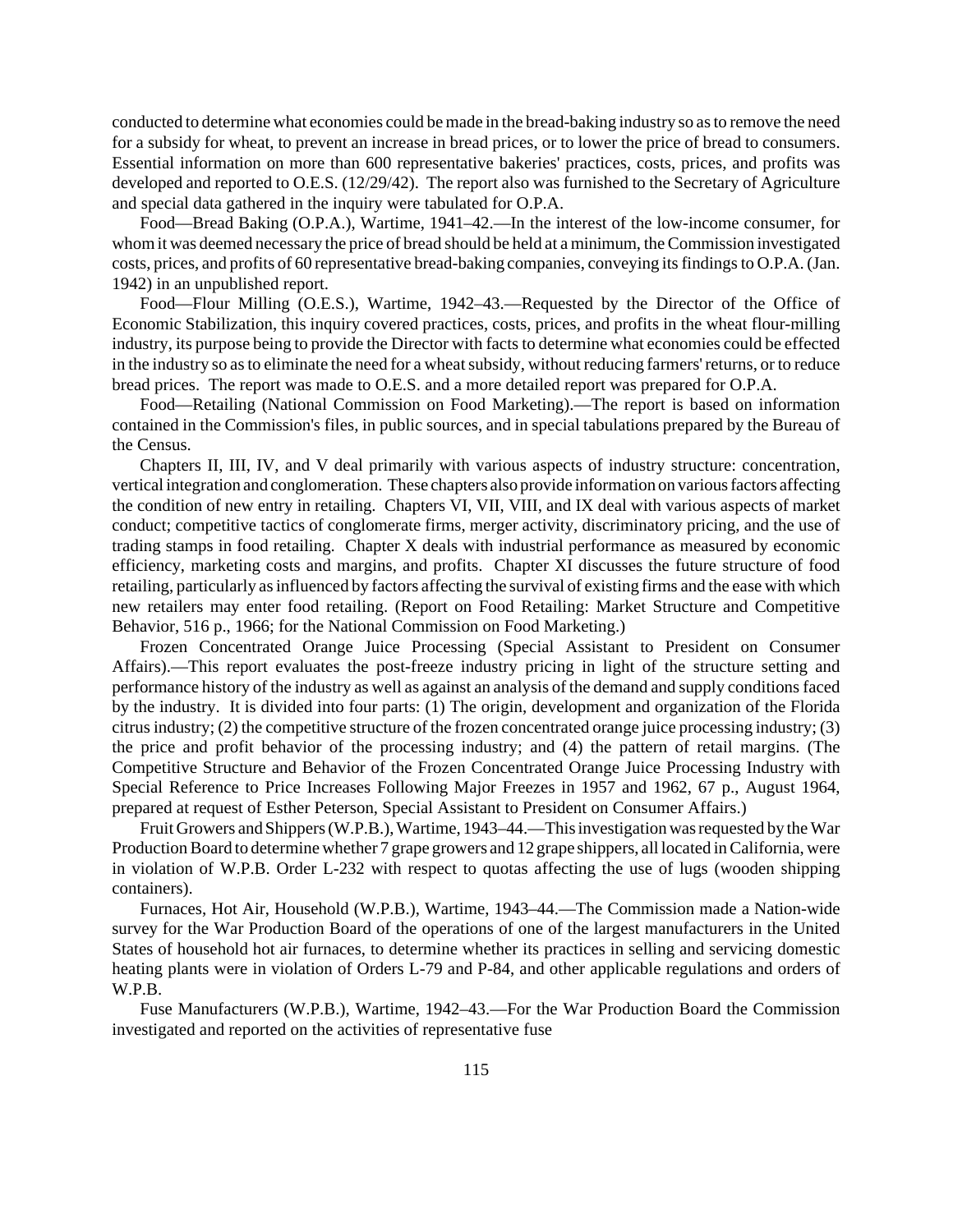conducted to determine what economies could be made in the bread-baking industry so as to remove the need for a subsidy for wheat, to prevent an increase in bread prices, or to lower the price of bread to consumers. Essential information on more than 600 representative bakeries' practices, costs, prices, and profits was developed and reported to O.E.S. (12/29/42). The report also was furnished to the Secretary of Agriculture and special data gathered in the inquiry were tabulated for O.P.A.

Food—Bread Baking (O.P.A.), Wartime, 1941–42.—In the interest of the low-income consumer, for whom it was deemed necessary the price of bread should be held at a minimum, the Commission investigated costs, prices, and profits of 60 representative bread-baking companies, conveying its findings to O.P.A. (Jan. 1942) in an unpublished report.

Food—Flour Milling (O.E.S.), Wartime, 1942–43.—Requested by the Director of the Office of Economic Stabilization, this inquiry covered practices, costs, prices, and profits in the wheat flour-milling industry, its purpose being to provide the Director with facts to determine what economies could be effected in the industry so as to eliminate the need for a wheat subsidy, without reducing farmers' returns, or to reduce bread prices. The report was made to O.E.S. and a more detailed report was prepared for O.P.A.

Food—Retailing (National Commission on Food Marketing).—The report is based on information contained in the Commission's files, in public sources, and in special tabulations prepared by the Bureau of the Census.

Chapters II, III, IV, and V deal primarily with various aspects of industry structure: concentration, vertical integration and conglomeration. These chapters also provide information on various factors affecting the condition of new entry in retailing. Chapters VI, VII, VIII, and IX deal with various aspects of market conduct; competitive tactics of conglomerate firms, merger activity, discriminatory pricing, and the use of trading stamps in food retailing. Chapter X deals with industrial performance as measured by economic efficiency, marketing costs and margins, and profits. Chapter XI discusses the future structure of food retailing, particularly as influenced by factors affecting the survival of existing firms and the ease with which new retailers may enter food retailing. (Report on Food Retailing: Market Structure and Competitive Behavior, 516 p., 1966; for the National Commission on Food Marketing.)

Frozen Concentrated Orange Juice Processing (Special Assistant to President on Consumer Affairs).—This report evaluates the post-freeze industry pricing in light of the structure setting and performance history of the industry as well as against an analysis of the demand and supply conditions faced by the industry. It is divided into four parts: (1) The origin, development and organization of the Florida citrus industry; (2) the competitive structure of the frozen concentrated orange juice processing industry; (3) the price and profit behavior of the processing industry; and (4) the pattern of retail margins. (The Competitive Structure and Behavior of the Frozen Concentrated Orange Juice Processing Industry with Special Reference to Price Increases Following Major Freezes in 1957 and 1962, 67 p., August 1964, prepared at request of Esther Peterson, Special Assistant to President on Consumer Affairs.)

Fruit Growers and Shippers (W.P.B.), Wartime, 1943–44.—This investigation was requested by the War Production Board to determine whether 7 grape growers and 12 grape shippers, all located in California, were in violation of W.P.B. Order L-232 with respect to quotas affecting the use of lugs (wooden shipping containers).

Furnaces, Hot Air, Household (W.P.B.), Wartime, 1943–44.—The Commission made a Nation-wide survey for the War Production Board of the operations of one of the largest manufacturers in the United States of household hot air furnaces, to determine whether its practices in selling and servicing domestic heating plants were in violation of Orders L-79 and P-84, and other applicable regulations and orders of W.P.B.

Fuse Manufacturers (W.P.B.), Wartime, 1942–43.—For the War Production Board the Commission investigated and reported on the activities of representative fuse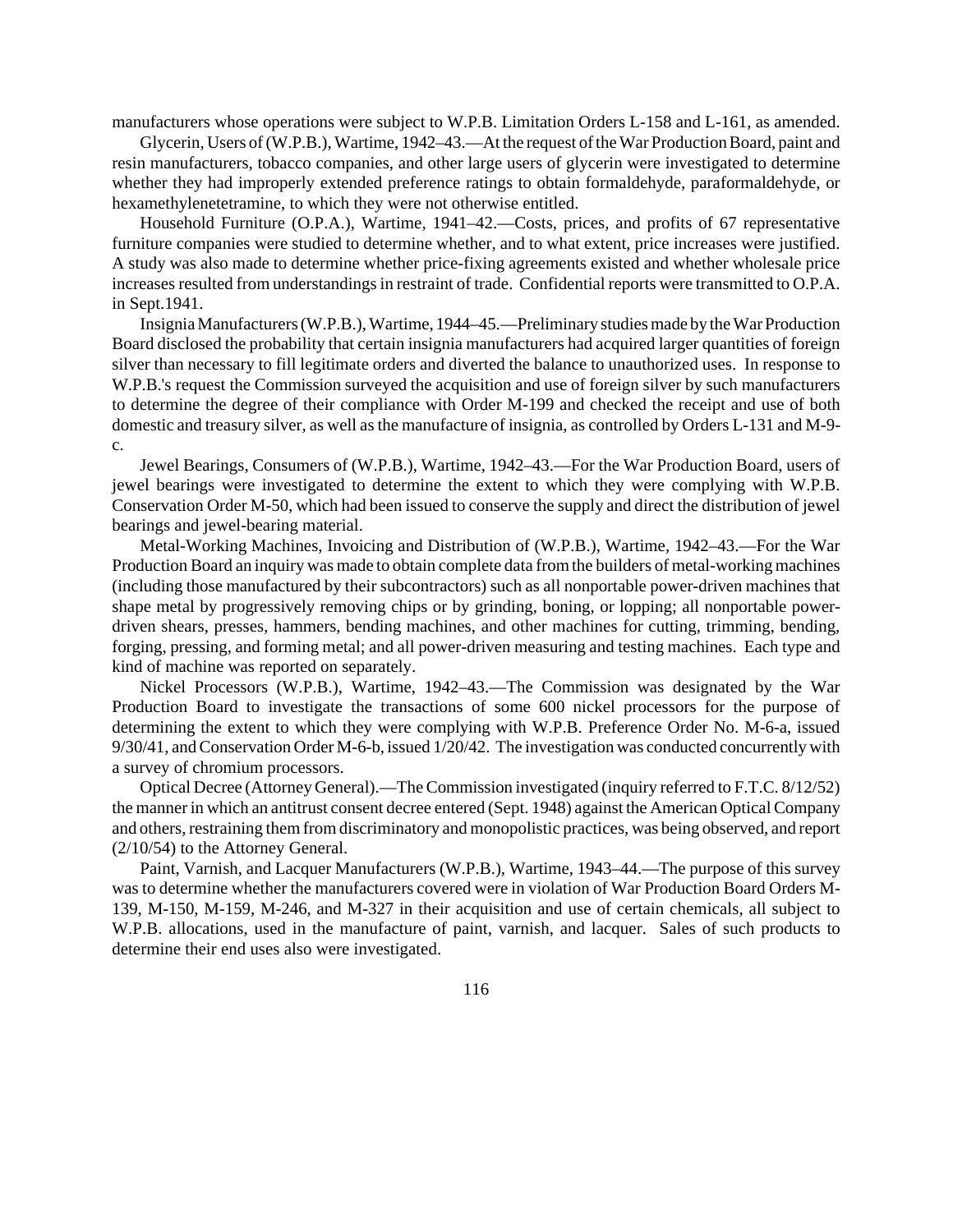manufacturers whose operations were subject to W.P.B. Limitation Orders L-158 and L-161, as amended.

Glycerin, Users of (W.P.B.), Wartime, 1942–43.—At the request of the War Production Board, paint and resin manufacturers, tobacco companies, and other large users of glycerin were investigated to determine whether they had improperly extended preference ratings to obtain formaldehyde, paraformaldehyde, or hexamethylenetetramine, to which they were not otherwise entitled.

Household Furniture (O.P.A.), Wartime, 1941–42.—Costs, prices, and profits of 67 representative furniture companies were studied to determine whether, and to what extent, price increases were justified. A study was also made to determine whether price-fixing agreements existed and whether wholesale price increases resulted from understandings in restraint of trade. Confidential reports were transmitted to O.P.A. in Sept.1941.

Insignia Manufacturers (W.P.B.), Wartime, 1944–45.—Preliminary studies made by the War Production Board disclosed the probability that certain insignia manufacturers had acquired larger quantities of foreign silver than necessary to fill legitimate orders and diverted the balance to unauthorized uses. In response to W.P.B.'s request the Commission surveyed the acquisition and use of foreign silver by such manufacturers to determine the degree of their compliance with Order M-199 and checked the receipt and use of both domestic and treasury silver, as well as the manufacture of insignia, as controlled by Orders L-131 and M-9-c.

Jewel Bearings, Consumers of (W.P.B.), Wartime, 1942–43.—For the War Production Board, users of jewel bearings were investigated to determine the extent to which they were complying with W.P.B. Conservation Order M-50, which had been issued to conserve the supply and direct the distribution of jewel bearings and jewel-bearing material.

Metal-Working Machines, Invoicing and Distribution of (W.P.B.), Wartime, 1942–43.—For the War Production Board an inquiry was made to obtain complete data from the builders of metal-working machines (including those manufactured by their subcontractors) such as all nonportable power-driven machines that shape metal by progressively removing chips or by grinding, boning, or lopping; all nonportable power-driven shears, presses, hammers, bending machines, and other machines for cutting, trimming, bending, forging, pressing, and forming metal; and all power-driven measuring and testing machines. Each type and kind of machine was reported on separately.

Nickel Processors (W.P.B.), Wartime, 1942–43.—The Commission was designated by the War Production Board to investigate the transactions of some 600 nickel processors for the purpose of determining the extent to which they were complying with W.P.B. Preference Order No. M-6-a, issued 9/30/41, and Conservation Order M-6-b, issued 1/20/42. The investigation was conducted concurrently with a survey of chromium processors.

Optical Decree (Attorney General).—The Commission investigated (inquiry referred to F.T.C. 8/12/52) the manner in which an antitrust consent decree entered (Sept. 1948) against the American Optical Company and others, restraining them from discriminatory and monopolistic practices, was being observed, and report (2/10/54) to the Attorney General.

Paint, Varnish, and Lacquer Manufacturers (W.P.B.), Wartime, 1943–44.—The purpose of this survey was to determine whether the manufacturers covered were in violation of War Production Board Orders M-139, M-150, M-159, M-246, and M-327 in their acquisition and use of certain chemicals, all subject to W.P.B. allocations, used in the manufacture of paint, varnish, and lacquer. Sales of such products to determine their end uses also were investigated.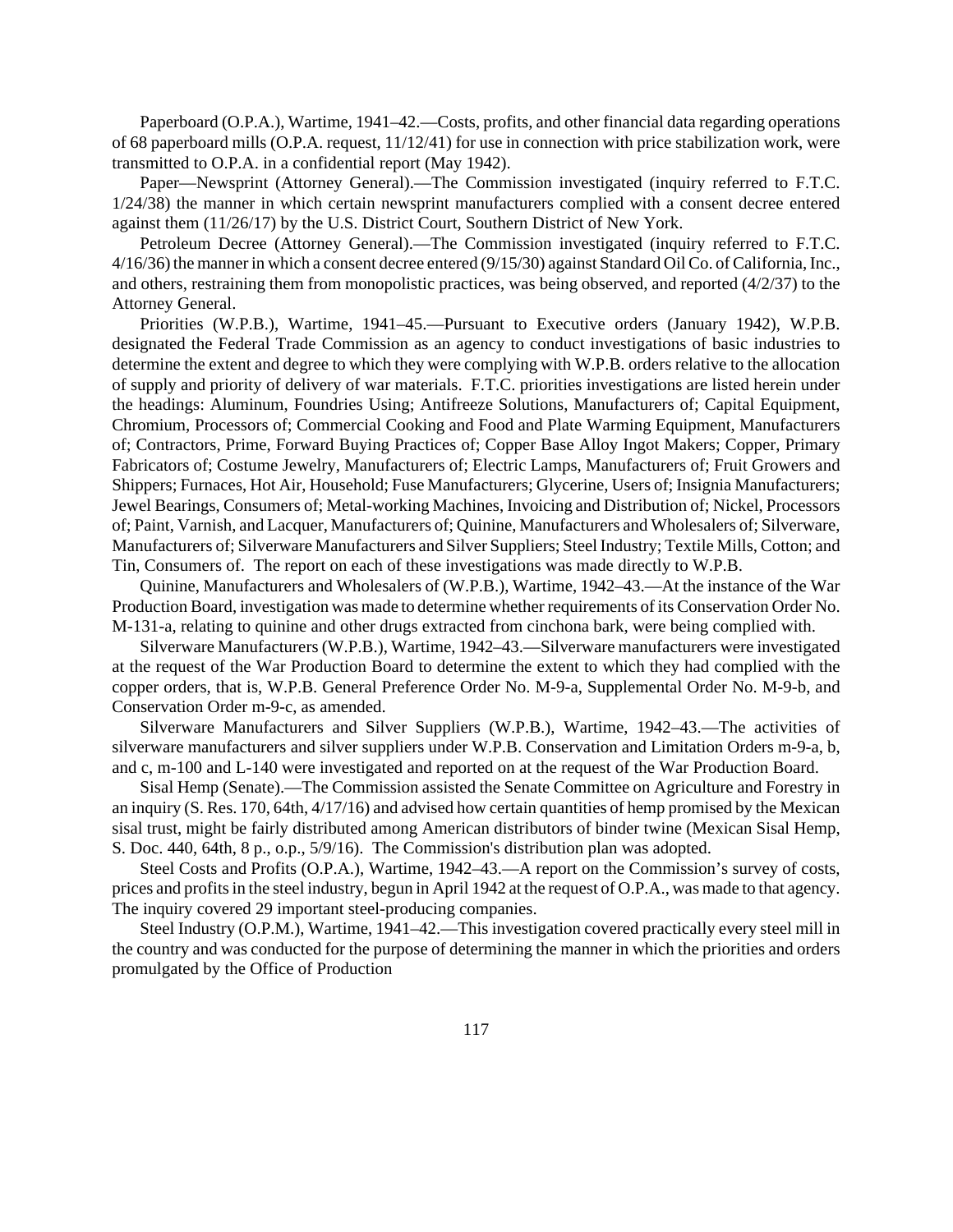Paperboard (O.P.A.), Wartime, 1941–42.—Costs, profits, and other financial data regarding operations of 68 paperboard mills (O.P.A. request, 11/12/41) for use in connection with price stabilization work, were transmitted to O.P.A. in a confidential report (May 1942).

Paper—Newsprint (Attorney General).—The Commission investigated (inquiry referred to F.T.C. 1/24/38) the manner in which certain newsprint manufacturers complied with a consent decree entered against them (11/26/17) by the U.S. District Court, Southern District of New York.

Petroleum Decree (Attorney General).—The Commission investigated (inquiry referred to F.T.C. 4/16/36) the manner in which a consent decree entered (9/15/30) against Standard Oil Co. of California, Inc., and others, restraining them from monopolistic practices, was being observed, and reported (4/2/37) to the Attorney General.

Priorities (W.P.B.), Wartime, 1941–45.—Pursuant to Executive orders (January 1942), W.P.B. designated the Federal Trade Commission as an agency to conduct investigations of basic industries to determine the extent and degree to which they were complying with W.P.B. orders relative to the allocation of supply and priority of delivery of war materials. F.T.C. priorities investigations are listed herein under the headings: Aluminum, Foundries Using; Antifreeze Solutions, Manufacturers of; Capital Equipment, Chromium, Processors of; Commercial Cooking and Food and Plate Warming Equipment, Manufacturers of; Contractors, Prime, Forward Buying Practices of; Copper Base Alloy Ingot Makers; Copper, Primary Fabricators of; Costume Jewelry, Manufacturers of; Electric Lamps, Manufacturers of; Fruit Growers and Shippers; Furnaces, Hot Air, Household; Fuse Manufacturers; Glycerine, Users of; Insignia Manufacturers; Jewel Bearings, Consumers of; Metal-working Machines, Invoicing and Distribution of; Nickel, Processors of; Paint, Varnish, and Lacquer, Manufacturers of; Quinine, Manufacturers and Wholesalers of; Silverware, Manufacturers of; Silverware Manufacturers and Silver Suppliers; Steel Industry; Textile Mills, Cotton; and Tin, Consumers of. The report on each of these investigations was made directly to W.P.B.

Quinine, Manufacturers and Wholesalers of (W.P.B.), Wartime, 1942–43.—At the instance of the War Production Board, investigation was made to determine whether requirements of its Conservation Order No. M-131-a, relating to quinine and other drugs extracted from cinchona bark, were being complied with.

Silverware Manufacturers (W.P.B.), Wartime, 1942–43.—Silverware manufacturers were investigated at the request of the War Production Board to determine the extent to which they had complied with the copper orders, that is, W.P.B. General Preference Order No. M-9-a, Supplemental Order No. M-9-b, and Conservation Order m-9-c, as amended.

Silverware Manufacturers and Silver Suppliers (W.P.B.), Wartime, 1942–43.—The activities of silverware manufacturers and silver suppliers under W.P.B. Conservation and Limitation Orders m-9-a, b, and c, m-100 and L-140 were investigated and reported on at the request of the War Production Board.

Sisal Hemp (Senate).—The Commission assisted the Senate Committee on Agriculture and Forestry in an inquiry (S. Res. 170, 64th, 4/17/16) and advised how certain quantities of hemp promised by the Mexican sisal trust, might be fairly distributed among American distributors of binder twine (Mexican Sisal Hemp, S. Doc. 440, 64th, 8 p., o.p., 5/9/16). The Commission's distribution plan was adopted.

Steel Costs and Profits (O.P.A.), Wartime, 1942–43.—A report on the Commission's survey of costs, prices and profits in the steel industry, begun in April 1942 at the request of O.P.A., was made to that agency. The inquiry covered 29 important steel-producing companies.

Steel Industry (O.P.M.), Wartime, 1941–42.—This investigation covered practically every steel mill in the country and was conducted for the purpose of determining the manner in which the priorities and orders promulgated by the Office of Production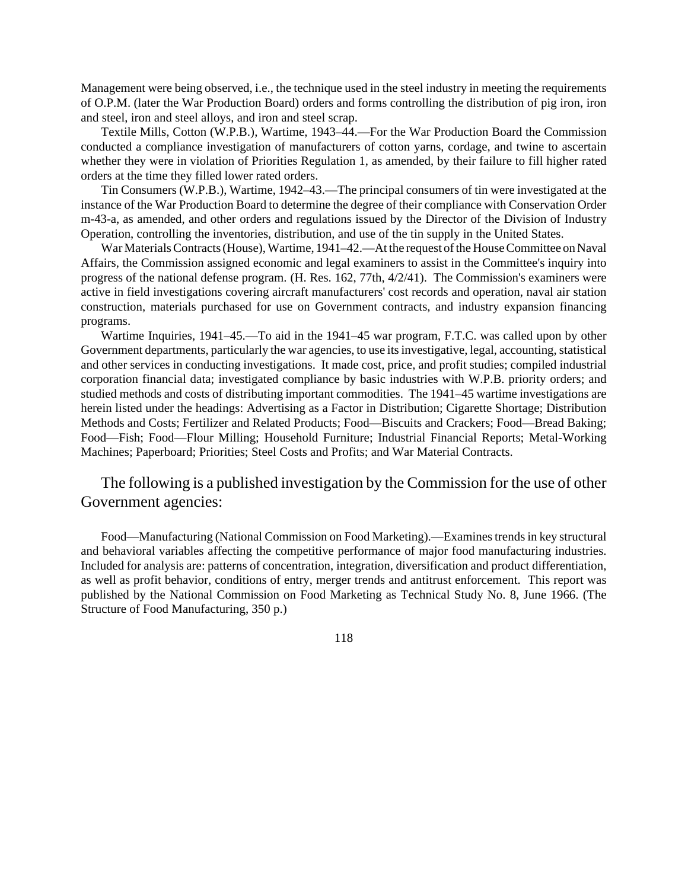Management were being observed, i.e., the technique used in the steel industry in meeting the requirements of O.P.M. (later the War Production Board) orders and forms controlling the distribution of pig iron, iron and steel, iron and steel alloys, and iron and steel scrap.

Textile Mills, Cotton (W.P.B.), Wartime, 1943–44.—For the War Production Board the Commission conducted a compliance investigation of manufacturers of cotton yarns, cordage, and twine to ascertain whether they were in violation of Priorities Regulation 1, as amended, by their failure to fill higher rated orders at the time they filled lower rated orders.

Tin Consumers (W.P.B.), Wartime, 1942–43.—The principal consumers of tin were investigated at the instance of the War Production Board to determine the degree of their compliance with Conservation Order m-43-a, as amended, and other orders and regulations issued by the Director of the Division of Industry Operation, controlling the inventories, distribution, and use of the tin supply in the United States.

War Materials Contracts (House), Wartime, 1941–42.—At the request of the House Committee on Naval Affairs, the Commission assigned economic and legal examiners to assist in the Committee's inquiry into progress of the national defense program. (H. Res. 162, 77th, 4/2/41). The Commission's examiners were active in field investigations covering aircraft manufacturers' cost records and operation, naval air station construction, materials purchased for use on Government contracts, and industry expansion financing programs.

Wartime Inquiries, 1941–45.—To aid in the 1941–45 war program, F.T.C. was called upon by other Government departments, particularly the war agencies, to use its investigative, legal, accounting, statistical and other services in conducting investigations. It made cost, price, and profit studies; compiled industrial corporation financial data; investigated compliance by basic industries with W.P.B. priority orders; and studied methods and costs of distributing important commodities. The 1941–45 wartime investigations are herein listed under the headings: Advertising as a Factor in Distribution; Cigarette Shortage; Distribution Methods and Costs; Fertilizer and Related Products; Food—Biscuits and Crackers; Food—Bread Baking; Food—Fish; Food—Flour Milling; Household Furniture; Industrial Financial Reports; Metal-Working Machines; Paperboard; Priorities; Steel Costs and Profits; and War Material Contracts.

## The following is a published investigation by the Commission for the use of other Government agencies:

Food—Manufacturing (National Commission on Food Marketing).—Examines trends in key structural and behavioral variables affecting the competitive performance of major food manufacturing industries. Included for analysis are: patterns of concentration, integration, diversification and product differentiation, as well as profit behavior, conditions of entry, merger trends and antitrust enforcement. This report was published by the National Commission on Food Marketing as Technical Study No. 8, June 1966. (The Structure of Food Manufacturing, 350 p.)